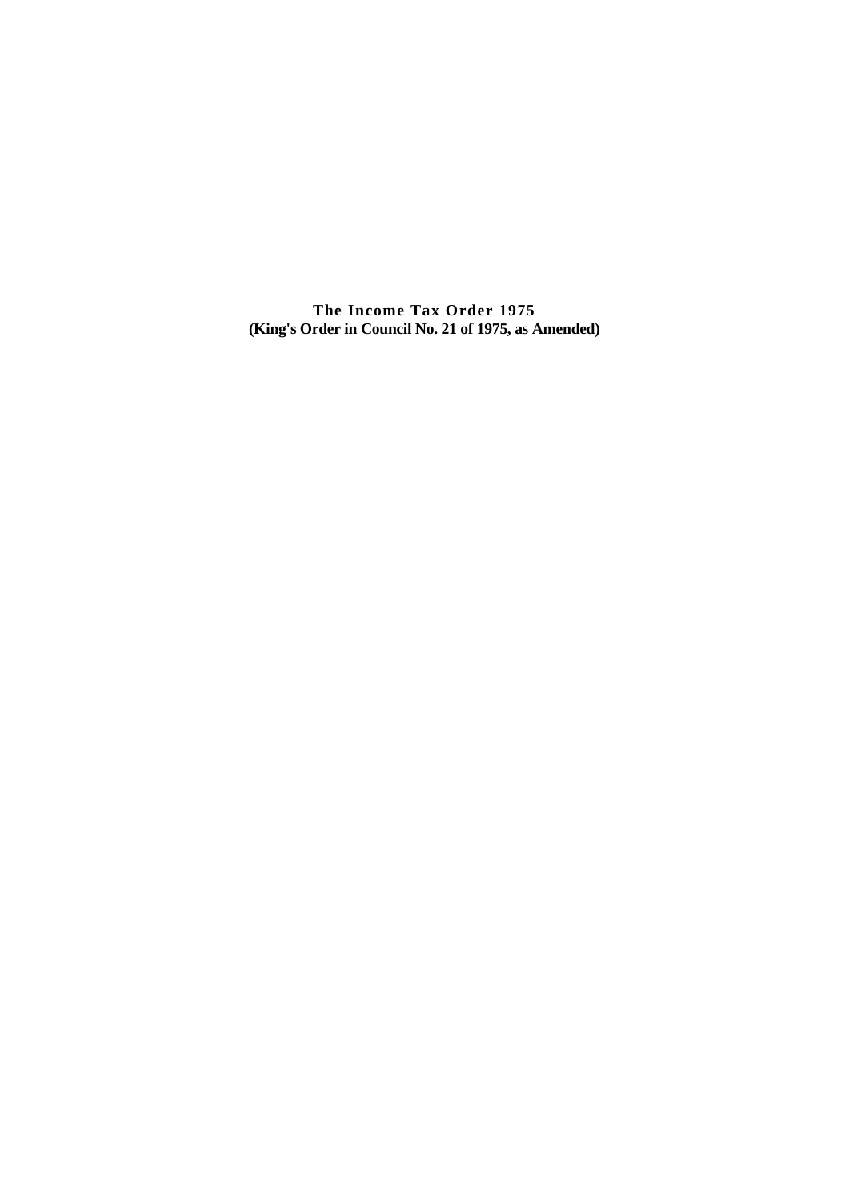# The Income Tax Order 1975

**(King's Order in Council No. 21 of 1975, as Amended)**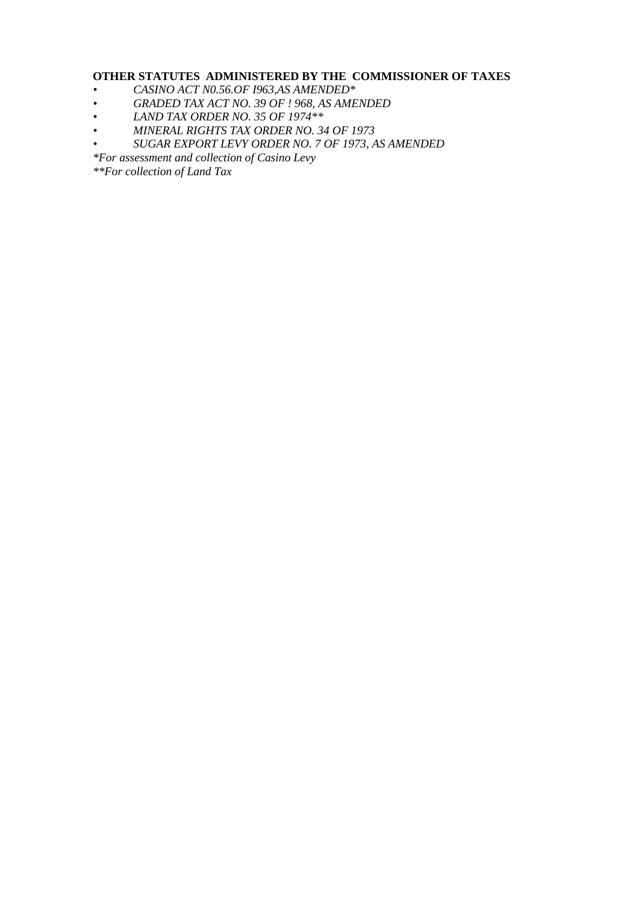**OTHER STATUTES ADMINISTERED BY THE COMMISSIONER OF TAXES**

- *CASINO ACT N0.56.OF I963,AS AMENDED**
- *GRADED TAX ACT NO. 39 OF ! 968, AS AMENDED*
- *LAND TAX ORDER NO. 35 OF 1974***
- *MINERAL RIGHTS TAX ORDER NO. 34 OF 1973*
- *SUGAR EXPORT LEVY ORDER NO. 7 OF 1973, AS AMENDED*

**For assessment and collection of Casino Levy*

***For collection of Land Tax*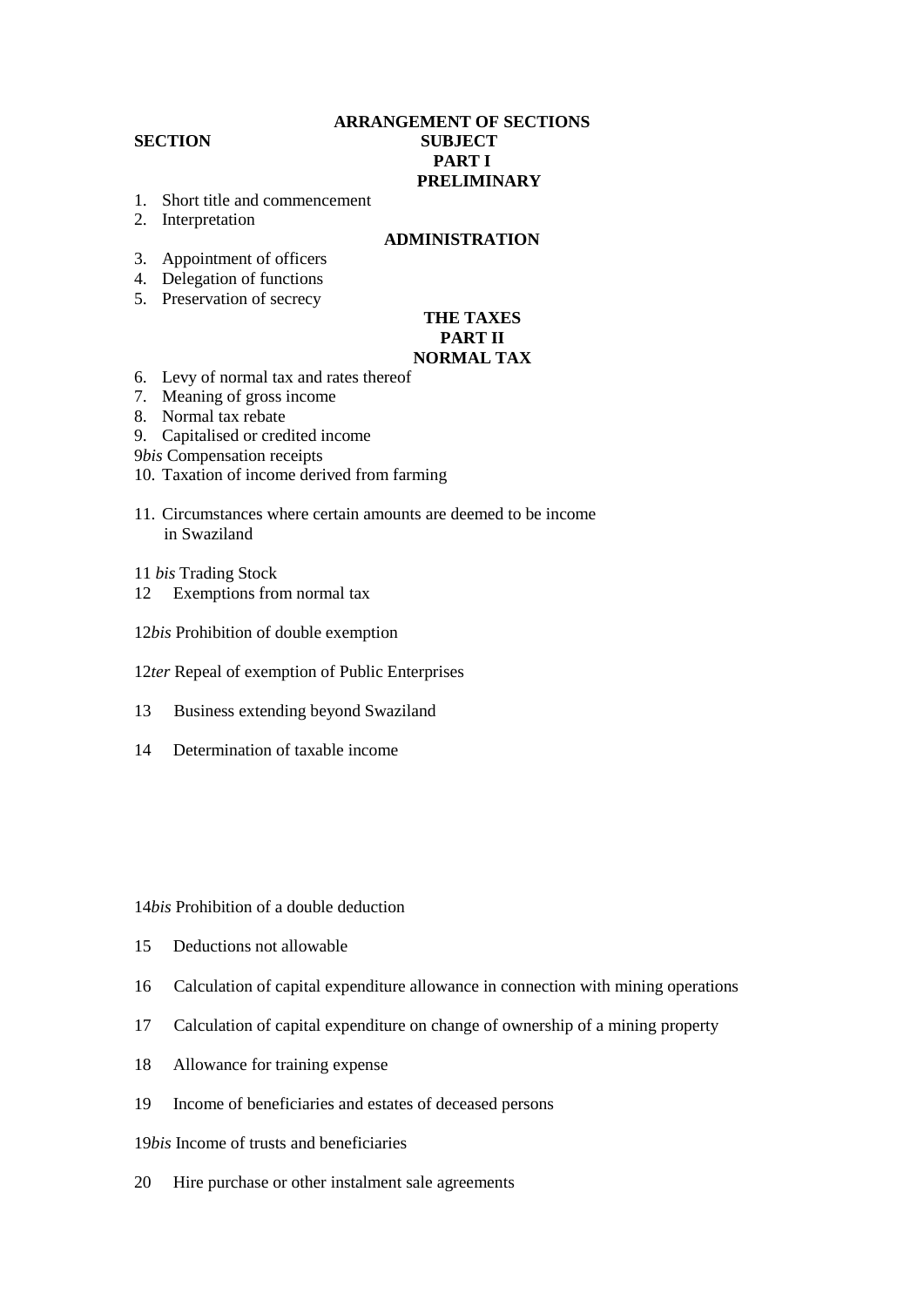## ARRANGEMENT OF SECTIONS

**SECTION** **SUBJECT**

### PART I
### PRELIMINARY

1. Short title and commencement
2. Interpretation

### ADMINISTRATION

3. Appointment of officers
4. Delegation of functions
5. Preservation of secrecy

### THE TAXES
### PART II
### NORMAL TAX

6. Levy of normal tax and rates thereof
7. Meaning of gross income
8. Normal tax rebate
9. Capitalised or credited income

9*bis* Compensation receipts

10. Taxation of income derived from farming

11. Circumstances where certain amounts are deemed to be income in Swaziland

11 *bis* Trading Stock

12 Exemptions from normal tax

12*bis* Prohibition of double exemption

12*ter* Repeal of exemption of Public Enterprises

13 Business extending beyond Swaziland

14 Determination of taxable income

14*bis* Prohibition of a double deduction

15 Deductions not allowable

16 Calculation of capital expenditure allowance in connection with mining operations

17 Calculation of capital expenditure on change of ownership of a mining property

18 Allowance for training expense

19 Income of beneficiaries and estates of deceased persons

19*bis* Income of trusts and beneficiaries

20 Hire purchase or other instalment sale agreements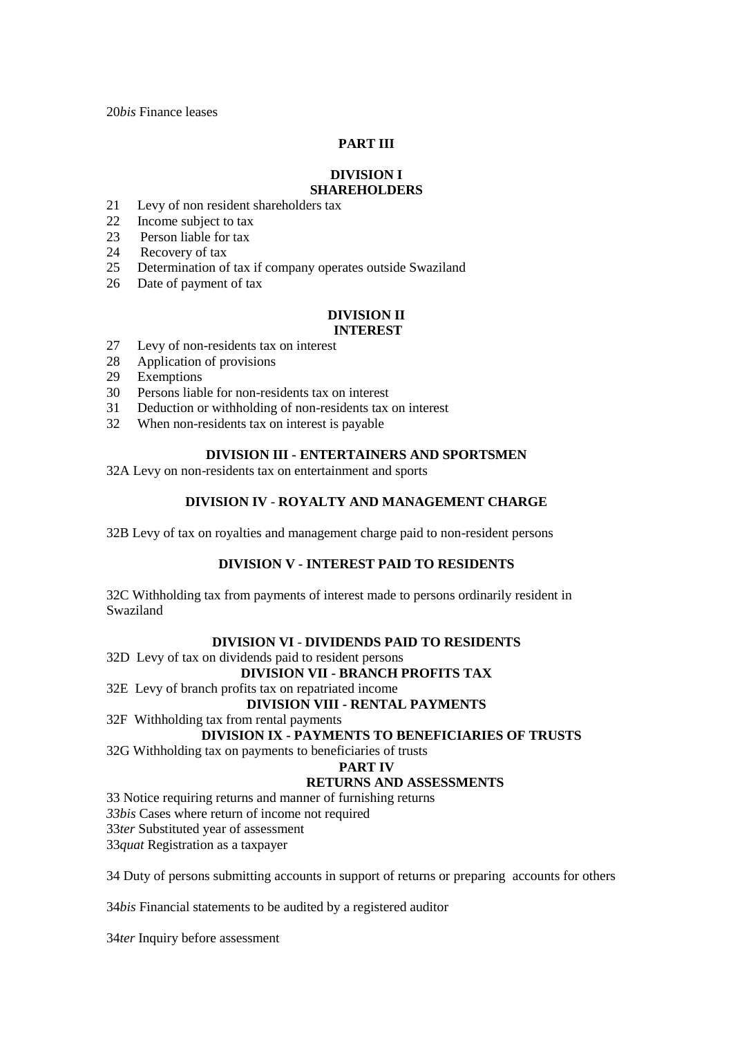20*bis* Finance leases

**PART III**

**DIVISION I**
**SHAREHOLDERS**

21 Levy of non resident shareholders tax
22 Income subject to tax
23 Person liable for tax
24 Recovery of tax
25 Determination of tax if company operates outside Swaziland
26 Date of payment of tax

**DIVISION II**
**INTEREST**

27 Levy of non-residents tax on interest
28 Application of provisions
29 Exemptions
30 Persons liable for non-residents tax on interest
31 Deduction or withholding of non-residents tax on interest
32 When non-residents tax on interest is payable

**DIVISION III - ENTERTAINERS AND SPORTSMEN**

32A Levy on non-residents tax on entertainment and sports

**DIVISION IV - ROYALTY AND MANAGEMENT CHARGE**

32B Levy of tax on royalties and management charge paid to non-resident persons

**DIVISION V - INTEREST PAID TO RESIDENTS**

32C Withholding tax from payments of interest made to persons ordinarily resident in Swaziland

**DIVISION VI - DIVIDENDS PAID TO RESIDENTS**

32D Levy of tax on dividends paid to resident persons

**DIVISION VII - BRANCH PROFITS TAX**

32E Levy of branch profits tax on repatriated income

**DIVISION VIII - RENTAL PAYMENTS**

32F Withholding tax from rental payments

**DIVISION IX - PAYMENTS TO BENEFICIARIES OF TRUSTS**

32G Withholding tax on payments to beneficiaries of trusts

**PART IV**

**RETURNS AND ASSESSMENTS**

33 Notice requiring returns and manner of furnishing returns
*33bis* Cases where return of income not required
33*ter* Substituted year of assessment
33*quat* Registration as a taxpayer

34 Duty of persons submitting accounts in support of returns or preparing accounts for others

34*bis* Financial statements to be audited by a registered auditor

34*ter* Inquiry before assessment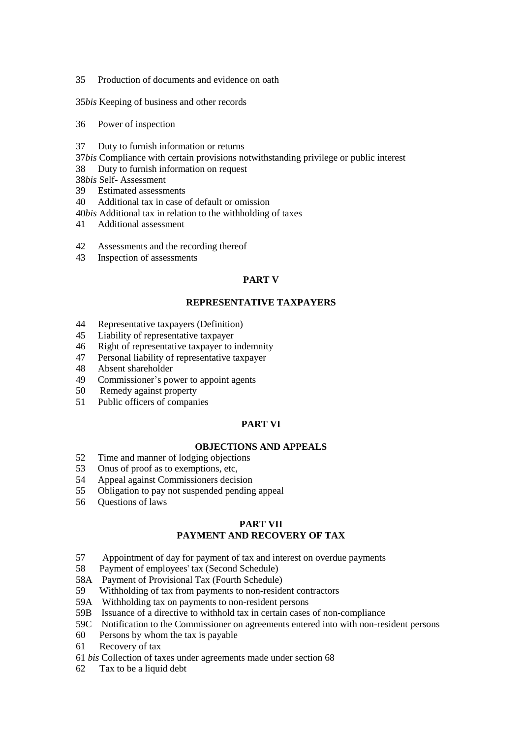35 Production of documents and evidence on oath

35*bis* Keeping of business and other records

36 Power of inspection

37 Duty to furnish information or returns
37*bis* Compliance with certain provisions notwithstanding privilege or public interest
38 Duty to furnish information on request
38*bis* Self- Assessment
39 Estimated assessments
40 Additional tax in case of default or omission
40*bis* Additional tax in relation to the withholding of taxes
41 Additional assessment

42 Assessments and the recording thereof
43 Inspection of assessments

## PART V

## REPRESENTATIVE TAXPAYERS

44 Representative taxpayers (Definition)
45 Liability of representative taxpayer
46 Right of representative taxpayer to indemnity
47 Personal liability of representative taxpayer
48 Absent shareholder
49 Commissioner's power to appoint agents
50 Remedy against property
51 Public officers of companies

## PART VI

## OBJECTIONS AND APPEALS

52 Time and manner of lodging objections
53 Onus of proof as to exemptions, etc,
54 Appeal against Commissioners decision
55 Obligation to pay not suspended pending appeal
56 Questions of laws

## PART VII
## PAYMENT AND RECOVERY OF TAX

57 Appointment of day for payment of tax and interest on overdue payments
58 Payment of employees' tax (Second Schedule)
58A Payment of Provisional Tax (Fourth Schedule)
59 Withholding of tax from payments to non-resident contractors
59A Withholding tax on payments to non-resident persons
59B Issuance of a directive to withhold tax in certain cases of non-compliance
59C Notification to the Commissioner on agreements entered into with non-resident persons
60 Persons by whom the tax is payable
61 Recovery of tax
61 *bis* Collection of taxes under agreements made under section 68
62 Tax to be a liquid debt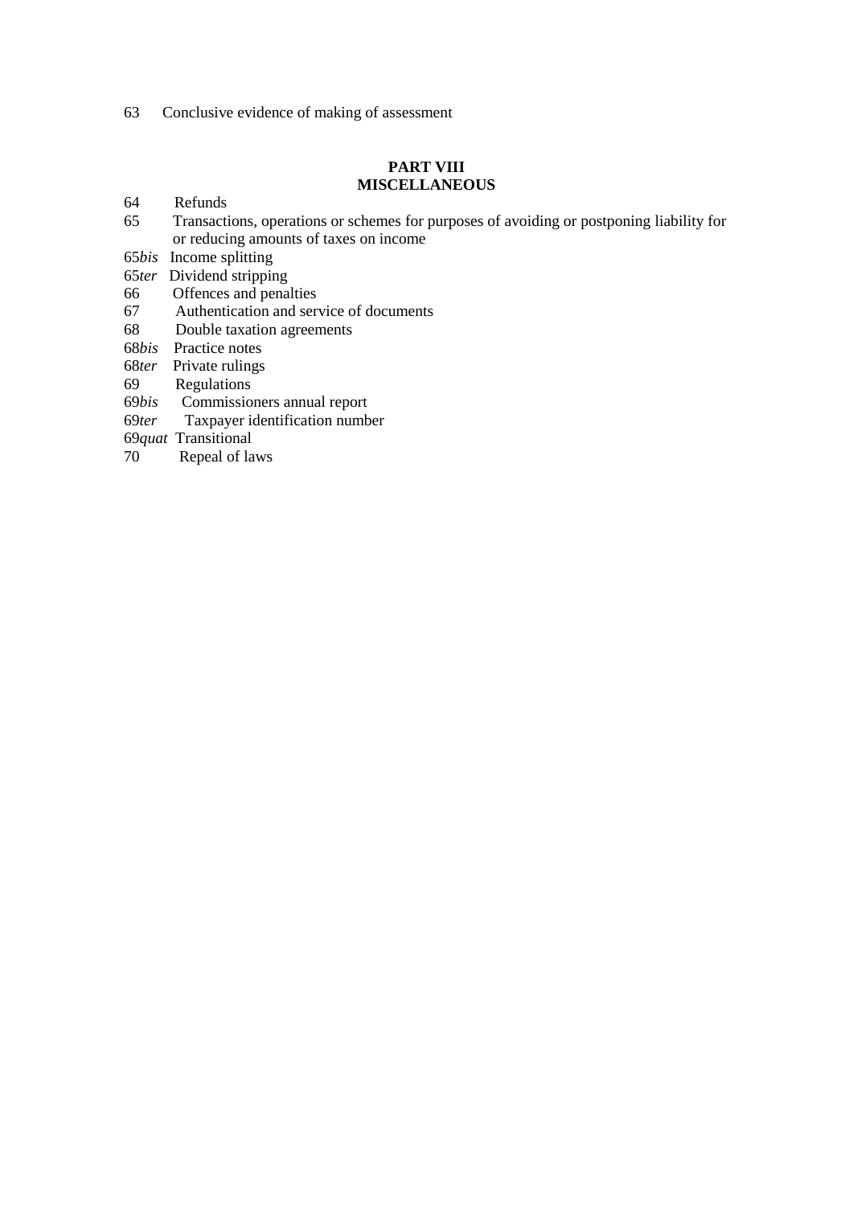63 Conclusive evidence of making of assessment

**PART VIII**
**MISCELLANEOUS**

64 Refunds
65 Transactions, operations or schemes for purposes of avoiding or postponing liability for or reducing amounts of taxes on income
65*bis* Income splitting
65*ter* Dividend stripping
66 Offences and penalties
67 Authentication and service of documents
68 Double taxation agreements
68*bis* Practice notes
68*ter* Private rulings
69 Regulations
69*bis* Commissioners annual report
69*ter* Taxpayer identification number
69*quat* Transitional
70 Repeal of laws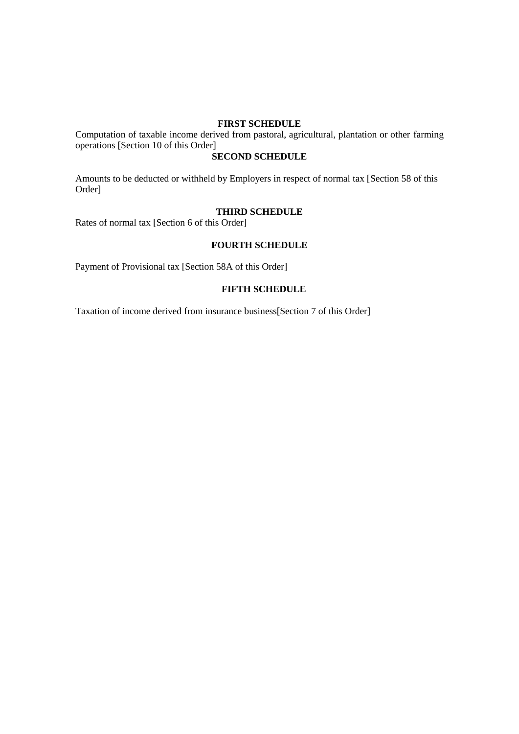**FIRST SCHEDULE**

Computation of taxable income derived from pastoral, agricultural, plantation or other farming operations [Section 10 of this Order]

**SECOND SCHEDULE**

Amounts to be deducted or withheld by Employers in respect of normal tax [Section 58 of this Order]

**THIRD SCHEDULE**

Rates of normal tax [Section 6 of this Order]

**FOURTH SCHEDULE**

Payment of Provisional tax [Section 58A of this Order]

**FIFTH SCHEDULE**

Taxation of income derived from insurance business[Section 7 of this Order]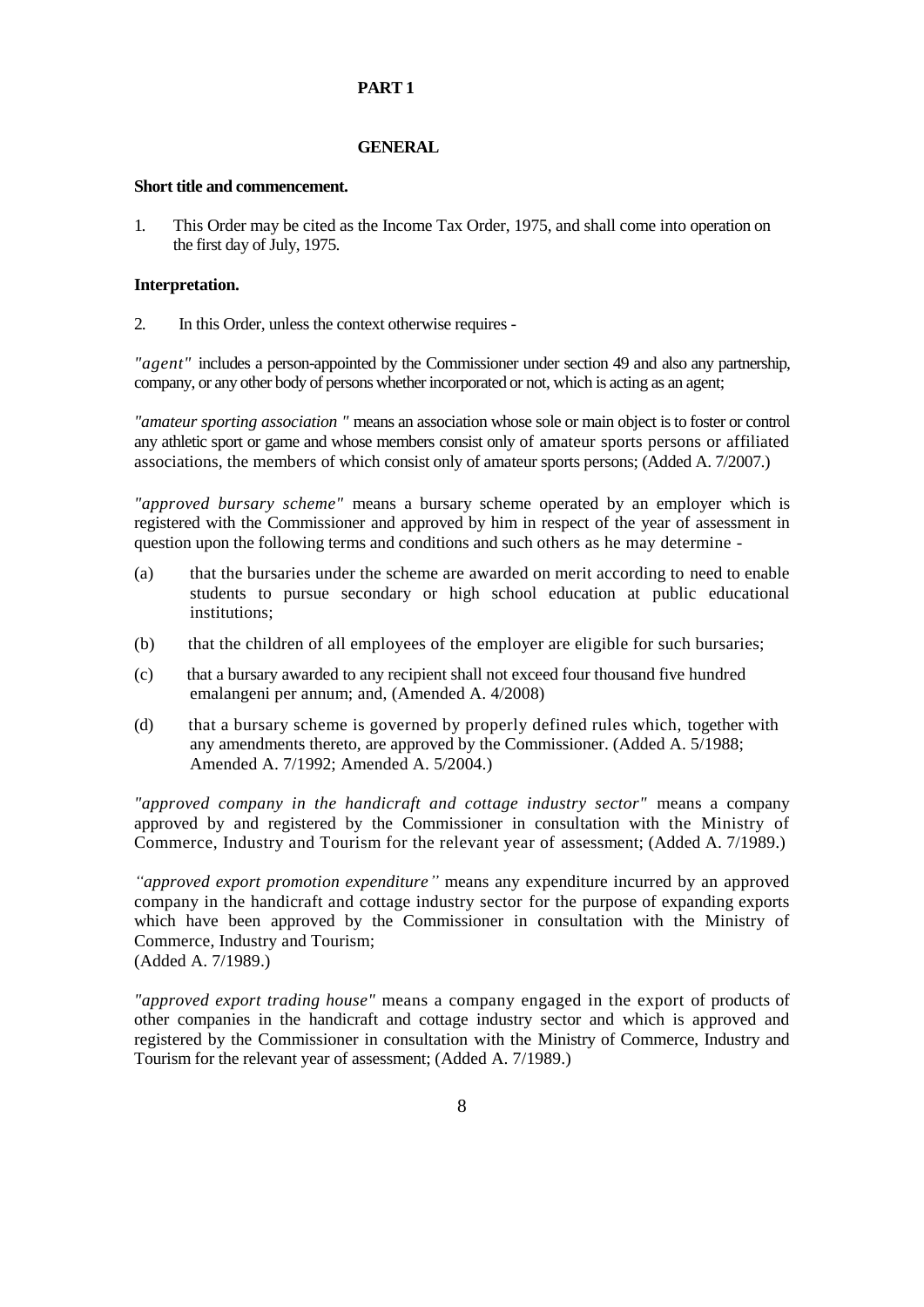## PART 1

## GENERAL

**Short title and commencement.**

1. This Order may be cited as the Income Tax Order, 1975, and shall come into operation on the first day of July, 1975.

**Interpretation.**

2. In this Order, unless the context otherwise requires -

*"agent"* includes a person-appointed by the Commissioner under section 49 and also any partnership, company, or any other body of persons whether incorporated or not, which is acting as an agent;

*"amateur sporting association "* means an association whose sole or main object is to foster or control any athletic sport or game and whose members consist only of amateur sports persons or affiliated associations, the members of which consist only of amateur sports persons; (Added A. 7/2007.)

*"approved bursary scheme"* means a bursary scheme operated by an employer which is registered with the Commissioner and approved by him in respect of the year of assessment in question upon the following terms and conditions and such others as he may determine -

(a) that the bursaries under the scheme are awarded on merit according to need to enable students to pursue secondary or high school education at public educational institutions;

(b) that the children of all employees of the employer are eligible for such bursaries;

(c) that a bursary awarded to any recipient shall not exceed four thousand five hundred emalangeni per annum; and, (Amended A. 4/2008)

(d) that a bursary scheme is governed by properly defined rules which, together with any amendments thereto, are approved by the Commissioner. (Added A. 5/1988; Amended A. 7/1992; Amended A. 5/2004.)

*"approved company in the handicraft and cottage industry sector"* means a company approved by and registered by the Commissioner in consultation with the Ministry of Commerce, Industry and Tourism for the relevant year of assessment; (Added A. 7/1989.)

*"approved export promotion expenditure"* means any expenditure incurred by an approved company in the handicraft and cottage industry sector for the purpose of expanding exports which have been approved by the Commissioner in consultation with the Ministry of Commerce, Industry and Tourism;
(Added A. 7/1989.)

*"approved export trading house"* means a company engaged in the export of products of other companies in the handicraft and cottage industry sector and which is approved and registered by the Commissioner in consultation with the Ministry of Commerce, Industry and Tourism for the relevant year of assessment; (Added A. 7/1989.)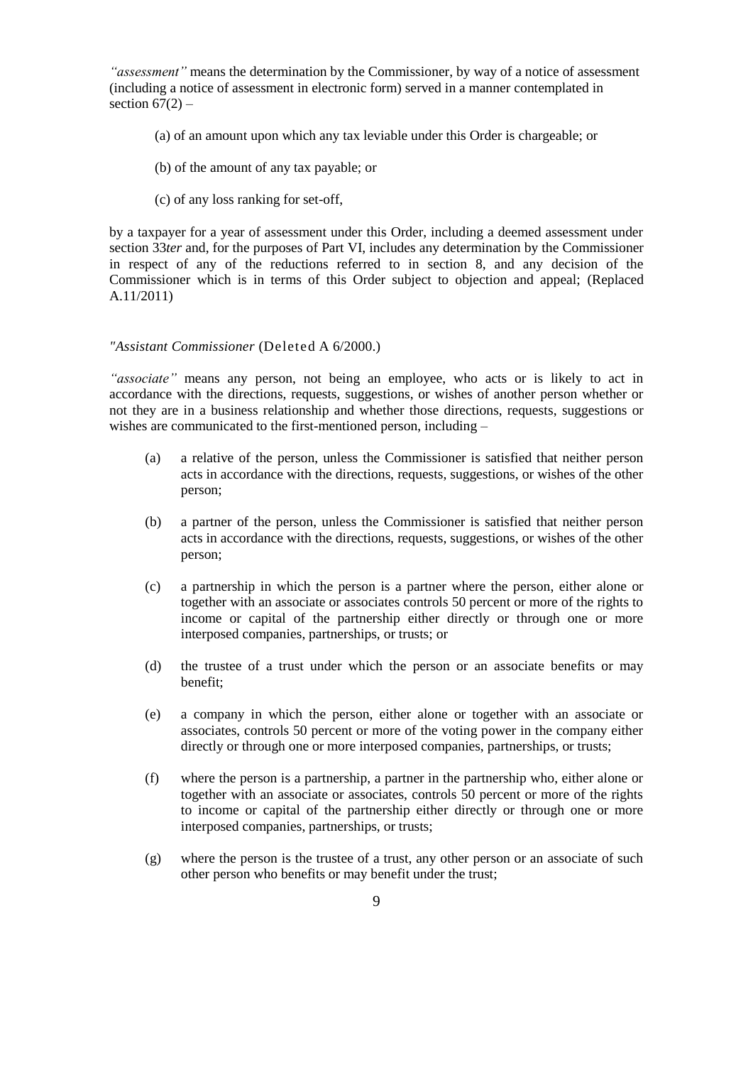*"assessment"* means the determination by the Commissioner, by way of a notice of assessment (including a notice of assessment in electronic form) served in a manner contemplated in section 67(2) –

(a) of an amount upon which any tax leviable under this Order is chargeable; or

(b) of the amount of any tax payable; or

(c) of any loss ranking for set-off,

by a taxpayer for a year of assessment under this Order, including a deemed assessment under section 33*ter* and, for the purposes of Part VI, includes any determination by the Commissioner in respect of any of the reductions referred to in section 8, and any decision of the Commissioner which is in terms of this Order subject to objection and appeal; (Replaced A.11/2011)

*"Assistant Commissioner* (Deleted A 6/2000.)

*"associate"* means any person, not being an employee, who acts or is likely to act in accordance with the directions, requests, suggestions, or wishes of another person whether or not they are in a business relationship and whether those directions, requests, suggestions or wishes are communicated to the first-mentioned person, including –

(a) a relative of the person, unless the Commissioner is satisfied that neither person acts in accordance with the directions, requests, suggestions, or wishes of the other person;

(b) a partner of the person, unless the Commissioner is satisfied that neither person acts in accordance with the directions, requests, suggestions, or wishes of the other person;

(c) a partnership in which the person is a partner where the person, either alone or together with an associate or associates controls 50 percent or more of the rights to income or capital of the partnership either directly or through one or more interposed companies, partnerships, or trusts; or

(d) the trustee of a trust under which the person or an associate benefits or may benefit;

(e) a company in which the person, either alone or together with an associate or associates, controls 50 percent or more of the voting power in the company either directly or through one or more interposed companies, partnerships, or trusts;

(f) where the person is a partnership, a partner in the partnership who, either alone or together with an associate or associates, controls 50 percent or more of the rights to income or capital of the partnership either directly or through one or more interposed companies, partnerships, or trusts;

(g) where the person is the trustee of a trust, any other person or an associate of such other person who benefits or may benefit under the trust;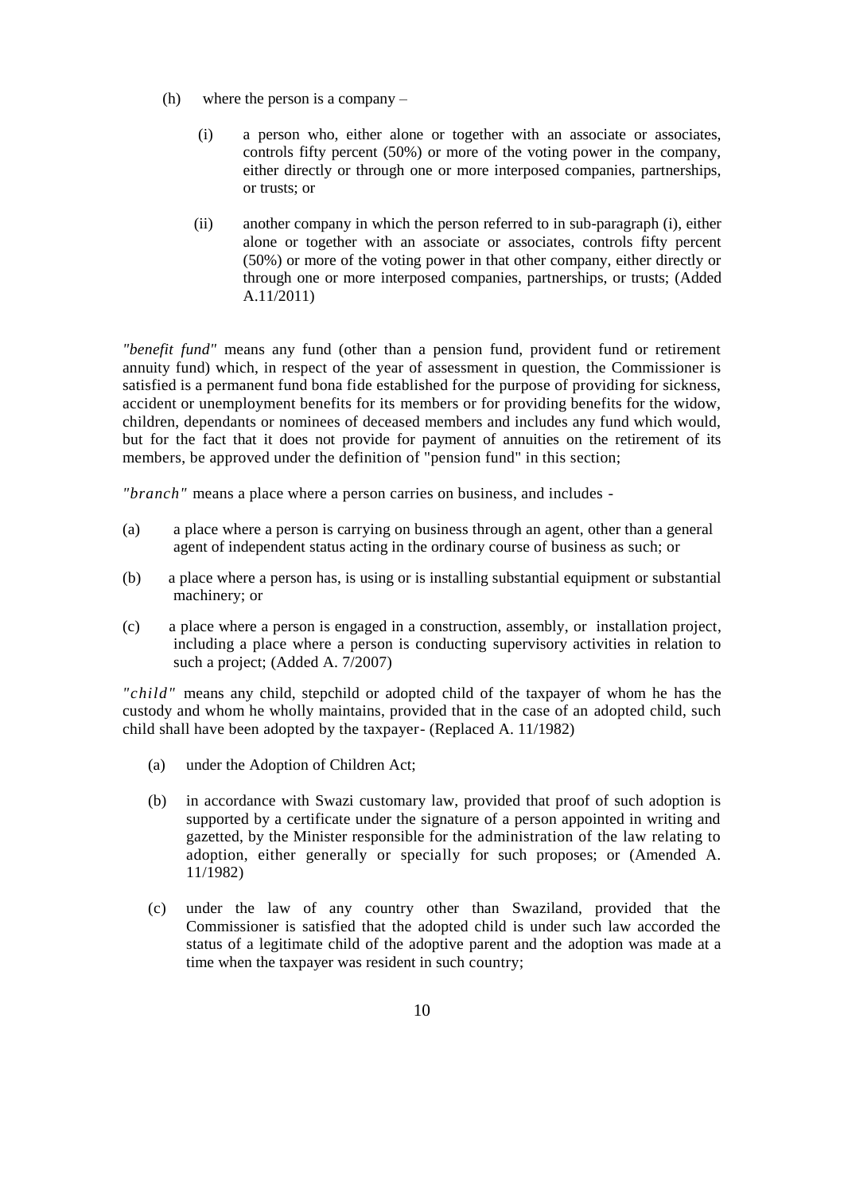(h) where the person is a company –

  (i) a person who, either alone or together with an associate or associates, controls fifty percent (50%) or more of the voting power in the company, either directly or through one or more interposed companies, partnerships, or trusts; or

  (ii) another company in which the person referred to in sub-paragraph (i), either alone or together with an associate or associates, controls fifty percent (50%) or more of the voting power in that other company, either directly or through one or more interposed companies, partnerships, or trusts; (Added A.11/2011)

*"benefit fund"* means any fund (other than a pension fund, provident fund or retirement annuity fund) which, in respect of the year of assessment in question, the Commissioner is satisfied is a permanent fund bona fide established for the purpose of providing for sickness, accident or unemployment benefits for its members or for providing benefits for the widow, children, dependants or nominees of deceased members and includes any fund which would, but for the fact that it does not provide for payment of annuities on the retirement of its members, be approved under the definition of "pension fund" in this section;

*"branch"* means a place where a person carries on business, and includes -

(a) a place where a person is carrying on business through an agent, other than a general agent of independent status acting in the ordinary course of business as such; or

(b) a place where a person has, is using or is installing substantial equipment or substantial machinery; or

(c) a place where a person is engaged in a construction, assembly, or installation project, including a place where a person is conducting supervisory activities in relation to such a project; (Added A. 7/2007)

*"child"* means any child, stepchild or adopted child of the taxpayer of whom he has the custody and whom he wholly maintains, provided that in the case of an adopted child, such child shall have been adopted by the taxpayer- (Replaced A. 11/1982)

  (a) under the Adoption of Children Act;

  (b) in accordance with Swazi customary law, provided that proof of such adoption is supported by a certificate under the signature of a person appointed in writing and gazetted, by the Minister responsible for the administration of the law relating to adoption, either generally or specially for such proposes; or (Amended A. 11/1982)

  (c) under the law of any country other than Swaziland, provided that the Commissioner is satisfied that the adopted child is under such law accorded the status of a legitimate child of the adoptive parent and the adoption was made at a time when the taxpayer was resident in such country;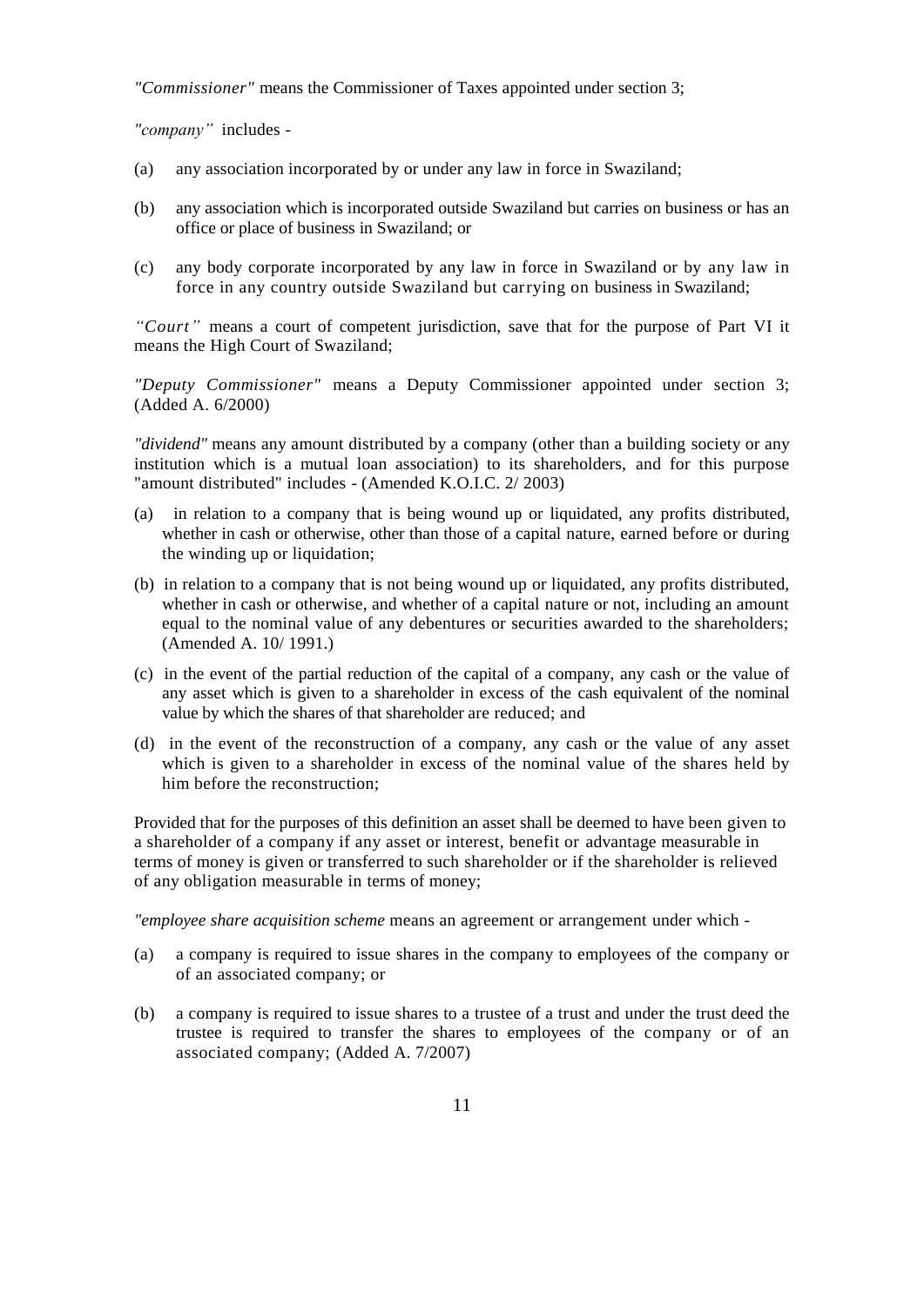*"Commissioner"* means the Commissioner of Taxes appointed under section 3;

*"company"* includes -

(a) any association incorporated by or under any law in force in Swaziland;

(b) any association which is incorporated outside Swaziland but carries on business or has an office or place of business in Swaziland; or

(c) any body corporate incorporated by any law in force in Swaziland or by any law in force in any country outside Swaziland but carrying on business in Swaziland;

*"Court"* means a court of competent jurisdiction, save that for the purpose of Part VI it means the High Court of Swaziland;

*"Deputy Commissioner"* means a Deputy Commissioner appointed under section 3; (Added A. 6/2000)

*"dividend"* means any amount distributed by a company (other than a building society or any institution which is a mutual loan association) to its shareholders, and for this purpose "amount distributed" includes - (Amended K.O.I.C. 2/ 2003)

(a) in relation to a company that is being wound up or liquidated, any profits distributed, whether in cash or otherwise, other than those of a capital nature, earned before or during the winding up or liquidation;

(b) in relation to a company that is not being wound up or liquidated, any profits distributed, whether in cash or otherwise, and whether of a capital nature or not, including an amount equal to the nominal value of any debentures or securities awarded to the shareholders; (Amended A. 10/ 1991.)

(c) in the event of the partial reduction of the capital of a company, any cash or the value of any asset which is given to a shareholder in excess of the cash equivalent of the nominal value by which the shares of that shareholder are reduced; and

(d) in the event of the reconstruction of a company, any cash or the value of any asset which is given to a shareholder in excess of the nominal value of the shares held by him before the reconstruction;

Provided that for the purposes of this definition an asset shall be deemed to have been given to a shareholder of a company if any asset or interest, benefit or advantage measurable in terms of money is given or transferred to such shareholder or if the shareholder is relieved of any obligation measurable in terms of money;

*"employee share acquisition scheme* means an agreement or arrangement under which -

(a) a company is required to issue shares in the company to employees of the company or of an associated company; or

(b) a company is required to issue shares to a trustee of a trust and under the trust deed the trustee is required to transfer the shares to employees of the company or of an associated company; (Added A. 7/2007)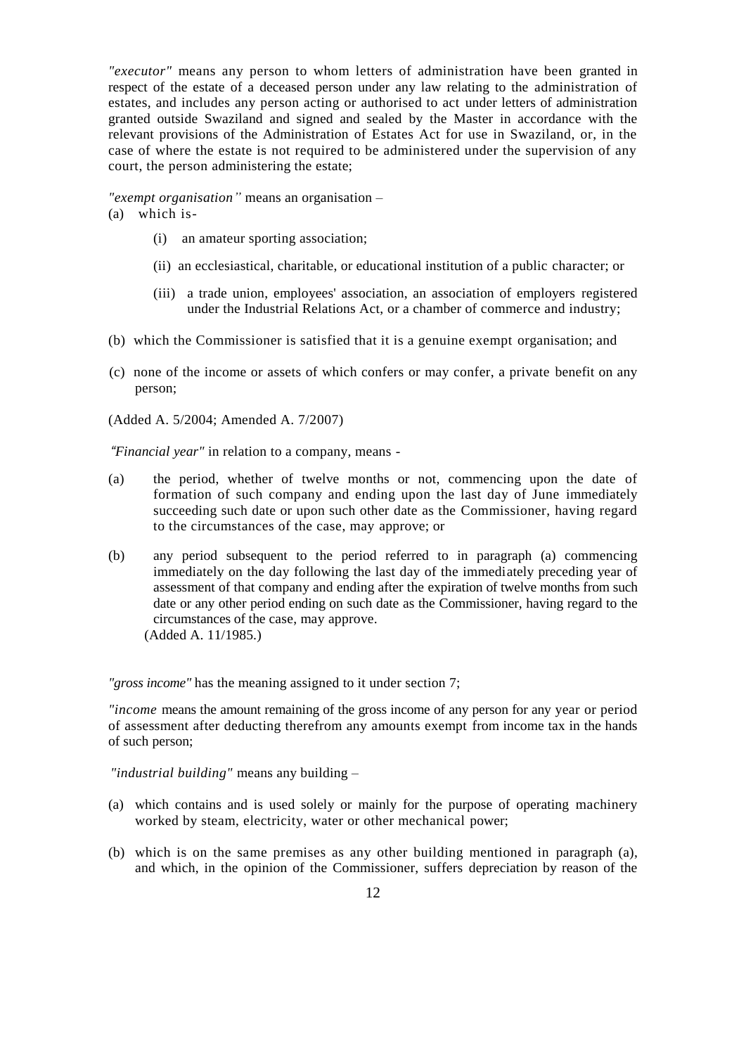*"executor"* means any person to whom letters of administration have been granted in respect of the estate of a deceased person under any law relating to the administration of estates, and includes any person acting or authorised to act under letters of administration granted outside Swaziland and signed and sealed by the Master in accordance with the relevant provisions of the Administration of Estates Act for use in Swaziland, or, in the case of where the estate is not required to be administered under the supervision of any court, the person administering the estate;

*"exempt organisation"* means an organisation –

(a) which is-

(i) an amateur sporting association;

(ii) an ecclesiastical, charitable, or educational institution of a public character; or

(iii) a trade union, employees' association, an association of employers registered under the Industrial Relations Act, or a chamber of commerce and industry;

(b) which the Commissioner is satisfied that it is a genuine exempt organisation; and

(c) none of the income or assets of which confers or may confer, a private benefit on any person;

(Added A. 5/2004; Amended A. 7/2007)

*"Financial year"* in relation to a company, means -

(a) the period, whether of twelve months or not, commencing upon the date of formation of such company and ending upon the last day of June immediately succeeding such date or upon such other date as the Commissioner, having regard to the circumstances of the case, may approve; or

(b) any period subsequent to the period referred to in paragraph (a) commencing immediately on the day following the last day of the immediately preceding year of assessment of that company and ending after the expiration of twelve months from such date or any other period ending on such date as the Commissioner, having regard to the circumstances of the case, may approve.
(Added A. 11/1985.)

*"gross income"* has the meaning assigned to it under section 7;

*"income* means the amount remaining of the gross income of any person for any year or period of assessment after deducting therefrom any amounts exempt from income tax in the hands of such person;

*"industrial building"* means any building –

(a) which contains and is used solely or mainly for the purpose of operating machinery worked by steam, electricity, water or other mechanical power;

(b) which is on the same premises as any other building mentioned in paragraph (a), and which, in the opinion of the Commissioner, suffers depreciation by reason of the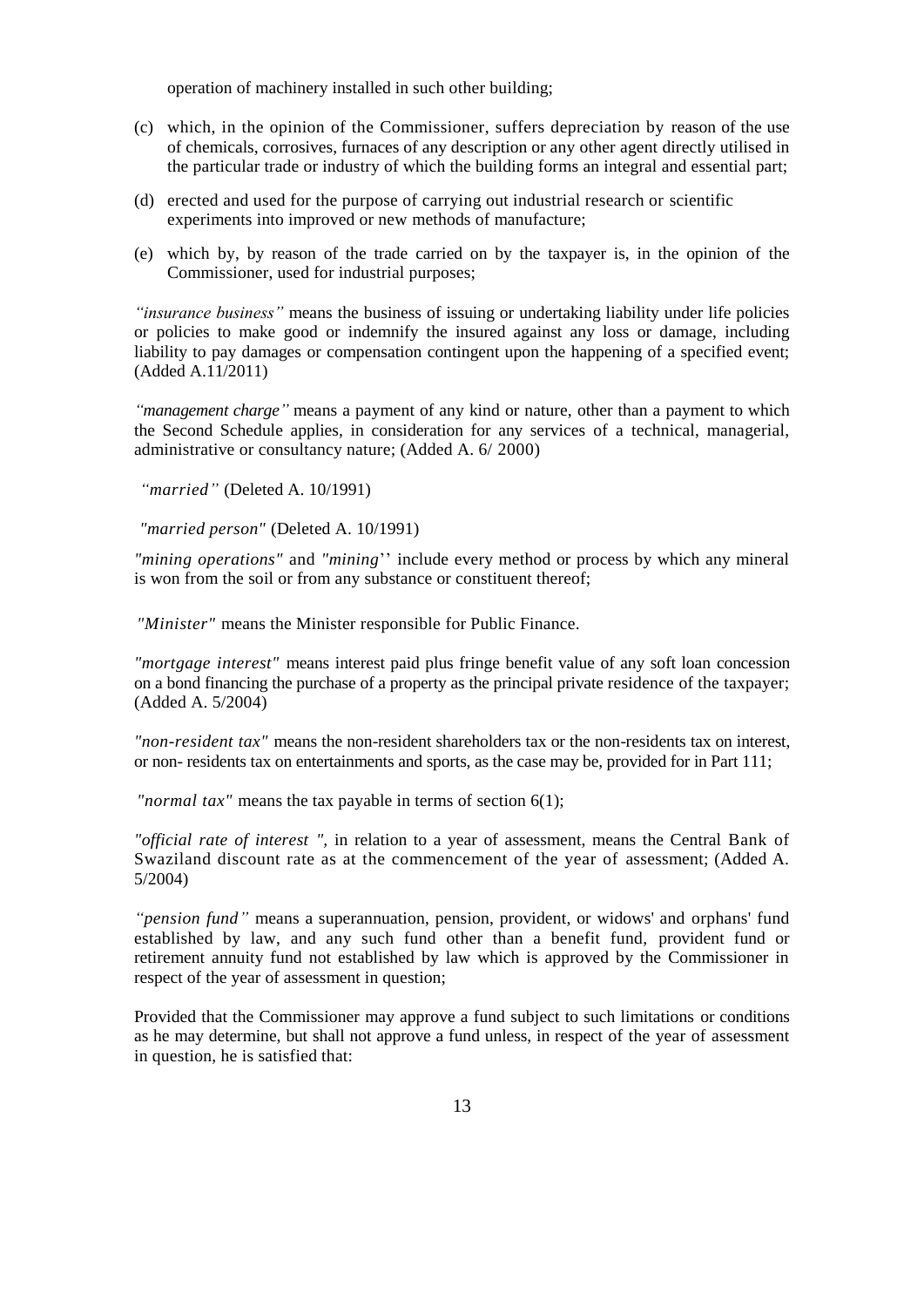operation of machinery installed in such other building;

(c) which, in the opinion of the Commissioner, suffers depreciation by reason of the use of chemicals, corrosives, furnaces of any description or any other agent directly utilised in the particular trade or industry of which the building forms an integral and essential part;

(d) erected and used for the purpose of carrying out industrial research or scientific experiments into improved or new methods of manufacture;

(e) which by, by reason of the trade carried on by the taxpayer is, in the opinion of the Commissioner, used for industrial purposes;

*"insurance business"* means the business of issuing or undertaking liability under life policies or policies to make good or indemnify the insured against any loss or damage, including liability to pay damages or compensation contingent upon the happening of a specified event; (Added A.11/2011)

*"management charge"* means a payment of any kind or nature, other than a payment to which the Second Schedule applies, in consideration for any services of a technical, managerial, administrative or consultancy nature; (Added A. 6/ 2000)

*"married"* (Deleted A. 10/1991)

*"married person"* (Deleted A. 10/1991)

*"mining operations"* and *"mining*'' include every method or process by which any mineral is won from the soil or from any substance or constituent thereof;

*"Minister"* means the Minister responsible for Public Finance.

*"mortgage interest"* means interest paid plus fringe benefit value of any soft loan concession on a bond financing the purchase of a property as the principal private residence of the taxpayer; (Added A. 5/2004)

*"non-resident tax"* means the non-resident shareholders tax or the non-residents tax on interest, or non- residents tax on entertainments and sports, as the case may be, provided for in Part 111;

*"normal tax"* means the tax payable in terms of section 6(1);

*"official rate of interest ",* in relation to a year of assessment, means the Central Bank of Swaziland discount rate as at the commencement of the year of assessment; (Added A. 5/2004)

*"pension fund"* means a superannuation, pension, provident, or widows' and orphans' fund established by law, and any such fund other than a benefit fund, provident fund or retirement annuity fund not established by law which is approved by the Commissioner in respect of the year of assessment in question;

Provided that the Commissioner may approve a fund subject to such limitations or conditions as he may determine, but shall not approve a fund unless, in respect of the year of assessment in question, he is satisfied that: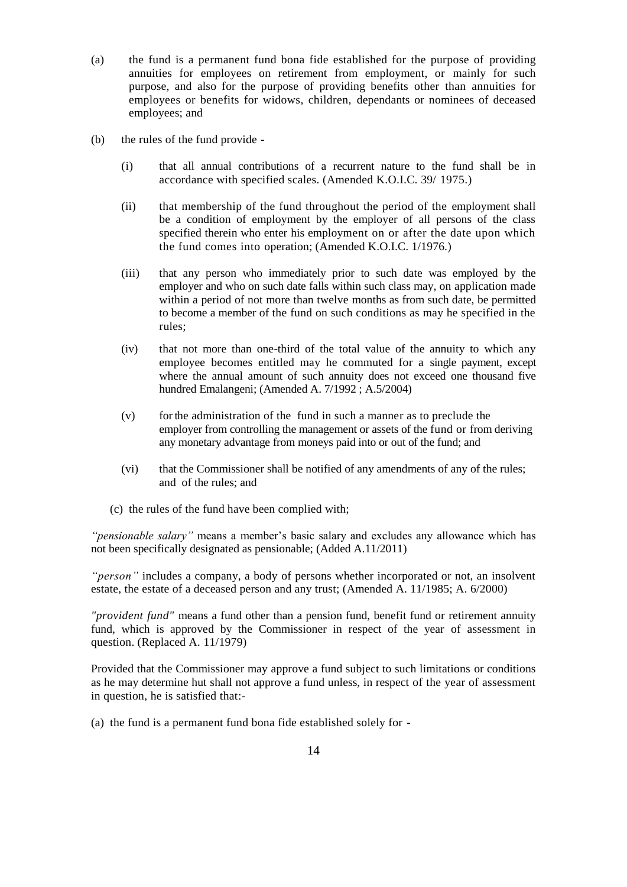(a) the fund is a permanent fund bona fide established for the purpose of providing annuities for employees on retirement from employment, or mainly for such purpose, and also for the purpose of providing benefits other than annuities for employees or benefits for widows, children, dependants or nominees of deceased employees; and

(b) the rules of the fund provide -

  (i) that all annual contributions of a recurrent nature to the fund shall be in accordance with specified scales. (Amended K.O.I.C. 39/ 1975.)

  (ii) that membership of the fund throughout the period of the employment shall be a condition of employment by the employer of all persons of the class specified therein who enter his employment on or after the date upon which the fund comes into operation; (Amended K.O.I.C. 1/1976.)

  (iii) that any person who immediately prior to such date was employed by the employer and who on such date falls within such class may, on application made within a period of not more than twelve months as from such date, be permitted to become a member of the fund on such conditions as may he specified in the rules;

  (iv) that not more than one-third of the total value of the annuity to which any employee becomes entitled may he commuted for a single payment, except where the annual amount of such annuity does not exceed one thousand five hundred Emalangeni; (Amended A. 7/1992 ; A.5/2004)

  (v) for the administration of the fund in such a manner as to preclude the employer from controlling the management or assets of the fund or from deriving any monetary advantage from moneys paid into or out of the fund; and

  (vi) that the Commissioner shall be notified of any amendments of any of the rules; and of the rules; and

(c) the rules of the fund have been complied with;

*"pensionable salary"* means a member's basic salary and excludes any allowance which has not been specifically designated as pensionable; (Added A.11/2011)

*"person"* includes a company, a body of persons whether incorporated or not, an insolvent estate, the estate of a deceased person and any trust; (Amended A. 11/1985; A. 6/2000)

*"provident fund"* means a fund other than a pension fund, benefit fund or retirement annuity fund, which is approved by the Commissioner in respect of the year of assessment in question. (Replaced A. 11/1979)

Provided that the Commissioner may approve a fund subject to such limitations or conditions as he may determine hut shall not approve a fund unless, in respect of the year of assessment in question, he is satisfied that:-

(a) the fund is a permanent fund bona fide established solely for -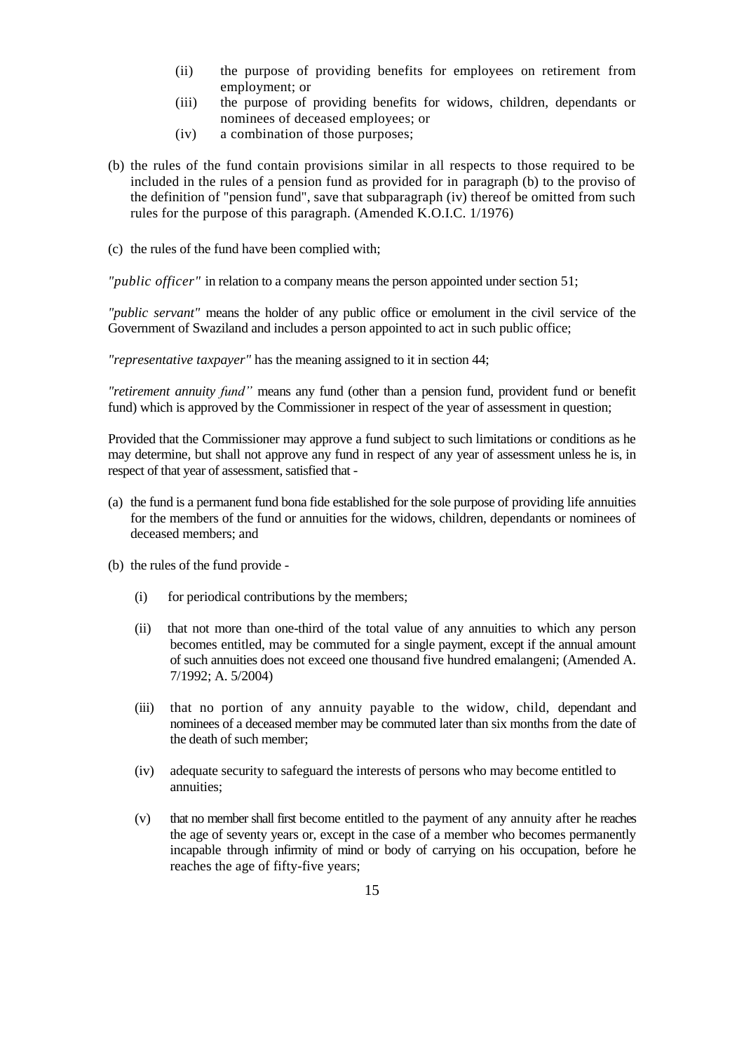- (ii) the purpose of providing benefits for employees on retirement from employment; or
- (iii) the purpose of providing benefits for widows, children, dependants or nominees of deceased employees; or
- (iv) a combination of those purposes;

(b) the rules of the fund contain provisions similar in all respects to those required to be included in the rules of a pension fund as provided for in paragraph (b) to the proviso of the definition of "pension fund", save that subparagraph (iv) thereof be omitted from such rules for the purpose of this paragraph. (Amended K.O.I.C. 1/1976)

(c) the rules of the fund have been complied with;

*"public officer"* in relation to a company means the person appointed under section 51;

*"public servant"* means the holder of any public office or emolument in the civil service of the Government of Swaziland and includes a person appointed to act in such public office;

*"representative taxpayer"* has the meaning assigned to it in section 44;

*"retirement annuity fund"* means any fund (other than a pension fund, provident fund or benefit fund) which is approved by the Commissioner in respect of the year of assessment in question;

Provided that the Commissioner may approve a fund subject to such limitations or conditions as he may determine, but shall not approve any fund in respect of any year of assessment unless he is, in respect of that year of assessment, satisfied that -

(a) the fund is a permanent fund bona fide established for the sole purpose of providing life annuities for the members of the fund or annuities for the widows, children, dependants or nominees of deceased members; and

(b) the rules of the fund provide -

- (i) for periodical contributions by the members;
- (ii) that not more than one-third of the total value of any annuities to which any person becomes entitled, may be commuted for a single payment, except if the annual amount of such annuities does not exceed one thousand five hundred emalangeni; (Amended A. 7/1992; A. 5/2004)
- (iii) that no portion of any annuity payable to the widow, child, dependant and nominees of a deceased member may be commuted later than six months from the date of the death of such member;
- (iv) adequate security to safeguard the interests of persons who may become entitled to annuities;
- (v) that no member shall first become entitled to the payment of any annuity after he reaches the age of seventy years or, except in the case of a member who becomes permanently incapable through infirmity of mind or body of carrying on his occupation, before he reaches the age of fifty-five years;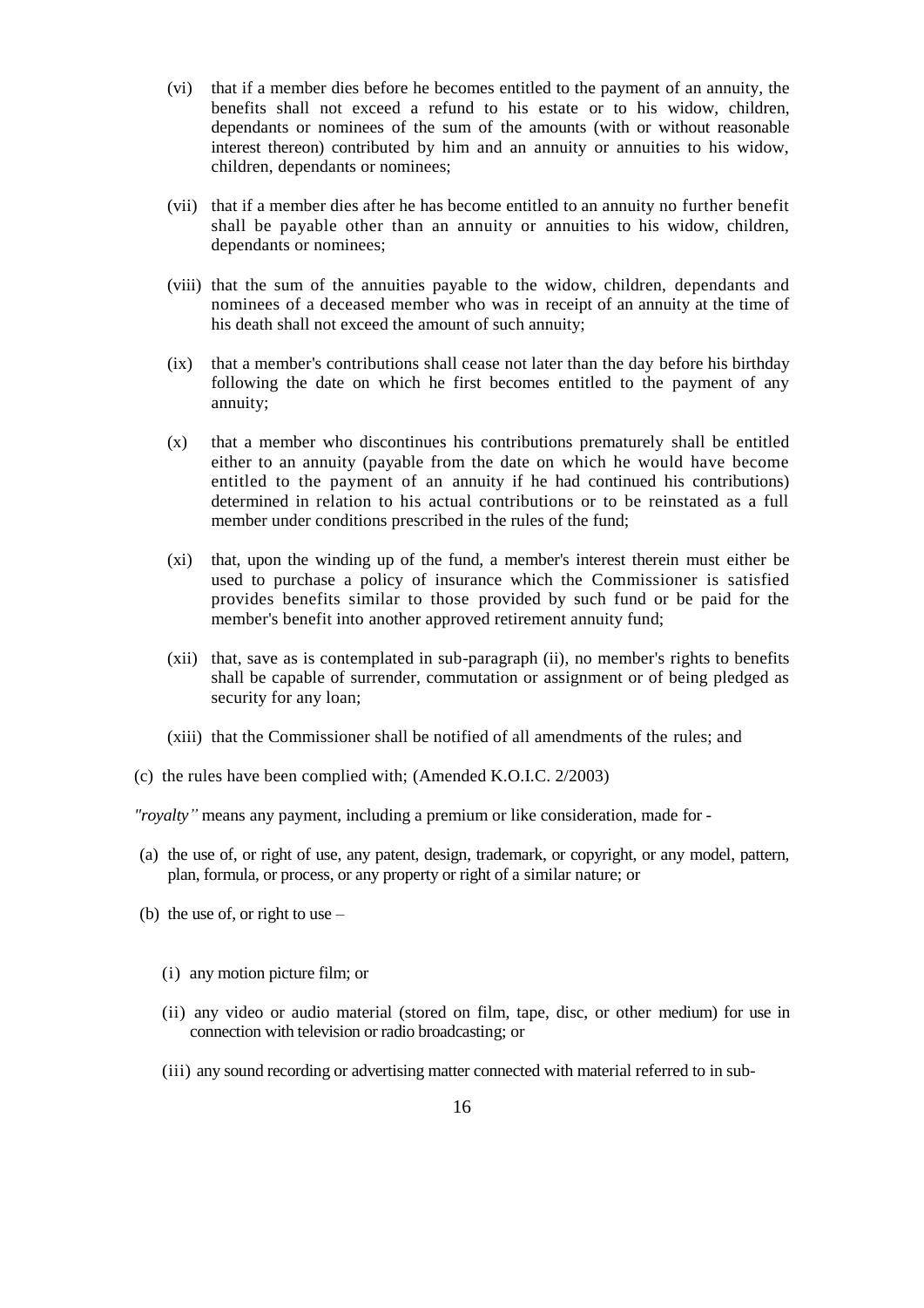(vi) that if a member dies before he becomes entitled to the payment of an annuity, the benefits shall not exceed a refund to his estate or to his widow, children, dependants or nominees of the sum of the amounts (with or without reasonable interest thereon) contributed by him and an annuity or annuities to his widow, children, dependants or nominees;

(vii) that if a member dies after he has become entitled to an annuity no further benefit shall be payable other than an annuity or annuities to his widow, children, dependants or nominees;

(viii) that the sum of the annuities payable to the widow, children, dependants and nominees of a deceased member who was in receipt of an annuity at the time of his death shall not exceed the amount of such annuity;

(ix) that a member's contributions shall cease not later than the day before his birthday following the date on which he first becomes entitled to the payment of any annuity;

(x) that a member who discontinues his contributions prematurely shall be entitled either to an annuity (payable from the date on which he would have become entitled to the payment of an annuity if he had continued his contributions) determined in relation to his actual contributions or to be reinstated as a full member under conditions prescribed in the rules of the fund;

(xi) that, upon the winding up of the fund, a member's interest therein must either be used to purchase a policy of insurance which the Commissioner is satisfied provides benefits similar to those provided by such fund or be paid for the member's benefit into another approved retirement annuity fund;

(xii) that, save as is contemplated in sub-paragraph (ii), no member's rights to benefits shall be capable of surrender, commutation or assignment or of being pledged as security for any loan;

(xiii) that the Commissioner shall be notified of all amendments of the rules; and

(c) the rules have been complied with; (Amended K.O.I.C. 2/2003)

*"royalty"* means any payment, including a premium or like consideration, made for -

(a) the use of, or right of use, any patent, design, trademark, or copyright, or any model, pattern, plan, formula, or process, or any property or right of a similar nature; or

(b) the use of, or right to use –

(i) any motion picture film; or

(ii) any video or audio material (stored on film, tape, disc, or other medium) for use in connection with television or radio broadcasting; or

(iii) any sound recording or advertising matter connected with material referred to in sub-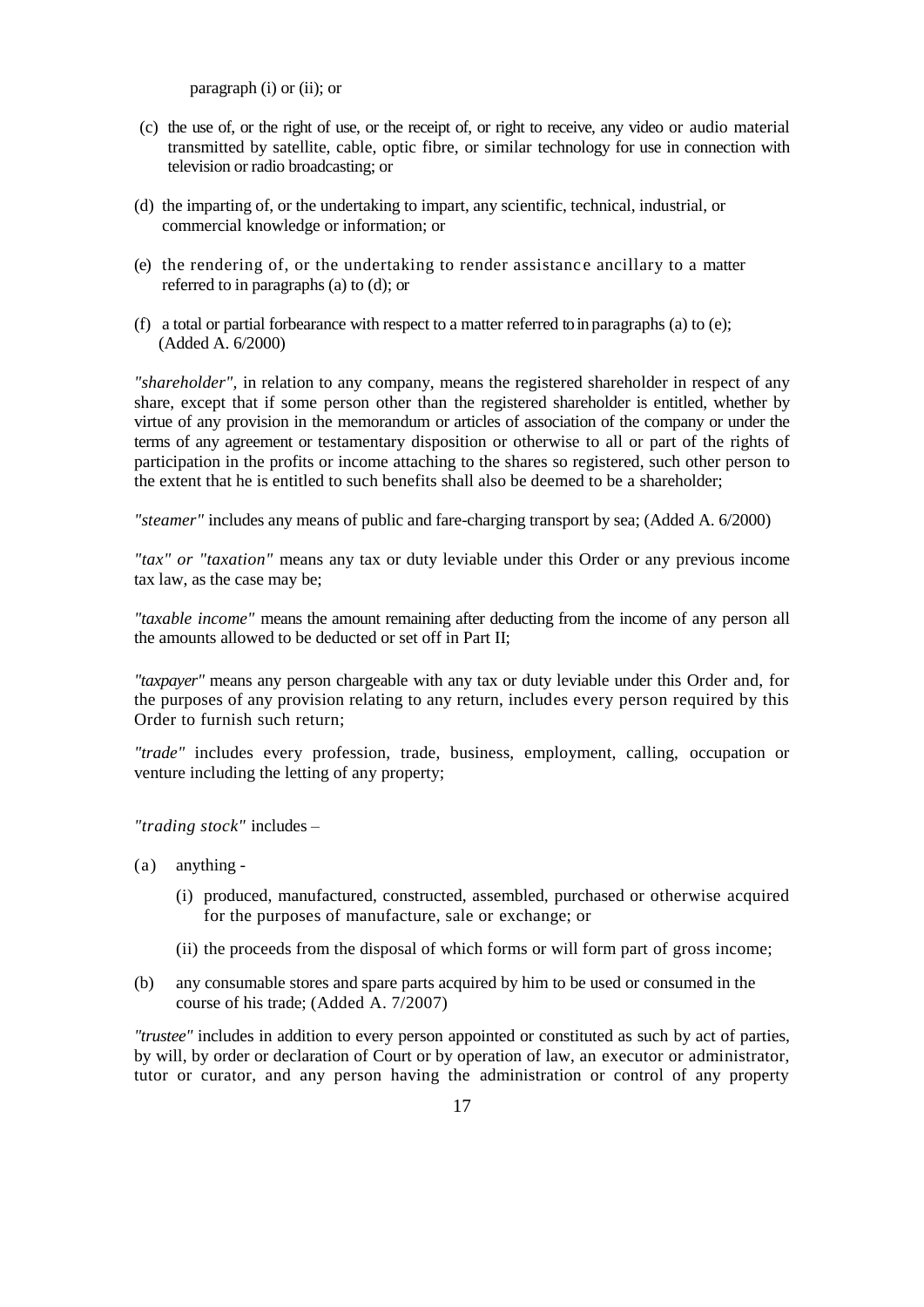paragraph (i) or (ii); or

(c) the use of, or the right of use, or the receipt of, or right to receive, any video or audio material transmitted by satellite, cable, optic fibre, or similar technology for use in connection with television or radio broadcasting; or

(d) the imparting of, or the undertaking to impart, any scientific, technical, industrial, or commercial knowledge or information; or

(e) the rendering of, or the undertaking to render assistance ancillary to a matter referred to in paragraphs (a) to (d); or

(f) a total or partial forbearance with respect to a matter referred to in paragraphs (a) to (e); (Added A. 6/2000)

*"shareholder"*, in relation to any company, means the registered shareholder in respect of any share, except that if some person other than the registered shareholder is entitled, whether by virtue of any provision in the memorandum or articles of association of the company or under the terms of any agreement or testamentary disposition or otherwise to all or part of the rights of participation in the profits or income attaching to the shares so registered, such other person to the extent that he is entitled to such benefits shall also be deemed to be a shareholder;

*"steamer"* includes any means of public and fare-charging transport by sea; (Added A. 6/2000)

*"tax" or "taxation"* means any tax or duty leviable under this Order or any previous income tax law, as the case may be;

*"taxable income"* means the amount remaining after deducting from the income of any person all the amounts allowed to be deducted or set off in Part II;

*"taxpayer"* means any person chargeable with any tax or duty leviable under this Order and, for the purposes of any provision relating to any return, includes every person required by this Order to furnish such return;

*"trade"* includes every profession, trade, business, employment, calling, occupation or venture including the letting of any property;

*"trading stock"* includes –

(a) anything -

   (i) produced, manufactured, constructed, assembled, purchased or otherwise acquired for the purposes of manufacture, sale or exchange; or

   (ii) the proceeds from the disposal of which forms or will form part of gross income;

(b) any consumable stores and spare parts acquired by him to be used or consumed in the course of his trade; (Added A. 7/2007)

*"trustee"* includes in addition to every person appointed or constituted as such by act of parties, by will, by order or declaration of Court or by operation of law, an executor or administrator, tutor or curator, and any person having the administration or control of any property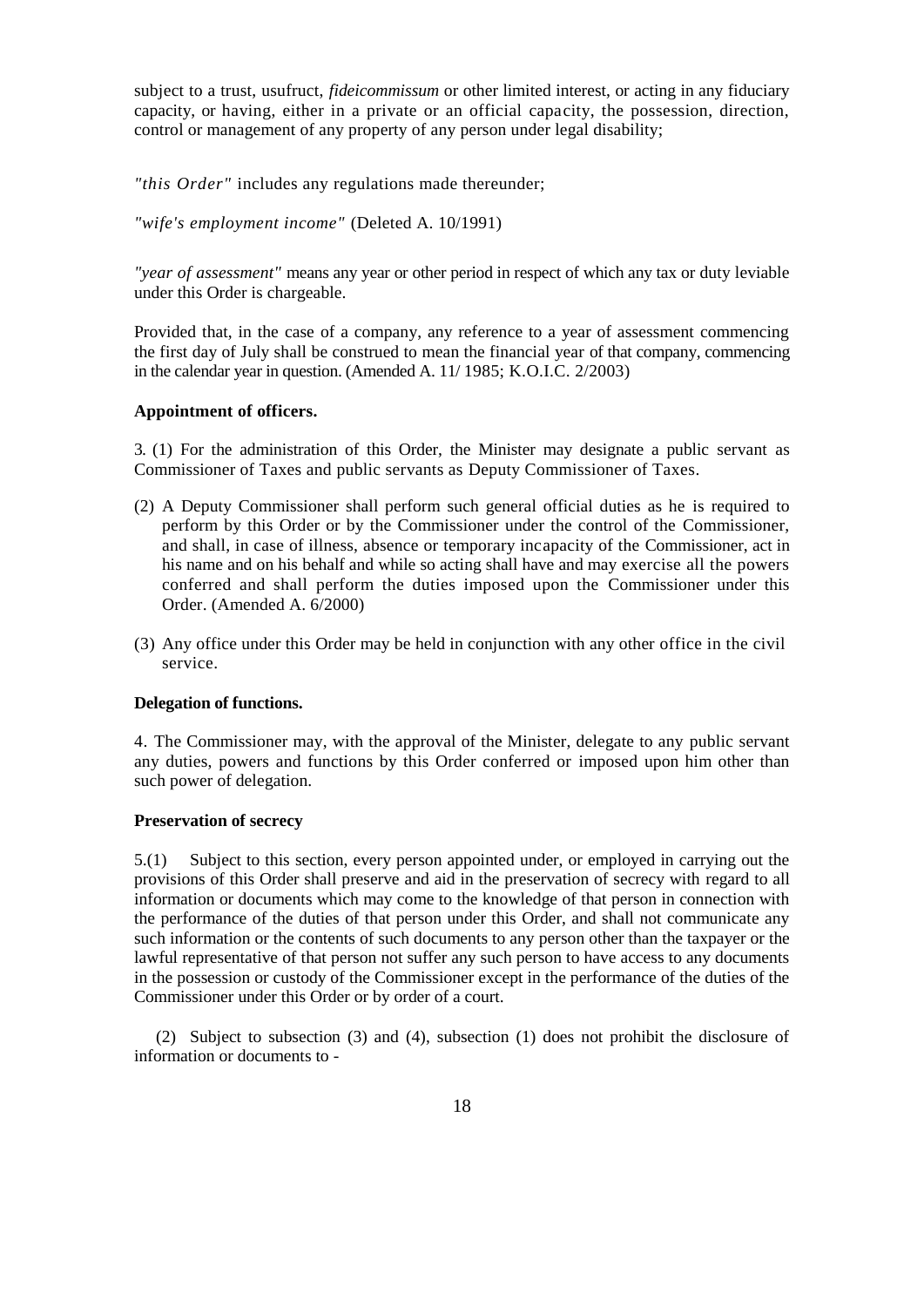subject to a trust, usufruct, *fideicommissum* or other limited interest, or acting in any fiduciary capacity, or having, either in a private or an official capacity, the possession, direction, control or management of any property of any person under legal disability;

*"this Order"* includes any regulations made thereunder;

*"wife's employment income"* (Deleted A. 10/1991)

*"year of assessment"* means any year or other period in respect of which any tax or duty leviable under this Order is chargeable.

Provided that, in the case of a company, any reference to a year of assessment commencing the first day of July shall be construed to mean the financial year of that company, commencing in the calendar year in question. (Amended A. 11/ 1985; K.O.I.C. 2/2003)

**Appointment of officers.**

3. (1) For the administration of this Order, the Minister may designate a public servant as Commissioner of Taxes and public servants as Deputy Commissioner of Taxes.

(2) A Deputy Commissioner shall perform such general official duties as he is required to perform by this Order or by the Commissioner under the control of the Commissioner, and shall, in case of illness, absence or temporary incapacity of the Commissioner, act in his name and on his behalf and while so acting shall have and may exercise all the powers conferred and shall perform the duties imposed upon the Commissioner under this Order. (Amended A. 6/2000)

(3) Any office under this Order may be held in conjunction with any other office in the civil service.

**Delegation of functions.**

4. The Commissioner may, with the approval of the Minister, delegate to any public servant any duties, powers and functions by this Order conferred or imposed upon him other than such power of delegation.

**Preservation of secrecy**

5.(1) Subject to this section, every person appointed under, or employed in carrying out the provisions of this Order shall preserve and aid in the preservation of secrecy with regard to all information or documents which may come to the knowledge of that person in connection with the performance of the duties of that person under this Order, and shall not communicate any such information or the contents of such documents to any person other than the taxpayer or the lawful representative of that person not suffer any such person to have access to any documents in the possession or custody of the Commissioner except in the performance of the duties of the Commissioner under this Order or by order of a court.

(2) Subject to subsection (3) and (4), subsection (1) does not prohibit the disclosure of information or documents to -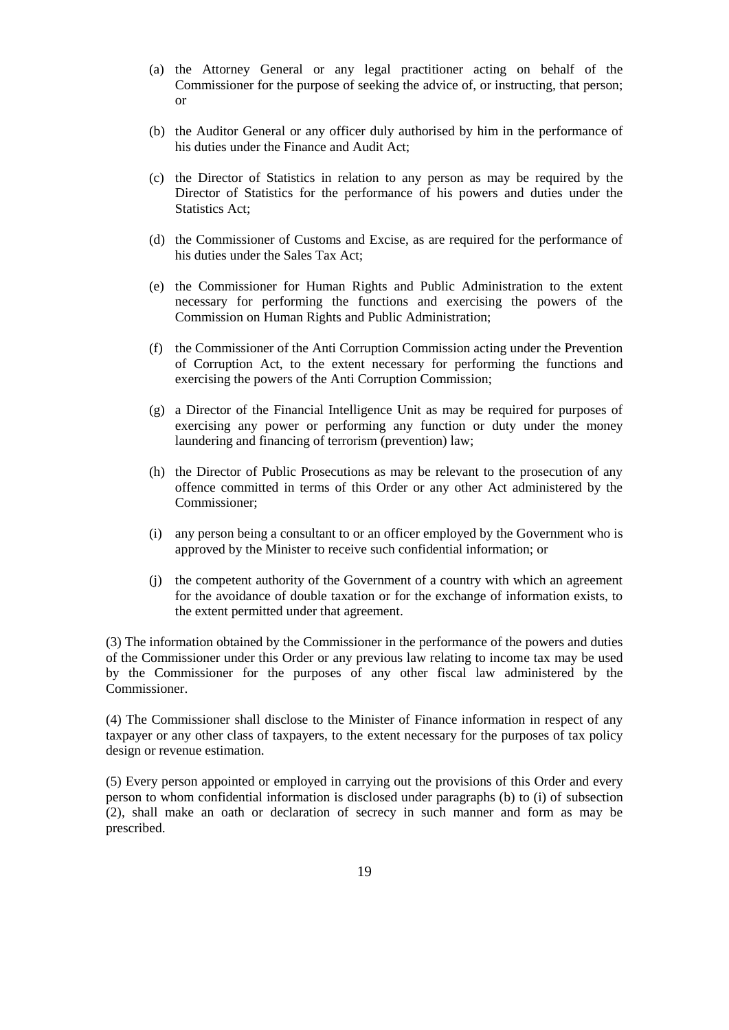(a) the Attorney General or any legal practitioner acting on behalf of the Commissioner for the purpose of seeking the advice of, or instructing, that person; or

(b) the Auditor General or any officer duly authorised by him in the performance of his duties under the Finance and Audit Act;

(c) the Director of Statistics in relation to any person as may be required by the Director of Statistics for the performance of his powers and duties under the Statistics Act;

(d) the Commissioner of Customs and Excise, as are required for the performance of his duties under the Sales Tax Act;

(e) the Commissioner for Human Rights and Public Administration to the extent necessary for performing the functions and exercising the powers of the Commission on Human Rights and Public Administration;

(f) the Commissioner of the Anti Corruption Commission acting under the Prevention of Corruption Act, to the extent necessary for performing the functions and exercising the powers of the Anti Corruption Commission;

(g) a Director of the Financial Intelligence Unit as may be required for purposes of exercising any power or performing any function or duty under the money laundering and financing of terrorism (prevention) law;

(h) the Director of Public Prosecutions as may be relevant to the prosecution of any offence committed in terms of this Order or any other Act administered by the Commissioner;

(i) any person being a consultant to or an officer employed by the Government who is approved by the Minister to receive such confidential information; or

(j) the competent authority of the Government of a country with which an agreement for the avoidance of double taxation or for the exchange of information exists, to the extent permitted under that agreement.

(3) The information obtained by the Commissioner in the performance of the powers and duties of the Commissioner under this Order or any previous law relating to income tax may be used by the Commissioner for the purposes of any other fiscal law administered by the Commissioner.

(4) The Commissioner shall disclose to the Minister of Finance information in respect of any taxpayer or any other class of taxpayers, to the extent necessary for the purposes of tax policy design or revenue estimation.

(5) Every person appointed or employed in carrying out the provisions of this Order and every person to whom confidential information is disclosed under paragraphs (b) to (i) of subsection (2), shall make an oath or declaration of secrecy in such manner and form as may be prescribed.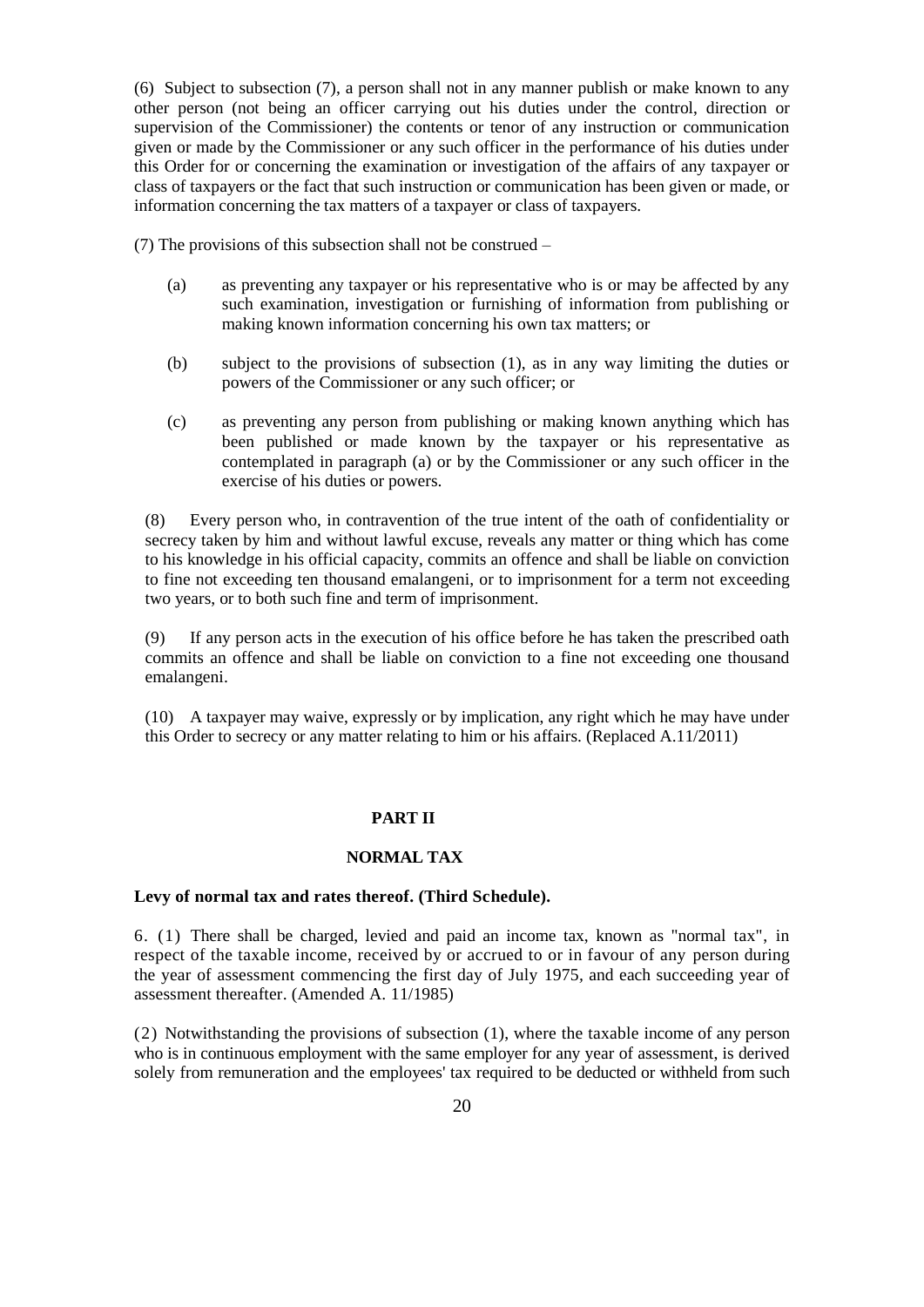(6) Subject to subsection (7), a person shall not in any manner publish or make known to any other person (not being an officer carrying out his duties under the control, direction or supervision of the Commissioner) the contents or tenor of any instruction or communication given or made by the Commissioner or any such officer in the performance of his duties under this Order for or concerning the examination or investigation of the affairs of any taxpayer or class of taxpayers or the fact that such instruction or communication has been given or made, or information concerning the tax matters of a taxpayer or class of taxpayers.

(7) The provisions of this subsection shall not be construed –

(a) as preventing any taxpayer or his representative who is or may be affected by any such examination, investigation or furnishing of information from publishing or making known information concerning his own tax matters; or

(b) subject to the provisions of subsection (1), as in any way limiting the duties or powers of the Commissioner or any such officer; or

(c) as preventing any person from publishing or making known anything which has been published or made known by the taxpayer or his representative as contemplated in paragraph (a) or by the Commissioner or any such officer in the exercise of his duties or powers.

(8) Every person who, in contravention of the true intent of the oath of confidentiality or secrecy taken by him and without lawful excuse, reveals any matter or thing which has come to his knowledge in his official capacity, commits an offence and shall be liable on conviction to fine not exceeding ten thousand emalangeni, or to imprisonment for a term not exceeding two years, or to both such fine and term of imprisonment.

(9) If any person acts in the execution of his office before he has taken the prescribed oath commits an offence and shall be liable on conviction to a fine not exceeding one thousand emalangeni.

(10) A taxpayer may waive, expressly or by implication, any right which he may have under this Order to secrecy or any matter relating to him or his affairs. (Replaced A.11/2011)

## PART II

## NORMAL TAX

**Levy of normal tax and rates thereof. (Third Schedule).**

6. (1) There shall be charged, levied and paid an income tax, known as "normal tax", in respect of the taxable income, received by or accrued to or in favour of any person during the year of assessment commencing the first day of July 1975, and each succeeding year of assessment thereafter. (Amended A. 11/1985)

(2) Notwithstanding the provisions of subsection (1), where the taxable income of any person who is in continuous employment with the same employer for any year of assessment, is derived solely from remuneration and the employees' tax required to be deducted or withheld from such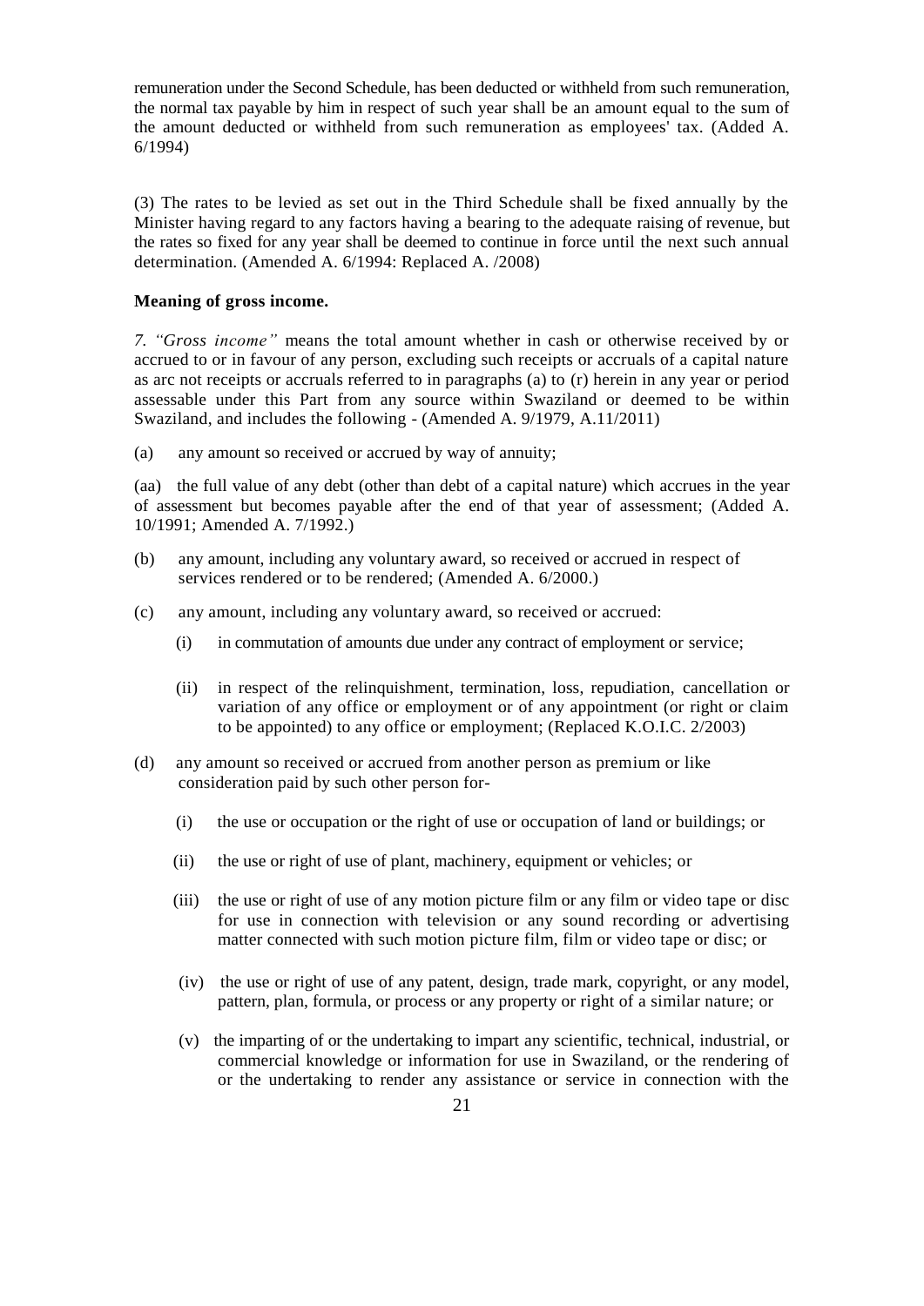remuneration under the Second Schedule, has been deducted or withheld from such remuneration, the normal tax payable by him in respect of such year shall be an amount equal to the sum of the amount deducted or withheld from such remuneration as employees' tax. (Added A. 6/1994)

(3) The rates to be levied as set out in the Third Schedule shall be fixed annually by the Minister having regard to any factors having a bearing to the adequate raising of revenue, but the rates so fixed for any year shall be deemed to continue in force until the next such annual determination. (Amended A. 6/1994: Replaced A. /2008)

**Meaning of gross income.**

*7. "Gross income"* means the total amount whether in cash or otherwise received by or accrued to or in favour of any person, excluding such receipts or accruals of a capital nature as arc not receipts or accruals referred to in paragraphs (a) to (r) herein in any year or period assessable under this Part from any source within Swaziland or deemed to be within Swaziland, and includes the following - (Amended A. 9/1979, A.11/2011)

(a) any amount so received or accrued by way of annuity;

(aa) the full value of any debt (other than debt of a capital nature) which accrues in the year of assessment but becomes payable after the end of that year of assessment; (Added A. 10/1991; Amended A. 7/1992.)

(b) any amount, including any voluntary award, so received or accrued in respect of services rendered or to be rendered; (Amended A. 6/2000.)

(c) any amount, including any voluntary award, so received or accrued:

(i) in commutation of amounts due under any contract of employment or service;

(ii) in respect of the relinquishment, termination, loss, repudiation, cancellation or variation of any office or employment or of any appointment (or right or claim to be appointed) to any office or employment; (Replaced K.O.I.C. 2/2003)

(d) any amount so received or accrued from another person as premium or like consideration paid by such other person for-

(i) the use or occupation or the right of use or occupation of land or buildings; or

(ii) the use or right of use of plant, machinery, equipment or vehicles; or

(iii) the use or right of use of any motion picture film or any film or video tape or disc for use in connection with television or any sound recording or advertising matter connected with such motion picture film, film or video tape or disc; or

(iv) the use or right of use of any patent, design, trade mark, copyright, or any model, pattern, plan, formula, or process or any property or right of a similar nature; or

(v) the imparting of or the undertaking to impart any scientific, technical, industrial, or commercial knowledge or information for use in Swaziland, or the rendering of or the undertaking to render any assistance or service in connection with the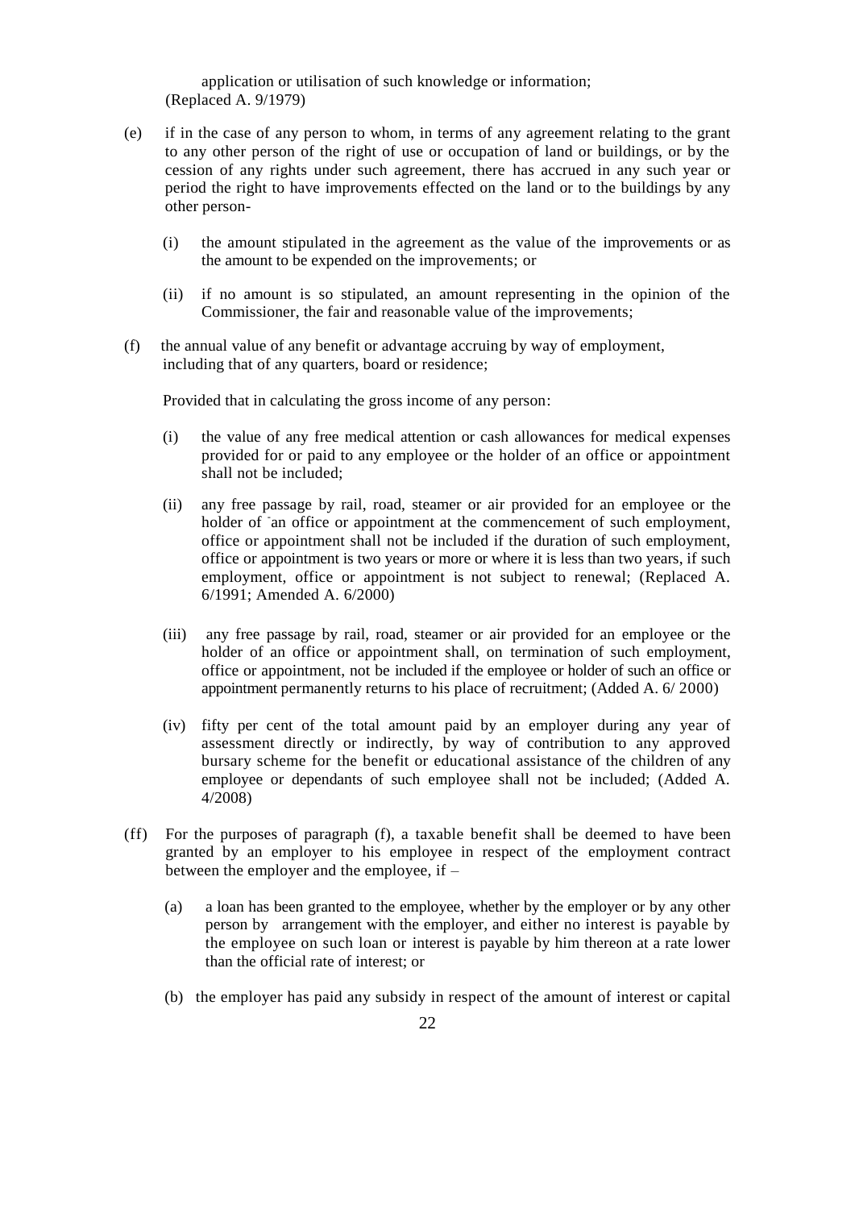application or utilisation of such knowledge or information; (Replaced A. 9/1979)

(e) if in the case of any person to whom, in terms of any agreement relating to the grant to any other person of the right of use or occupation of land or buildings, or by the cession of any rights under such agreement, there has accrued in any such year or period the right to have improvements effected on the land or to the buildings by any other person-

  (i) the amount stipulated in the agreement as the value of the improvements or as the amount to be expended on the improvements; or

  (ii) if no amount is so stipulated, an amount representing in the opinion of the Commissioner, the fair and reasonable value of the improvements;

(f) the annual value of any benefit or advantage accruing by way of employment, including that of any quarters, board or residence;

  Provided that in calculating the gross income of any person:

  (i) the value of any free medical attention or cash allowances for medical expenses provided for or paid to any employee or the holder of an office or appointment shall not be included;

  (ii) any free passage by rail, road, steamer or air provided for an employee or the holder of an office or appointment at the commencement of such employment, office or appointment shall not be included if the duration of such employment, office or appointment is two years or more or where it is less than two years, if such employment, office or appointment is not subject to renewal; (Replaced A. 6/1991; Amended A. 6/2000)

  (iii) any free passage by rail, road, steamer or air provided for an employee or the holder of an office or appointment shall, on termination of such employment, office or appointment, not be included if the employee or holder of such an office or appointment permanently returns to his place of recruitment; (Added A. 6/ 2000)

  (iv) fifty per cent of the total amount paid by an employer during any year of assessment directly or indirectly, by way of contribution to any approved bursary scheme for the benefit or educational assistance of the children of any employee or dependants of such employee shall not be included; (Added A. 4/2008)

(ff) For the purposes of paragraph (f), a taxable benefit shall be deemed to have been granted by an employer to his employee in respect of the employment contract between the employer and the employee, if –

  (a) a loan has been granted to the employee, whether by the employer or by any other person by arrangement with the employer, and either no interest is payable by the employee on such loan or interest is payable by him thereon at a rate lower than the official rate of interest; or

  (b) the employer has paid any subsidy in respect of the amount of interest or capital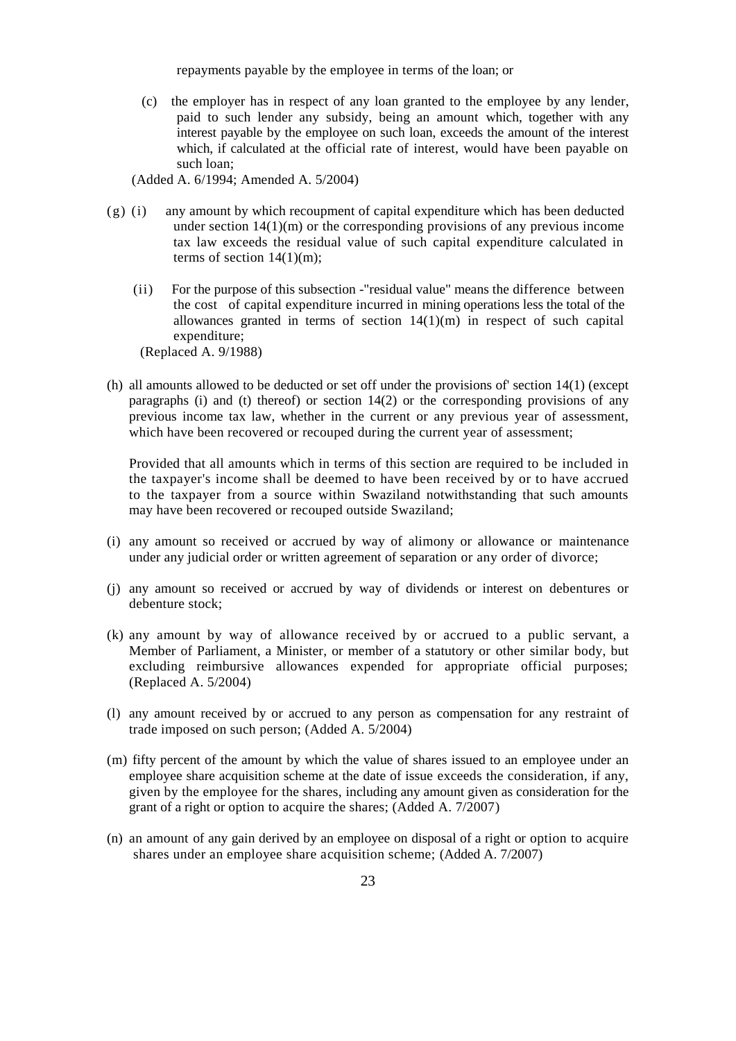repayments payable by the employee in terms of the loan; or

(c) the employer has in respect of any loan granted to the employee by any lender, paid to such lender any subsidy, being an amount which, together with any interest payable by the employee on such loan, exceeds the amount of the interest which, if calculated at the official rate of interest, would have been payable on such loan;

(Added A. 6/1994; Amended A. 5/2004)

(g) (i) any amount by which recoupment of capital expenditure which has been deducted under section 14(1)(m) or the corresponding provisions of any previous income tax law exceeds the residual value of such capital expenditure calculated in terms of section 14(1)(m);

(ii) For the purpose of this subsection -"residual value" means the difference between the cost of capital expenditure incurred in mining operations less the total of the allowances granted in terms of section 14(1)(m) in respect of such capital expenditure;

(Replaced A. 9/1988)

(h) all amounts allowed to be deducted or set off under the provisions of' section 14(1) (except paragraphs (i) and (t) thereof) or section 14(2) or the corresponding provisions of any previous income tax law, whether in the current or any previous year of assessment, which have been recovered or recouped during the current year of assessment;

Provided that all amounts which in terms of this section are required to be included in the taxpayer's income shall be deemed to have been received by or to have accrued to the taxpayer from a source within Swaziland notwithstanding that such amounts may have been recovered or recouped outside Swaziland;

(i) any amount so received or accrued by way of alimony or allowance or maintenance under any judicial order or written agreement of separation or any order of divorce;

(j) any amount so received or accrued by way of dividends or interest on debentures or debenture stock;

(k) any amount by way of allowance received by or accrued to a public servant, a Member of Parliament, a Minister, or member of a statutory or other similar body, but excluding reimbursive allowances expended for appropriate official purposes; (Replaced A. 5/2004)

(l) any amount received by or accrued to any person as compensation for any restraint of trade imposed on such person; (Added A. 5/2004)

(m) fifty percent of the amount by which the value of shares issued to an employee under an employee share acquisition scheme at the date of issue exceeds the consideration, if any, given by the employee for the shares, including any amount given as consideration for the grant of a right or option to acquire the shares; (Added A. 7/2007)

(n) an amount of any gain derived by an employee on disposal of a right or option to acquire shares under an employee share acquisition scheme; (Added A. 7/2007)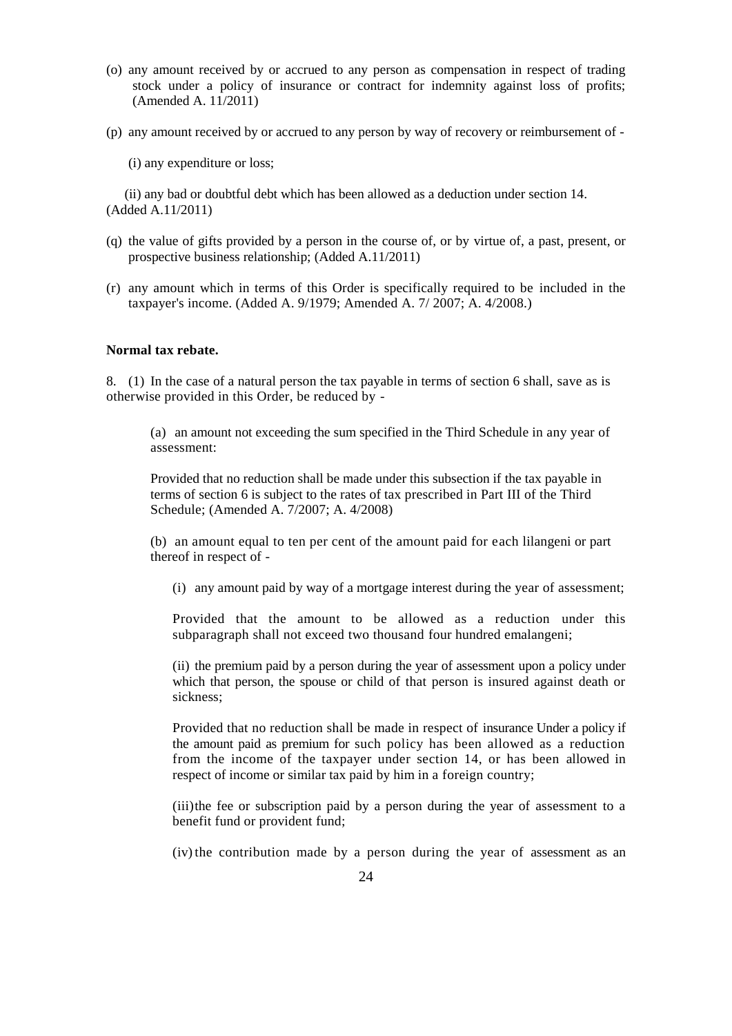(o) any amount received by or accrued to any person as compensation in respect of trading stock under a policy of insurance or contract for indemnity against loss of profits; (Amended A. 11/2011)

(p) any amount received by or accrued to any person by way of recovery or reimbursement of -

(i) any expenditure or loss;

(ii) any bad or doubtful debt which has been allowed as a deduction under section 14. (Added A.11/2011)

(q) the value of gifts provided by a person in the course of, or by virtue of, a past, present, or prospective business relationship; (Added A.11/2011)

(r) any amount which in terms of this Order is specifically required to be included in the taxpayer's income. (Added A. 9/1979; Amended A. 7/ 2007; A. 4/2008.)

**Normal tax rebate.**

8. (1) In the case of a natural person the tax payable in terms of section 6 shall, save as is otherwise provided in this Order, be reduced by -

(a) an amount not exceeding the sum specified in the Third Schedule in any year of assessment:

Provided that no reduction shall be made under this subsection if the tax payable in terms of section 6 is subject to the rates of tax prescribed in Part III of the Third Schedule; (Amended A. 7/2007; A. 4/2008)

(b) an amount equal to ten per cent of the amount paid for each lilangeni or part thereof in respect of -

(i) any amount paid by way of a mortgage interest during the year of assessment;

Provided that the amount to be allowed as a reduction under this subparagraph shall not exceed two thousand four hundred emalangeni;

(ii) the premium paid by a person during the year of assessment upon a policy under which that person, the spouse or child of that person is insured against death or sickness;

Provided that no reduction shall be made in respect of insurance Under a policy if the amount paid as premium for such policy has been allowed as a reduction from the income of the taxpayer under section 14, or has been allowed in respect of income or similar tax paid by him in a foreign country;

(iii) the fee or subscription paid by a person during the year of assessment to a benefit fund or provident fund;

(iv) the contribution made by a person during the year of assessment as an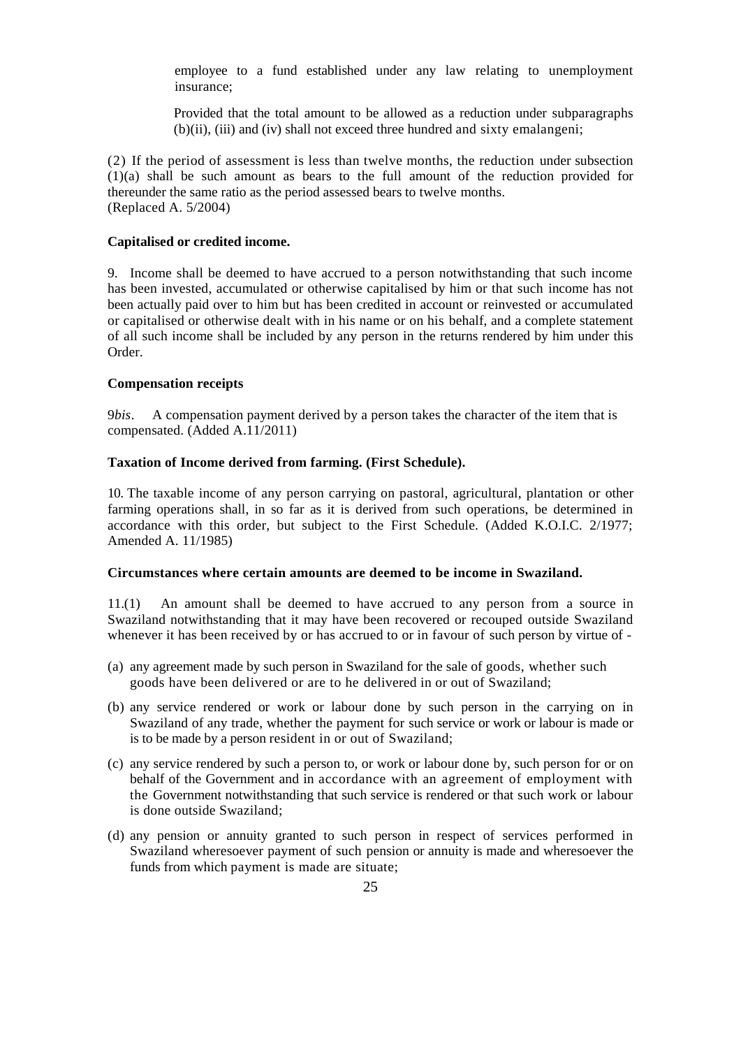employee to a fund established under any law relating to unemployment insurance;

Provided that the total amount to be allowed as a reduction under subparagraphs (b)(ii), (iii) and (iv) shall not exceed three hundred and sixty emalangeni;

(2) If the period of assessment is less than twelve months, the reduction under subsection (1)(a) shall be such amount as bears to the full amount of the reduction provided for thereunder the same ratio as the period assessed bears to twelve months.
(Replaced A. 5/2004)

**Capitalised or credited income.**

9. Income shall be deemed to have accrued to a person notwithstanding that such income has been invested, accumulated or otherwise capitalised by him or that such income has not been actually paid over to him but has been credited in account or reinvested or accumulated or capitalised or otherwise dealt with in his name or on his behalf, and a complete statement of all such income shall be included by any person in the returns rendered by him under this Order.

**Compensation receipts**

9*bis*. A compensation payment derived by a person takes the character of the item that is compensated. (Added A.11/2011)

**Taxation of Income derived from farming. (First Schedule).**

10. The taxable income of any person carrying on pastoral, agricultural, plantation or other farming operations shall, in so far as it is derived from such operations, be determined in accordance with this order, but subject to the First Schedule. (Added K.O.I.C. 2/1977; Amended A. 11/1985)

**Circumstances where certain amounts are deemed to be income in Swaziland.**

11.(1) An amount shall be deemed to have accrued to any person from a source in Swaziland notwithstanding that it may have been recovered or recouped outside Swaziland whenever it has been received by or has accrued to or in favour of such person by virtue of -

(a) any agreement made by such person in Swaziland for the sale of goods, whether such goods have been delivered or are to he delivered in or out of Swaziland;

(b) any service rendered or work or labour done by such person in the carrying on in Swaziland of any trade, whether the payment for such service or work or labour is made or is to be made by a person resident in or out of Swaziland;

(c) any service rendered by such a person to, or work or labour done by, such person for or on behalf of the Government and in accordance with an agreement of employment with the Government notwithstanding that such service is rendered or that such work or labour is done outside Swaziland;

(d) any pension or annuity granted to such person in respect of services performed in Swaziland wheresoever payment of such pension or annuity is made and wheresoever the funds from which payment is made are situate;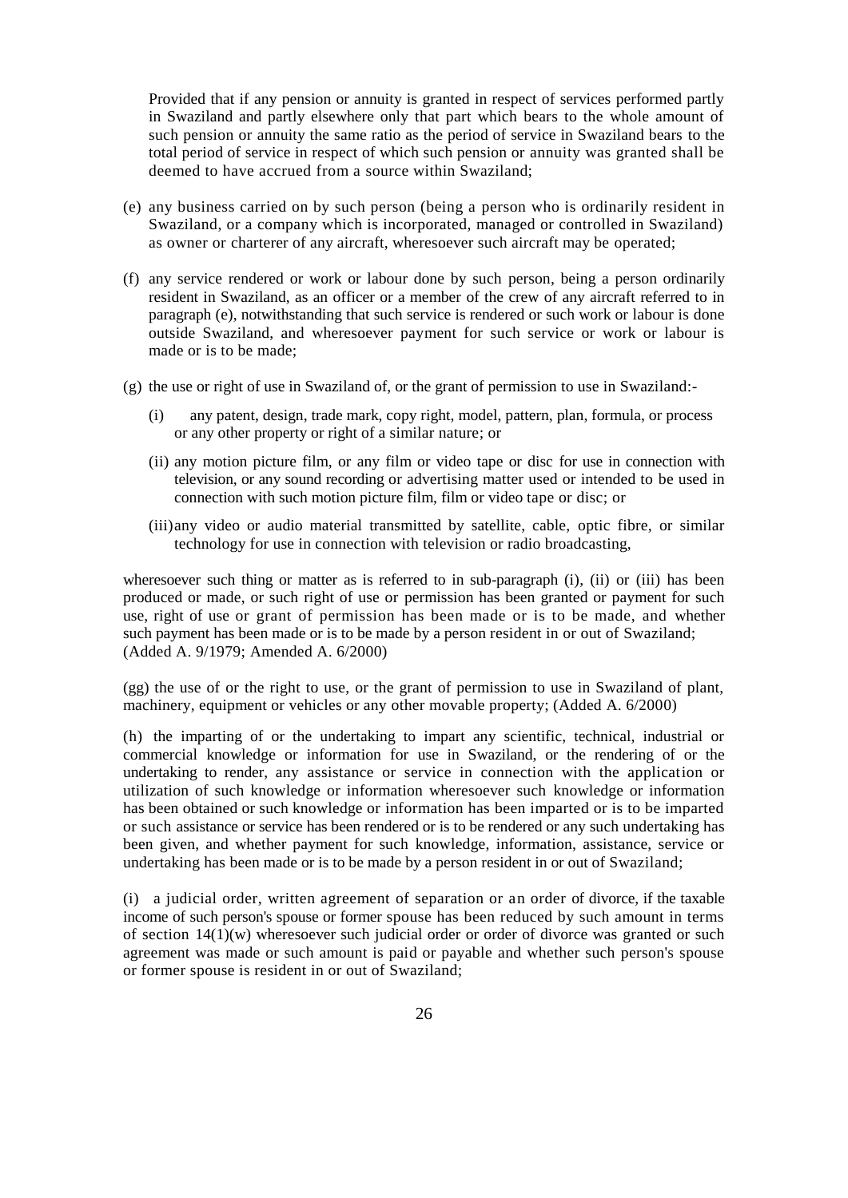Provided that if any pension or annuity is granted in respect of services performed partly in Swaziland and partly elsewhere only that part which bears to the whole amount of such pension or annuity the same ratio as the period of service in Swaziland bears to the total period of service in respect of which such pension or annuity was granted shall be deemed to have accrued from a source within Swaziland;

(e) any business carried on by such person (being a person who is ordinarily resident in Swaziland, or a company which is incorporated, managed or controlled in Swaziland) as owner or charterer of any aircraft, wheresoever such aircraft may be operated;

(f) any service rendered or work or labour done by such person, being a person ordinarily resident in Swaziland, as an officer or a member of the crew of any aircraft referred to in paragraph (e), notwithstanding that such service is rendered or such work or labour is done outside Swaziland, and wheresoever payment for such service or work or labour is made or is to be made;

(g) the use or right of use in Swaziland of, or the grant of permission to use in Swaziland:-

(i) any patent, design, trade mark, copy right, model, pattern, plan, formula, or process or any other property or right of a similar nature; or

(ii) any motion picture film, or any film or video tape or disc for use in connection with television, or any sound recording or advertising matter used or intended to be used in connection with such motion picture film, film or video tape or disc; or

(iii) any video or audio material transmitted by satellite, cable, optic fibre, or similar technology for use in connection with television or radio broadcasting,

wheresoever such thing or matter as is referred to in sub-paragraph (i), (ii) or (iii) has been produced or made, or such right of use or permission has been granted or payment for such use, right of use or grant of permission has been made or is to be made, and whether such payment has been made or is to be made by a person resident in or out of Swaziland; (Added A. 9/1979; Amended A. 6/2000)

(gg) the use of or the right to use, or the grant of permission to use in Swaziland of plant, machinery, equipment or vehicles or any other movable property; (Added A. 6/2000)

(h) the imparting of or the undertaking to impart any scientific, technical, industrial or commercial knowledge or information for use in Swaziland, or the rendering of or the undertaking to render, any assistance or service in connection with the application or utilization of such knowledge or information wheresoever such knowledge or information has been obtained or such knowledge or information has been imparted or is to be imparted or such assistance or service has been rendered or is to be rendered or any such undertaking has been given, and whether payment for such knowledge, information, assistance, service or undertaking has been made or is to be made by a person resident in or out of Swaziland;

(i) a judicial order, written agreement of separation or an order of divorce, if the taxable income of such person's spouse or former spouse has been reduced by such amount in terms of section 14(1)(w) wheresoever such judicial order or order of divorce was granted or such agreement was made or such amount is paid or payable and whether such person's spouse or former spouse is resident in or out of Swaziland;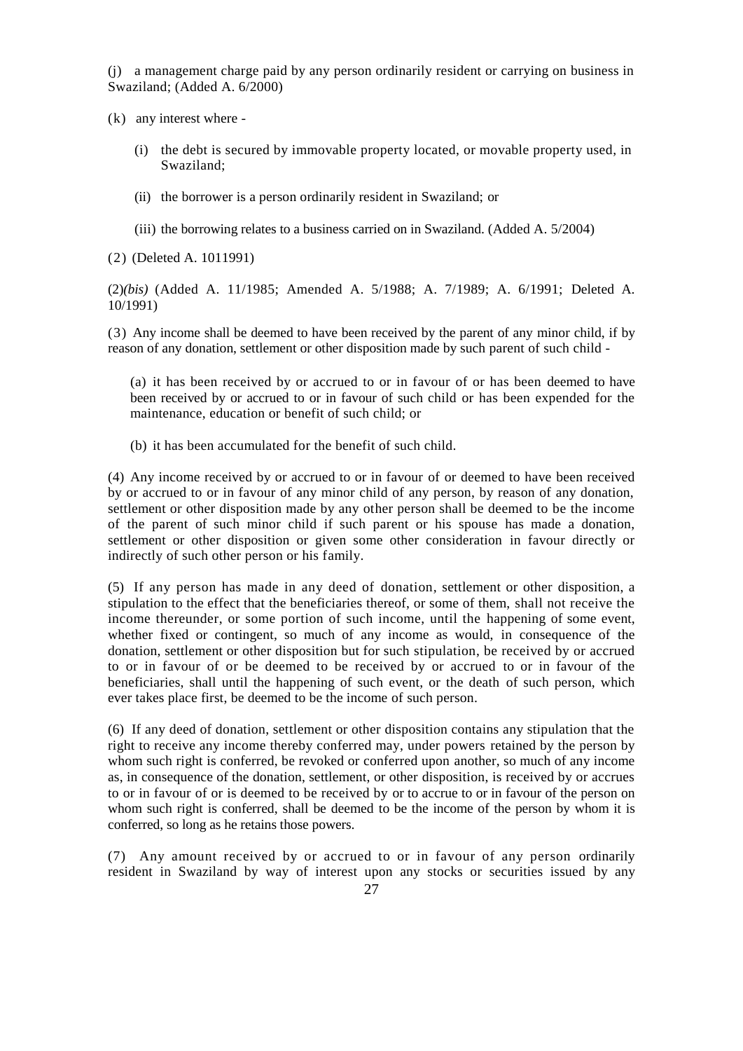(j) a management charge paid by any person ordinarily resident or carrying on business in Swaziland; (Added A. 6/2000)

(k) any interest where -

(i) the debt is secured by immovable property located, or movable property used, in Swaziland;

(ii) the borrower is a person ordinarily resident in Swaziland; or

(iii) the borrowing relates to a business carried on in Swaziland. (Added A. 5/2004)

(2) (Deleted A. 1011991)

(2)*(bis)* (Added A. 11/1985; Amended A. 5/1988; A. 7/1989; A. 6/1991; Deleted A. 10/1991)

(3) Any income shall be deemed to have been received by the parent of any minor child, if by reason of any donation, settlement or other disposition made by such parent of such child -

(a) it has been received by or accrued to or in favour of or has been deemed to have been received by or accrued to or in favour of such child or has been expended for the maintenance, education or benefit of such child; or

(b) it has been accumulated for the benefit of such child.

(4) Any income received by or accrued to or in favour of or deemed to have been received by or accrued to or in favour of any minor child of any person, by reason of any donation, settlement or other disposition made by any other person shall be deemed to be the income of the parent of such minor child if such parent or his spouse has made a donation, settlement or other disposition or given some other consideration in favour directly or indirectly of such other person or his family.

(5) If any person has made in any deed of donation, settlement or other disposition, a stipulation to the effect that the beneficiaries thereof, or some of them, shall not receive the income thereunder, or some portion of such income, until the happening of some event, whether fixed or contingent, so much of any income as would, in consequence of the donation, settlement or other disposition but for such stipulation, be received by or accrued to or in favour of or be deemed to be received by or accrued to or in favour of the beneficiaries, shall until the happening of such event, or the death of such person, which ever takes place first, be deemed to be the income of such person.

(6) If any deed of donation, settlement or other disposition contains any stipulation that the right to receive any income thereby conferred may, under powers retained by the person by whom such right is conferred, be revoked or conferred upon another, so much of any income as, in consequence of the donation, settlement, or other disposition, is received by or accrues to or in favour of or is deemed to be received by or to accrue to or in favour of the person on whom such right is conferred, shall be deemed to be the income of the person by whom it is conferred, so long as he retains those powers.

(7) Any amount received by or accrued to or in favour of any person ordinarily resident in Swaziland by way of interest upon any stocks or securities issued by any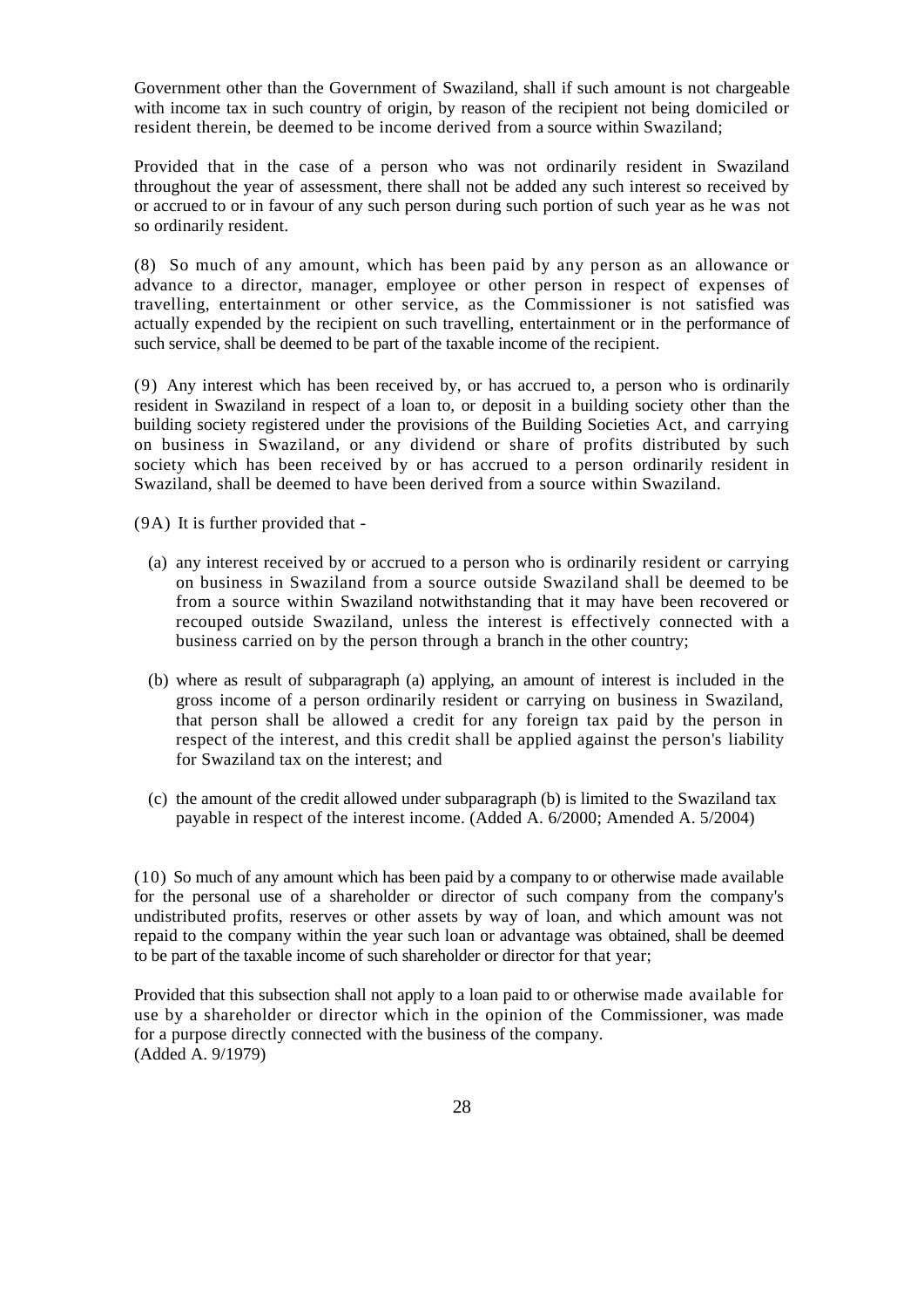Government other than the Government of Swaziland, shall if such amount is not chargeable with income tax in such country of origin, by reason of the recipient not being domiciled or resident therein, be deemed to be income derived from a source within Swaziland;

Provided that in the case of a person who was not ordinarily resident in Swaziland throughout the year of assessment, there shall not be added any such interest so received by or accrued to or in favour of any such person during such portion of such year as he was not so ordinarily resident.

(8) So much of any amount, which has been paid by any person as an allowance or advance to a director, manager, employee or other person in respect of expenses of travelling, entertainment or other service, as the Commissioner is not satisfied was actually expended by the recipient on such travelling, entertainment or in the performance of such service, shall be deemed to be part of the taxable income of the recipient.

(9) Any interest which has been received by, or has accrued to, a person who is ordinarily resident in Swaziland in respect of a loan to, or deposit in a building society other than the building society registered under the provisions of the Building Societies Act, and carrying on business in Swaziland, or any dividend or share of profits distributed by such society which has been received by or has accrued to a person ordinarily resident in Swaziland, shall be deemed to have been derived from a source within Swaziland.

(9A) It is further provided that -

(a) any interest received by or accrued to a person who is ordinarily resident or carrying on business in Swaziland from a source outside Swaziland shall be deemed to be from a source within Swaziland notwithstanding that it may have been recovered or recouped outside Swaziland, unless the interest is effectively connected with a business carried on by the person through a branch in the other country;

(b) where as result of subparagraph (a) applying, an amount of interest is included in the gross income of a person ordinarily resident or carrying on business in Swaziland, that person shall be allowed a credit for any foreign tax paid by the person in respect of the interest, and this credit shall be applied against the person's liability for Swaziland tax on the interest; and

(c) the amount of the credit allowed under subparagraph (b) is limited to the Swaziland tax payable in respect of the interest income. (Added A. 6/2000; Amended A. 5/2004)

(10) So much of any amount which has been paid by a company to or otherwise made available for the personal use of a shareholder or director of such company from the company's undistributed profits, reserves or other assets by way of loan, and which amount was not repaid to the company within the year such loan or advantage was obtained, shall be deemed to be part of the taxable income of such shareholder or director for that year;

Provided that this subsection shall not apply to a loan paid to or otherwise made available for use by a shareholder or director which in the opinion of the Commissioner, was made for a purpose directly connected with the business of the company.
(Added A. 9/1979)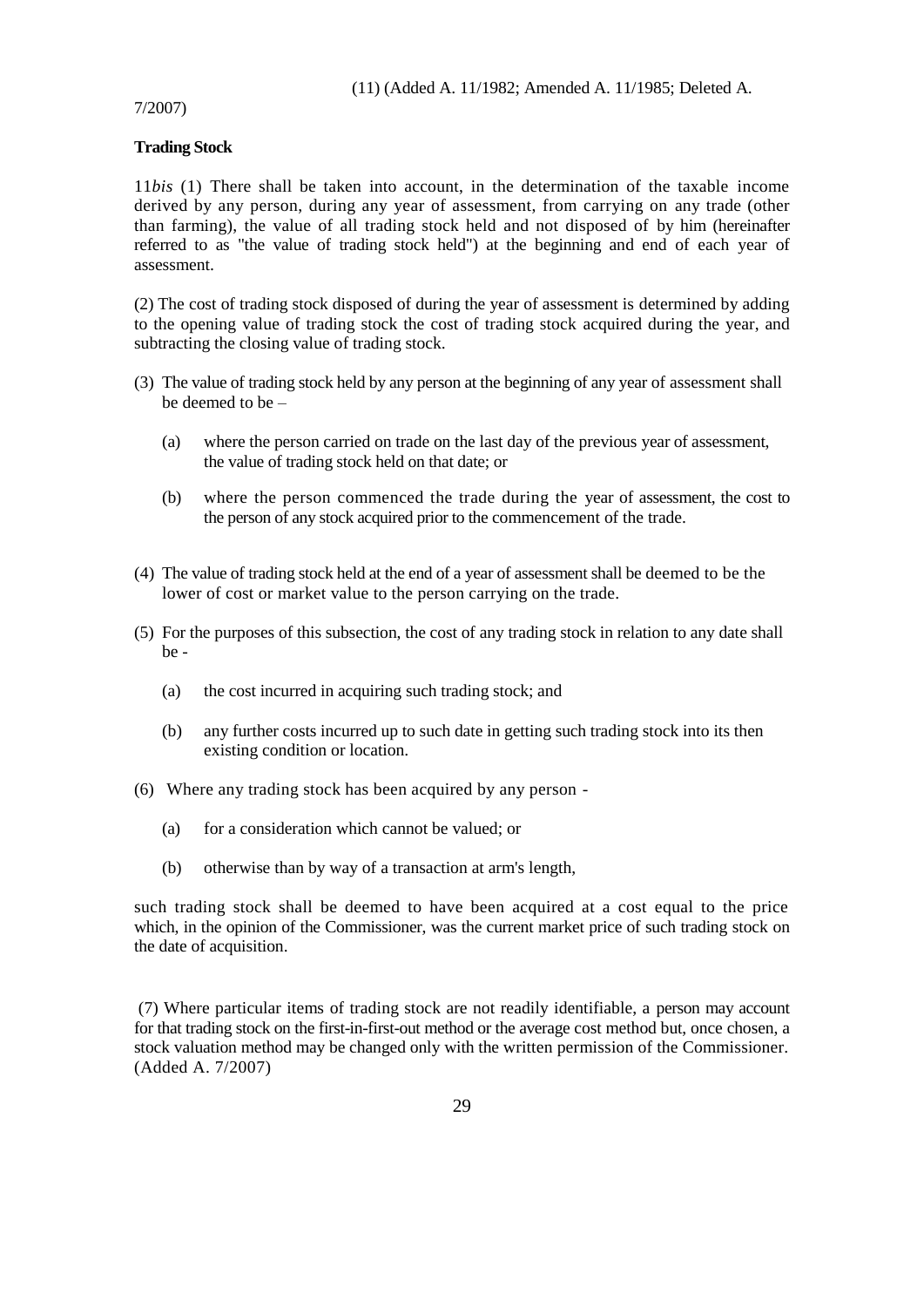(11) (Added A. 11/1982; Amended A. 11/1985; Deleted A. 7/2007)

**Trading Stock**

11*bis* (1) There shall be taken into account, in the determination of the taxable income derived by any person, during any year of assessment, from carrying on any trade (other than farming), the value of all trading stock held and not disposed of by him (hereinafter referred to as "the value of trading stock held") at the beginning and end of each year of assessment.

(2) The cost of trading stock disposed of during the year of assessment is determined by adding to the opening value of trading stock the cost of trading stock acquired during the year, and subtracting the closing value of trading stock.

(3) The value of trading stock held by any person at the beginning of any year of assessment shall be deemed to be –

(a) where the person carried on trade on the last day of the previous year of assessment, the value of trading stock held on that date; or

(b) where the person commenced the trade during the year of assessment, the cost to the person of any stock acquired prior to the commencement of the trade.

(4) The value of trading stock held at the end of a year of assessment shall be deemed to be the lower of cost or market value to the person carrying on the trade.

(5) For the purposes of this subsection, the cost of any trading stock in relation to any date shall be -

(a) the cost incurred in acquiring such trading stock; and

(b) any further costs incurred up to such date in getting such trading stock into its then existing condition or location.

(6) Where any trading stock has been acquired by any person -

(a) for a consideration which cannot be valued; or

(b) otherwise than by way of a transaction at arm's length,

such trading stock shall be deemed to have been acquired at a cost equal to the price which, in the opinion of the Commissioner, was the current market price of such trading stock on the date of acquisition.

(7) Where particular items of trading stock are not readily identifiable, a person may account for that trading stock on the first-in-first-out method or the average cost method but, once chosen, a stock valuation method may be changed only with the written permission of the Commissioner. (Added A. 7/2007)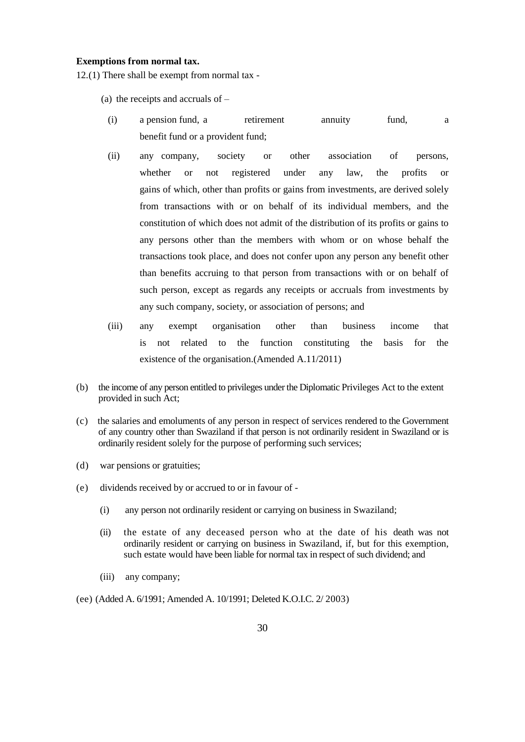**Exemptions from normal tax.**

12.(1) There shall be exempt from normal tax -

(a) the receipts and accruals of –

(i) a pension fund, a retirement annuity fund, a benefit fund or a provident fund;

(ii) any company, society or other association of persons, whether or not registered under any law, the profits or gains of which, other than profits or gains from investments, are derived solely from transactions with or on behalf of its individual members, and the constitution of which does not admit of the distribution of its profits or gains to any persons other than the members with whom or on whose behalf the transactions took place, and does not confer upon any person any benefit other than benefits accruing to that person from transactions with or on behalf of such person, except as regards any receipts or accruals from investments by any such company, society, or association of persons; and

(iii) any exempt organisation other than business income that is not related to the function constituting the basis for the existence of the organisation.(Amended A.11/2011)

(b) the income of any person entitled to privileges under the Diplomatic Privileges Act to the extent provided in such Act;

(c) the salaries and emoluments of any person in respect of services rendered to the Government of any country other than Swaziland if that person is not ordinarily resident in Swaziland or is ordinarily resident solely for the purpose of performing such services;

(d) war pensions or gratuities;

(e) dividends received by or accrued to or in favour of -

(i) any person not ordinarily resident or carrying on business in Swaziland;

(ii) the estate of any deceased person who at the date of his death was not ordinarily resident or carrying on business in Swaziland, if, but for this exemption, such estate would have been liable for normal tax in respect of such dividend; and

(iii) any company;

(ee) (Added A. 6/1991; Amended A. 10/1991; Deleted K.O.I.C. 2/ 2003)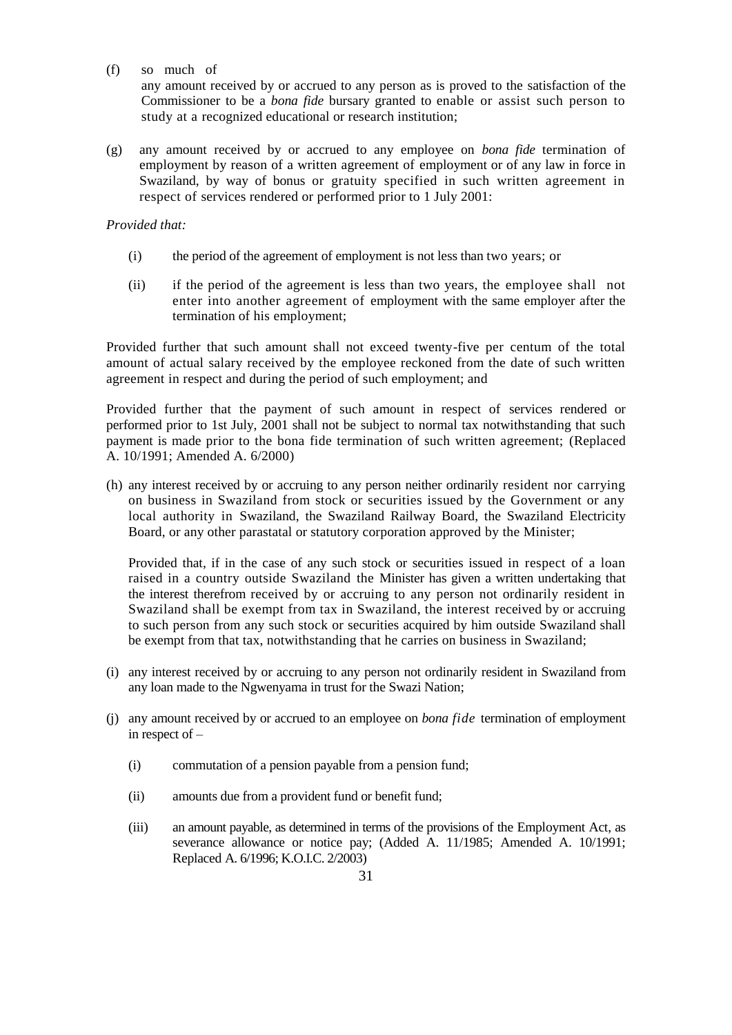(f) so much of any amount received by or accrued to any person as is proved to the satisfaction of the Commissioner to be a *bona fide* bursary granted to enable or assist such person to study at a recognized educational or research institution;

(g) any amount received by or accrued to any employee on *bona fide* termination of employment by reason of a written agreement of employment or of any law in force in Swaziland, by way of bonus or gratuity specified in such written agreement in respect of services rendered or performed prior to 1 July 2001:

*Provided that:*

(i) the period of the agreement of employment is not less than two years; or

(ii) if the period of the agreement is less than two years, the employee shall not enter into another agreement of employment with the same employer after the termination of his employment;

Provided further that such amount shall not exceed twenty-five per centum of the total amount of actual salary received by the employee reckoned from the date of such written agreement in respect and during the period of such employment; and

Provided further that the payment of such amount in respect of services rendered or performed prior to 1st July, 2001 shall not be subject to normal tax notwithstanding that such payment is made prior to the bona fide termination of such written agreement; (Replaced A. 10/1991; Amended A. 6/2000)

(h) any interest received by or accruing to any person neither ordinarily resident nor carrying on business in Swaziland from stock or securities issued by the Government or any local authority in Swaziland, the Swaziland Railway Board, the Swaziland Electricity Board, or any other parastatal or statutory corporation approved by the Minister;

Provided that, if in the case of any such stock or securities issued in respect of a loan raised in a country outside Swaziland the Minister has given a written undertaking that the interest therefrom received by or accruing to any person not ordinarily resident in Swaziland shall be exempt from tax in Swaziland, the interest received by or accruing to such person from any such stock or securities acquired by him outside Swaziland shall be exempt from that tax, notwithstanding that he carries on business in Swaziland;

(i) any interest received by or accruing to any person not ordinarily resident in Swaziland from any loan made to the Ngwenyama in trust for the Swazi Nation;

(j) any amount received by or accrued to an employee on *bona fide* termination of employment in respect of –

(i) commutation of a pension payable from a pension fund;

(ii) amounts due from a provident fund or benefit fund;

(iii) an amount payable, as determined in terms of the provisions of the Employment Act, as severance allowance or notice pay; (Added A. 11/1985; Amended A. 10/1991; Replaced A. 6/1996; K.O.I.C. 2/2003)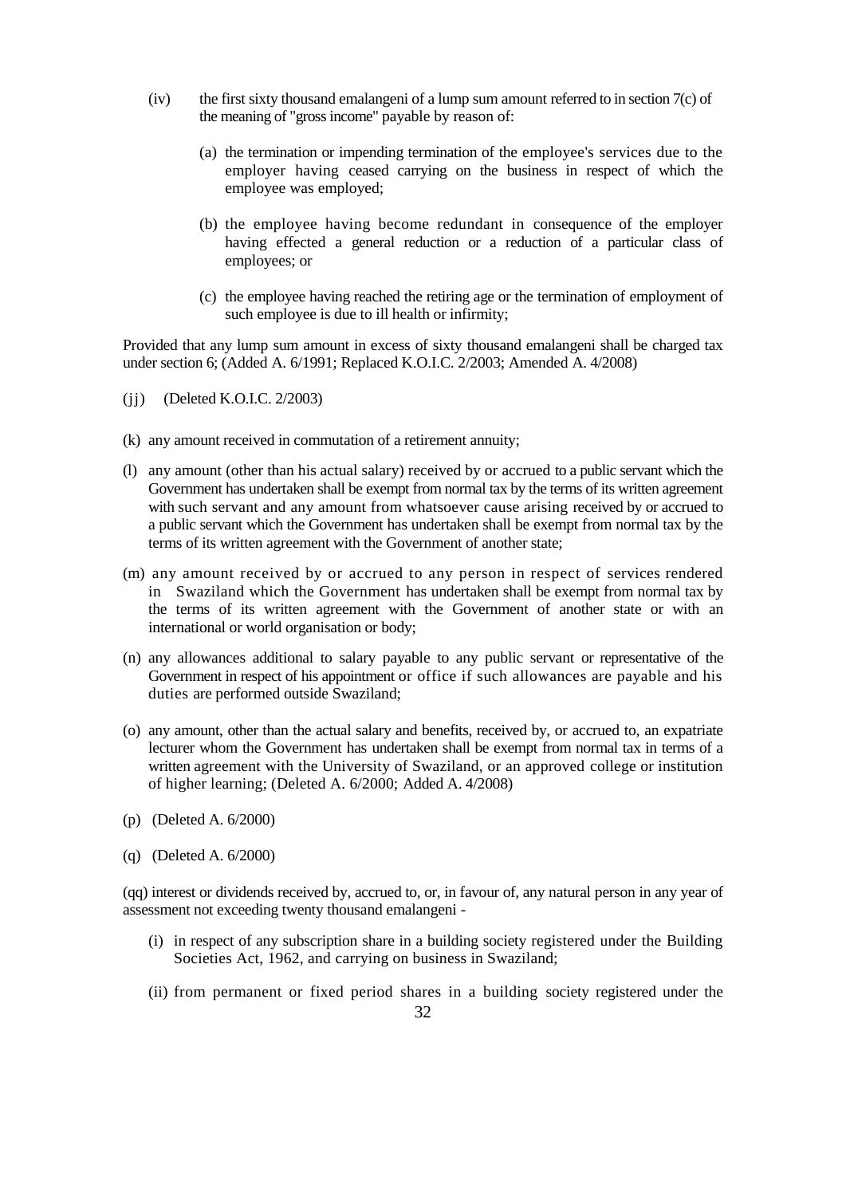(iv) the first sixty thousand emalangeni of a lump sum amount referred to in section 7(c) of the meaning of "gross income" payable by reason of:

  (a) the termination or impending termination of the employee's services due to the employer having ceased carrying on the business in respect of which the employee was employed;

  (b) the employee having become redundant in consequence of the employer having effected a general reduction or a reduction of a particular class of employees; or

  (c) the employee having reached the retiring age or the termination of employment of such employee is due to ill health or infirmity;

Provided that any lump sum amount in excess of sixty thousand emalangeni shall be charged tax under section 6; (Added A. 6/1991; Replaced K.O.I.C. 2/2003; Amended A. 4/2008)

(jj) (Deleted K.O.I.C. 2/2003)

(k) any amount received in commutation of a retirement annuity;

(l) any amount (other than his actual salary) received by or accrued to a public servant which the Government has undertaken shall be exempt from normal tax by the terms of its written agreement with such servant and any amount from whatsoever cause arising received by or accrued to a public servant which the Government has undertaken shall be exempt from normal tax by the terms of its written agreement with the Government of another state;

(m) any amount received by or accrued to any person in respect of services rendered in Swaziland which the Government has undertaken shall be exempt from normal tax by the terms of its written agreement with the Government of another state or with an international or world organisation or body;

(n) any allowances additional to salary payable to any public servant or representative of the Government in respect of his appointment or office if such allowances are payable and his duties are performed outside Swaziland;

(o) any amount, other than the actual salary and benefits, received by, or accrued to, an expatriate lecturer whom the Government has undertaken shall be exempt from normal tax in terms of a written agreement with the University of Swaziland, or an approved college or institution of higher learning; (Deleted A. 6/2000; Added A. 4/2008)

(p) (Deleted A. 6/2000)

(q) (Deleted A. 6/2000)

(qq) interest or dividends received by, accrued to, or, in favour of, any natural person in any year of assessment not exceeding twenty thousand emalangeni -

  (i) in respect of any subscription share in a building society registered under the Building Societies Act, 1962, and carrying on business in Swaziland;

  (ii) from permanent or fixed period shares in a building society registered under the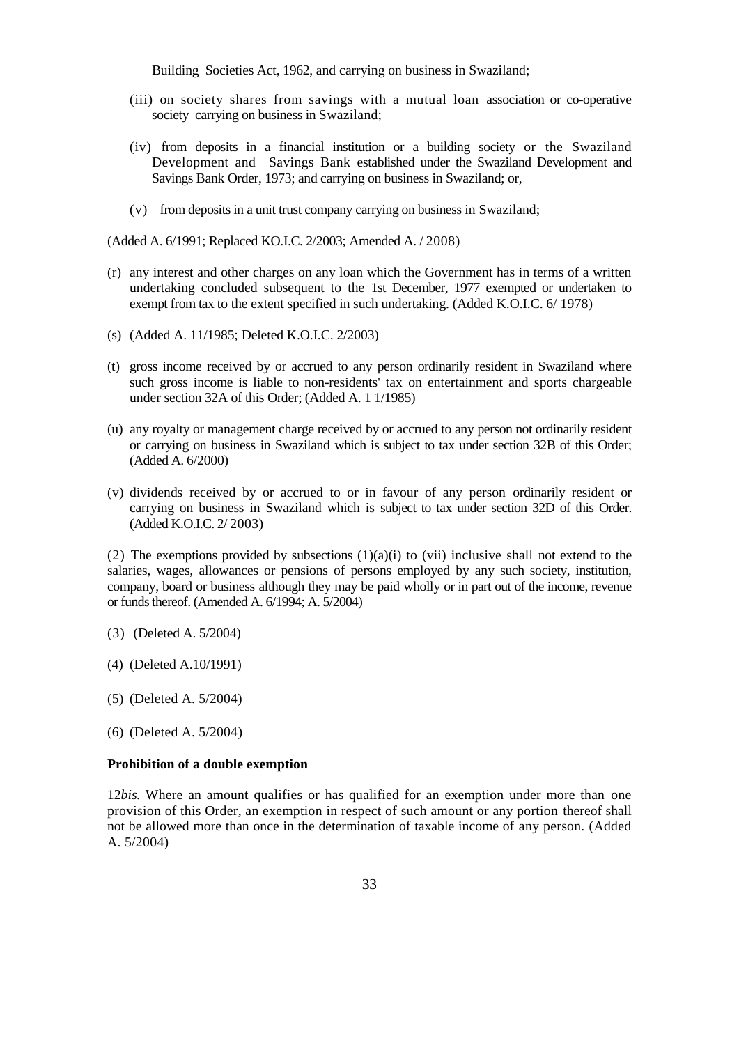Building Societies Act, 1962, and carrying on business in Swaziland;

(iii) on society shares from savings with a mutual loan association or co-operative society carrying on business in Swaziland;

(iv) from deposits in a financial institution or a building society or the Swaziland Development and Savings Bank established under the Swaziland Development and Savings Bank Order, 1973; and carrying on business in Swaziland; or,

(v) from deposits in a unit trust company carrying on business in Swaziland;

(Added A. 6/1991; Replaced KO.I.C. 2/2003; Amended A. / 2008)

(r) any interest and other charges on any loan which the Government has in terms of a written undertaking concluded subsequent to the 1st December, 1977 exempted or undertaken to exempt from tax to the extent specified in such undertaking. (Added K.O.I.C. 6/ 1978)

(s) (Added A. 11/1985; Deleted K.O.I.C. 2/2003)

(t) gross income received by or accrued to any person ordinarily resident in Swaziland where such gross income is liable to non-residents' tax on entertainment and sports chargeable under section 32A of this Order; (Added A. 1 1/1985)

(u) any royalty or management charge received by or accrued to any person not ordinarily resident or carrying on business in Swaziland which is subject to tax under section 32B of this Order; (Added A. 6/2000)

(v) dividends received by or accrued to or in favour of any person ordinarily resident or carrying on business in Swaziland which is subject to tax under section 32D of this Order. (Added K.O.I.C. 2/ 2003)

(2) The exemptions provided by subsections (1)(a)(i) to (vii) inclusive shall not extend to the salaries, wages, allowances or pensions of persons employed by any such society, institution, company, board or business although they may be paid wholly or in part out of the income, revenue or funds thereof. (Amended A. 6/1994; A. 5/2004)

(3) (Deleted A. 5/2004)

(4) (Deleted A.10/1991)

(5) (Deleted A. 5/2004)

(6) (Deleted A. 5/2004)

**Prohibition of a double exemption**

12*bis.* Where an amount qualifies or has qualified for an exemption under more than one provision of this Order, an exemption in respect of such amount or any portion thereof shall not be allowed more than once in the determination of taxable income of any person. (Added A. 5/2004)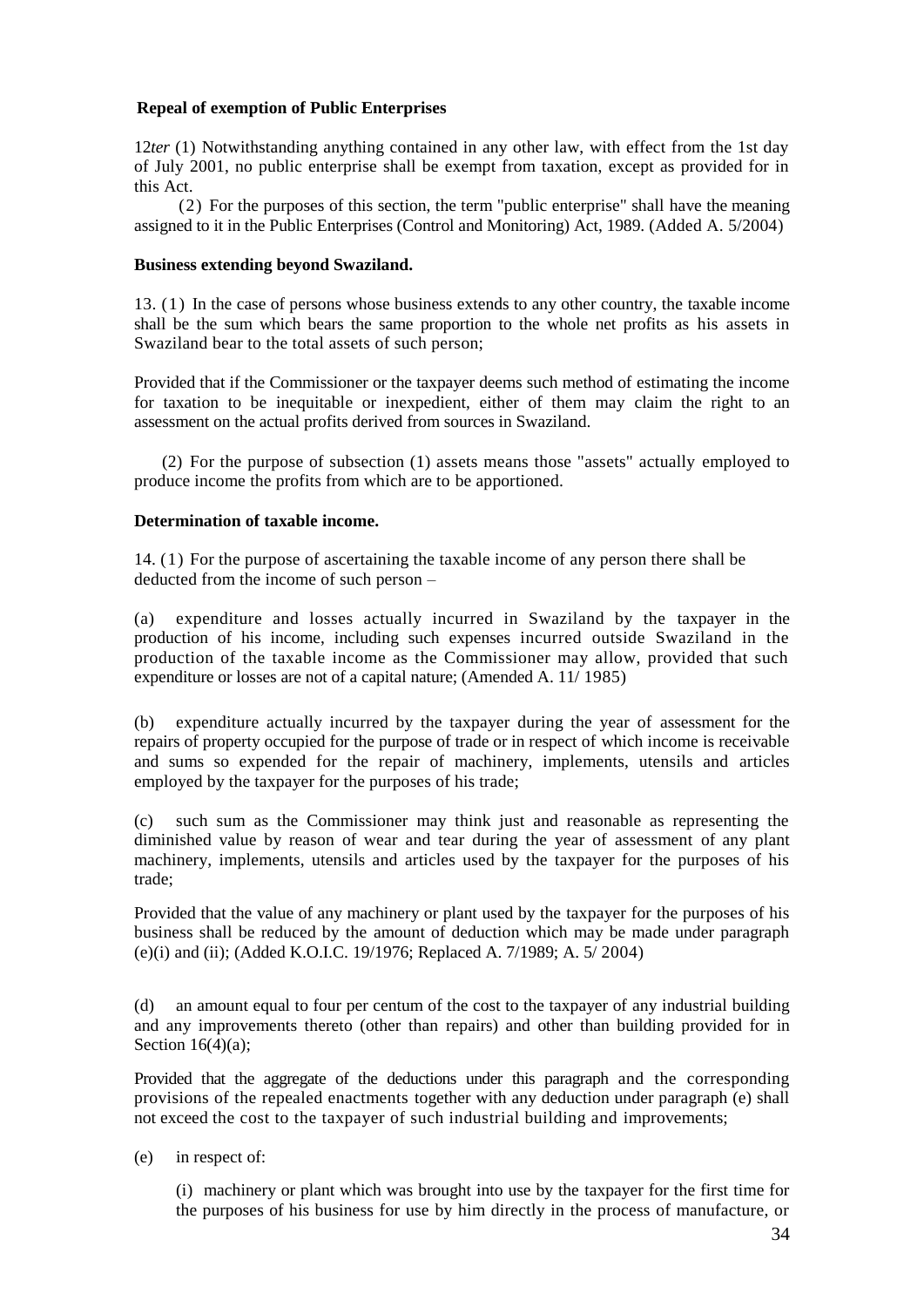**Repeal of exemption of Public Enterprises**

12*ter* (1) Notwithstanding anything contained in any other law, with effect from the 1st day of July 2001, no public enterprise shall be exempt from taxation, except as provided for in this Act.

(2) For the purposes of this section, the term "public enterprise" shall have the meaning assigned to it in the Public Enterprises (Control and Monitoring) Act, 1989. (Added A. 5/2004)

**Business extending beyond Swaziland.**

13. (1) In the case of persons whose business extends to any other country, the taxable income shall be the sum which bears the same proportion to the whole net profits as his assets in Swaziland bear to the total assets of such person;

Provided that if the Commissioner or the taxpayer deems such method of estimating the income for taxation to be inequitable or inexpedient, either of them may claim the right to an assessment on the actual profits derived from sources in Swaziland.

(2) For the purpose of subsection (1) assets means those "assets" actually employed to produce income the profits from which are to be apportioned.

**Determination of taxable income.**

14. (1) For the purpose of ascertaining the taxable income of any person there shall be deducted from the income of such person –

(a) expenditure and losses actually incurred in Swaziland by the taxpayer in the production of his income, including such expenses incurred outside Swaziland in the production of the taxable income as the Commissioner may allow, provided that such expenditure or losses are not of a capital nature; (Amended A. 11/ 1985)

(b) expenditure actually incurred by the taxpayer during the year of assessment for the repairs of property occupied for the purpose of trade or in respect of which income is receivable and sums so expended for the repair of machinery, implements, utensils and articles employed by the taxpayer for the purposes of his trade;

(c) such sum as the Commissioner may think just and reasonable as representing the diminished value by reason of wear and tear during the year of assessment of any plant machinery, implements, utensils and articles used by the taxpayer for the purposes of his trade;

Provided that the value of any machinery or plant used by the taxpayer for the purposes of his business shall be reduced by the amount of deduction which may be made under paragraph (e)(i) and (ii); (Added K.O.I.C. 19/1976; Replaced A. 7/1989; A. 5/ 2004)

(d) an amount equal to four per centum of the cost to the taxpayer of any industrial building and any improvements thereto (other than repairs) and other than building provided for in Section 16(4)(a);

Provided that the aggregate of the deductions under this paragraph and the corresponding provisions of the repealed enactments together with any deduction under paragraph (e) shall not exceed the cost to the taxpayer of such industrial building and improvements;

(e) in respect of:

(i) machinery or plant which was brought into use by the taxpayer for the first time for the purposes of his business for use by him directly in the process of manufacture, or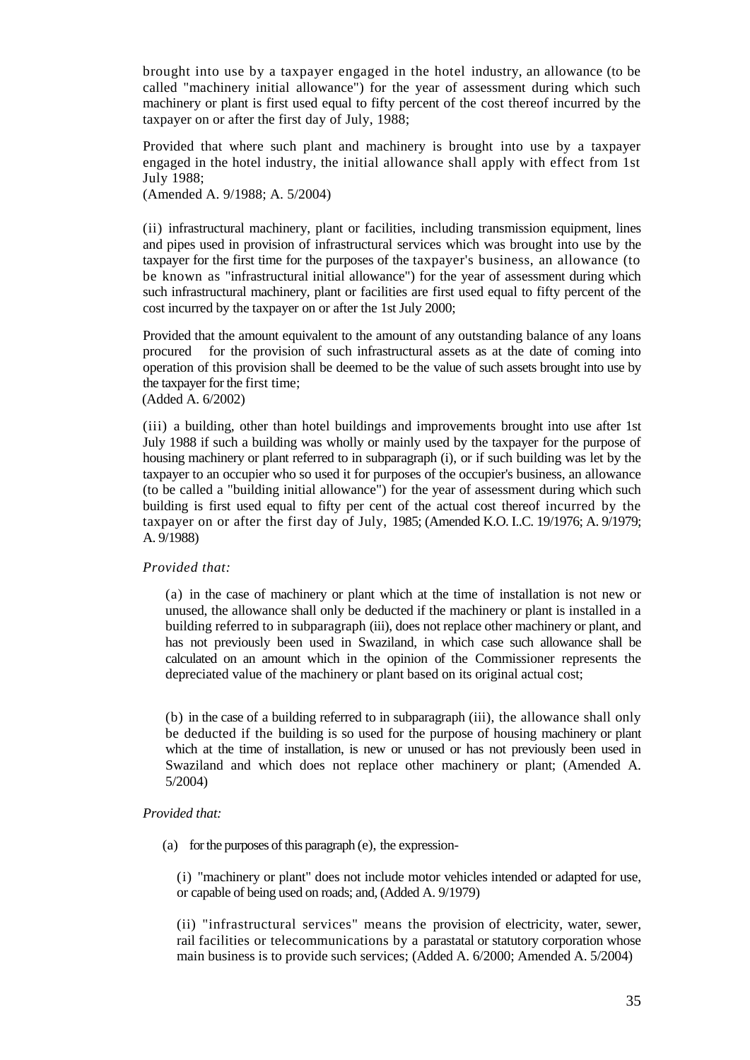brought into use by a taxpayer engaged in the hotel industry, an allowance (to be called "machinery initial allowance") for the year of assessment during which such machinery or plant is first used equal to fifty percent of the cost thereof incurred by the taxpayer on or after the first day of July, 1988;

Provided that where such plant and machinery is brought into use by a taxpayer engaged in the hotel industry, the initial allowance shall apply with effect from 1st July 1988;
(Amended A. 9/1988; A. 5/2004)

(ii) infrastructural machinery, plant or facilities, including transmission equipment, lines and pipes used in provision of infrastructural services which was brought into use by the taxpayer for the first time for the purposes of the taxpayer's business, an allowance (to be known as "infrastructural initial allowance") for the year of assessment during which such infrastructural machinery, plant or facilities are first used equal to fifty percent of the cost incurred by the taxpayer on or after the 1st July 2000;

Provided that the amount equivalent to the amount of any outstanding balance of any loans procured for the provision of such infrastructural assets as at the date of coming into operation of this provision shall be deemed to be the value of such assets brought into use by the taxpayer for the first time;
(Added A. 6/2002)

(iii) a building, other than hotel buildings and improvements brought into use after 1st July 1988 if such a building was wholly or mainly used by the taxpayer for the purpose of housing machinery or plant referred to in subparagraph (i), or if such building was let by the taxpayer to an occupier who so used it for purposes of the occupier's business, an allowance (to be called a "building initial allowance") for the year of assessment during which such building is first used equal to fifty per cent of the actual cost thereof incurred by the taxpayer on or after the first day of July, 1985; (Amended K.O. I..C. 19/1976; A. 9/1979; A. 9/1988)

*Provided that:*

(a) in the case of machinery or plant which at the time of installation is not new or unused, the allowance shall only be deducted if the machinery or plant is installed in a building referred to in subparagraph (iii), does not replace other machinery or plant, and has not previously been used in Swaziland, in which case such allowance shall be calculated on an amount which in the opinion of the Commissioner represents the depreciated value of the machinery or plant based on its original actual cost;

(b) in the case of a building referred to in subparagraph (iii), the allowance shall only be deducted if the building is so used for the purpose of housing machinery or plant which at the time of installation, is new or unused or has not previously been used in Swaziland and which does not replace other machinery or plant; (Amended A. 5/2004)

*Provided that:*

(a) for the purposes of this paragraph (e), the expression-

(i) "machinery or plant" does not include motor vehicles intended or adapted for use, or capable of being used on roads; and, (Added A. 9/1979)

(ii) "infrastructural services" means the provision of electricity, water, sewer, rail facilities or telecommunications by a parastatal or statutory corporation whose main business is to provide such services; (Added A. 6/2000; Amended A. 5/2004)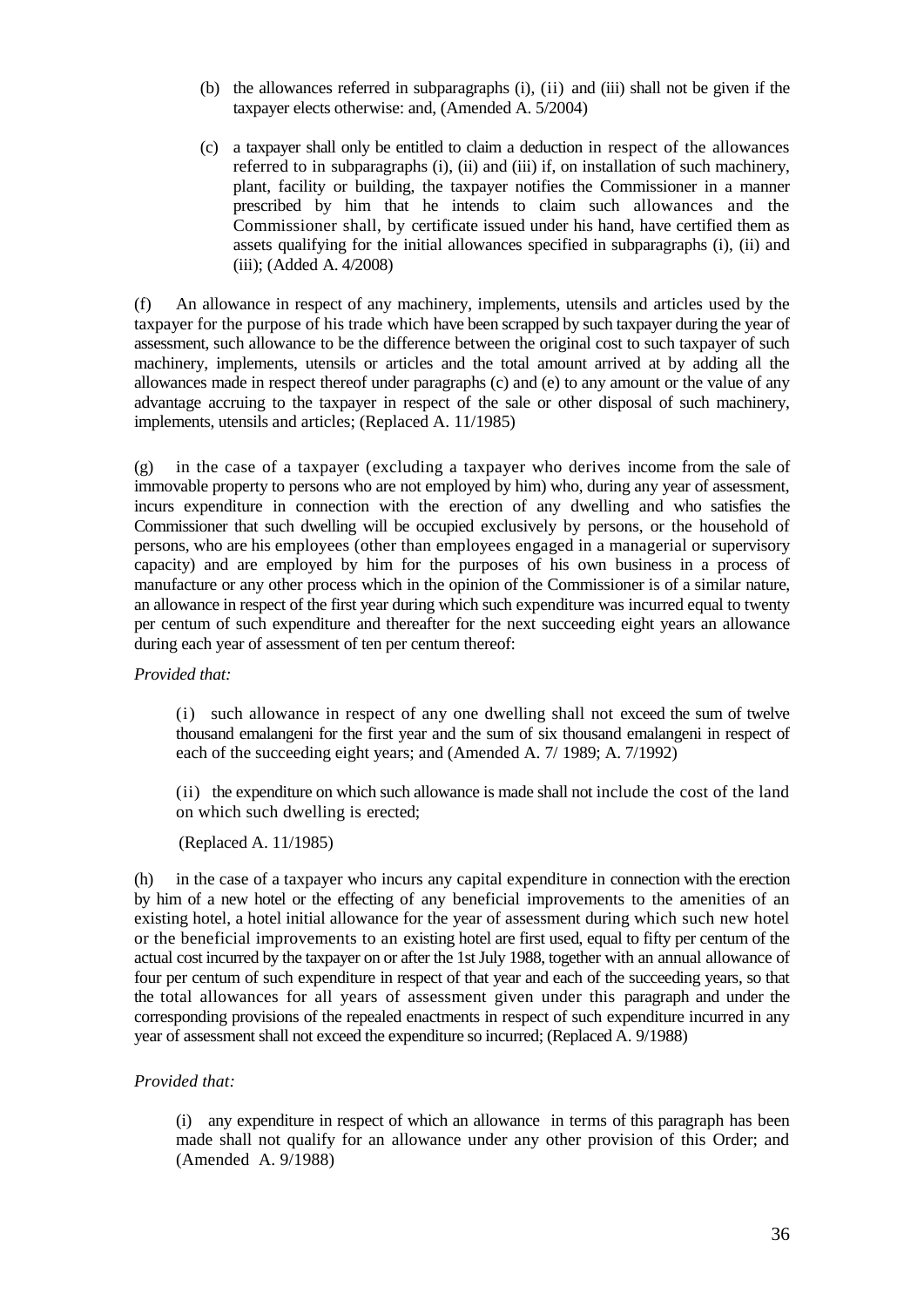(b) the allowances referred in subparagraphs (i), (ii) and (iii) shall not be given if the taxpayer elects otherwise: and, (Amended A. 5/2004)

(c) a taxpayer shall only be entitled to claim a deduction in respect of the allowances referred to in subparagraphs (i), (ii) and (iii) if, on installation of such machinery, plant, facility or building, the taxpayer notifies the Commissioner in a manner prescribed by him that he intends to claim such allowances and the Commissioner shall, by certificate issued under his hand, have certified them as assets qualifying for the initial allowances specified in subparagraphs (i), (ii) and (iii); (Added A. 4/2008)

(f) An allowance in respect of any machinery, implements, utensils and articles used by the taxpayer for the purpose of his trade which have been scrapped by such taxpayer during the year of assessment, such allowance to be the difference between the original cost to such taxpayer of such machinery, implements, utensils or articles and the total amount arrived at by adding all the allowances made in respect thereof under paragraphs (c) and (e) to any amount or the value of any advantage accruing to the taxpayer in respect of the sale or other disposal of such machinery, implements, utensils and articles; (Replaced A. 11/1985)

(g) in the case of a taxpayer (excluding a taxpayer who derives income from the sale of immovable property to persons who are not employed by him) who, during any year of assessment, incurs expenditure in connection with the erection of any dwelling and who satisfies the Commissioner that such dwelling will be occupied exclusively by persons, or the household of persons, who are his employees (other than employees engaged in a managerial or supervisory capacity) and are employed by him for the purposes of his own business in a process of manufacture or any other process which in the opinion of the Commissioner is of a similar nature, an allowance in respect of the first year during which such expenditure was incurred equal to twenty per centum of such expenditure and thereafter for the next succeeding eight years an allowance during each year of assessment of ten per centum thereof:

*Provided that:*

(i) such allowance in respect of any one dwelling shall not exceed the sum of twelve thousand emalangeni for the first year and the sum of six thousand emalangeni in respect of each of the succeeding eight years; and (Amended A. 7/ 1989; A. 7/1992)

(ii) the expenditure on which such allowance is made shall not include the cost of the land on which such dwelling is erected;

(Replaced A. 11/1985)

(h) in the case of a taxpayer who incurs any capital expenditure in connection with the erection by him of a new hotel or the effecting of any beneficial improvements to the amenities of an existing hotel, a hotel initial allowance for the year of assessment during which such new hotel or the beneficial improvements to an existing hotel are first used, equal to fifty per centum of the actual cost incurred by the taxpayer on or after the 1st July 1988, together with an annual allowance of four per centum of such expenditure in respect of that year and each of the succeeding years, so that the total allowances for all years of assessment given under this paragraph and under the corresponding provisions of the repealed enactments in respect of such expenditure incurred in any year of assessment shall not exceed the expenditure so incurred; (Replaced A. 9/1988)

*Provided that:*

(i) any expenditure in respect of which an allowance in terms of this paragraph has been made shall not qualify for an allowance under any other provision of this Order; and (Amended A. 9/1988)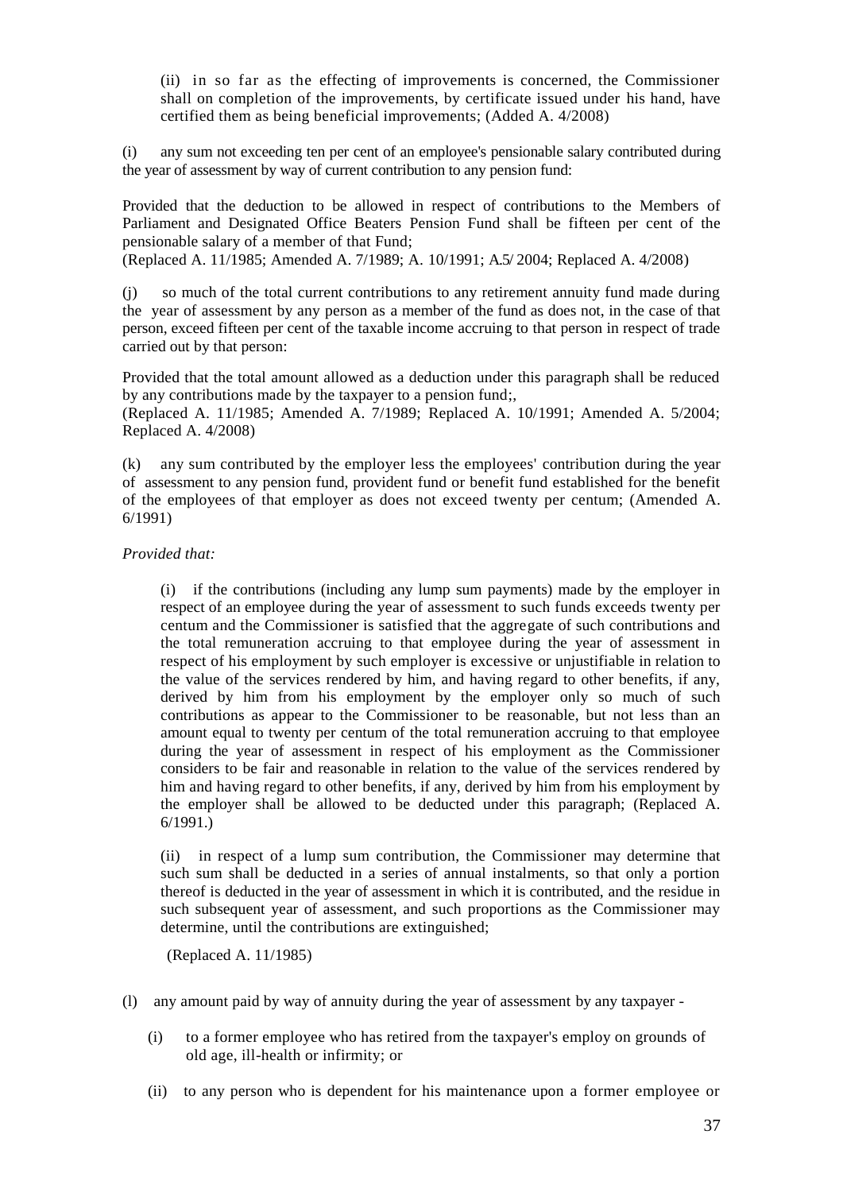(ii) in so far as the effecting of improvements is concerned, the Commissioner shall on completion of the improvements, by certificate issued under his hand, have certified them as being beneficial improvements; (Added A. 4/2008)

(i) any sum not exceeding ten per cent of an employee's pensionable salary contributed during the year of assessment by way of current contribution to any pension fund:

Provided that the deduction to be allowed in respect of contributions to the Members of Parliament and Designated Office Beaters Pension Fund shall be fifteen per cent of the pensionable salary of a member of that Fund;

(Replaced A. 11/1985; Amended A. 7/1989; A. 10/1991; A.5/ 2004; Replaced A. 4/2008)

(j) so much of the total current contributions to any retirement annuity fund made during the year of assessment by any person as a member of the fund as does not, in the case of that person, exceed fifteen per cent of the taxable income accruing to that person in respect of trade carried out by that person:

Provided that the total amount allowed as a deduction under this paragraph shall be reduced by any contributions made by the taxpayer to a pension fund;,

(Replaced A. 11/1985; Amended A. 7/1989; Replaced A. 10/1991; Amended A. 5/2004; Replaced A. 4/2008)

(k) any sum contributed by the employer less the employees' contribution during the year of assessment to any pension fund, provident fund or benefit fund established for the benefit of the employees of that employer as does not exceed twenty per centum; (Amended A. 6/1991)

*Provided that:*

(i) if the contributions (including any lump sum payments) made by the employer in respect of an employee during the year of assessment to such funds exceeds twenty per centum and the Commissioner is satisfied that the aggregate of such contributions and the total remuneration accruing to that employee during the year of assessment in respect of his employment by such employer is excessive or unjustifiable in relation to the value of the services rendered by him, and having regard to other benefits, if any, derived by him from his employment by the employer only so much of such contributions as appear to the Commissioner to be reasonable, but not less than an amount equal to twenty per centum of the total remuneration accruing to that employee during the year of assessment in respect of his employment as the Commissioner considers to be fair and reasonable in relation to the value of the services rendered by him and having regard to other benefits, if any, derived by him from his employment by the employer shall be allowed to be deducted under this paragraph; (Replaced A. 6/1991.)

(ii) in respect of a lump sum contribution, the Commissioner may determine that such sum shall be deducted in a series of annual instalments, so that only a portion thereof is deducted in the year of assessment in which it is contributed, and the residue in such subsequent year of assessment, and such proportions as the Commissioner may determine, until the contributions are extinguished;

(Replaced A. 11/1985)

(l) any amount paid by way of annuity during the year of assessment by any taxpayer -

(i) to a former employee who has retired from the taxpayer's employ on grounds of old age, ill-health or infirmity; or

(ii) to any person who is dependent for his maintenance upon a former employee or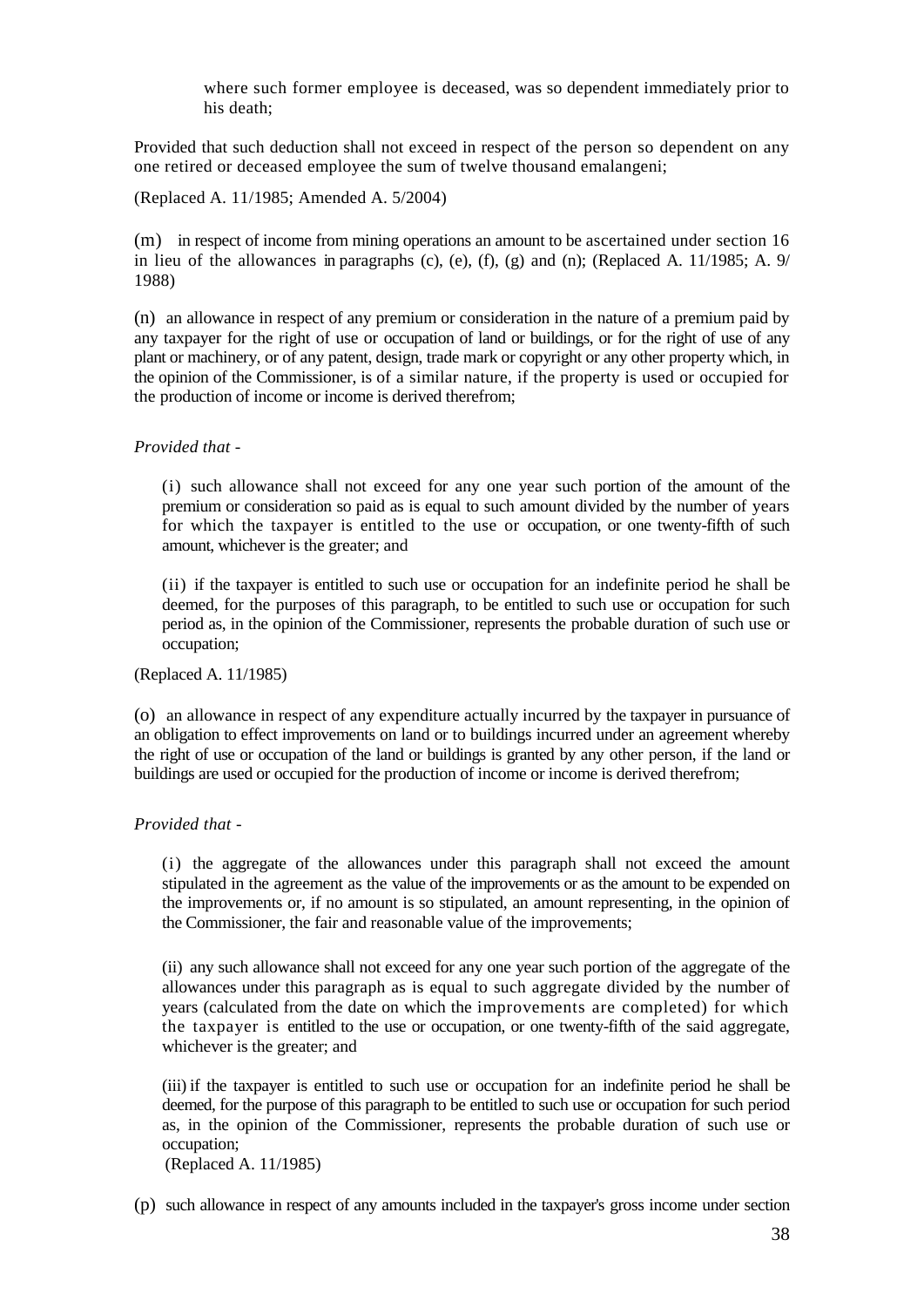where such former employee is deceased, was so dependent immediately prior to his death;

Provided that such deduction shall not exceed in respect of the person so dependent on any one retired or deceased employee the sum of twelve thousand emalangeni;

(Replaced A. 11/1985; Amended A. 5/2004)

(m) in respect of income from mining operations an amount to be ascertained under section 16 in lieu of the allowances in paragraphs (c), (e), (f), (g) and (n); (Replaced A. 11/1985; A. 9/1988)

(n) an allowance in respect of any premium or consideration in the nature of a premium paid by any taxpayer for the right of use or occupation of land or buildings, or for the right of use of any plant or machinery, or of any patent, design, trade mark or copyright or any other property which, in the opinion of the Commissioner, is of a similar nature, if the property is used or occupied for the production of income or income is derived therefrom;

*Provided that -*

(i) such allowance shall not exceed for any one year such portion of the amount of the premium or consideration so paid as is equal to such amount divided by the number of years for which the taxpayer is entitled to the use or occupation, or one twenty-fifth of such amount, whichever is the greater; and

(ii) if the taxpayer is entitled to such use or occupation for an indefinite period he shall be deemed, for the purposes of this paragraph, to be entitled to such use or occupation for such period as, in the opinion of the Commissioner, represents the probable duration of such use or occupation;

(Replaced A. 11/1985)

(o) an allowance in respect of any expenditure actually incurred by the taxpayer in pursuance of an obligation to effect improvements on land or to buildings incurred under an agreement whereby the right of use or occupation of the land or buildings is granted by any other person, if the land or buildings are used or occupied for the production of income or income is derived therefrom;

*Provided that -*

(i) the aggregate of the allowances under this paragraph shall not exceed the amount stipulated in the agreement as the value of the improvements or as the amount to be expended on the improvements or, if no amount is so stipulated, an amount representing, in the opinion of the Commissioner, the fair and reasonable value of the improvements;

(ii) any such allowance shall not exceed for any one year such portion of the aggregate of the allowances under this paragraph as is equal to such aggregate divided by the number of years (calculated from the date on which the improvements are completed) for which the taxpayer is entitled to the use or occupation, or one twenty-fifth of the said aggregate, whichever is the greater; and

(iii) if the taxpayer is entitled to such use or occupation for an indefinite period he shall be deemed, for the purpose of this paragraph to be entitled to such use or occupation for such period as, in the opinion of the Commissioner, represents the probable duration of such use or occupation;
(Replaced A. 11/1985)

(p) such allowance in respect of any amounts included in the taxpayer's gross income under section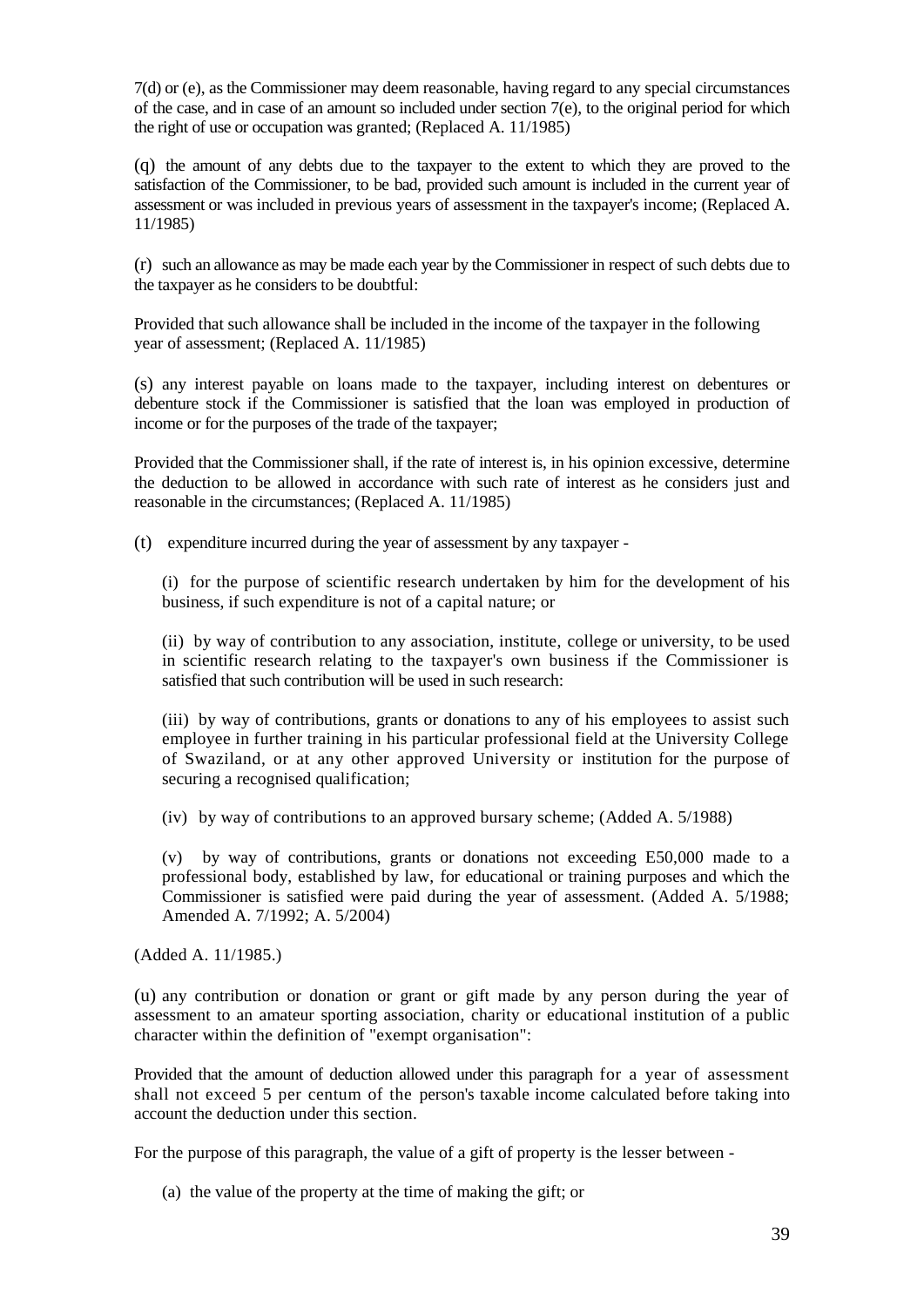7(d) or (e), as the Commissioner may deem reasonable, having regard to any special circumstances of the case, and in case of an amount so included under section 7(e), to the original period for which the right of use or occupation was granted; (Replaced A. 11/1985)

(q) the amount of any debts due to the taxpayer to the extent to which they are proved to the satisfaction of the Commissioner, to be bad, provided such amount is included in the current year of assessment or was included in previous years of assessment in the taxpayer's income; (Replaced A. 11/1985)

(r) such an allowance as may be made each year by the Commissioner in respect of such debts due to the taxpayer as he considers to be doubtful:

Provided that such allowance shall be included in the income of the taxpayer in the following year of assessment; (Replaced A. 11/1985)

(s) any interest payable on loans made to the taxpayer, including interest on debentures or debenture stock if the Commissioner is satisfied that the loan was employed in production of income or for the purposes of the trade of the taxpayer;

Provided that the Commissioner shall, if the rate of interest is, in his opinion excessive, determine the deduction to be allowed in accordance with such rate of interest as he considers just and reasonable in the circumstances; (Replaced A. 11/1985)

(t) expenditure incurred during the year of assessment by any taxpayer -

(i) for the purpose of scientific research undertaken by him for the development of his business, if such expenditure is not of a capital nature; or

(ii) by way of contribution to any association, institute, college or university, to be used in scientific research relating to the taxpayer's own business if the Commissioner is satisfied that such contribution will be used in such research:

(iii) by way of contributions, grants or donations to any of his employees to assist such employee in further training in his particular professional field at the University College of Swaziland, or at any other approved University or institution for the purpose of securing a recognised qualification;

(iv) by way of contributions to an approved bursary scheme; (Added A. 5/1988)

(v) by way of contributions, grants or donations not exceeding E50,000 made to a professional body, established by law, for educational or training purposes and which the Commissioner is satisfied were paid during the year of assessment. (Added A. 5/1988; Amended A. 7/1992; A. 5/2004)

(Added A. 11/1985.)

(u) any contribution or donation or grant or gift made by any person during the year of assessment to an amateur sporting association, charity or educational institution of a public character within the definition of "exempt organisation":

Provided that the amount of deduction allowed under this paragraph for a year of assessment shall not exceed 5 per centum of the person's taxable income calculated before taking into account the deduction under this section.

For the purpose of this paragraph, the value of a gift of property is the lesser between -

(a) the value of the property at the time of making the gift; or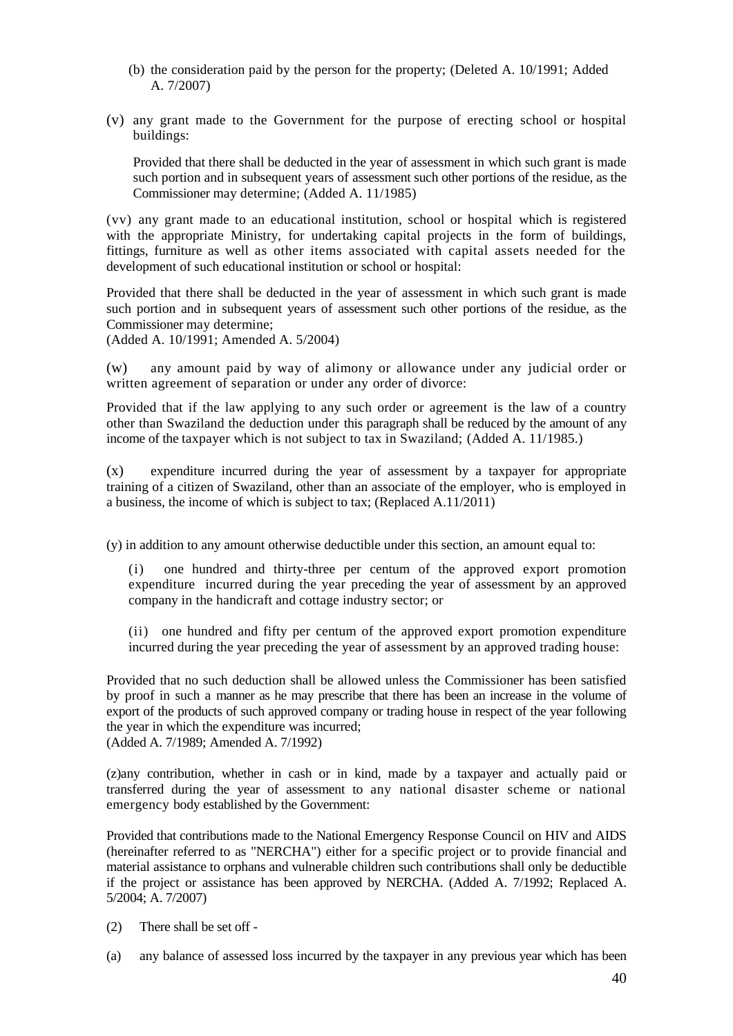(b) the consideration paid by the person for the property; (Deleted A. 10/1991; Added A. 7/2007)

(v) any grant made to the Government for the purpose of erecting school or hospital buildings:

Provided that there shall be deducted in the year of assessment in which such grant is made such portion and in subsequent years of assessment such other portions of the residue, as the Commissioner may determine; (Added A. 11/1985)

(vv) any grant made to an educational institution, school or hospital which is registered with the appropriate Ministry, for undertaking capital projects in the form of buildings, fittings, furniture as well as other items associated with capital assets needed for the development of such educational institution or school or hospital:

Provided that there shall be deducted in the year of assessment in which such grant is made such portion and in subsequent years of assessment such other portions of the residue, as the Commissioner may determine;
(Added A. 10/1991; Amended A. 5/2004)

(w) any amount paid by way of alimony or allowance under any judicial order or written agreement of separation or under any order of divorce:

Provided that if the law applying to any such order or agreement is the law of a country other than Swaziland the deduction under this paragraph shall be reduced by the amount of any income of the taxpayer which is not subject to tax in Swaziland; (Added A. 11/1985.)

(x) expenditure incurred during the year of assessment by a taxpayer for appropriate training of a citizen of Swaziland, other than an associate of the employer, who is employed in a business, the income of which is subject to tax; (Replaced A.11/2011)

(y) in addition to any amount otherwise deductible under this section, an amount equal to:

(i) one hundred and thirty-three per centum of the approved export promotion expenditure incurred during the year preceding the year of assessment by an approved company in the handicraft and cottage industry sector; or

(ii) one hundred and fifty per centum of the approved export promotion expenditure incurred during the year preceding the year of assessment by an approved trading house:

Provided that no such deduction shall be allowed unless the Commissioner has been satisfied by proof in such a manner as he may prescribe that there has been an increase in the volume of export of the products of such approved company or trading house in respect of the year following the year in which the expenditure was incurred;
(Added A. 7/1989; Amended A. 7/1992)

(z)any contribution, whether in cash or in kind, made by a taxpayer and actually paid or transferred during the year of assessment to any national disaster scheme or national emergency body established by the Government:

Provided that contributions made to the National Emergency Response Council on HIV and AIDS (hereinafter referred to as "NERCHA") either for a specific project or to provide financial and material assistance to orphans and vulnerable children such contributions shall only be deductible if the project or assistance has been approved by NERCHA. (Added A. 7/1992; Replaced A. 5/2004; A. 7/2007)

(2) There shall be set off -

(a) any balance of assessed loss incurred by the taxpayer in any previous year which has been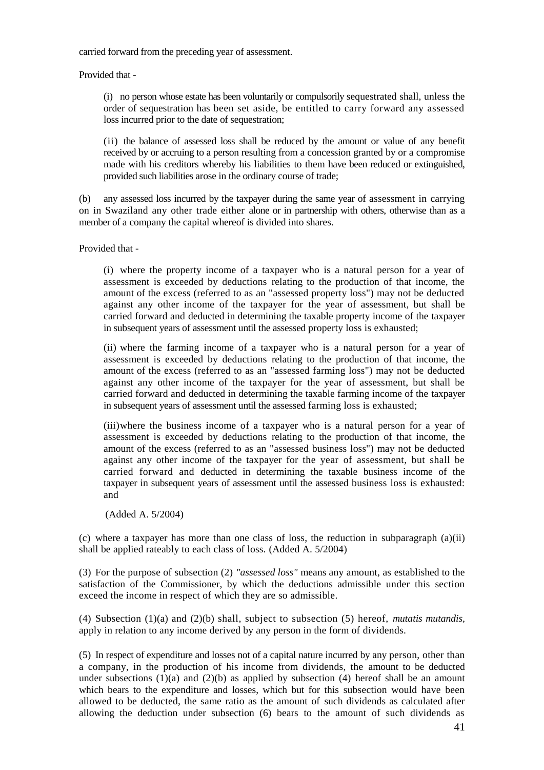carried forward from the preceding year of assessment.

Provided that -

> (i) no person whose estate has been voluntarily or compulsorily sequestrated shall, unless the order of sequestration has been set aside, be entitled to carry forward any assessed loss incurred prior to the date of sequestration;
>
> (ii) the balance of assessed loss shall be reduced by the amount or value of any benefit received by or accruing to a person resulting from a concession granted by or a compromise made with his creditors whereby his liabilities to them have been reduced or extinguished, provided such liabilities arose in the ordinary course of trade;

(b) any assessed loss incurred by the taxpayer during the same year of assessment in carrying on in Swaziland any other trade either alone or in partnership with others, otherwise than as a member of a company the capital whereof is divided into shares.

Provided that -

> (i) where the property income of a taxpayer who is a natural person for a year of assessment is exceeded by deductions relating to the production of that income, the amount of the excess (referred to as an "assessed property loss") may not be deducted against any other income of the taxpayer for the year of assessment, but shall be carried forward and deducted in determining the taxable property income of the taxpayer in subsequent years of assessment until the assessed property loss is exhausted;
>
> (ii) where the farming income of a taxpayer who is a natural person for a year of assessment is exceeded by deductions relating to the production of that income, the amount of the excess (referred to as an "assessed farming loss") may not be deducted against any other income of the taxpayer for the year of assessment, but shall be carried forward and deducted in determining the taxable farming income of the taxpayer in subsequent years of assessment until the assessed farming loss is exhausted;
>
> (iii) where the business income of a taxpayer who is a natural person for a year of assessment is exceeded by deductions relating to the production of that income, the amount of the excess (referred to as an "assessed business loss") may not be deducted against any other income of the taxpayer for the year of assessment, but shall be carried forward and deducted in determining the taxable business income of the taxpayer in subsequent years of assessment until the assessed business loss is exhausted: and
>
> (Added A. 5/2004)

(c) where a taxpayer has more than one class of loss, the reduction in subparagraph (a)(ii) shall be applied rateably to each class of loss. (Added A. 5/2004)

(3) For the purpose of subsection (2) *"assessed loss"* means any amount, as established to the satisfaction of the Commissioner, by which the deductions admissible under this section exceed the income in respect of which they are so admissible.

(4) Subsection (1)(a) and (2)(b) shall, subject to subsection (5) hereof, *mutatis mutandis*, apply in relation to any income derived by any person in the form of dividends.

(5) In respect of expenditure and losses not of a capital nature incurred by any person, other than a company, in the production of his income from dividends, the amount to be deducted under subsections (1)(a) and (2)(b) as applied by subsection (4) hereof shall be an amount which bears to the expenditure and losses, which but for this subsection would have been allowed to be deducted, the same ratio as the amount of such dividends as calculated after allowing the deduction under subsection (6) bears to the amount of such dividends as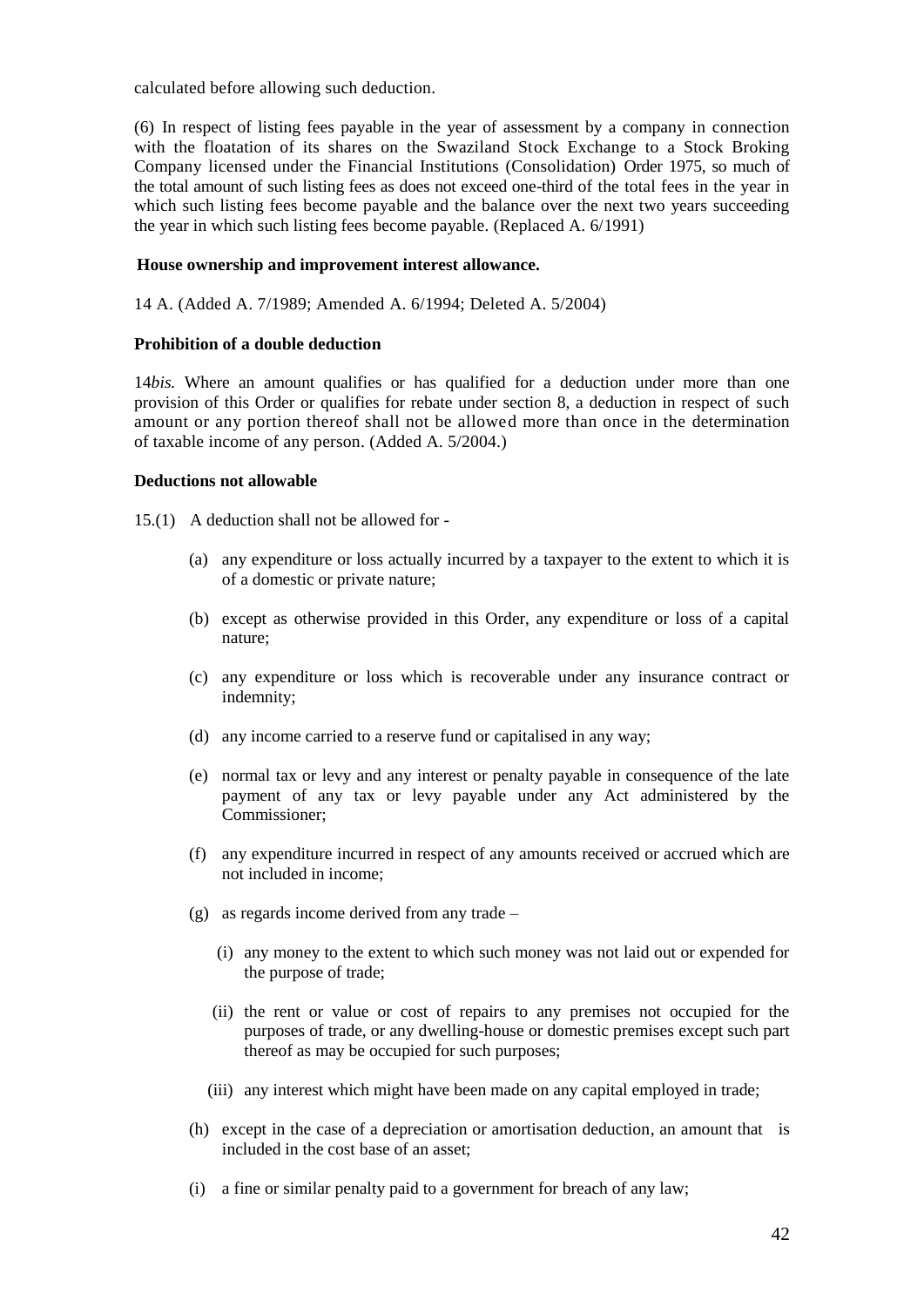calculated before allowing such deduction.

(6) In respect of listing fees payable in the year of assessment by a company in connection with the floatation of its shares on the Swaziland Stock Exchange to a Stock Broking Company licensed under the Financial Institutions (Consolidation) Order 1975, so much of the total amount of such listing fees as does not exceed one-third of the total fees in the year in which such listing fees become payable and the balance over the next two years succeeding the year in which such listing fees become payable. (Replaced A. 6/1991)

**House ownership and improvement interest allowance.**

14 A. (Added A. 7/1989; Amended A. 6/1994; Deleted A. 5/2004)

**Prohibition of a double deduction**

14*bis.* Where an amount qualifies or has qualified for a deduction under more than one provision of this Order or qualifies for rebate under section 8, a deduction in respect of such amount or any portion thereof shall not be allowed more than once in the determination of taxable income of any person. (Added A. 5/2004.)

**Deductions not allowable**

15.(1) A deduction shall not be allowed for -

- (a) any expenditure or loss actually incurred by a taxpayer to the extent to which it is of a domestic or private nature;
- (b) except as otherwise provided in this Order, any expenditure or loss of a capital nature;
- (c) any expenditure or loss which is recoverable under any insurance contract or indemnity;
- (d) any income carried to a reserve fund or capitalised in any way;
- (e) normal tax or levy and any interest or penalty payable in consequence of the late payment of any tax or levy payable under any Act administered by the Commissioner;
- (f) any expenditure incurred in respect of any amounts received or accrued which are not included in income;
- (g) as regards income derived from any trade –
  - (i) any money to the extent to which such money was not laid out or expended for the purpose of trade;
  - (ii) the rent or value or cost of repairs to any premises not occupied for the purposes of trade, or any dwelling-house or domestic premises except such part thereof as may be occupied for such purposes;
  - (iii) any interest which might have been made on any capital employed in trade;
- (h) except in the case of a depreciation or amortisation deduction, an amount that is included in the cost base of an asset;
- (i) a fine or similar penalty paid to a government for breach of any law;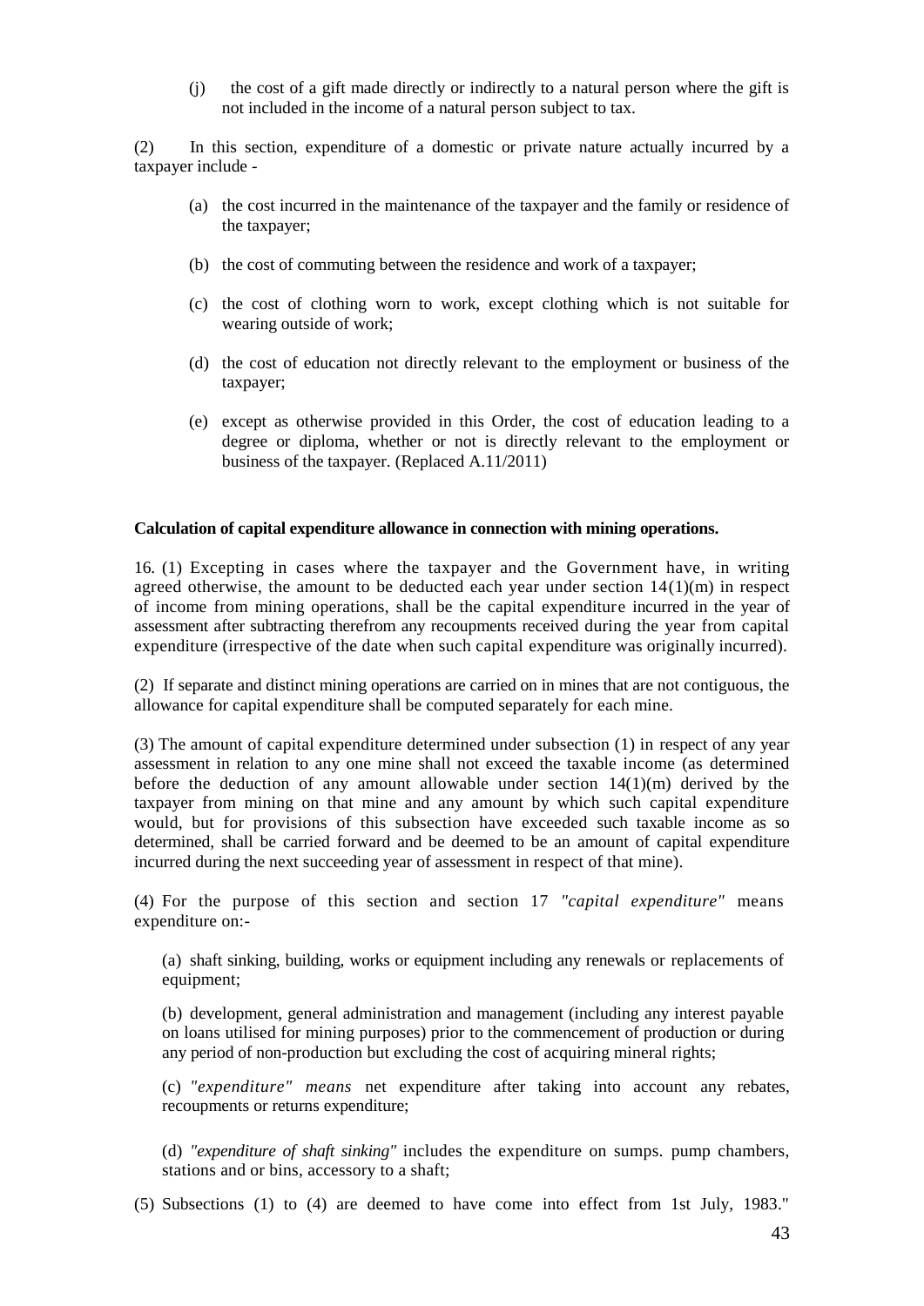(j) the cost of a gift made directly or indirectly to a natural person where the gift is not included in the income of a natural person subject to tax.

(2) In this section, expenditure of a domestic or private nature actually incurred by a taxpayer include -

(a) the cost incurred in the maintenance of the taxpayer and the family or residence of the taxpayer;

(b) the cost of commuting between the residence and work of a taxpayer;

(c) the cost of clothing worn to work, except clothing which is not suitable for wearing outside of work;

(d) the cost of education not directly relevant to the employment or business of the taxpayer;

(e) except as otherwise provided in this Order, the cost of education leading to a degree or diploma, whether or not is directly relevant to the employment or business of the taxpayer. (Replaced A.11/2011)

**Calculation of capital expenditure allowance in connection with mining operations.**

16. (1) Excepting in cases where the taxpayer and the Government have, in writing agreed otherwise, the amount to be deducted each year under section 14(1)(m) in respect of income from mining operations, shall be the capital expenditure incurred in the year of assessment after subtracting therefrom any recoupments received during the year from capital expenditure (irrespective of the date when such capital expenditure was originally incurred).

(2) If separate and distinct mining operations are carried on in mines that are not contiguous, the allowance for capital expenditure shall be computed separately for each mine.

(3) The amount of capital expenditure determined under subsection (1) in respect of any year assessment in relation to any one mine shall not exceed the taxable income (as determined before the deduction of any amount allowable under section 14(1)(m) derived by the taxpayer from mining on that mine and any amount by which such capital expenditure would, but for provisions of this subsection have exceeded such taxable income as so determined, shall be carried forward and be deemed to be an amount of capital expenditure incurred during the next succeeding year of assessment in respect of that mine).

(4) For the purpose of this section and section 17 *"capital expenditure"* means expenditure on:-

(a) shaft sinking, building, works or equipment including any renewals or replacements of equipment;

(b) development, general administration and management (including any interest payable on loans utilised for mining purposes) prior to the commencement of production or during any period of non-production but excluding the cost of acquiring mineral rights;

(c) *"expenditure" means* net expenditure after taking into account any rebates, recoupments or returns expenditure;

(d) *"expenditure of shaft sinking"* includes the expenditure on sumps. pump chambers, stations and or bins, accessory to a shaft;

(5) Subsections (1) to (4) are deemed to have come into effect from 1st July, 1983."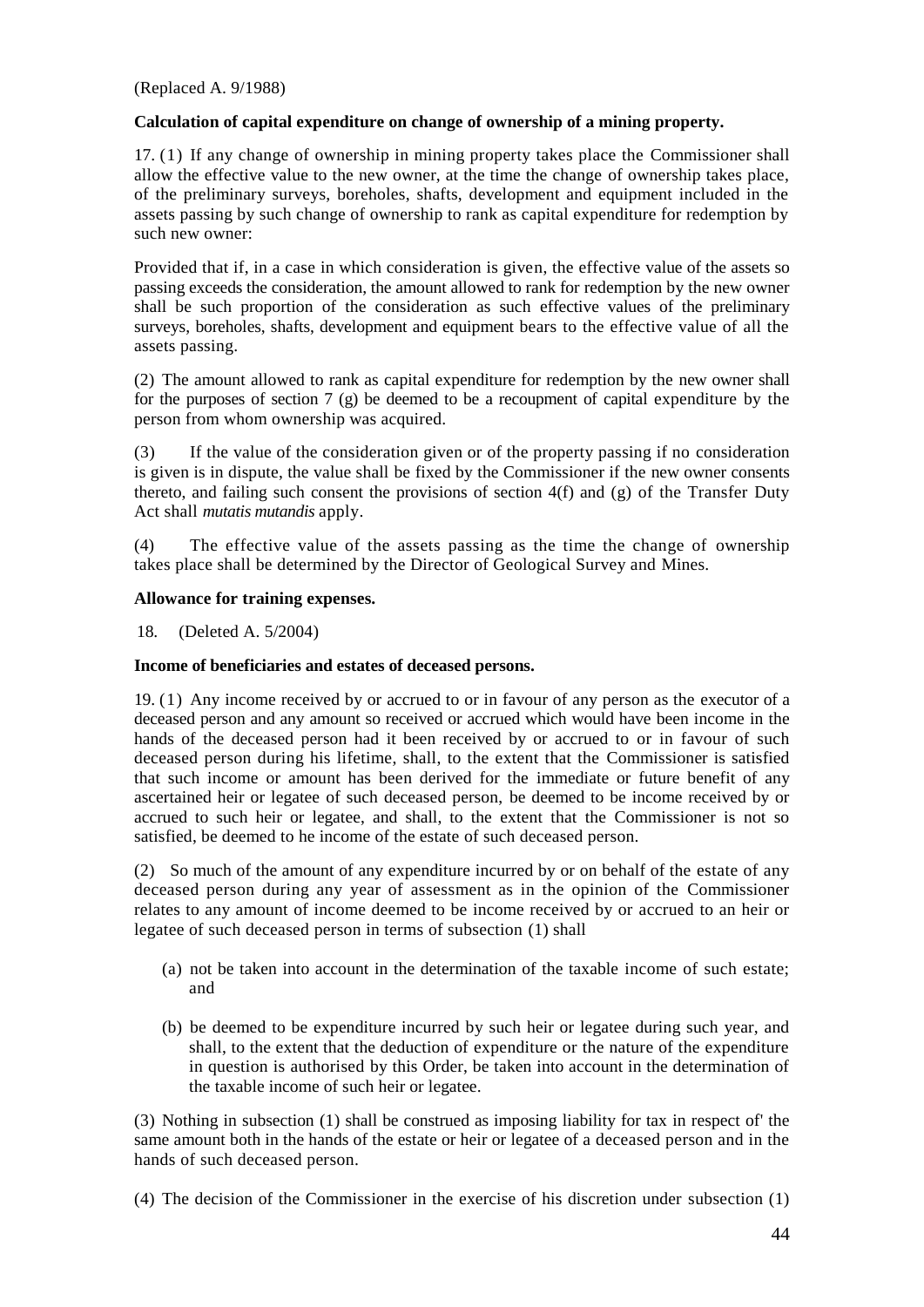(Replaced A. 9/1988)

**Calculation of capital expenditure on change of ownership of a mining property.**

17. (1) If any change of ownership in mining property takes place the Commissioner shall allow the effective value to the new owner, at the time the change of ownership takes place, of the preliminary surveys, boreholes, shafts, development and equipment included in the assets passing by such change of ownership to rank as capital expenditure for redemption by such new owner:

Provided that if, in a case in which consideration is given, the effective value of the assets so passing exceeds the consideration, the amount allowed to rank for redemption by the new owner shall be such proportion of the consideration as such effective values of the preliminary surveys, boreholes, shafts, development and equipment bears to the effective value of all the assets passing.

(2) The amount allowed to rank as capital expenditure for redemption by the new owner shall for the purposes of section 7 (g) be deemed to be a recoupment of capital expenditure by the person from whom ownership was acquired.

(3) If the value of the consideration given or of the property passing if no consideration is given is in dispute, the value shall be fixed by the Commissioner if the new owner consents thereto, and failing such consent the provisions of section 4(f) and (g) of the Transfer Duty Act shall *mutatis mutandis* apply.

(4) The effective value of the assets passing as the time the change of ownership takes place shall be determined by the Director of Geological Survey and Mines.

**Allowance for training expenses.**

18. (Deleted A. 5/2004)

**Income of beneficiaries and estates of deceased persons.**

19. (1) Any income received by or accrued to or in favour of any person as the executor of a deceased person and any amount so received or accrued which would have been income in the hands of the deceased person had it been received by or accrued to or in favour of such deceased person during his lifetime, shall, to the extent that the Commissioner is satisfied that such income or amount has been derived for the immediate or future benefit of any ascertained heir or legatee of such deceased person, be deemed to be income received by or accrued to such heir or legatee, and shall, to the extent that the Commissioner is not so satisfied, be deemed to he income of the estate of such deceased person.

(2) So much of the amount of any expenditure incurred by or on behalf of the estate of any deceased person during any year of assessment as in the opinion of the Commissioner relates to any amount of income deemed to be income received by or accrued to an heir or legatee of such deceased person in terms of subsection (1) shall

(a) not be taken into account in the determination of the taxable income of such estate; and

(b) be deemed to be expenditure incurred by such heir or legatee during such year, and shall, to the extent that the deduction of expenditure or the nature of the expenditure in question is authorised by this Order, be taken into account in the determination of the taxable income of such heir or legatee.

(3) Nothing in subsection (1) shall be construed as imposing liability for tax in respect of' the same amount both in the hands of the estate or heir or legatee of a deceased person and in the hands of such deceased person.

(4) The decision of the Commissioner in the exercise of his discretion under subsection (1)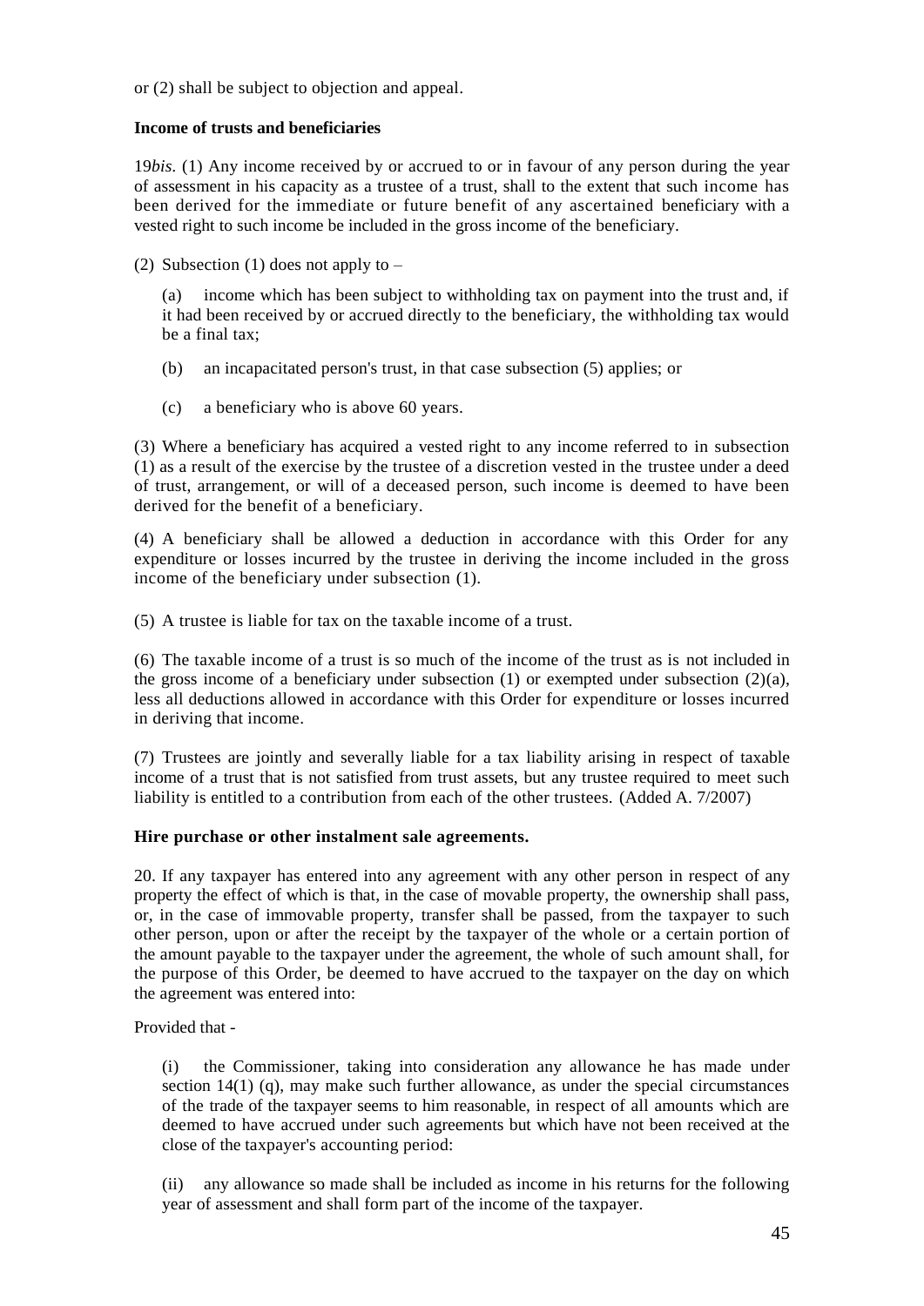or (2) shall be subject to objection and appeal.

**Income of trusts and beneficiaries**

19*bis.* (1) Any income received by or accrued to or in favour of any person during the year of assessment in his capacity as a trustee of a trust, shall to the extent that such income has been derived for the immediate or future benefit of any ascertained beneficiary with a vested right to such income be included in the gross income of the beneficiary.

(2) Subsection (1) does not apply to –

(a) income which has been subject to withholding tax on payment into the trust and, if it had been received by or accrued directly to the beneficiary, the withholding tax would be a final tax;

(b) an incapacitated person's trust, in that case subsection (5) applies; or

(c) a beneficiary who is above 60 years.

(3) Where a beneficiary has acquired a vested right to any income referred to in subsection (1) as a result of the exercise by the trustee of a discretion vested in the trustee under a deed of trust, arrangement, or will of a deceased person, such income is deemed to have been derived for the benefit of a beneficiary.

(4) A beneficiary shall be allowed a deduction in accordance with this Order for any expenditure or losses incurred by the trustee in deriving the income included in the gross income of the beneficiary under subsection (1).

(5) A trustee is liable for tax on the taxable income of a trust.

(6) The taxable income of a trust is so much of the income of the trust as is not included in the gross income of a beneficiary under subsection (1) or exempted under subsection (2)(a), less all deductions allowed in accordance with this Order for expenditure or losses incurred in deriving that income.

(7) Trustees are jointly and severally liable for a tax liability arising in respect of taxable income of a trust that is not satisfied from trust assets, but any trustee required to meet such liability is entitled to a contribution from each of the other trustees. (Added A. 7/2007)

**Hire purchase or other instalment sale agreements.**

20. If any taxpayer has entered into any agreement with any other person in respect of any property the effect of which is that, in the case of movable property, the ownership shall pass, or, in the case of immovable property, transfer shall be passed, from the taxpayer to such other person, upon or after the receipt by the taxpayer of the whole or a certain portion of the amount payable to the taxpayer under the agreement, the whole of such amount shall, for the purpose of this Order, be deemed to have accrued to the taxpayer on the day on which the agreement was entered into:

Provided that -

(i) the Commissioner, taking into consideration any allowance he has made under section 14(1) (q), may make such further allowance, as under the special circumstances of the trade of the taxpayer seems to him reasonable, in respect of all amounts which are deemed to have accrued under such agreements but which have not been received at the close of the taxpayer's accounting period:

(ii) any allowance so made shall be included as income in his returns for the following year of assessment and shall form part of the income of the taxpayer.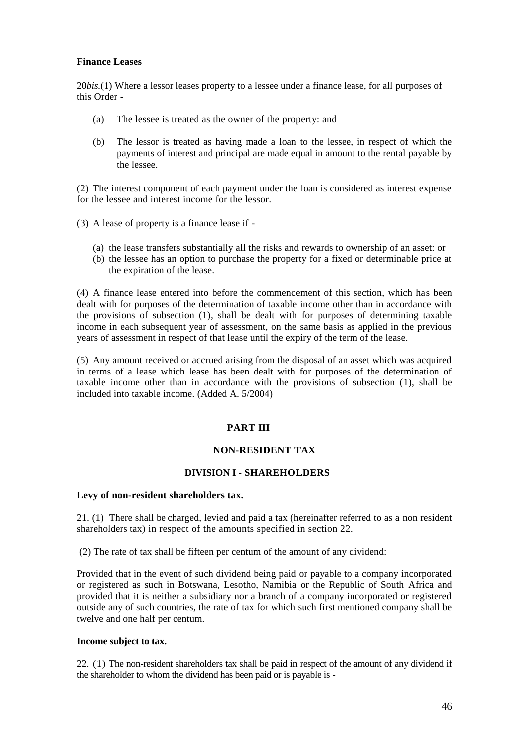**Finance Leases**

20*bis.*(1) Where a lessor leases property to a lessee under a finance lease, for all purposes of this Order -

- (a) The lessee is treated as the owner of the property: and
- (b) The lessor is treated as having made a loan to the lessee, in respect of which the payments of interest and principal are made equal in amount to the rental payable by the lessee.

(2) The interest component of each payment under the loan is considered as interest expense for the lessee and interest income for the lessor.

(3) A lease of property is a finance lease if -

- (a) the lease transfers substantially all the risks and rewards to ownership of an asset: or
- (b) the lessee has an option to purchase the property for a fixed or determinable price at the expiration of the lease.

(4) A finance lease entered into before the commencement of this section, which has been dealt with for purposes of the determination of taxable income other than in accordance with the provisions of subsection (1), shall be dealt with for purposes of determining taxable income in each subsequent year of assessment, on the same basis as applied in the previous years of assessment in respect of that lease until the expiry of the term of the lease.

(5) Any amount received or accrued arising from the disposal of an asset which was acquired in terms of a lease which lease has been dealt with for purposes of the determination of taxable income other than in accordance with the provisions of subsection (1), shall be included into taxable income. (Added A. 5/2004)

## PART III

## NON-RESIDENT TAX

### DIVISION I - SHAREHOLDERS

**Levy of non-resident shareholders tax.**

21. (1) There shall be charged, levied and paid a tax (hereinafter referred to as a non resident shareholders tax) in respect of the amounts specified in section 22.

(2) The rate of tax shall be fifteen per centum of the amount of any dividend:

Provided that in the event of such dividend being paid or payable to a company incorporated or registered as such in Botswana, Lesotho, Namibia or the Republic of South Africa and provided that it is neither a subsidiary nor a branch of a company incorporated or registered outside any of such countries, the rate of tax for which such first mentioned company shall be twelve and one half per centum.

**Income subject to tax.**

22. (1) The non-resident shareholders tax shall be paid in respect of the amount of any dividend if the shareholder to whom the dividend has been paid or is payable is -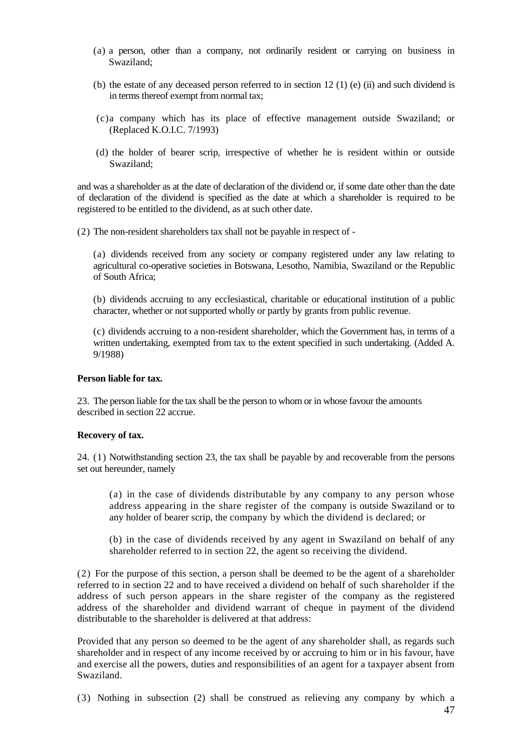(a) a person, other than a company, not ordinarily resident or carrying on business in Swaziland;

(b) the estate of any deceased person referred to in section 12 (1) (e) (ii) and such dividend is in terms thereof exempt from normal tax;

(c) a company which has its place of effective management outside Swaziland; or (Replaced K.O.I.C. 7/1993)

(d) the holder of bearer scrip, irrespective of whether he is resident within or outside Swaziland;

and was a shareholder as at the date of declaration of the dividend or, if some date other than the date of declaration of the dividend is specified as the date at which a shareholder is required to be registered to be entitled to the dividend, as at such other date.

(2) The non-resident shareholders tax shall not be payable in respect of -

(a) dividends received from any society or company registered under any law relating to agricultural co-operative societies in Botswana, Lesotho, Namibia, Swaziland or the Republic of South Africa;

(b) dividends accruing to any ecclesiastical, charitable or educational institution of a public character, whether or not supported wholly or partly by grants from public revenue.

(c) dividends accruing to a non-resident shareholder, which the Government has, in terms of a written undertaking, exempted from tax to the extent specified in such undertaking. (Added A. 9/1988)

**Person liable for tax.**

23. The person liable for the tax shall be the person to whom or in whose favour the amounts described in section 22 accrue.

**Recovery of tax.**

24. (1) Notwithstanding section 23, the tax shall be payable by and recoverable from the persons set out hereunder, namely

(a) in the case of dividends distributable by any company to any person whose address appearing in the share register of the company is outside Swaziland or to any holder of bearer scrip, the company by which the dividend is declared; or

(b) in the case of dividends received by any agent in Swaziland on behalf of any shareholder referred to in section 22, the agent so receiving the dividend.

(2) For the purpose of this section, a person shall be deemed to be the agent of a shareholder referred to in section 22 and to have received a dividend on behalf of such shareholder if the address of such person appears in the share register of the company as the registered address of the shareholder and dividend warrant of cheque in payment of the dividend distributable to the shareholder is delivered at that address:

Provided that any person so deemed to be the agent of any shareholder shall, as regards such shareholder and in respect of any income received by or accruing to him or in his favour, have and exercise all the powers, duties and responsibilities of an agent for a taxpayer absent from Swaziland.

(3) Nothing in subsection (2) shall be construed as relieving any company by which a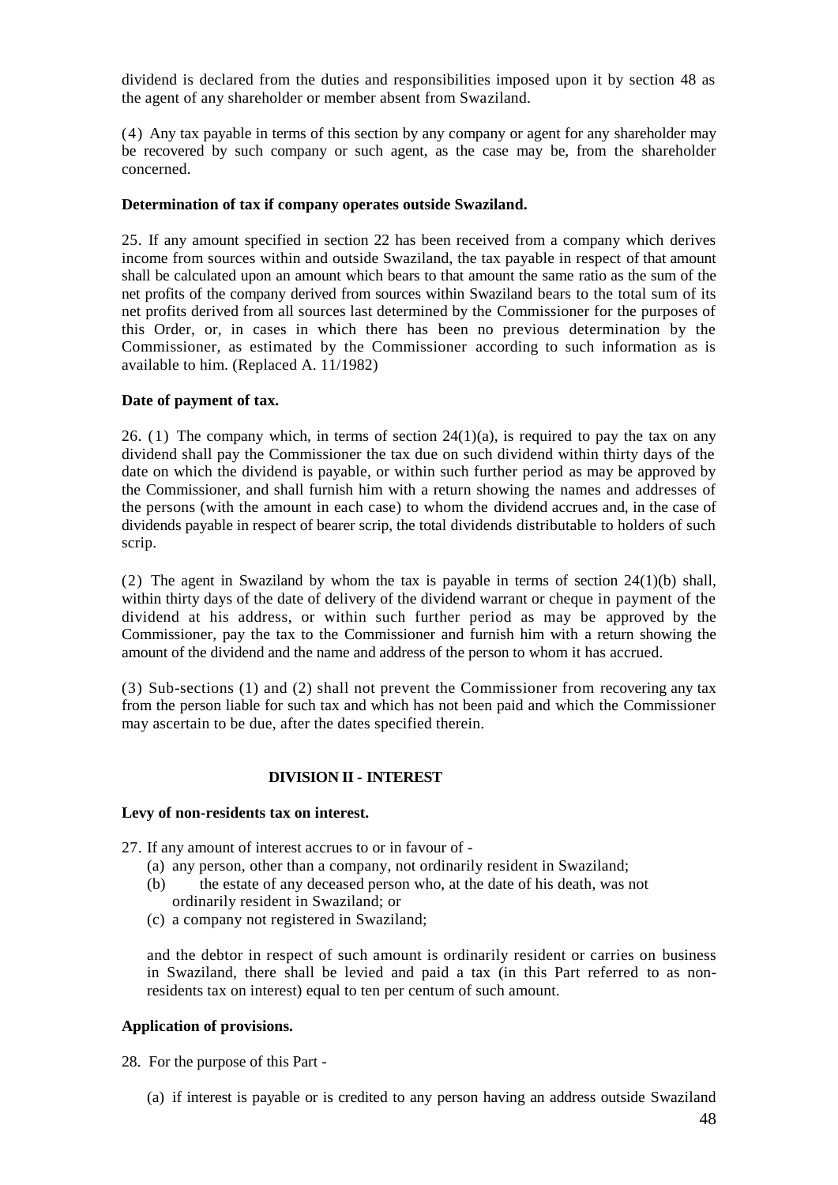dividend is declared from the duties and responsibilities imposed upon it by section 48 as the agent of any shareholder or member absent from Swaziland.

(4) Any tax payable in terms of this section by any company or agent for any shareholder may be recovered by such company or such agent, as the case may be, from the shareholder concerned.

**Determination of tax if company operates outside Swaziland.**

25. If any amount specified in section 22 has been received from a company which derives income from sources within and outside Swaziland, the tax payable in respect of that amount shall be calculated upon an amount which bears to that amount the same ratio as the sum of the net profits of the company derived from sources within Swaziland bears to the total sum of its net profits derived from all sources last determined by the Commissioner for the purposes of this Order, or, in cases in which there has been no previous determination by the Commissioner, as estimated by the Commissioner according to such information as is available to him. (Replaced A. 11/1982)

**Date of payment of tax.**

26. (1) The company which, in terms of section 24(1)(a), is required to pay the tax on any dividend shall pay the Commissioner the tax due on such dividend within thirty days of the date on which the dividend is payable, or within such further period as may be approved by the Commissioner, and shall furnish him with a return showing the names and addresses of the persons (with the amount in each case) to whom the dividend accrues and, in the case of dividends payable in respect of bearer scrip, the total dividends distributable to holders of such scrip.

(2) The agent in Swaziland by whom the tax is payable in terms of section 24(1)(b) shall, within thirty days of the date of delivery of the dividend warrant or cheque in payment of the dividend at his address, or within such further period as may be approved by the Commissioner, pay the tax to the Commissioner and furnish him with a return showing the amount of the dividend and the name and address of the person to whom it has accrued.

(3) Sub-sections (1) and (2) shall not prevent the Commissioner from recovering any tax from the person liable for such tax and which has not been paid and which the Commissioner may ascertain to be due, after the dates specified therein.

## DIVISION II - INTEREST

**Levy of non-residents tax on interest.**

27. If any amount of interest accrues to or in favour of -

- (a) any person, other than a company, not ordinarily resident in Swaziland;
- (b) the estate of any deceased person who, at the date of his death, was not ordinarily resident in Swaziland; or
- (c) a company not registered in Swaziland;

and the debtor in respect of such amount is ordinarily resident or carries on business in Swaziland, there shall be levied and paid a tax (in this Part referred to as non-residents tax on interest) equal to ten per centum of such amount.

**Application of provisions.**

28. For the purpose of this Part -

(a) if interest is payable or is credited to any person having an address outside Swaziland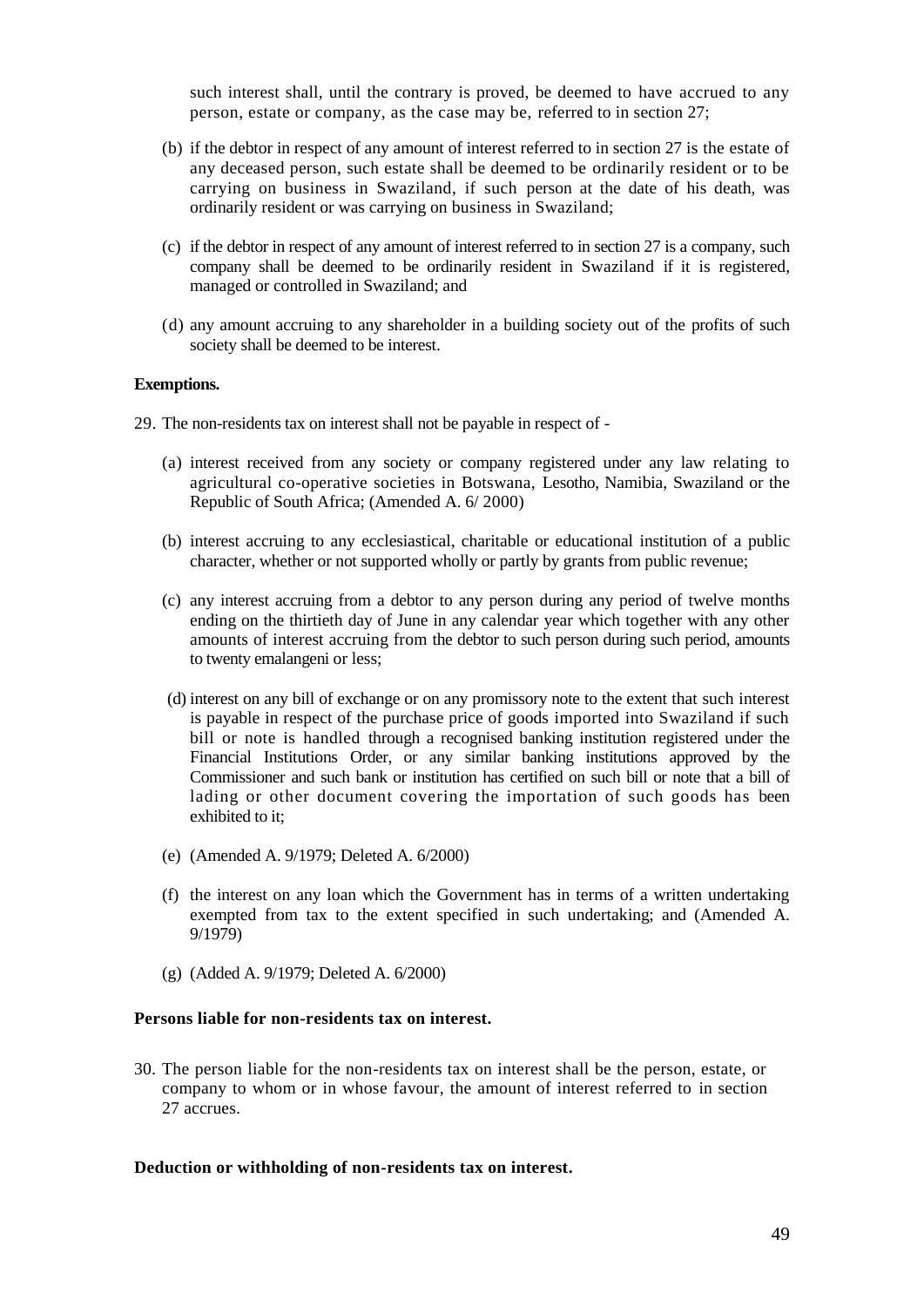such interest shall, until the contrary is proved, be deemed to have accrued to any person, estate or company, as the case may be, referred to in section 27;

(b) if the debtor in respect of any amount of interest referred to in section 27 is the estate of any deceased person, such estate shall be deemed to be ordinarily resident or to be carrying on business in Swaziland, if such person at the date of his death, was ordinarily resident or was carrying on business in Swaziland;

(c) if the debtor in respect of any amount of interest referred to in section 27 is a company, such company shall be deemed to be ordinarily resident in Swaziland if it is registered, managed or controlled in Swaziland; and

(d) any amount accruing to any shareholder in a building society out of the profits of such society shall be deemed to be interest.

**Exemptions.**

29. The non-residents tax on interest shall not be payable in respect of -

(a) interest received from any society or company registered under any law relating to agricultural co-operative societies in Botswana, Lesotho, Namibia, Swaziland or the Republic of South Africa; (Amended A. 6/ 2000)

(b) interest accruing to any ecclesiastical, charitable or educational institution of a public character, whether or not supported wholly or partly by grants from public revenue;

(c) any interest accruing from a debtor to any person during any period of twelve months ending on the thirtieth day of June in any calendar year which together with any other amounts of interest accruing from the debtor to such person during such period, amounts to twenty emalangeni or less;

(d) interest on any bill of exchange or on any promissory note to the extent that such interest is payable in respect of the purchase price of goods imported into Swaziland if such bill or note is handled through a recognised banking institution registered under the Financial Institutions Order, or any similar banking institutions approved by the Commissioner and such bank or institution has certified on such bill or note that a bill of lading or other document covering the importation of such goods has been exhibited to it;

(e) (Amended A. 9/1979; Deleted A. 6/2000)

(f) the interest on any loan which the Government has in terms of a written undertaking exempted from tax to the extent specified in such undertaking; and (Amended A. 9/1979)

(g) (Added A. 9/1979; Deleted A. 6/2000)

**Persons liable for non-residents tax on interest.**

30. The person liable for the non-residents tax on interest shall be the person, estate, or company to whom or in whose favour, the amount of interest referred to in section 27 accrues.

**Deduction or withholding of non-residents tax on interest.**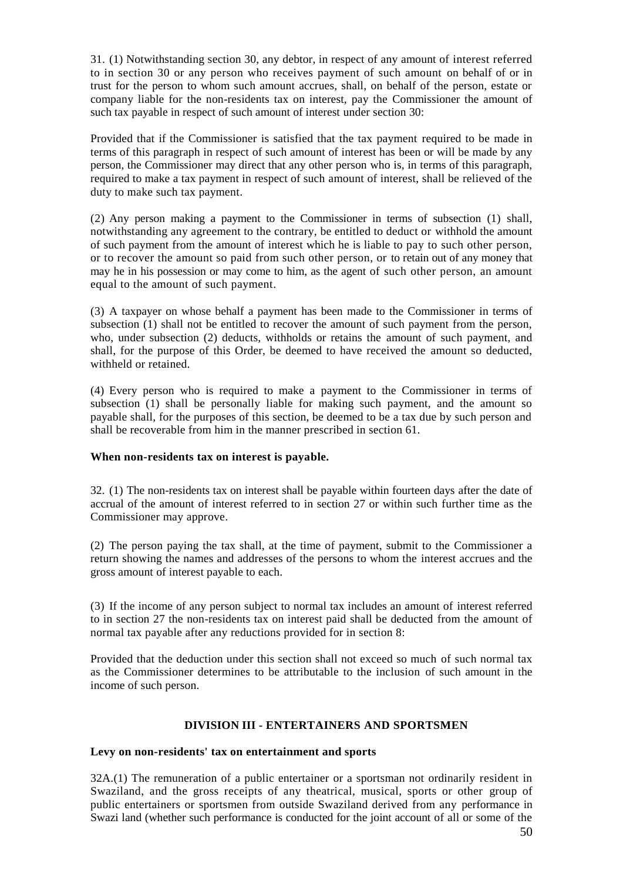31. (1) Notwithstanding section 30, any debtor, in respect of any amount of interest referred to in section 30 or any person who receives payment of such amount on behalf of or in trust for the person to whom such amount accrues, shall, on behalf of the person, estate or company liable for the non-residents tax on interest, pay the Commissioner the amount of such tax payable in respect of such amount of interest under section 30:

Provided that if the Commissioner is satisfied that the tax payment required to be made in terms of this paragraph in respect of such amount of interest has been or will be made by any person, the Commissioner may direct that any other person who is, in terms of this paragraph, required to make a tax payment in respect of such amount of interest, shall be relieved of the duty to make such tax payment.

(2) Any person making a payment to the Commissioner in terms of subsection (1) shall, notwithstanding any agreement to the contrary, be entitled to deduct or withhold the amount of such payment from the amount of interest which he is liable to pay to such other person, or to recover the amount so paid from such other person, or to retain out of any money that may he in his possession or may come to him, as the agent of such other person, an amount equal to the amount of such payment.

(3) A taxpayer on whose behalf a payment has been made to the Commissioner in terms of subsection (1) shall not be entitled to recover the amount of such payment from the person, who, under subsection (2) deducts, withholds or retains the amount of such payment, and shall, for the purpose of this Order, be deemed to have received the amount so deducted, withheld or retained.

(4) Every person who is required to make a payment to the Commissioner in terms of subsection (1) shall be personally liable for making such payment, and the amount so payable shall, for the purposes of this section, be deemed to be a tax due by such person and shall be recoverable from him in the manner prescribed in section 61.

**When non-residents tax on interest is payable.**

32. (1) The non-residents tax on interest shall be payable within fourteen days after the date of accrual of the amount of interest referred to in section 27 or within such further time as the Commissioner may approve.

(2) The person paying the tax shall, at the time of payment, submit to the Commissioner a return showing the names and addresses of the persons to whom the interest accrues and the gross amount of interest payable to each.

(3) If the income of any person subject to normal tax includes an amount of interest referred to in section 27 the non-residents tax on interest paid shall be deducted from the amount of normal tax payable after any reductions provided for in section 8:

Provided that the deduction under this section shall not exceed so much of such normal tax as the Commissioner determines to be attributable to the inclusion of such amount in the income of such person.

## DIVISION III - ENTERTAINERS AND SPORTSMEN

**Levy on non-residents' tax on entertainment and sports**

32A.(1) The remuneration of a public entertainer or a sportsman not ordinarily resident in Swaziland, and the gross receipts of any theatrical, musical, sports or other group of public entertainers or sportsmen from outside Swaziland derived from any performance in Swazi land (whether such performance is conducted for the joint account of all or some of the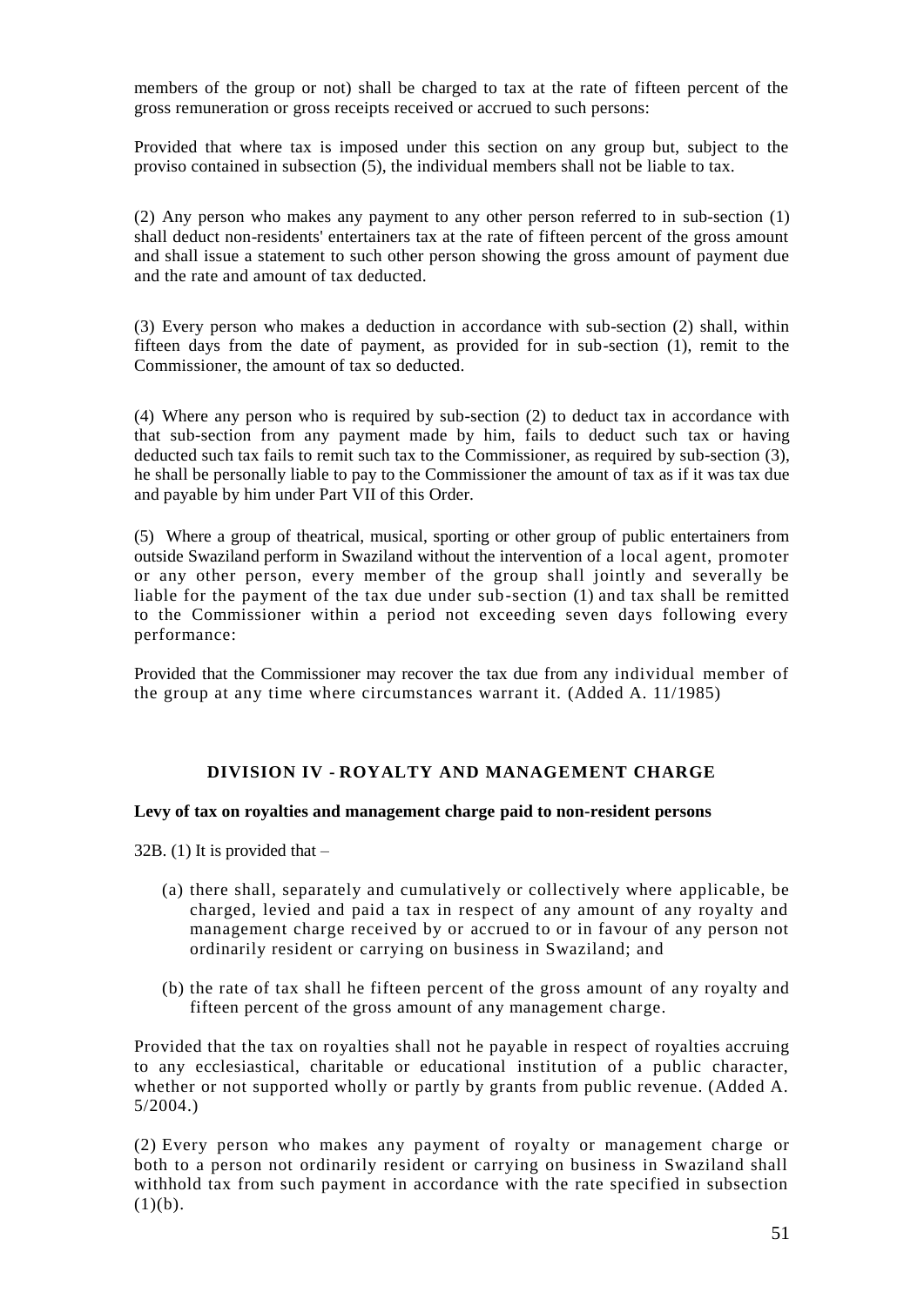members of the group or not) shall be charged to tax at the rate of fifteen percent of the gross remuneration or gross receipts received or accrued to such persons:

Provided that where tax is imposed under this section on any group but, subject to the proviso contained in subsection (5), the individual members shall not be liable to tax.

(2) Any person who makes any payment to any other person referred to in sub-section (1) shall deduct non-residents' entertainers tax at the rate of fifteen percent of the gross amount and shall issue a statement to such other person showing the gross amount of payment due and the rate and amount of tax deducted.

(3) Every person who makes a deduction in accordance with sub-section (2) shall, within fifteen days from the date of payment, as provided for in sub-section (1), remit to the Commissioner, the amount of tax so deducted.

(4) Where any person who is required by sub-section (2) to deduct tax in accordance with that sub-section from any payment made by him, fails to deduct such tax or having deducted such tax fails to remit such tax to the Commissioner, as required by sub-section (3), he shall be personally liable to pay to the Commissioner the amount of tax as if it was tax due and payable by him under Part VII of this Order.

(5) Where a group of theatrical, musical, sporting or other group of public entertainers from outside Swaziland perform in Swaziland without the intervention of a local agent, promoter or any other person, every member of the group shall jointly and severally be liable for the payment of the tax due under sub-section (1) and tax shall be remitted to the Commissioner within a period not exceeding seven days following every performance:

Provided that the Commissioner may recover the tax due from any individual member of the group at any time where circumstances warrant it. (Added A. 11/1985)

## DIVISION IV - ROYALTY AND MANAGEMENT CHARGE

**Levy of tax on royalties and management charge paid to non-resident persons**

32B. (1) It is provided that –

(a) there shall, separately and cumulatively or collectively where applicable, be charged, levied and paid a tax in respect of any amount of any royalty and management charge received by or accrued to or in favour of any person not ordinarily resident or carrying on business in Swaziland; and

(b) the rate of tax shall he fifteen percent of the gross amount of any royalty and fifteen percent of the gross amount of any management charge.

Provided that the tax on royalties shall not he payable in respect of royalties accruing to any ecclesiastical, charitable or educational institution of a public character, whether or not supported wholly or partly by grants from public revenue. (Added A. 5/2004.)

(2) Every person who makes any payment of royalty or management charge or both to a person not ordinarily resident or carrying on business in Swaziland shall withhold tax from such payment in accordance with the rate specified in subsection (1)(b).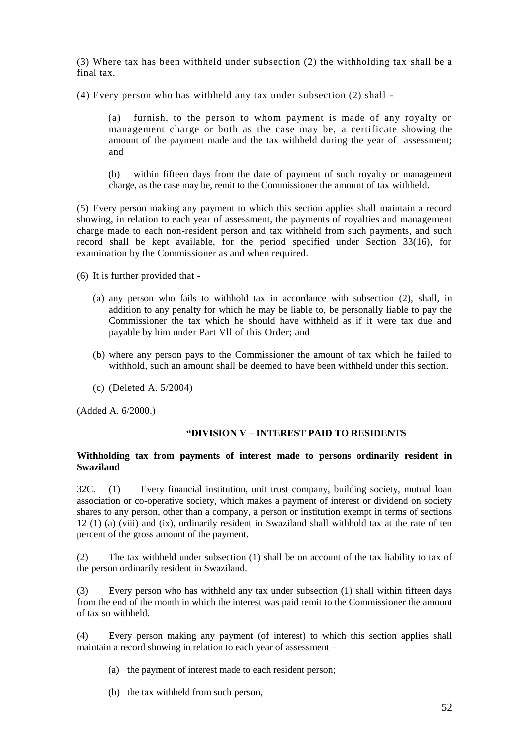(3) Where tax has been withheld under subsection (2) the withholding tax shall be a final tax.

(4) Every person who has withheld any tax under subsection (2) shall -

> (a) furnish, to the person to whom payment is made of any royalty or management charge or both as the case may be, a certificate showing the amount of the payment made and the tax withheld during the year of assessment; and
>
> (b) within fifteen days from the date of payment of such royalty or management charge, as the case may be, remit to the Commissioner the amount of tax withheld.

(5) Every person making any payment to which this section applies shall maintain a record showing, in relation to each year of assessment, the payments of royalties and management charge made to each non-resident person and tax withheld from such payments, and such record shall be kept available, for the period specified under Section 33(16), for examination by the Commissioner as and when required.

(6) It is further provided that -

> (a) any person who fails to withhold tax in accordance with subsection (2), shall, in addition to any penalty for which he may be liable to, be personally liable to pay the Commissioner the tax which he should have withheld as if it were tax due and payable by him under Part Vll of this Order; and
>
> (b) where any person pays to the Commissioner the amount of tax which he failed to withhold, such an amount shall be deemed to have been withheld under this section.
>
> (c) (Deleted A. 5/2004)

(Added A. 6/2000.)

### "DIVISION V – INTEREST PAID TO RESIDENTS

**Withholding tax from payments of interest made to persons ordinarily resident in Swaziland**

32C. (1) Every financial institution, unit trust company, building society, mutual loan association or co-operative society, which makes a payment of interest or dividend on society shares to any person, other than a company, a person or institution exempt in terms of sections 12 (1) (a) (viii) and (ix), ordinarily resident in Swaziland shall withhold tax at the rate of ten percent of the gross amount of the payment.

(2) The tax withheld under subsection (1) shall be on account of the tax liability to tax of the person ordinarily resident in Swaziland.

(3) Every person who has withheld any tax under subsection (1) shall within fifteen days from the end of the month in which the interest was paid remit to the Commissioner the amount of tax so withheld.

(4) Every person making any payment (of interest) to which this section applies shall maintain a record showing in relation to each year of assessment –

> (a) the payment of interest made to each resident person;
>
> (b) the tax withheld from such person,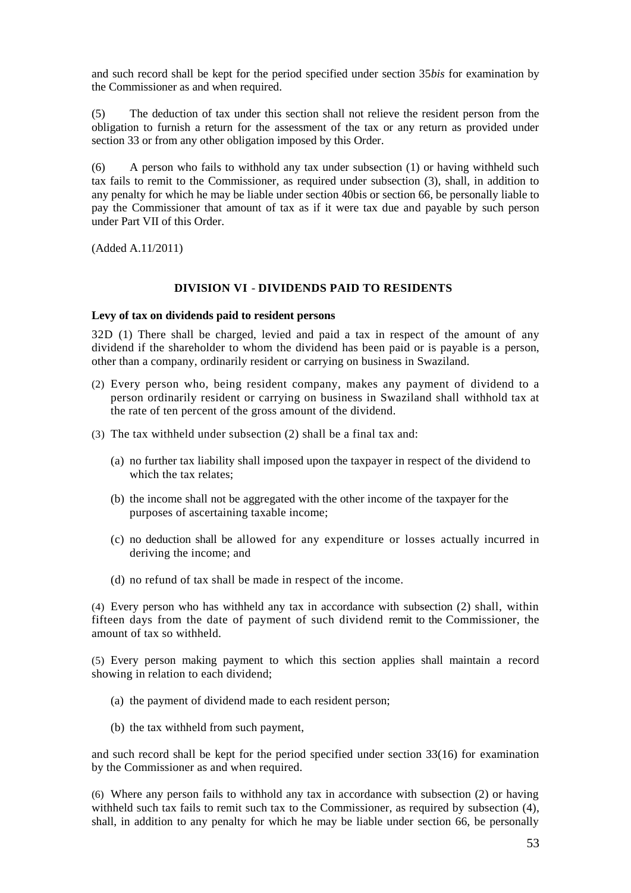and such record shall be kept for the period specified under section 35*bis* for examination by the Commissioner as and when required.

(5) The deduction of tax under this section shall not relieve the resident person from the obligation to furnish a return for the assessment of the tax or any return as provided under section 33 or from any other obligation imposed by this Order.

(6) A person who fails to withhold any tax under subsection (1) or having withheld such tax fails to remit to the Commissioner, as required under subsection (3), shall, in addition to any penalty for which he may be liable under section 40bis or section 66, be personally liable to pay the Commissioner that amount of tax as if it were tax due and payable by such person under Part VII of this Order.

(Added A.11/2011)

## DIVISION VI - DIVIDENDS PAID TO RESIDENTS

**Levy of tax on dividends paid to resident persons**

32D (1) There shall be charged, levied and paid a tax in respect of the amount of any dividend if the shareholder to whom the dividend has been paid or is payable is a person, other than a company, ordinarily resident or carrying on business in Swaziland.

(2) Every person who, being resident company, makes any payment of dividend to a person ordinarily resident or carrying on business in Swaziland shall withhold tax at the rate of ten percent of the gross amount of the dividend.

(3) The tax withheld under subsection (2) shall be a final tax and:

(a) no further tax liability shall imposed upon the taxpayer in respect of the dividend to which the tax relates;

(b) the income shall not be aggregated with the other income of the taxpayer for the purposes of ascertaining taxable income;

(c) no deduction shall be allowed for any expenditure or losses actually incurred in deriving the income; and

(d) no refund of tax shall be made in respect of the income.

(4) Every person who has withheld any tax in accordance with subsection (2) shall, within fifteen days from the date of payment of such dividend remit to the Commissioner, the amount of tax so withheld.

(5) Every person making payment to which this section applies shall maintain a record showing in relation to each dividend;

(a) the payment of dividend made to each resident person;

(b) the tax withheld from such payment,

and such record shall be kept for the period specified under section 33(16) for examination by the Commissioner as and when required.

(6) Where any person fails to withhold any tax in accordance with subsection (2) or having withheld such tax fails to remit such tax to the Commissioner, as required by subsection (4), shall, in addition to any penalty for which he may be liable under section 66, be personally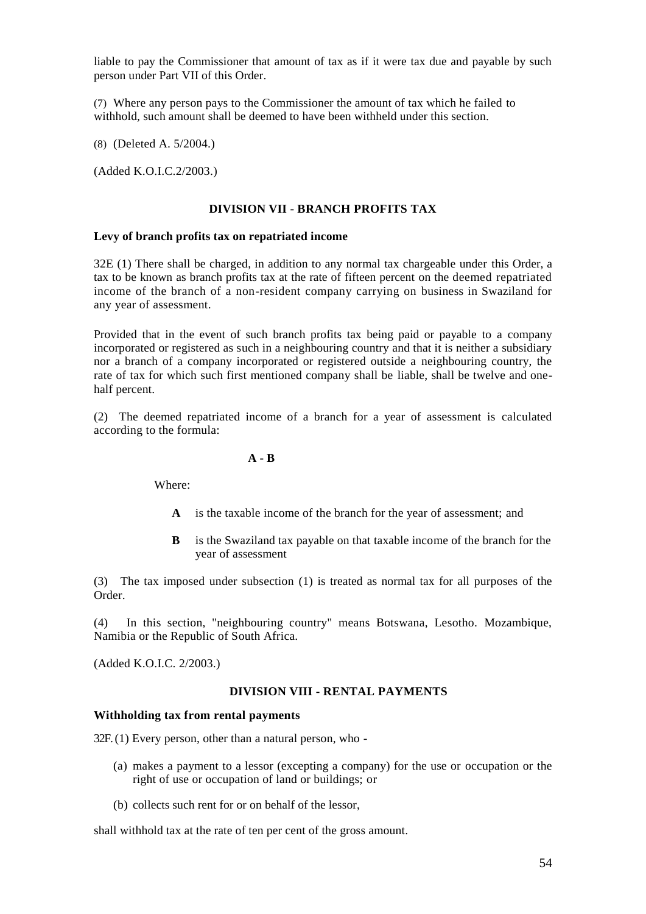liable to pay the Commissioner that amount of tax as if it were tax due and payable by such person under Part VII of this Order.

(7) Where any person pays to the Commissioner the amount of tax which he failed to withhold, such amount shall be deemed to have been withheld under this section.

(8) (Deleted A. 5/2004.)

(Added K.O.I.C.2/2003.)

## DIVISION VII - BRANCH PROFITS TAX

### Levy of branch profits tax on repatriated income

32E (1) There shall be charged, in addition to any normal tax chargeable under this Order, a tax to be known as branch profits tax at the rate of fifteen percent on the deemed repatriated income of the branch of a non-resident company carrying on business in Swaziland for any year of assessment.

Provided that in the event of such branch profits tax being paid or payable to a company incorporated or registered as such in a neighbouring country and that it is neither a subsidiary nor a branch of a company incorporated or registered outside a neighbouring country, the rate of tax for which such first mentioned company shall be liable, shall be twelve and one-half percent.

(2) The deemed repatriated income of a branch for a year of assessment is calculated according to the formula:

$$A - B$$

Where:

- **A** is the taxable income of the branch for the year of assessment; and
- **B** is the Swaziland tax payable on that taxable income of the branch for the year of assessment

(3) The tax imposed under subsection (1) is treated as normal tax for all purposes of the Order.

(4) In this section, "neighbouring country" means Botswana, Lesotho. Mozambique, Namibia or the Republic of South Africa.

(Added K.O.I.C. 2/2003.)

## DIVISION VIII - RENTAL PAYMENTS

### Withholding tax from rental payments

32F. (1) Every person, other than a natural person, who -

(a) makes a payment to a lessor (excepting a company) for the use or occupation or the right of use or occupation of land or buildings; or

(b) collects such rent for or on behalf of the lessor,

shall withhold tax at the rate of ten per cent of the gross amount.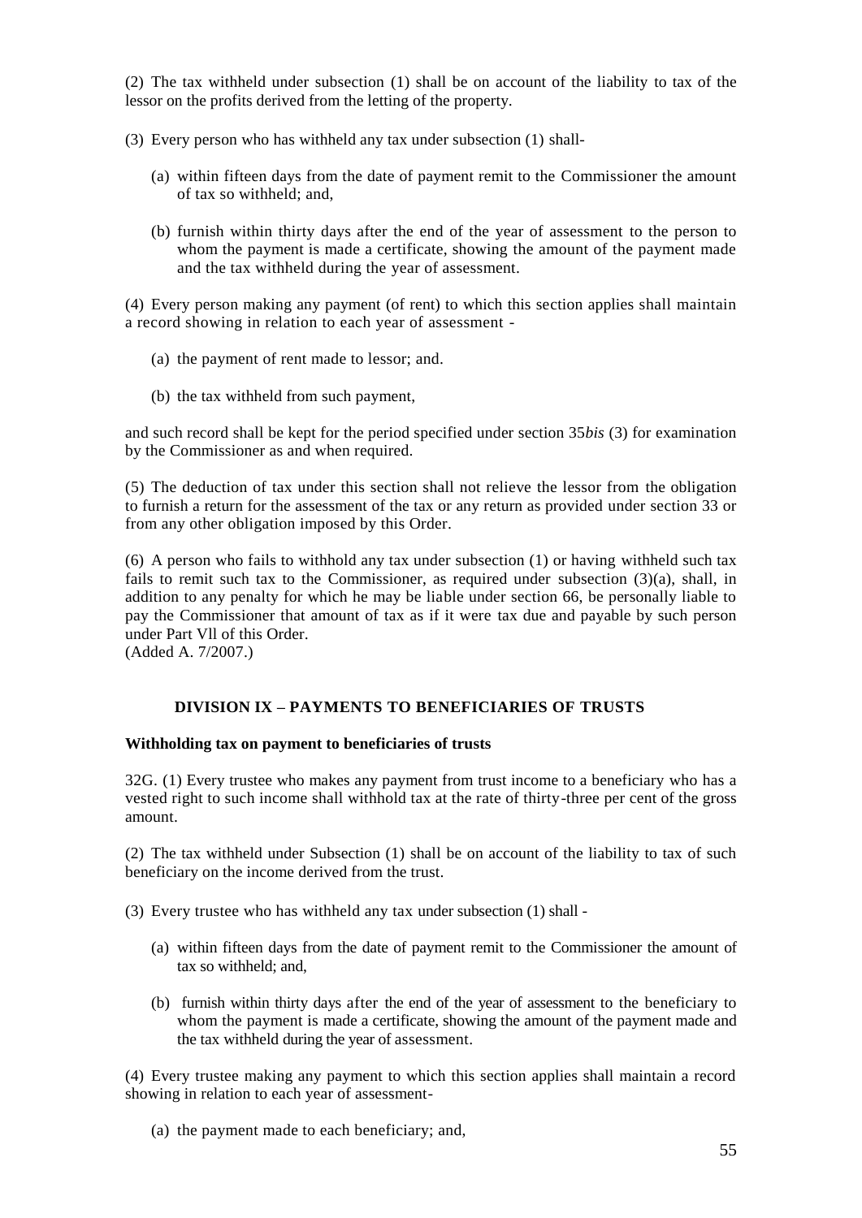(2) The tax withheld under subsection (1) shall be on account of the liability to tax of the lessor on the profits derived from the letting of the property.

(3) Every person who has withheld any tax under subsection (1) shall-

(a) within fifteen days from the date of payment remit to the Commissioner the amount of tax so withheld; and,

(b) furnish within thirty days after the end of the year of assessment to the person to whom the payment is made a certificate, showing the amount of the payment made and the tax withheld during the year of assessment.

(4) Every person making any payment (of rent) to which this section applies shall maintain a record showing in relation to each year of assessment -

(a) the payment of rent made to lessor; and.

(b) the tax withheld from such payment,

and such record shall be kept for the period specified under section 35*bis* (3) for examination by the Commissioner as and when required.

(5) The deduction of tax under this section shall not relieve the lessor from the obligation to furnish a return for the assessment of the tax or any return as provided under section 33 or from any other obligation imposed by this Order.

(6) A person who fails to withhold any tax under subsection (1) or having withheld such tax fails to remit such tax to the Commissioner, as required under subsection (3)(a), shall, in addition to any penalty for which he may be liable under section 66, be personally liable to pay the Commissioner that amount of tax as if it were tax due and payable by such person under Part Vll of this Order.
(Added A. 7/2007.)

## DIVISION IX – PAYMENTS TO BENEFICIARIES OF TRUSTS

**Withholding tax on payment to beneficiaries of trusts**

32G. (1) Every trustee who makes any payment from trust income to a beneficiary who has a vested right to such income shall withhold tax at the rate of thirty-three per cent of the gross amount.

(2) The tax withheld under Subsection (1) shall be on account of the liability to tax of such beneficiary on the income derived from the trust.

(3) Every trustee who has withheld any tax under subsection (1) shall -

(a) within fifteen days from the date of payment remit to the Commissioner the amount of tax so withheld; and,

(b) furnish within thirty days after the end of the year of assessment to the beneficiary to whom the payment is made a certificate, showing the amount of the payment made and the tax withheld during the year of assessment.

(4) Every trustee making any payment to which this section applies shall maintain a record showing in relation to each year of assessment-

(a) the payment made to each beneficiary; and,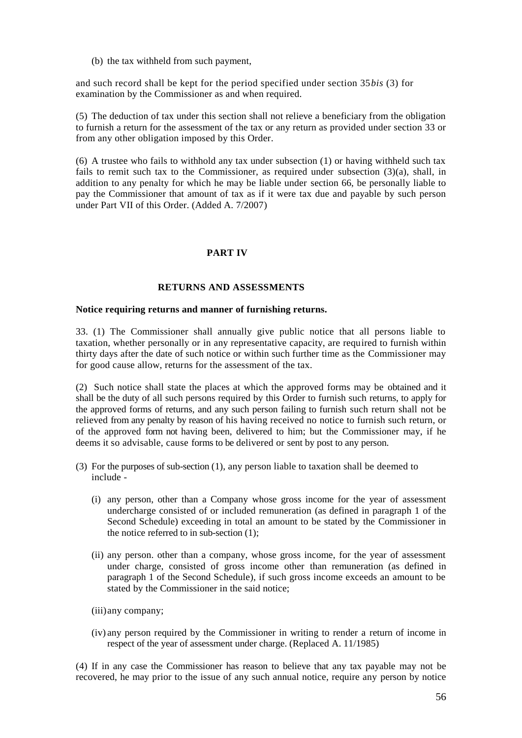(b) the tax withheld from such payment,

and such record shall be kept for the period specified under section 35*bis* (3) for examination by the Commissioner as and when required.

(5) The deduction of tax under this section shall not relieve a beneficiary from the obligation to furnish a return for the assessment of the tax or any return as provided under section 33 or from any other obligation imposed by this Order.

(6) A trustee who fails to withhold any tax under subsection (1) or having withheld such tax fails to remit such tax to the Commissioner, as required under subsection (3)(a), shall, in addition to any penalty for which he may be liable under section 66, be personally liable to pay the Commissioner that amount of tax as if it were tax due and payable by such person under Part VII of this Order. (Added A. 7/2007)

## PART IV

## RETURNS AND ASSESSMENTS

**Notice requiring returns and manner of furnishing returns.**

33. (1) The Commissioner shall annually give public notice that all persons liable to taxation, whether personally or in any representative capacity, are required to furnish within thirty days after the date of such notice or within such further time as the Commissioner may for good cause allow, returns for the assessment of the tax.

(2) Such notice shall state the places at which the approved forms may be obtained and it shall be the duty of all such persons required by this Order to furnish such returns, to apply for the approved forms of returns, and any such person failing to furnish such return shall not be relieved from any penalty by reason of his having received no notice to furnish such return, or of the approved form not having been, delivered to him; but the Commissioner may, if he deems it so advisable, cause forms to be delivered or sent by post to any person.

(3) For the purposes of sub-section (1), any person liable to taxation shall be deemed to include -

(i) any person, other than a Company whose gross income for the year of assessment undercharge consisted of or included remuneration (as defined in paragraph 1 of the Second Schedule) exceeding in total an amount to be stated by the Commissioner in the notice referred to in sub-section (1);

(ii) any person. other than a company, whose gross income, for the year of assessment under charge, consisted of gross income other than remuneration (as defined in paragraph 1 of the Second Schedule), if such gross income exceeds an amount to be stated by the Commissioner in the said notice;

(iii) any company;

(iv) any person required by the Commissioner in writing to render a return of income in respect of the year of assessment under charge. (Replaced A. 11/1985)

(4) If in any case the Commissioner has reason to believe that any tax payable may not be recovered, he may prior to the issue of any such annual notice, require any person by notice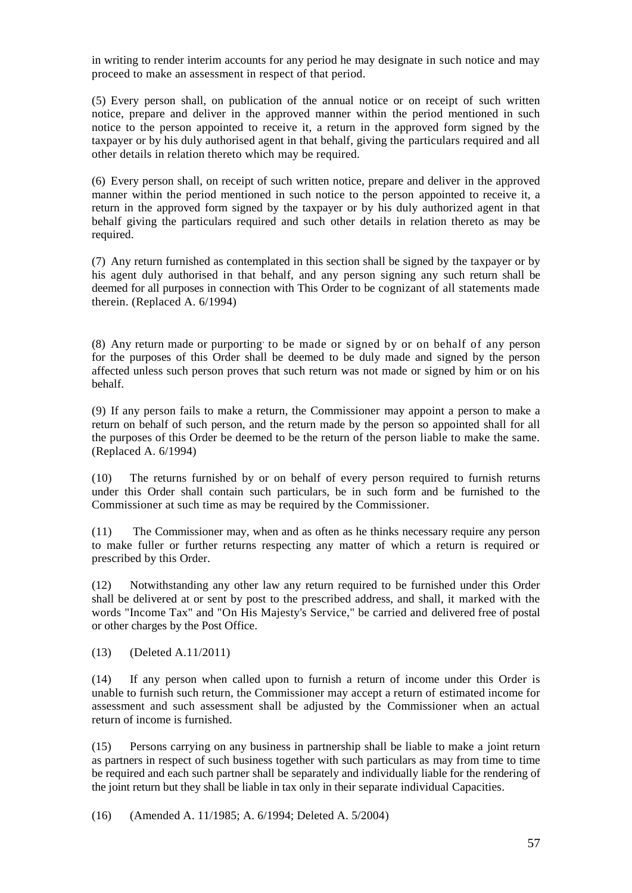in writing to render interim accounts for any period he may designate in such notice and may proceed to make an assessment in respect of that period.

(5) Every person shall, on publication of the annual notice or on receipt of such written notice, prepare and deliver in the approved manner within the period mentioned in such notice to the person appointed to receive it, a return in the approved form signed by the taxpayer or by his duly authorised agent in that behalf, giving the particulars required and all other details in relation thereto which may be required.

(6) Every person shall, on receipt of such written notice, prepare and deliver in the approved manner within the period mentioned in such notice to the person appointed to receive it, a return in the approved form signed by the taxpayer or by his duly authorized agent in that behalf giving the particulars required and such other details in relation thereto as may be required.

(7) Any return furnished as contemplated in this section shall be signed by the taxpayer or by his agent duly authorised in that behalf, and any person signing any such return shall be deemed for all purposes in connection with This Order to be cognizant of all statements made therein. (Replaced A. 6/1994)

(8) Any return made or purporting to be made or signed by or on behalf of any person for the purposes of this Order shall be deemed to be duly made and signed by the person affected unless such person proves that such return was not made or signed by him or on his behalf.

(9) If any person fails to make a return, the Commissioner may appoint a person to make a return on behalf of such person, and the return made by the person so appointed shall for all the purposes of this Order be deemed to be the return of the person liable to make the same. (Replaced A. 6/1994)

(10) The returns furnished by or on behalf of every person required to furnish returns under this Order shall contain such particulars, be in such form and be furnished to the Commissioner at such time as may be required by the Commissioner.

(11) The Commissioner may, when and as often as he thinks necessary require any person to make fuller or further returns respecting any matter of which a return is required or prescribed by this Order.

(12) Notwithstanding any other law any return required to be furnished under this Order shall be delivered at or sent by post to the prescribed address, and shall, it marked with the words "Income Tax" and "On His Majesty's Service," be carried and delivered free of postal or other charges by the Post Office.

(13) (Deleted A.11/2011)

(14) If any person when called upon to furnish a return of income under this Order is unable to furnish such return, the Commissioner may accept a return of estimated income for assessment and such assessment shall be adjusted by the Commissioner when an actual return of income is furnished.

(15) Persons carrying on any business in partnership shall be liable to make a joint return as partners in respect of such business together with such particulars as may from time to time be required and each such partner shall be separately and individually liable for the rendering of the joint return but they shall be liable in tax only in their separate individual Capacities.

(16) (Amended A. 11/1985; A. 6/1994; Deleted A. 5/2004)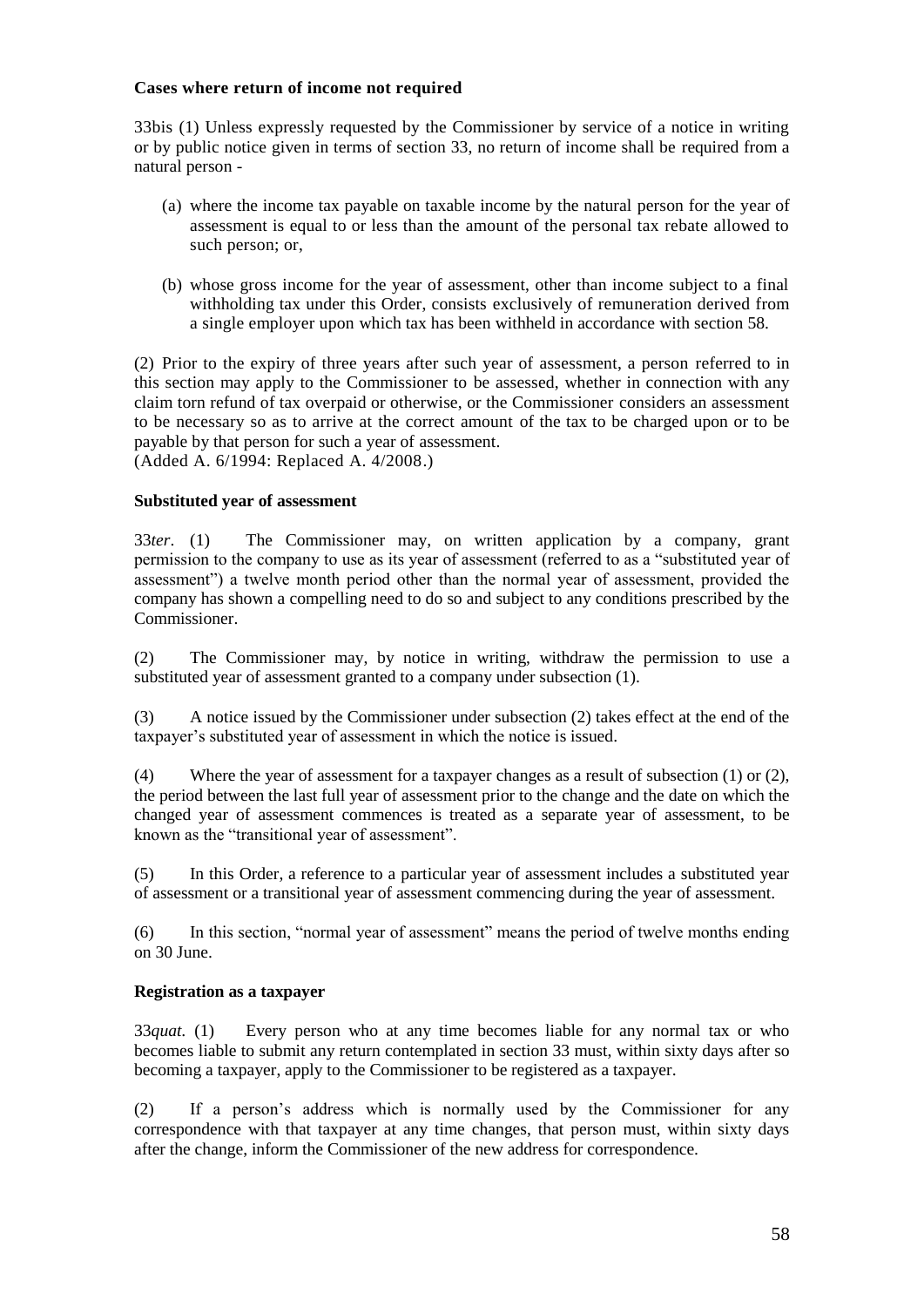**Cases where return of income not required**

33bis (1) Unless expressly requested by the Commissioner by service of a notice in writing or by public notice given in terms of section 33, no return of income shall be required from a natural person -

(a) where the income tax payable on taxable income by the natural person for the year of assessment is equal to or less than the amount of the personal tax rebate allowed to such person; or,

(b) whose gross income for the year of assessment, other than income subject to a final withholding tax under this Order, consists exclusively of remuneration derived from a single employer upon which tax has been withheld in accordance with section 58.

(2) Prior to the expiry of three years after such year of assessment, a person referred to in this section may apply to the Commissioner to be assessed, whether in connection with any claim torn refund of tax overpaid or otherwise, or the Commissioner considers an assessment to be necessary so as to arrive at the correct amount of the tax to be charged upon or to be payable by that person for such a year of assessment.
(Added A. 6/1994: Replaced A. 4/2008.)

**Substituted year of assessment**

33*ter*. (1) The Commissioner may, on written application by a company, grant permission to the company to use as its year of assessment (referred to as a "substituted year of assessment") a twelve month period other than the normal year of assessment, provided the company has shown a compelling need to do so and subject to any conditions prescribed by the Commissioner.

(2) The Commissioner may, by notice in writing, withdraw the permission to use a substituted year of assessment granted to a company under subsection (1).

(3) A notice issued by the Commissioner under subsection (2) takes effect at the end of the taxpayer's substituted year of assessment in which the notice is issued.

(4) Where the year of assessment for a taxpayer changes as a result of subsection (1) or (2), the period between the last full year of assessment prior to the change and the date on which the changed year of assessment commences is treated as a separate year of assessment, to be known as the "transitional year of assessment".

(5) In this Order, a reference to a particular year of assessment includes a substituted year of assessment or a transitional year of assessment commencing during the year of assessment.

(6) In this section, "normal year of assessment" means the period of twelve months ending on 30 June.

**Registration as a taxpayer**

33*quat*. (1) Every person who at any time becomes liable for any normal tax or who becomes liable to submit any return contemplated in section 33 must, within sixty days after so becoming a taxpayer, apply to the Commissioner to be registered as a taxpayer.

(2) If a person's address which is normally used by the Commissioner for any correspondence with that taxpayer at any time changes, that person must, within sixty days after the change, inform the Commissioner of the new address for correspondence.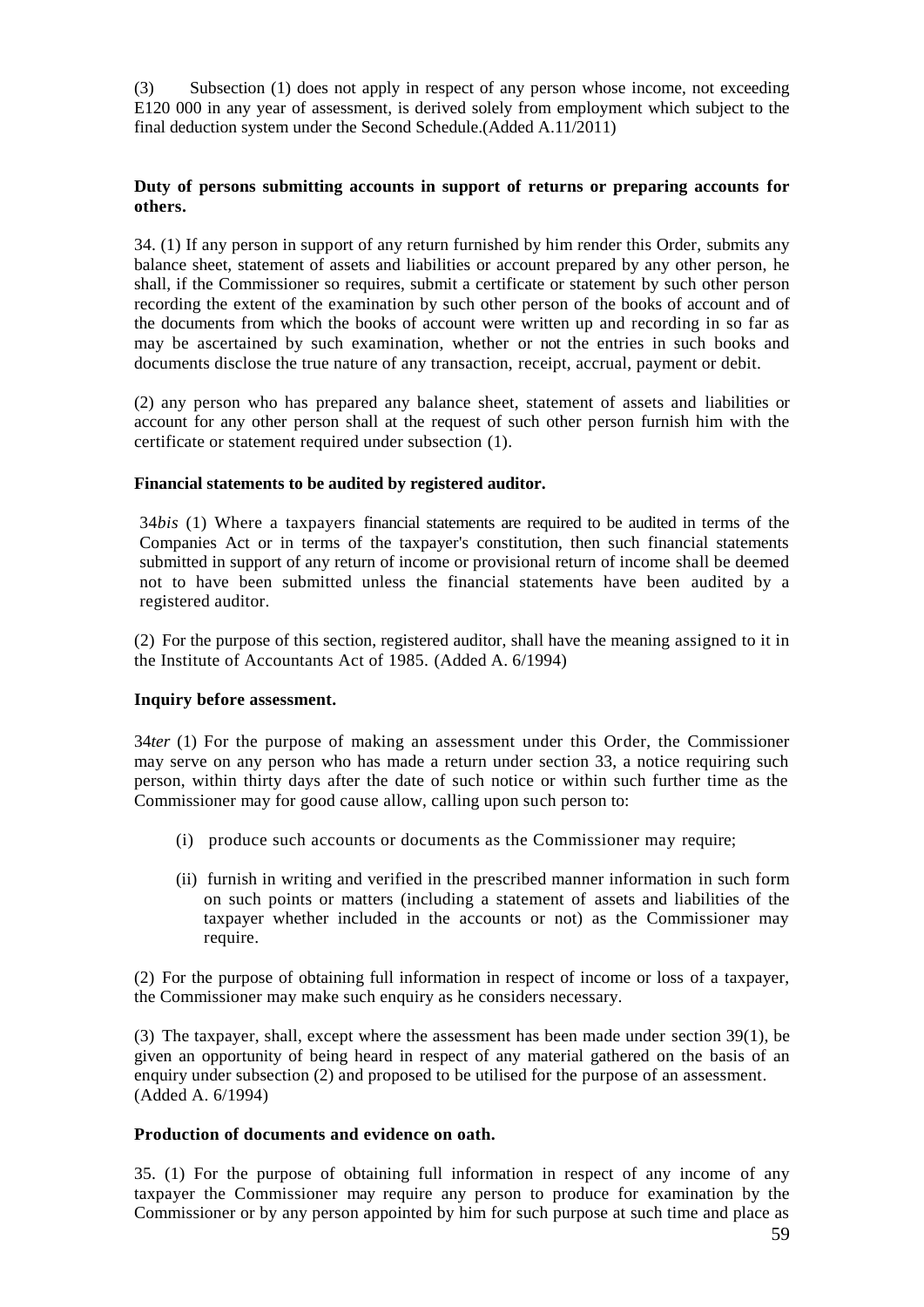(3) Subsection (1) does not apply in respect of any person whose income, not exceeding E120 000 in any year of assessment, is derived solely from employment which subject to the final deduction system under the Second Schedule.(Added A.11/2011)

**Duty of persons submitting accounts in support of returns or preparing accounts for others.**

34. (1) If any person in support of any return furnished by him render this Order, submits any balance sheet, statement of assets and liabilities or account prepared by any other person, he shall, if the Commissioner so requires, submit a certificate or statement by such other person recording the extent of the examination by such other person of the books of account and of the documents from which the books of account were written up and recording in so far as may be ascertained by such examination, whether or not the entries in such books and documents disclose the true nature of any transaction, receipt, accrual, payment or debit.

(2) any person who has prepared any balance sheet, statement of assets and liabilities or account for any other person shall at the request of such other person furnish him with the certificate or statement required under subsection (1).

**Financial statements to be audited by registered auditor.**

34*bis* (1) Where a taxpayers financial statements are required to be audited in terms of the Companies Act or in terms of the taxpayer's constitution, then such financial statements submitted in support of any return of income or provisional return of income shall be deemed not to have been submitted unless the financial statements have been audited by a registered auditor.

(2) For the purpose of this section, registered auditor, shall have the meaning assigned to it in the Institute of Accountants Act of 1985. (Added A. 6/1994)

**Inquiry before assessment.**

34*ter* (1) For the purpose of making an assessment under this Order, the Commissioner may serve on any person who has made a return under section 33, a notice requiring such person, within thirty days after the date of such notice or within such further time as the Commissioner may for good cause allow, calling upon such person to:

- (i) produce such accounts or documents as the Commissioner may require;
- (ii) furnish in writing and verified in the prescribed manner information in such form on such points or matters (including a statement of assets and liabilities of the taxpayer whether included in the accounts or not) as the Commissioner may require.

(2) For the purpose of obtaining full information in respect of income or loss of a taxpayer, the Commissioner may make such enquiry as he considers necessary.

(3) The taxpayer, shall, except where the assessment has been made under section 39(1), be given an opportunity of being heard in respect of any material gathered on the basis of an enquiry under subsection (2) and proposed to be utilised for the purpose of an assessment. (Added A. 6/1994)

**Production of documents and evidence on oath.**

35. (1) For the purpose of obtaining full information in respect of any income of any taxpayer the Commissioner may require any person to produce for examination by the Commissioner or by any person appointed by him for such purpose at such time and place as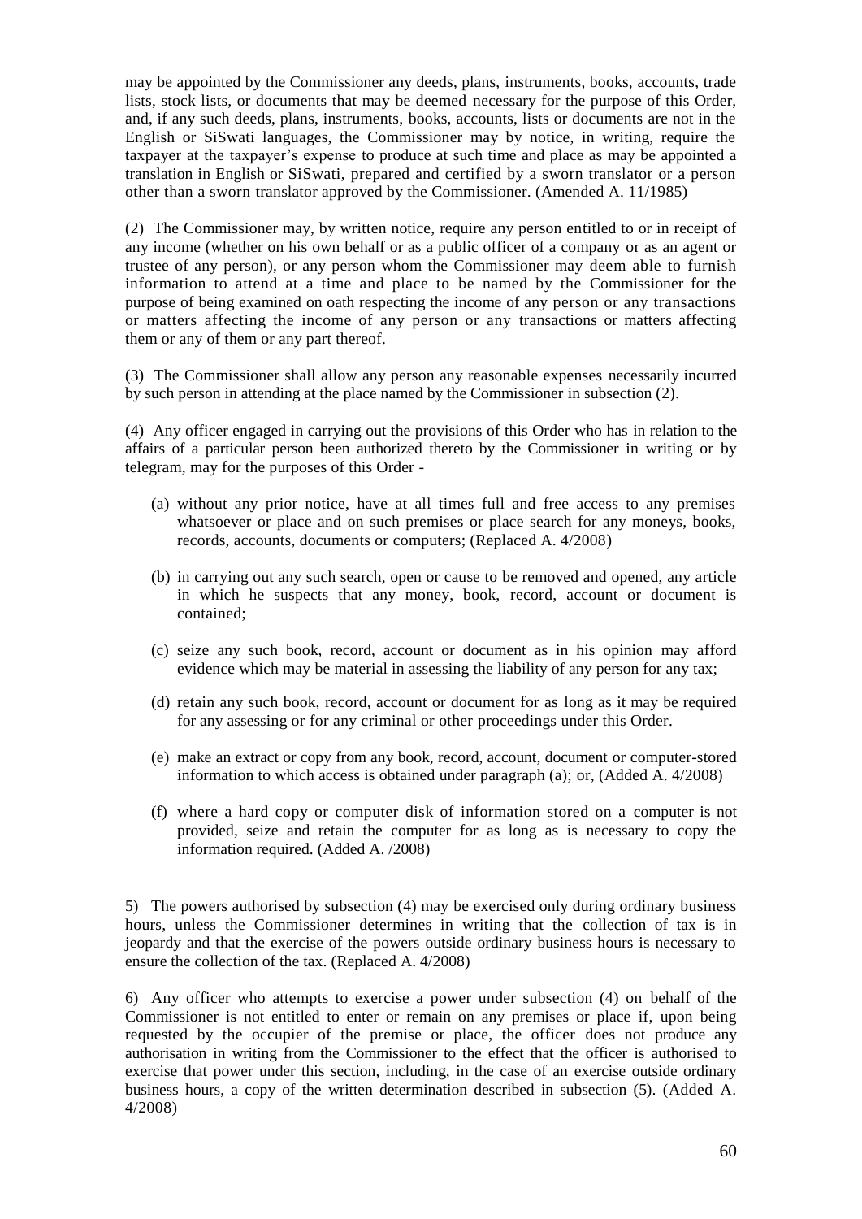may be appointed by the Commissioner any deeds, plans, instruments, books, accounts, trade lists, stock lists, or documents that may be deemed necessary for the purpose of this Order, and, if any such deeds, plans, instruments, books, accounts, lists or documents are not in the English or SiSwati languages, the Commissioner may by notice, in writing, require the taxpayer at the taxpayer's expense to produce at such time and place as may be appointed a translation in English or SiSwati, prepared and certified by a sworn translator or a person other than a sworn translator approved by the Commissioner. (Amended A. 11/1985)

(2) The Commissioner may, by written notice, require any person entitled to or in receipt of any income (whether on his own behalf or as a public officer of a company or as an agent or trustee of any person), or any person whom the Commissioner may deem able to furnish information to attend at a time and place to be named by the Commissioner for the purpose of being examined on oath respecting the income of any person or any transactions or matters affecting the income of any person or any transactions or matters affecting them or any of them or any part thereof.

(3) The Commissioner shall allow any person any reasonable expenses necessarily incurred by such person in attending at the place named by the Commissioner in subsection (2).

(4) Any officer engaged in carrying out the provisions of this Order who has in relation to the affairs of a particular person been authorized thereto by the Commissioner in writing or by telegram, may for the purposes of this Order -

(a) without any prior notice, have at all times full and free access to any premises whatsoever or place and on such premises or place search for any moneys, books, records, accounts, documents or computers; (Replaced A. 4/2008)

(b) in carrying out any such search, open or cause to be removed and opened, any article in which he suspects that any money, book, record, account or document is contained;

(c) seize any such book, record, account or document as in his opinion may afford evidence which may be material in assessing the liability of any person for any tax;

(d) retain any such book, record, account or document for as long as it may be required for any assessing or for any criminal or other proceedings under this Order.

(e) make an extract or copy from any book, record, account, document or computer-stored information to which access is obtained under paragraph (a); or, (Added A. 4/2008)

(f) where a hard copy or computer disk of information stored on a computer is not provided, seize and retain the computer for as long as is necessary to copy the information required. (Added A. /2008)

5) The powers authorised by subsection (4) may be exercised only during ordinary business hours, unless the Commissioner determines in writing that the collection of tax is in jeopardy and that the exercise of the powers outside ordinary business hours is necessary to ensure the collection of the tax. (Replaced A. 4/2008)

6) Any officer who attempts to exercise a power under subsection (4) on behalf of the Commissioner is not entitled to enter or remain on any premises or place if, upon being requested by the occupier of the premise or place, the officer does not produce any authorisation in writing from the Commissioner to the effect that the officer is authorised to exercise that power under this section, including, in the case of an exercise outside ordinary business hours, a copy of the written determination described in subsection (5). (Added A. 4/2008)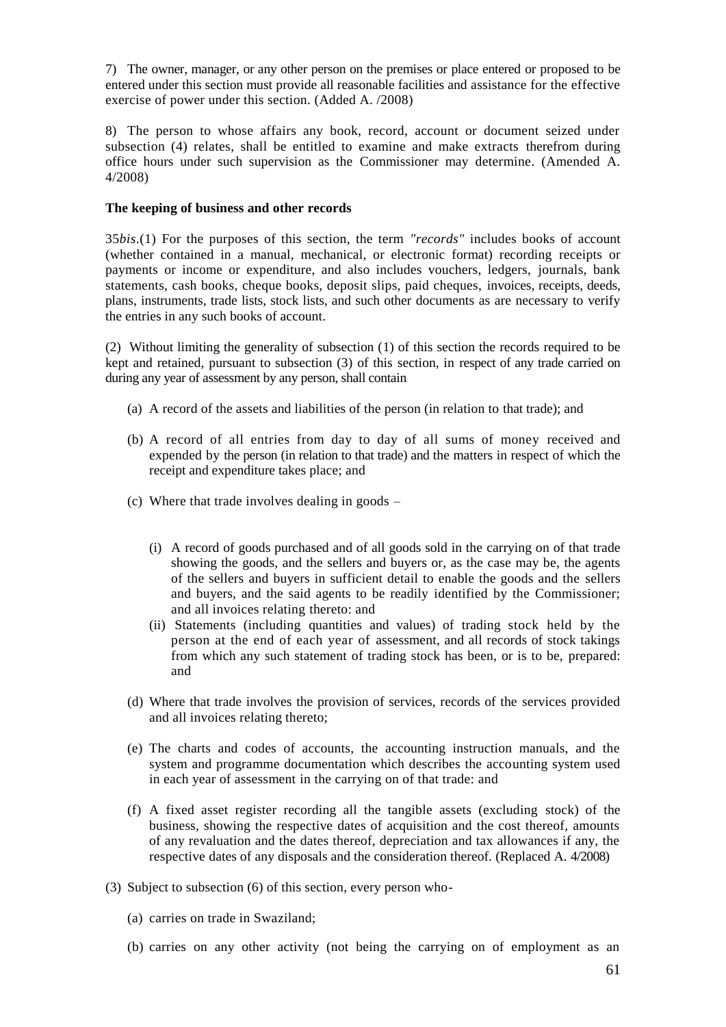7) The owner, manager, or any other person on the premises or place entered or proposed to be entered under this section must provide all reasonable facilities and assistance for the effective exercise of power under this section. (Added A. /2008)

8) The person to whose affairs any book, record, account or document seized under subsection (4) relates, shall be entitled to examine and make extracts therefrom during office hours under such supervision as the Commissioner may determine. (Amended A. 4/2008)

**The keeping of business and other records**

35*bis*.(1) For the purposes of this section, the term *"records"* includes books of account (whether contained in a manual, mechanical, or electronic format) recording receipts or payments or income or expenditure, and also includes vouchers, ledgers, journals, bank statements, cash books, cheque books, deposit slips, paid cheques, invoices, receipts, deeds, plans, instruments, trade lists, stock lists, and such other documents as are necessary to verify the entries in any such books of account.

(2) Without limiting the generality of subsection (1) of this section the records required to be kept and retained, pursuant to subsection (3) of this section, in respect of any trade carried on during any year of assessment by any person, shall contain

- (a) A record of the assets and liabilities of the person (in relation to that trade); and
- (b) A record of all entries from day to day of all sums of money received and expended by the person (in relation to that trade) and the matters in respect of which the receipt and expenditure takes place; and
- (c) Where that trade involves dealing in goods –
  - (i) A record of goods purchased and of all goods sold in the carrying on of that trade showing the goods, and the sellers and buyers or, as the case may be, the agents of the sellers and buyers in sufficient detail to enable the goods and the sellers and buyers, and the said agents to be readily identified by the Commissioner; and all invoices relating thereto: and
  - (ii) Statements (including quantities and values) of trading stock held by the person at the end of each year of assessment, and all records of stock takings from which any such statement of trading stock has been, or is to be, prepared: and
- (d) Where that trade involves the provision of services, records of the services provided and all invoices relating thereto;
- (e) The charts and codes of accounts, the accounting instruction manuals, and the system and programme documentation which describes the accounting system used in each year of assessment in the carrying on of that trade: and
- (f) A fixed asset register recording all the tangible assets (excluding stock) of the business, showing the respective dates of acquisition and the cost thereof, amounts of any revaluation and the dates thereof, depreciation and tax allowances if any, the respective dates of any disposals and the consideration thereof. (Replaced A. 4/2008)

(3) Subject to subsection (6) of this section, every person who-

- (a) carries on trade in Swaziland;
- (b) carries on any other activity (not being the carrying on of employment as an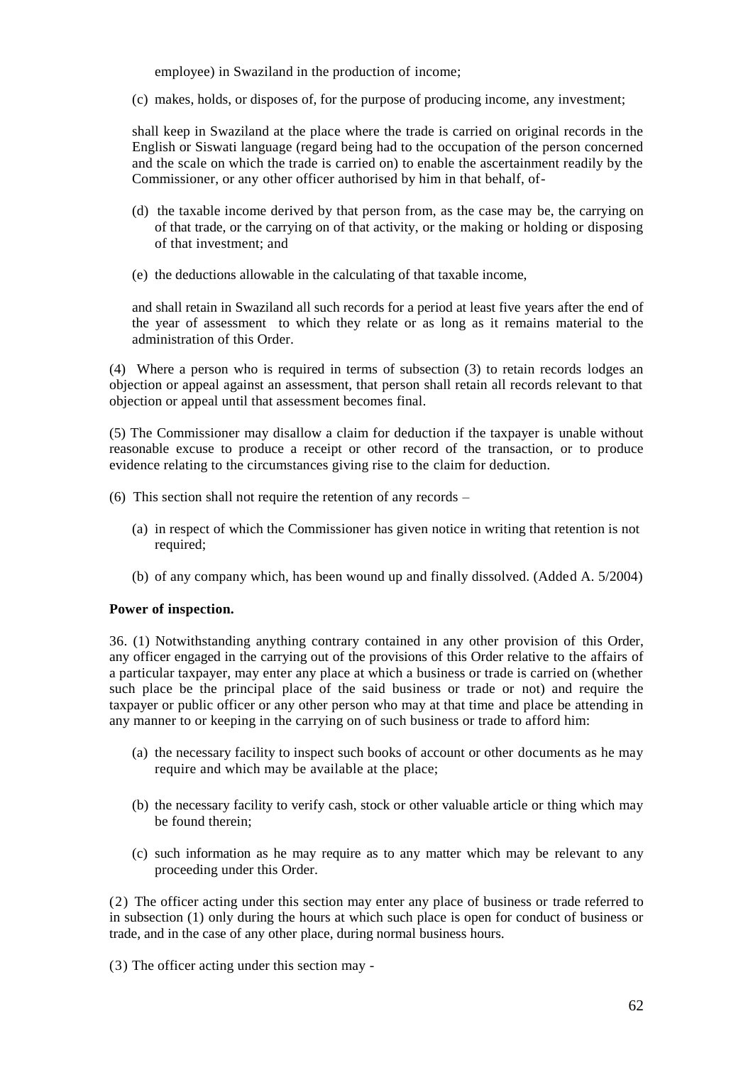employee) in Swaziland in the production of income;

(c) makes, holds, or disposes of, for the purpose of producing income, any investment;

shall keep in Swaziland at the place where the trade is carried on original records in the English or Siswati language (regard being had to the occupation of the person concerned and the scale on which the trade is carried on) to enable the ascertainment readily by the Commissioner, or any other officer authorised by him in that behalf, of-

(d) the taxable income derived by that person from, as the case may be, the carrying on of that trade, or the carrying on of that activity, or the making or holding or disposing of that investment; and

(e) the deductions allowable in the calculating of that taxable income,

and shall retain in Swaziland all such records for a period at least five years after the end of the year of assessment to which they relate or as long as it remains material to the administration of this Order.

(4) Where a person who is required in terms of subsection (3) to retain records lodges an objection or appeal against an assessment, that person shall retain all records relevant to that objection or appeal until that assessment becomes final.

(5) The Commissioner may disallow a claim for deduction if the taxpayer is unable without reasonable excuse to produce a receipt or other record of the transaction, or to produce evidence relating to the circumstances giving rise to the claim for deduction.

(6) This section shall not require the retention of any records –

(a) in respect of which the Commissioner has given notice in writing that retention is not required;

(b) of any company which, has been wound up and finally dissolved. (Added A. 5/2004)

**Power of inspection.**

36. (1) Notwithstanding anything contrary contained in any other provision of this Order, any officer engaged in the carrying out of the provisions of this Order relative to the affairs of a particular taxpayer, may enter any place at which a business or trade is carried on (whether such place be the principal place of the said business or trade or not) and require the taxpayer or public officer or any other person who may at that time and place be attending in any manner to or keeping in the carrying on of such business or trade to afford him:

(a) the necessary facility to inspect such books of account or other documents as he may require and which may be available at the place;

(b) the necessary facility to verify cash, stock or other valuable article or thing which may be found therein;

(c) such information as he may require as to any matter which may be relevant to any proceeding under this Order.

(2) The officer acting under this section may enter any place of business or trade referred to in subsection (1) only during the hours at which such place is open for conduct of business or trade, and in the case of any other place, during normal business hours.

(3) The officer acting under this section may -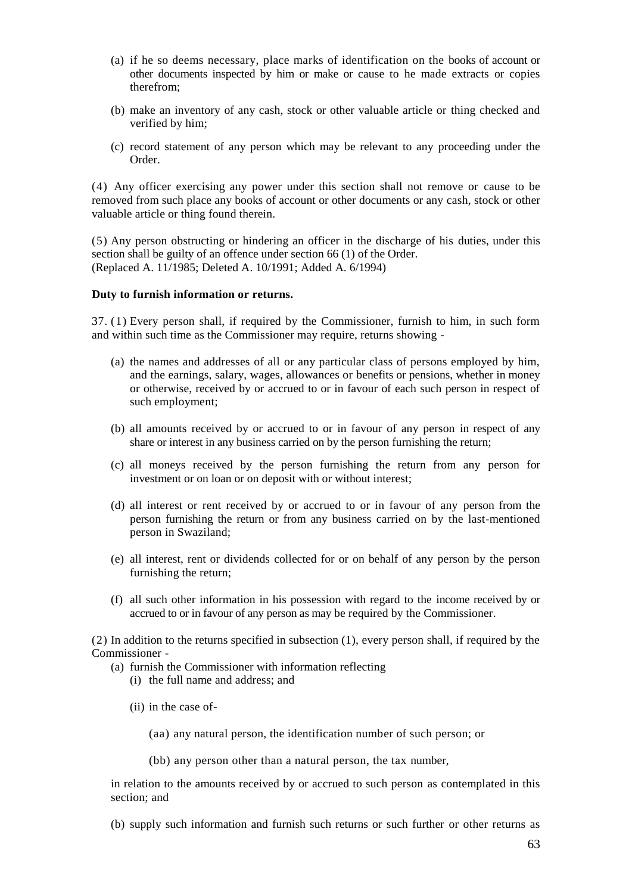(a) if he so deems necessary, place marks of identification on the books of account or other documents inspected by him or make or cause to he made extracts or copies therefrom;

(b) make an inventory of any cash, stock or other valuable article or thing checked and verified by him;

(c) record statement of any person which may be relevant to any proceeding under the Order.

(4) Any officer exercising any power under this section shall not remove or cause to be removed from such place any books of account or other documents or any cash, stock or other valuable article or thing found therein.

(5) Any person obstructing or hindering an officer in the discharge of his duties, under this section shall be guilty of an offence under section 66 (1) of the Order.
(Replaced A. 11/1985; Deleted A. 10/1991; Added A. 6/1994)

**Duty to furnish information or returns.**

37. (1) Every person shall, if required by the Commissioner, furnish to him, in such form and within such time as the Commissioner may require, returns showing -

(a) the names and addresses of all or any particular class of persons employed by him, and the earnings, salary, wages, allowances or benefits or pensions, whether in money or otherwise, received by or accrued to or in favour of each such person in respect of such employment;

(b) all amounts received by or accrued to or in favour of any person in respect of any share or interest in any business carried on by the person furnishing the return;

(c) all moneys received by the person furnishing the return from any person for investment or on loan or on deposit with or without interest;

(d) all interest or rent received by or accrued to or in favour of any person from the person furnishing the return or from any business carried on by the last-mentioned person in Swaziland;

(e) all interest, rent or dividends collected for or on behalf of any person by the person furnishing the return;

(f) all such other information in his possession with regard to the income received by or accrued to or in favour of any person as may be required by the Commissioner.

(2) In addition to the returns specified in subsection (1), every person shall, if required by the Commissioner -

(a) furnish the Commissioner with information reflecting

(i) the full name and address; and

(ii) in the case of-

(aa) any natural person, the identification number of such person; or

(bb) any person other than a natural person, the tax number,

in relation to the amounts received by or accrued to such person as contemplated in this section; and

(b) supply such information and furnish such returns or such further or other returns as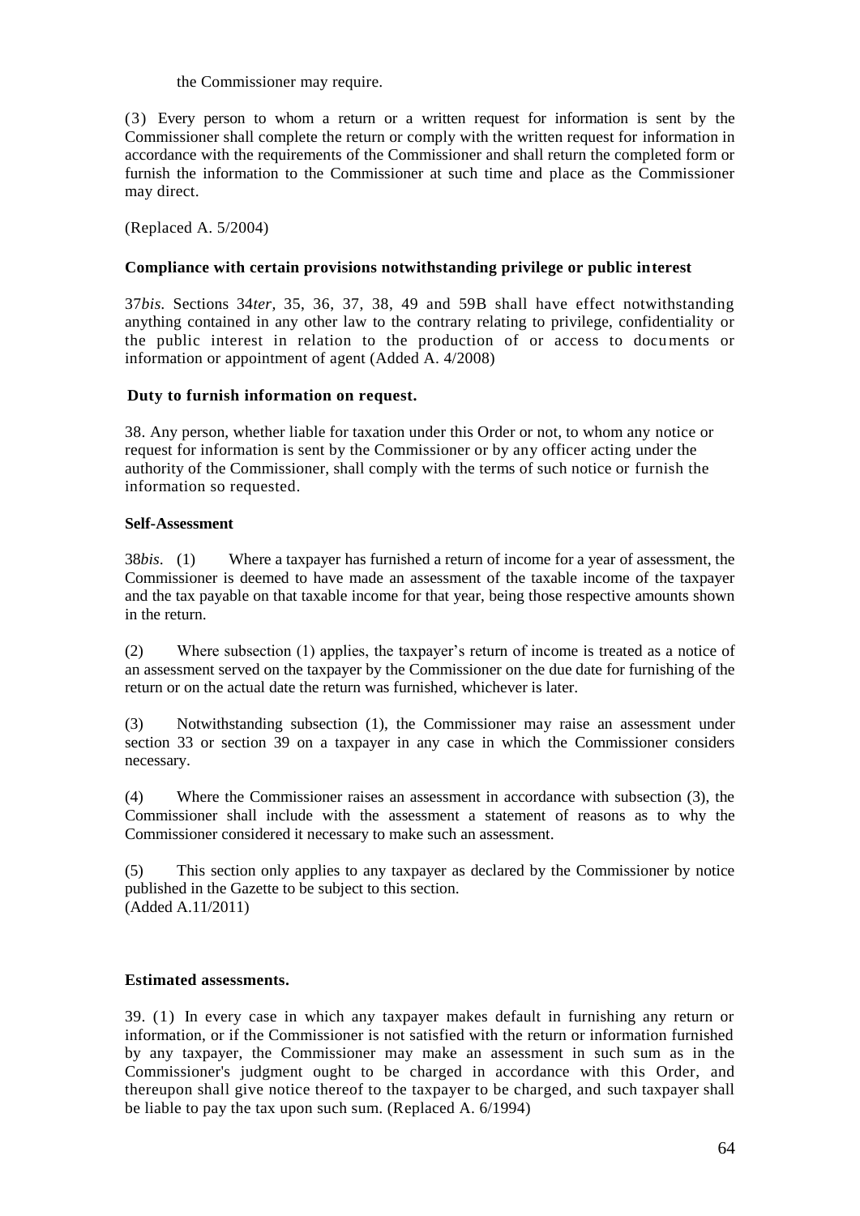the Commissioner may require.

(3) Every person to whom a return or a written request for information is sent by the Commissioner shall complete the return or comply with the written request for information in accordance with the requirements of the Commissioner and shall return the completed form or furnish the information to the Commissioner at such time and place as the Commissioner may direct.

(Replaced A. 5/2004)

**Compliance with certain provisions notwithstanding privilege or public interest**

37*bis.* Sections 34*ter*, 35, 36, 37, 38, 49 and 59B shall have effect notwithstanding anything contained in any other law to the contrary relating to privilege, confidentiality or the public interest in relation to the production of or access to documents or information or appointment of agent (Added A. 4/2008)

**Duty to furnish information on request.**

38. Any person, whether liable for taxation under this Order or not, to whom any notice or request for information is sent by the Commissioner or by any officer acting under the authority of the Commissioner, shall comply with the terms of such notice or furnish the information so requested.

**Self-Assessment**

38*bis*. (1) Where a taxpayer has furnished a return of income for a year of assessment, the Commissioner is deemed to have made an assessment of the taxable income of the taxpayer and the tax payable on that taxable income for that year, being those respective amounts shown in the return.

(2) Where subsection (1) applies, the taxpayer's return of income is treated as a notice of an assessment served on the taxpayer by the Commissioner on the due date for furnishing of the return or on the actual date the return was furnished, whichever is later.

(3) Notwithstanding subsection (1), the Commissioner may raise an assessment under section 33 or section 39 on a taxpayer in any case in which the Commissioner considers necessary.

(4) Where the Commissioner raises an assessment in accordance with subsection (3), the Commissioner shall include with the assessment a statement of reasons as to why the Commissioner considered it necessary to make such an assessment.

(5) This section only applies to any taxpayer as declared by the Commissioner by notice published in the Gazette to be subject to this section.
(Added A.11/2011)

**Estimated assessments.**

39. (1) In every case in which any taxpayer makes default in furnishing any return or information, or if the Commissioner is not satisfied with the return or information furnished by any taxpayer, the Commissioner may make an assessment in such sum as in the Commissioner's judgment ought to be charged in accordance with this Order, and thereupon shall give notice thereof to the taxpayer to be charged, and such taxpayer shall be liable to pay the tax upon such sum. (Replaced A. 6/1994)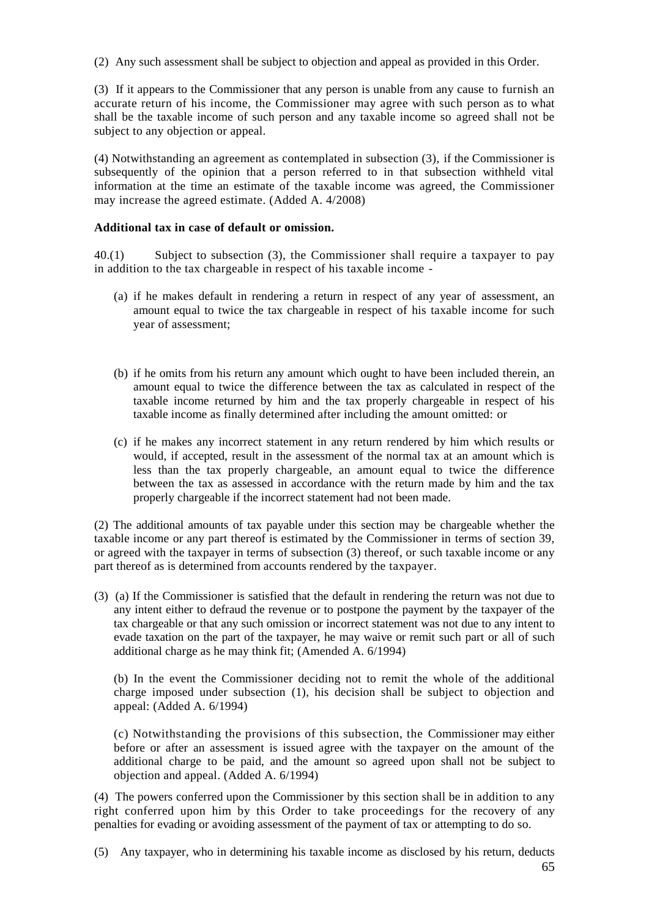(2) Any such assessment shall be subject to objection and appeal as provided in this Order.

(3) If it appears to the Commissioner that any person is unable from any cause to furnish an accurate return of his income, the Commissioner may agree with such person as to what shall be the taxable income of such person and any taxable income so agreed shall not be subject to any objection or appeal.

(4) Notwithstanding an agreement as contemplated in subsection (3), if the Commissioner is subsequently of the opinion that a person referred to in that subsection withheld vital information at the time an estimate of the taxable income was agreed, the Commissioner may increase the agreed estimate. (Added A. 4/2008)

**Additional tax in case of default or omission.**

40.(1) Subject to subsection (3), the Commissioner shall require a taxpayer to pay in addition to the tax chargeable in respect of his taxable income -

(a) if he makes default in rendering a return in respect of any year of assessment, an amount equal to twice the tax chargeable in respect of his taxable income for such year of assessment;

(b) if he omits from his return any amount which ought to have been included therein, an amount equal to twice the difference between the tax as calculated in respect of the taxable income returned by him and the tax properly chargeable in respect of his taxable income as finally determined after including the amount omitted: or

(c) if he makes any incorrect statement in any return rendered by him which results or would, if accepted, result in the assessment of the normal tax at an amount which is less than the tax properly chargeable, an amount equal to twice the difference between the tax as assessed in accordance with the return made by him and the tax properly chargeable if the incorrect statement had not been made.

(2) The additional amounts of tax payable under this section may be chargeable whether the taxable income or any part thereof is estimated by the Commissioner in terms of section 39, or agreed with the taxpayer in terms of subsection (3) thereof, or such taxable income or any part thereof as is determined from accounts rendered by the taxpayer.

(3) (a) If the Commissioner is satisfied that the default in rendering the return was not due to any intent either to defraud the revenue or to postpone the payment by the taxpayer of the tax chargeable or that any such omission or incorrect statement was not due to any intent to evade taxation on the part of the taxpayer, he may waive or remit such part or all of such additional charge as he may think fit; (Amended A. 6/1994)

(b) In the event the Commissioner deciding not to remit the whole of the additional charge imposed under subsection (1), his decision shall be subject to objection and appeal: (Added A. 6/1994)

(c) Notwithstanding the provisions of this subsection, the Commissioner may either before or after an assessment is issued agree with the taxpayer on the amount of the additional charge to be paid, and the amount so agreed upon shall not be subject to objection and appeal. (Added A. 6/1994)

(4) The powers conferred upon the Commissioner by this section shall be in addition to any right conferred upon him by this Order to take proceedings for the recovery of any penalties for evading or avoiding assessment of the payment of tax or attempting to do so.

(5) Any taxpayer, who in determining his taxable income as disclosed by his return, deducts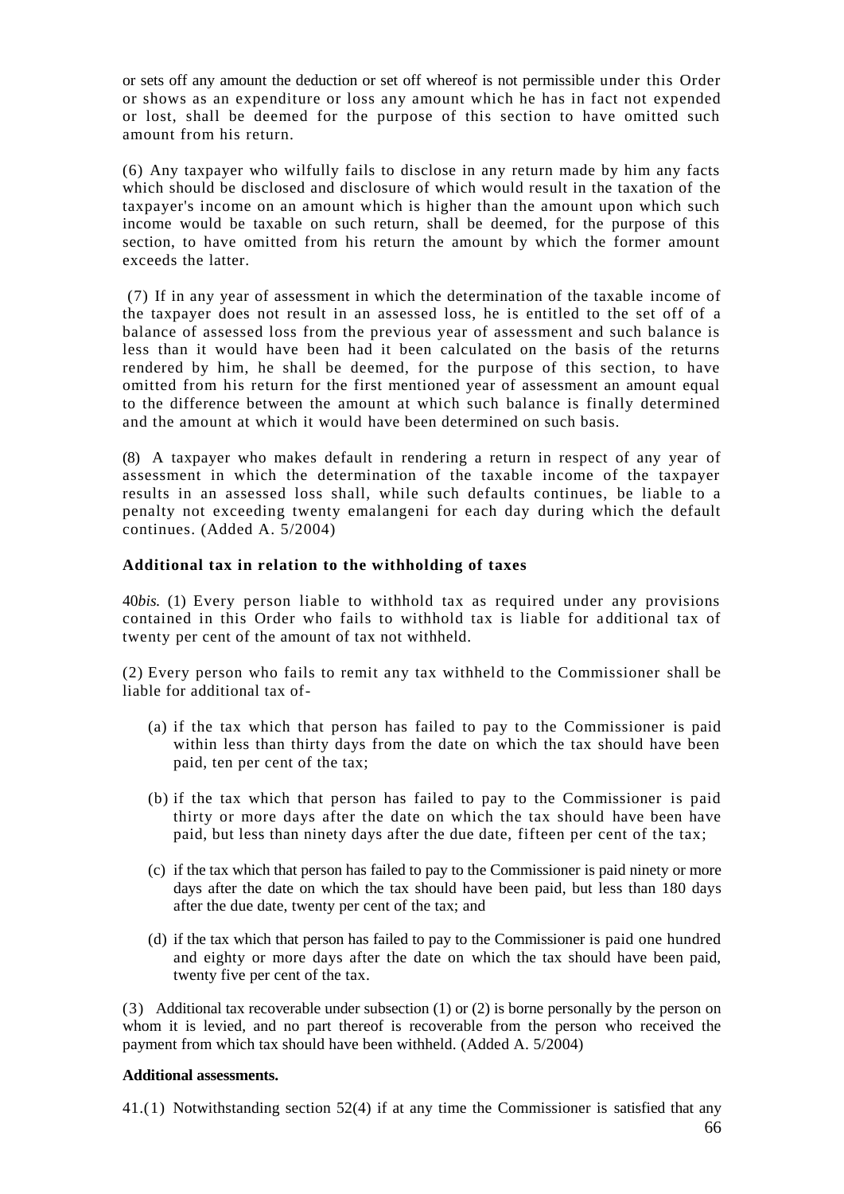or sets off any amount the deduction or set off whereof is not permissible under this Order or shows as an expenditure or loss any amount which he has in fact not expended or lost, shall be deemed for the purpose of this section to have omitted such amount from his return.

(6) Any taxpayer who wilfully fails to disclose in any return made by him any facts which should be disclosed and disclosure of which would result in the taxation of the taxpayer's income on an amount which is higher than the amount upon which such income would be taxable on such return, shall be deemed, for the purpose of this section, to have omitted from his return the amount by which the former amount exceeds the latter.

(7) If in any year of assessment in which the determination of the taxable income of the taxpayer does not result in an assessed loss, he is entitled to the set off of a balance of assessed loss from the previous year of assessment and such balance is less than it would have been had it been calculated on the basis of the returns rendered by him, he shall be deemed, for the purpose of this section, to have omitted from his return for the first mentioned year of assessment an amount equal to the difference between the amount at which such balance is finally determined and the amount at which it would have been determined on such basis.

(8) A taxpayer who makes default in rendering a return in respect of any year of assessment in which the determination of the taxable income of the taxpayer results in an assessed loss shall, while such defaults continues, be liable to a penalty not exceeding twenty emalangeni for each day during which the default continues. (Added A. 5/2004)

**Additional tax in relation to the withholding of taxes**

40*bis.* (1) Every person liable to withhold tax as required under any provisions contained in this Order who fails to withhold tax is liable for additional tax of twenty per cent of the amount of tax not withheld.

(2) Every person who fails to remit any tax withheld to the Commissioner shall be liable for additional tax of-

- (a) if the tax which that person has failed to pay to the Commissioner is paid within less than thirty days from the date on which the tax should have been paid, ten per cent of the tax;
- (b) if the tax which that person has failed to pay to the Commissioner is paid thirty or more days after the date on which the tax should have been have paid, but less than ninety days after the due date, fifteen per cent of the tax;
- (c) if the tax which that person has failed to pay to the Commissioner is paid ninety or more days after the date on which the tax should have been paid, but less than 180 days after the due date, twenty per cent of the tax; and
- (d) if the tax which that person has failed to pay to the Commissioner is paid one hundred and eighty or more days after the date on which the tax should have been paid, twenty five per cent of the tax.

(3) Additional tax recoverable under subsection (1) or (2) is borne personally by the person on whom it is levied, and no part thereof is recoverable from the person who received the payment from which tax should have been withheld. (Added A. 5/2004)

**Additional assessments.**

41.(1) Notwithstanding section 52(4) if at any time the Commissioner is satisfied that any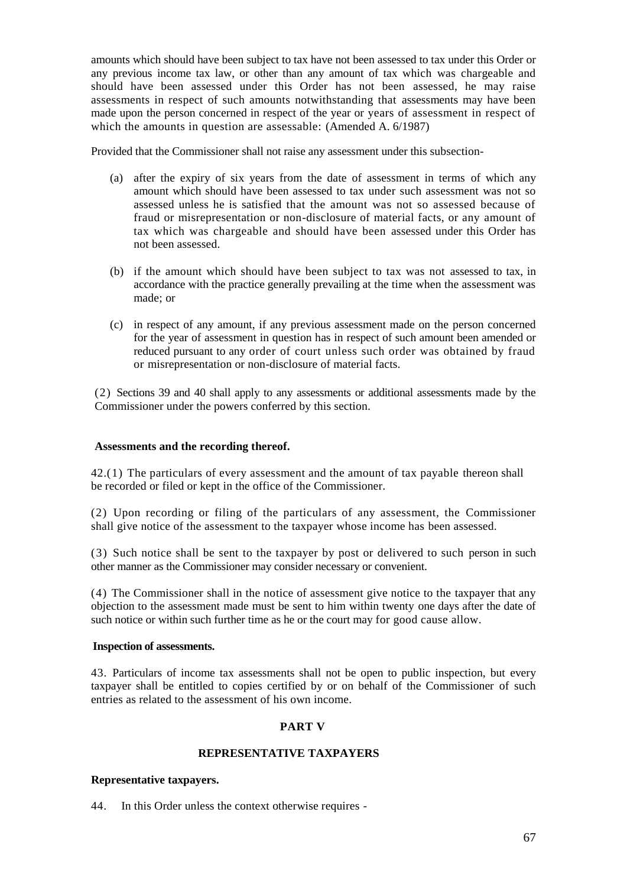amounts which should have been subject to tax have not been assessed to tax under this Order or any previous income tax law, or other than any amount of tax which was chargeable and should have been assessed under this Order has not been assessed, he may raise assessments in respect of such amounts notwithstanding that assessments may have been made upon the person concerned in respect of the year or years of assessment in respect of which the amounts in question are assessable: (Amended A. 6/1987)

Provided that the Commissioner shall not raise any assessment under this subsection-

(a) after the expiry of six years from the date of assessment in terms of which any amount which should have been assessed to tax under such assessment was not so assessed unless he is satisfied that the amount was not so assessed because of fraud or misrepresentation or non-disclosure of material facts, or any amount of tax which was chargeable and should have been assessed under this Order has not been assessed.

(b) if the amount which should have been subject to tax was not assessed to tax, in accordance with the practice generally prevailing at the time when the assessment was made; or

(c) in respect of any amount, if any previous assessment made on the person concerned for the year of assessment in question has in respect of such amount been amended or reduced pursuant to any order of court unless such order was obtained by fraud or misrepresentation or non-disclosure of material facts.

(2) Sections 39 and 40 shall apply to any assessments or additional assessments made by the Commissioner under the powers conferred by this section.

**Assessments and the recording thereof.**

42.(1) The particulars of every assessment and the amount of tax payable thereon shall be recorded or filed or kept in the office of the Commissioner.

(2) Upon recording or filing of the particulars of any assessment, the Commissioner shall give notice of the assessment to the taxpayer whose income has been assessed.

(3) Such notice shall be sent to the taxpayer by post or delivered to such person in such other manner as the Commissioner may consider necessary or convenient.

(4) The Commissioner shall in the notice of assessment give notice to the taxpayer that any objection to the assessment made must be sent to him within twenty one days after the date of such notice or within such further time as he or the court may for good cause allow.

**Inspection of assessments.**

43. Particulars of income tax assessments shall not be open to public inspection, but every taxpayer shall be entitled to copies certified by or on behalf of the Commissioner of such entries as related to the assessment of his own income.

## PART V

## REPRESENTATIVE TAXPAYERS

**Representative taxpayers.**

44. In this Order unless the context otherwise requires -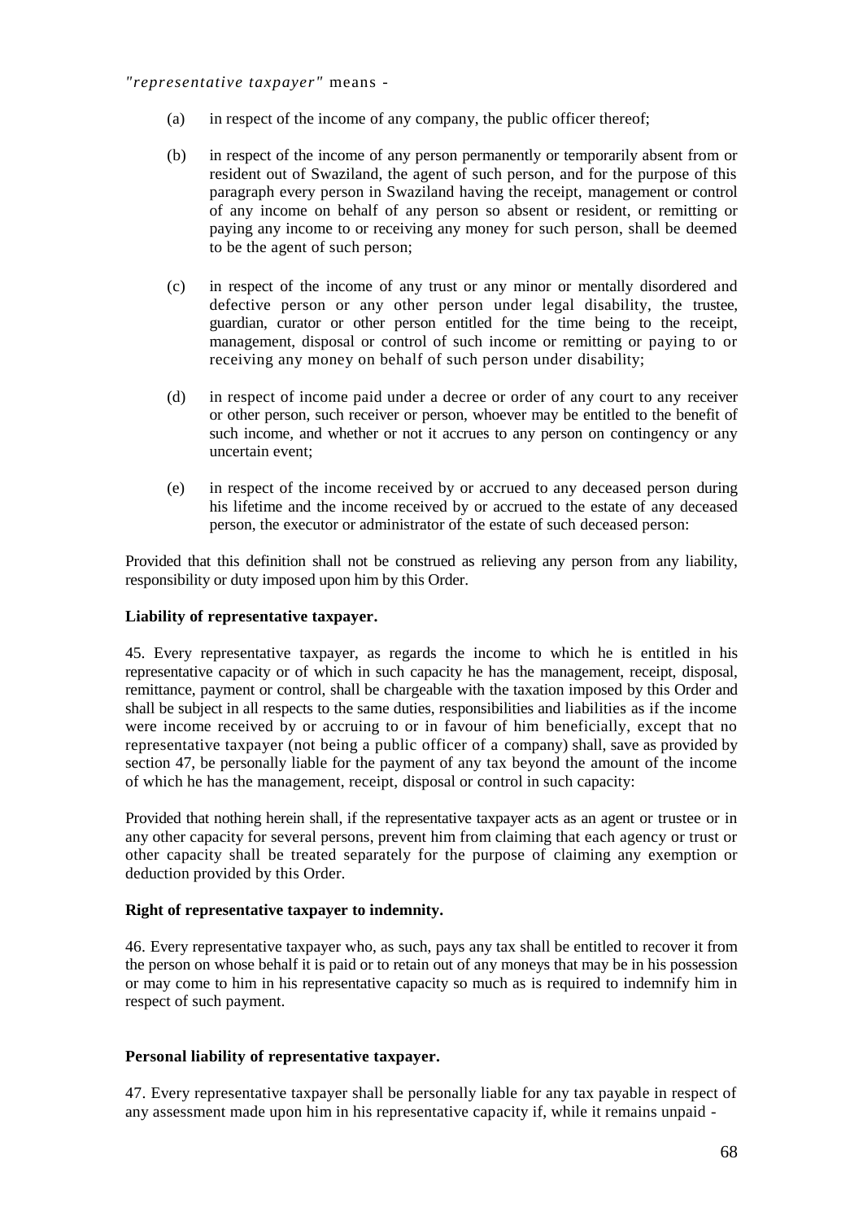*"representative taxpayer"* means -

(a) in respect of the income of any company, the public officer thereof;

(b) in respect of the income of any person permanently or temporarily absent from or resident out of Swaziland, the agent of such person, and for the purpose of this paragraph every person in Swaziland having the receipt, management or control of any income on behalf of any person so absent or resident, or remitting or paying any income to or receiving any money for such person, shall be deemed to be the agent of such person;

(c) in respect of the income of any trust or any minor or mentally disordered and defective person or any other person under legal disability, the trustee, guardian, curator or other person entitled for the time being to the receipt, management, disposal or control of such income or remitting or paying to or receiving any money on behalf of such person under disability;

(d) in respect of income paid under a decree or order of any court to any receiver or other person, such receiver or person, whoever may be entitled to the benefit of such income, and whether or not it accrues to any person on contingency or any uncertain event;

(e) in respect of the income received by or accrued to any deceased person during his lifetime and the income received by or accrued to the estate of any deceased person, the executor or administrator of the estate of such deceased person:

Provided that this definition shall not be construed as relieving any person from any liability, responsibility or duty imposed upon him by this Order.

**Liability of representative taxpayer.**

45. Every representative taxpayer, as regards the income to which he is entitled in his representative capacity or of which in such capacity he has the management, receipt, disposal, remittance, payment or control, shall be chargeable with the taxation imposed by this Order and shall be subject in all respects to the same duties, responsibilities and liabilities as if the income were income received by or accruing to or in favour of him beneficially, except that no representative taxpayer (not being a public officer of a company) shall, save as provided by section 47, be personally liable for the payment of any tax beyond the amount of the income of which he has the management, receipt, disposal or control in such capacity:

Provided that nothing herein shall, if the representative taxpayer acts as an agent or trustee or in any other capacity for several persons, prevent him from claiming that each agency or trust or other capacity shall be treated separately for the purpose of claiming any exemption or deduction provided by this Order.

**Right of representative taxpayer to indemnity.**

46. Every representative taxpayer who, as such, pays any tax shall be entitled to recover it from the person on whose behalf it is paid or to retain out of any moneys that may be in his possession or may come to him in his representative capacity so much as is required to indemnify him in respect of such payment.

**Personal liability of representative taxpayer.**

47. Every representative taxpayer shall be personally liable for any tax payable in respect of any assessment made upon him in his representative capacity if, while it remains unpaid -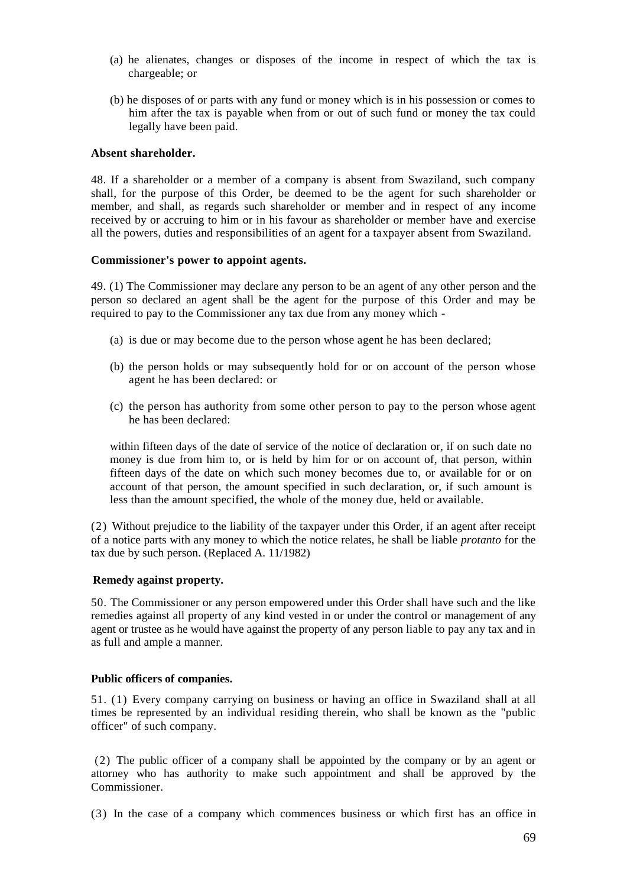(a) he alienates, changes or disposes of the income in respect of which the tax is chargeable; or

(b) he disposes of or parts with any fund or money which is in his possession or comes to him after the tax is payable when from or out of such fund or money the tax could legally have been paid.

**Absent shareholder.**

48. If a shareholder or a member of a company is absent from Swaziland, such company shall, for the purpose of this Order, be deemed to be the agent for such shareholder or member, and shall, as regards such shareholder or member and in respect of any income received by or accruing to him or in his favour as shareholder or member have and exercise all the powers, duties and responsibilities of an agent for a taxpayer absent from Swaziland.

**Commissioner's power to appoint agents.**

49. (1) The Commissioner may declare any person to be an agent of any other person and the person so declared an agent shall be the agent for the purpose of this Order and may be required to pay to the Commissioner any tax due from any money which -

(a) is due or may become due to the person whose agent he has been declared;

(b) the person holds or may subsequently hold for or on account of the person whose agent he has been declared: or

(c) the person has authority from some other person to pay to the person whose agent he has been declared:

within fifteen days of the date of service of the notice of declaration or, if on such date no money is due from him to, or is held by him for or on account of, that person, within fifteen days of the date on which such money becomes due to, or available for or on account of that person, the amount specified in such declaration, or, if such amount is less than the amount specified, the whole of the money due, held or available.

(2) Without prejudice to the liability of the taxpayer under this Order, if an agent after receipt of a notice parts with any money to which the notice relates, he shall be liable *protanto* for the tax due by such person. (Replaced A. 11/1982)

**Remedy against property.**

50. The Commissioner or any person empowered under this Order shall have such and the like remedies against all property of any kind vested in or under the control or management of any agent or trustee as he would have against the property of any person liable to pay any tax and in as full and ample a manner.

**Public officers of companies.**

51. (1) Every company carrying on business or having an office in Swaziland shall at all times be represented by an individual residing therein, who shall be known as the "public officer" of such company.

(2) The public officer of a company shall be appointed by the company or by an agent or attorney who has authority to make such appointment and shall be approved by the Commissioner.

(3) In the case of a company which commences business or which first has an office in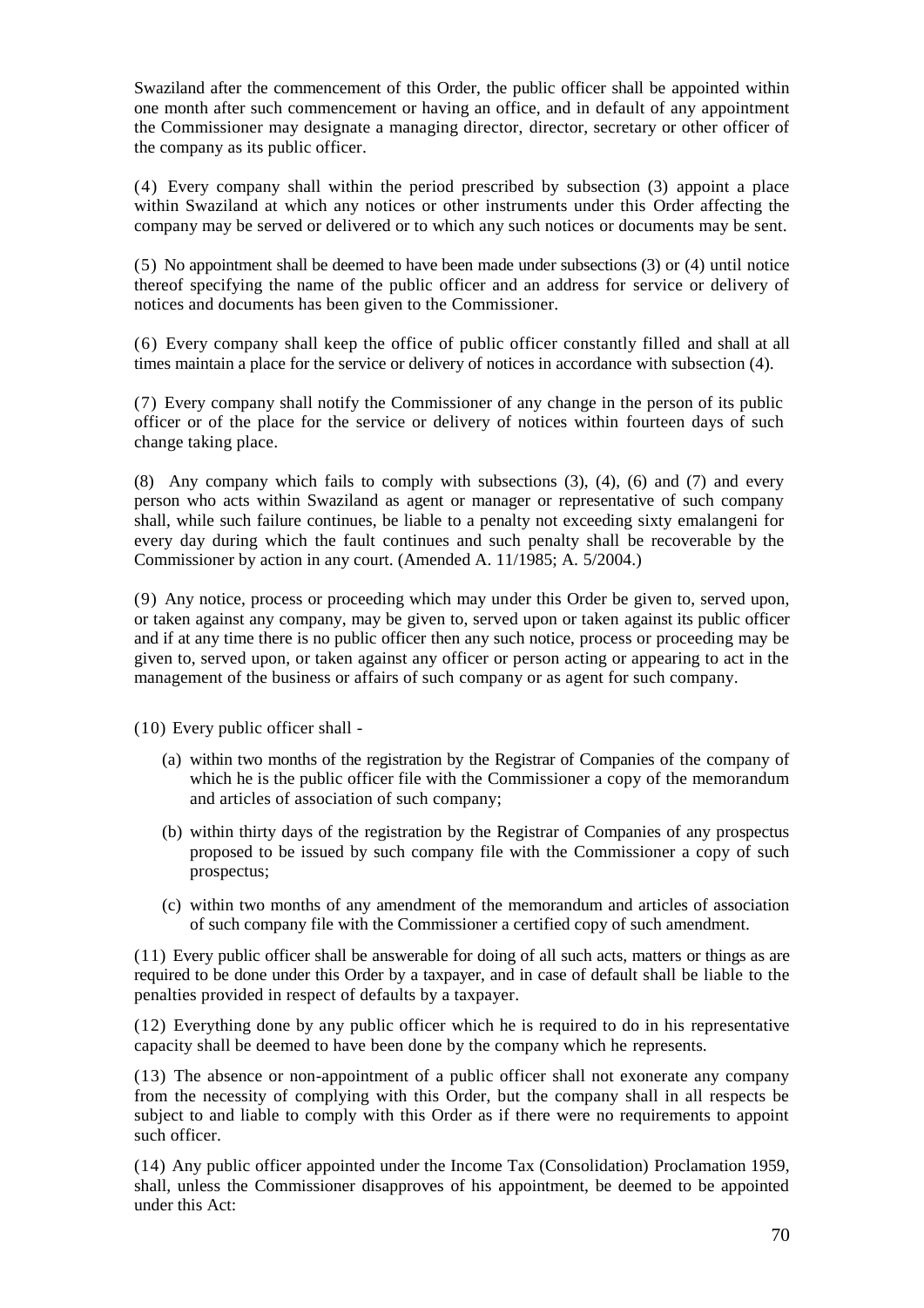Swaziland after the commencement of this Order, the public officer shall be appointed within one month after such commencement or having an office, and in default of any appointment the Commissioner may designate a managing director, director, secretary or other officer of the company as its public officer.

(4) Every company shall within the period prescribed by subsection (3) appoint a place within Swaziland at which any notices or other instruments under this Order affecting the company may be served or delivered or to which any such notices or documents may be sent.

(5) No appointment shall be deemed to have been made under subsections (3) or (4) until notice thereof specifying the name of the public officer and an address for service or delivery of notices and documents has been given to the Commissioner.

(6) Every company shall keep the office of public officer constantly filled and shall at all times maintain a place for the service or delivery of notices in accordance with subsection (4).

(7) Every company shall notify the Commissioner of any change in the person of its public officer or of the place for the service or delivery of notices within fourteen days of such change taking place.

(8) Any company which fails to comply with subsections (3), (4), (6) and (7) and every person who acts within Swaziland as agent or manager or representative of such company shall, while such failure continues, be liable to a penalty not exceeding sixty emalangeni for every day during which the fault continues and such penalty shall be recoverable by the Commissioner by action in any court. (Amended A. 11/1985; A. 5/2004.)

(9) Any notice, process or proceeding which may under this Order be given to, served upon, or taken against any company, may be given to, served upon or taken against its public officer and if at any time there is no public officer then any such notice, process or proceeding may be given to, served upon, or taken against any officer or person acting or appearing to act in the management of the business or affairs of such company or as agent for such company.

(10) Every public officer shall -

(a) within two months of the registration by the Registrar of Companies of the company of which he is the public officer file with the Commissioner a copy of the memorandum and articles of association of such company;

(b) within thirty days of the registration by the Registrar of Companies of any prospectus proposed to be issued by such company file with the Commissioner a copy of such prospectus;

(c) within two months of any amendment of the memorandum and articles of association of such company file with the Commissioner a certified copy of such amendment.

(11) Every public officer shall be answerable for doing of all such acts, matters or things as are required to be done under this Order by a taxpayer, and in case of default shall be liable to the penalties provided in respect of defaults by a taxpayer.

(12) Everything done by any public officer which he is required to do in his representative capacity shall be deemed to have been done by the company which he represents.

(13) The absence or non-appointment of a public officer shall not exonerate any company from the necessity of complying with this Order, but the company shall in all respects be subject to and liable to comply with this Order as if there were no requirements to appoint such officer.

(14) Any public officer appointed under the Income Tax (Consolidation) Proclamation 1959, shall, unless the Commissioner disapproves of his appointment, be deemed to be appointed under this Act: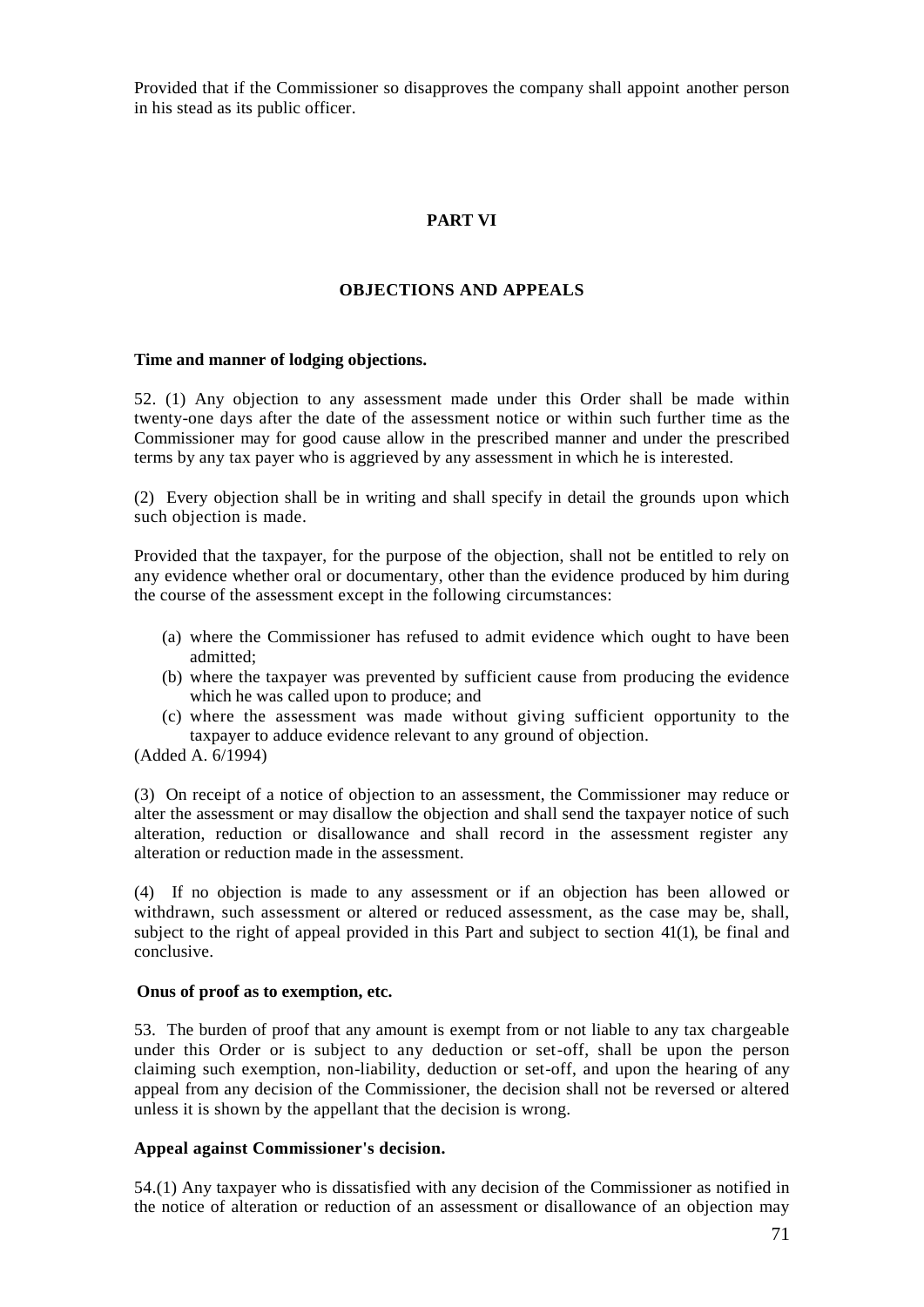Provided that if the Commissioner so disapproves the company shall appoint another person in his stead as its public officer.

## PART VI

## OBJECTIONS AND APPEALS

**Time and manner of lodging objections.**

52. (1) Any objection to any assessment made under this Order shall be made within twenty-one days after the date of the assessment notice or within such further time as the Commissioner may for good cause allow in the prescribed manner and under the prescribed terms by any tax payer who is aggrieved by any assessment in which he is interested.

(2) Every objection shall be in writing and shall specify in detail the grounds upon which such objection is made.

Provided that the taxpayer, for the purpose of the objection, shall not be entitled to rely on any evidence whether oral or documentary, other than the evidence produced by him during the course of the assessment except in the following circumstances:

(a) where the Commissioner has refused to admit evidence which ought to have been admitted;
(b) where the taxpayer was prevented by sufficient cause from producing the evidence which he was called upon to produce; and
(c) where the assessment was made without giving sufficient opportunity to the taxpayer to adduce evidence relevant to any ground of objection.

(Added A. 6/1994)

(3) On receipt of a notice of objection to an assessment, the Commissioner may reduce or alter the assessment or may disallow the objection and shall send the taxpayer notice of such alteration, reduction or disallowance and shall record in the assessment register any alteration or reduction made in the assessment.

(4) If no objection is made to any assessment or if an objection has been allowed or withdrawn, such assessment or altered or reduced assessment, as the case may be, shall, subject to the right of appeal provided in this Part and subject to section 41(1), be final and conclusive.

**Onus of proof as to exemption, etc.**

53. The burden of proof that any amount is exempt from or not liable to any tax chargeable under this Order or is subject to any deduction or set-off, shall be upon the person claiming such exemption, non-liability, deduction or set-off, and upon the hearing of any appeal from any decision of the Commissioner, the decision shall not be reversed or altered unless it is shown by the appellant that the decision is wrong.

**Appeal against Commissioner's decision.**

54.(1) Any taxpayer who is dissatisfied with any decision of the Commissioner as notified in the notice of alteration or reduction of an assessment or disallowance of an objection may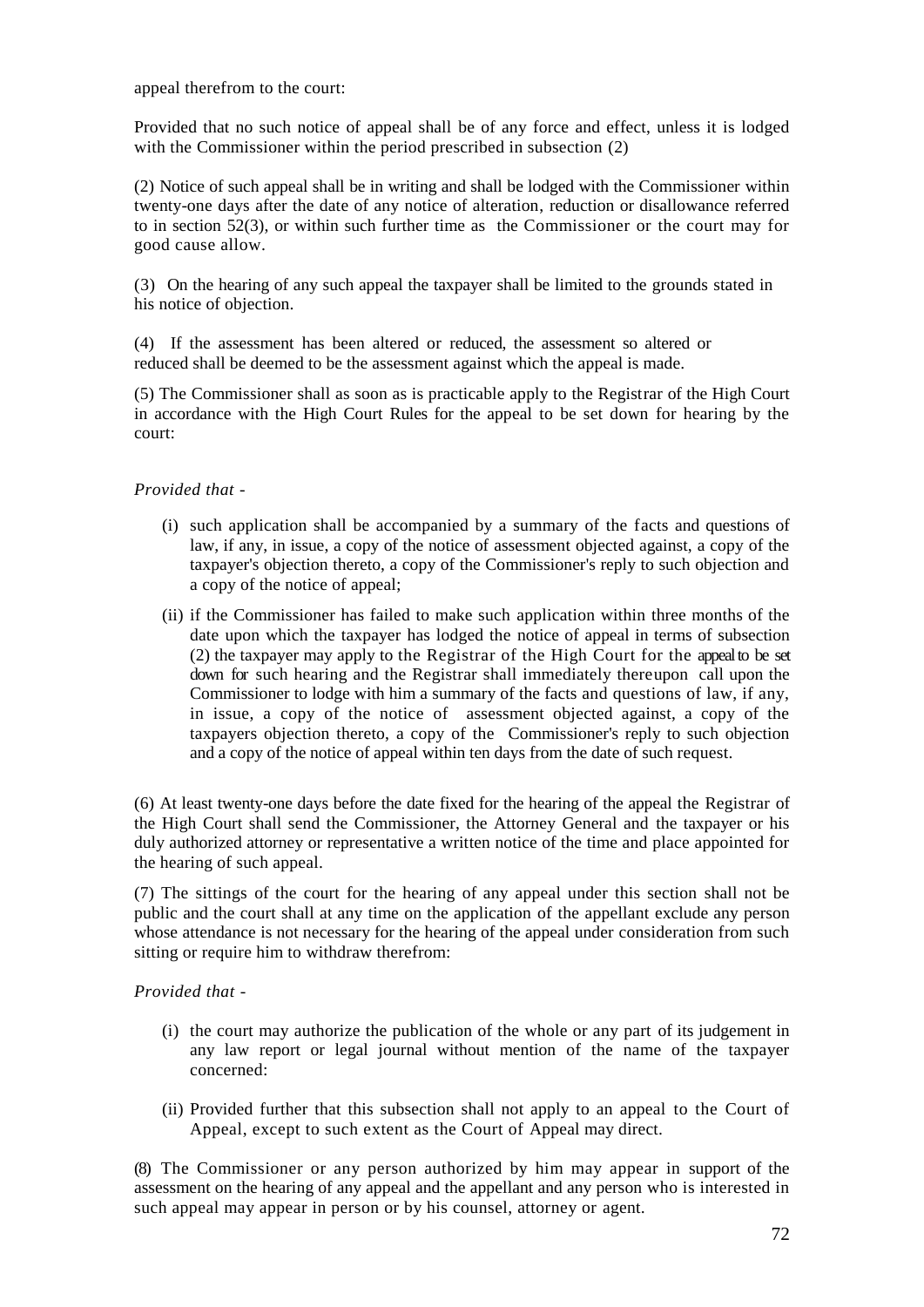appeal therefrom to the court:

Provided that no such notice of appeal shall be of any force and effect, unless it is lodged with the Commissioner within the period prescribed in subsection (2)

(2) Notice of such appeal shall be in writing and shall be lodged with the Commissioner within twenty-one days after the date of any notice of alteration, reduction or disallowance referred to in section 52(3), or within such further time as the Commissioner or the court may for good cause allow.

(3) On the hearing of any such appeal the taxpayer shall be limited to the grounds stated in his notice of objection.

(4) If the assessment has been altered or reduced, the assessment so altered or reduced shall be deemed to be the assessment against which the appeal is made.

(5) The Commissioner shall as soon as is practicable apply to the Registrar of the High Court in accordance with the High Court Rules for the appeal to be set down for hearing by the court:

*Provided that -*

(i) such application shall be accompanied by a summary of the facts and questions of law, if any, in issue, a copy of the notice of assessment objected against, a copy of the taxpayer's objection thereto, a copy of the Commissioner's reply to such objection and a copy of the notice of appeal;

(ii) if the Commissioner has failed to make such application within three months of the date upon which the taxpayer has lodged the notice of appeal in terms of subsection (2) the taxpayer may apply to the Registrar of the High Court for the appeal to be set down for such hearing and the Registrar shall immediately thereupon call upon the Commissioner to lodge with him a summary of the facts and questions of law, if any, in issue, a copy of the notice of assessment objected against, a copy of the taxpayers objection thereto, a copy of the Commissioner's reply to such objection and a copy of the notice of appeal within ten days from the date of such request.

(6) At least twenty-one days before the date fixed for the hearing of the appeal the Registrar of the High Court shall send the Commissioner, the Attorney General and the taxpayer or his duly authorized attorney or representative a written notice of the time and place appointed for the hearing of such appeal.

(7) The sittings of the court for the hearing of any appeal under this section shall not be public and the court shall at any time on the application of the appellant exclude any person whose attendance is not necessary for the hearing of the appeal under consideration from such sitting or require him to withdraw therefrom:

*Provided that -*

(i) the court may authorize the publication of the whole or any part of its judgement in any law report or legal journal without mention of the name of the taxpayer concerned:

(ii) Provided further that this subsection shall not apply to an appeal to the Court of Appeal, except to such extent as the Court of Appeal may direct.

(8) The Commissioner or any person authorized by him may appear in support of the assessment on the hearing of any appeal and the appellant and any person who is interested in such appeal may appear in person or by his counsel, attorney or agent.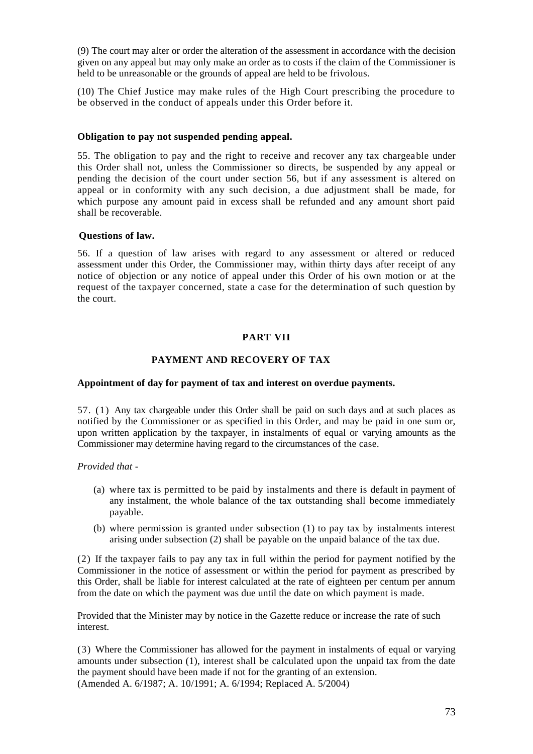(9) The court may alter or order the alteration of the assessment in accordance with the decision given on any appeal but may only make an order as to costs if the claim of the Commissioner is held to be unreasonable or the grounds of appeal are held to be frivolous.

(10) The Chief Justice may make rules of the High Court prescribing the procedure to be observed in the conduct of appeals under this Order before it.

**Obligation to pay not suspended pending appeal.**

55. The obligation to pay and the right to receive and recover any tax chargeable under this Order shall not, unless the Commissioner so directs, be suspended by any appeal or pending the decision of the court under section 56, but if any assessment is altered on appeal or in conformity with any such decision, a due adjustment shall be made, for which purpose any amount paid in excess shall be refunded and any amount short paid shall be recoverable.

**Questions of law.**

56. If a question of law arises with regard to any assessment or altered or reduced assessment under this Order, the Commissioner may, within thirty days after receipt of any notice of objection or any notice of appeal under this Order of his own motion or at the request of the taxpayer concerned, state a case for the determination of such question by the court.

## PART VII

## PAYMENT AND RECOVERY OF TAX

**Appointment of day for payment of tax and interest on overdue payments.**

57. (1) Any tax chargeable under this Order shall be paid on such days and at such places as notified by the Commissioner or as specified in this Order, and may be paid in one sum or, upon written application by the taxpayer, in instalments of equal or varying amounts as the Commissioner may determine having regard to the circumstances of the case.

*Provided that -*

(a) where tax is permitted to be paid by instalments and there is default in payment of any instalment, the whole balance of the tax outstanding shall become immediately payable.

(b) where permission is granted under subsection (1) to pay tax by instalments interest arising under subsection (2) shall be payable on the unpaid balance of the tax due.

(2) If the taxpayer fails to pay any tax in full within the period for payment notified by the Commissioner in the notice of assessment or within the period for payment as prescribed by this Order, shall be liable for interest calculated at the rate of eighteen per centum per annum from the date on which the payment was due until the date on which payment is made.

Provided that the Minister may by notice in the Gazette reduce or increase the rate of such interest.

(3) Where the Commissioner has allowed for the payment in instalments of equal or varying amounts under subsection (1), interest shall be calculated upon the unpaid tax from the date the payment should have been made if not for the granting of an extension.
(Amended A. 6/1987; A. 10/1991; A. 6/1994; Replaced A. 5/2004)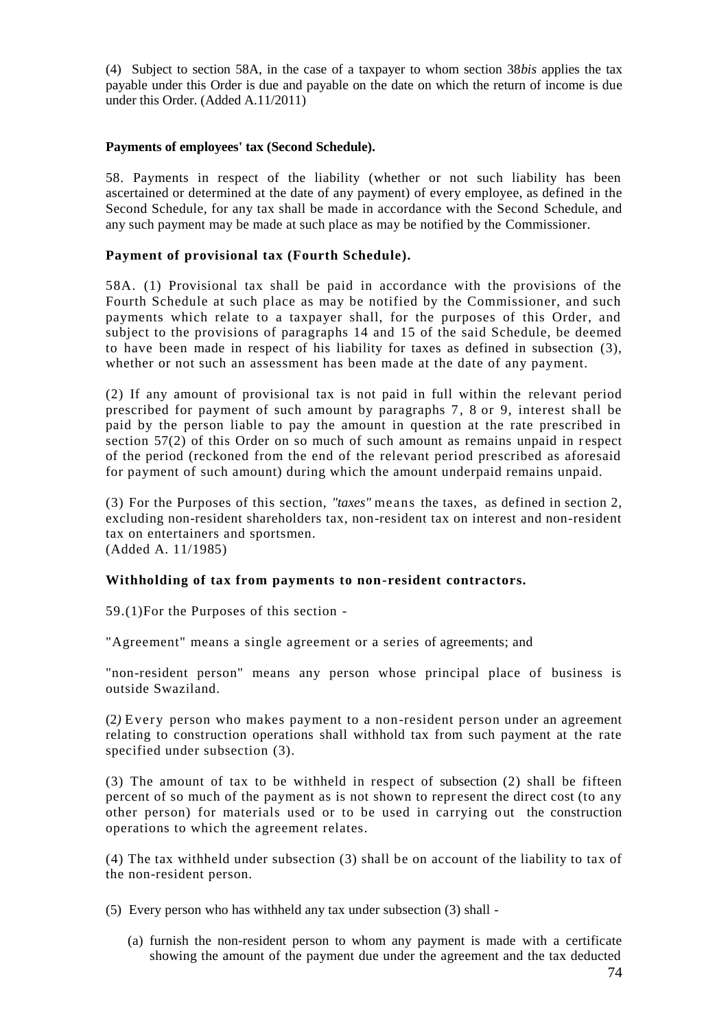(4) Subject to section 58A, in the case of a taxpayer to whom section 38*bis* applies the tax payable under this Order is due and payable on the date on which the return of income is due under this Order. (Added A.11/2011)

**Payments of employees' tax (Second Schedule).**

58. Payments in respect of the liability (whether or not such liability has been ascertained or determined at the date of any payment) of every employee, as defined in the Second Schedule, for any tax shall be made in accordance with the Second Schedule, and any such payment may be made at such place as may be notified by the Commissioner.

**Payment of provisional tax (Fourth Schedule).**

58A. (1) Provisional tax shall be paid in accordance with the provisions of the Fourth Schedule at such place as may be notified by the Commissioner, and such payments which relate to a taxpayer shall, for the purposes of this Order, and subject to the provisions of paragraphs 14 and 15 of the said Schedule, be deemed to have been made in respect of his liability for taxes as defined in subsection (3), whether or not such an assessment has been made at the date of any payment.

(2) If any amount of provisional tax is not paid in full within the relevant period prescribed for payment of such amount by paragraphs 7, 8 or 9, interest shall be paid by the person liable to pay the amount in question at the rate prescribed in section 57(2) of this Order on so much of such amount as remains unpaid in respect of the period (reckoned from the end of the relevant period prescribed as aforesaid for payment of such amount) during which the amount underpaid remains unpaid.

(3) For the Purposes of this section, *"taxes"* means the taxes, as defined in section 2, excluding non-resident shareholders tax, non-resident tax on interest and non-resident tax on entertainers and sportsmen.
(Added A. 11/1985)

**Withholding of tax from payments to non-resident contractors.**

59.(1)For the Purposes of this section -

"Agreement" means a single agreement or a series of agreements; and

"non-resident person" means any person whose principal place of business is outside Swaziland.

(2) Every person who makes payment to a non-resident person under an agreement relating to construction operations shall withhold tax from such payment at the rate specified under subsection (3).

(3) The amount of tax to be withheld in respect of subsection (2) shall be fifteen percent of so much of the payment as is not shown to represent the direct cost (to any other person) for materials used or to be used in carrying out the construction operations to which the agreement relates.

(4) The tax withheld under subsection (3) shall be on account of the liability to tax of the non-resident person.

(5) Every person who has withheld any tax under subsection (3) shall -

(a) furnish the non-resident person to whom any payment is made with a certificate showing the amount of the payment due under the agreement and the tax deducted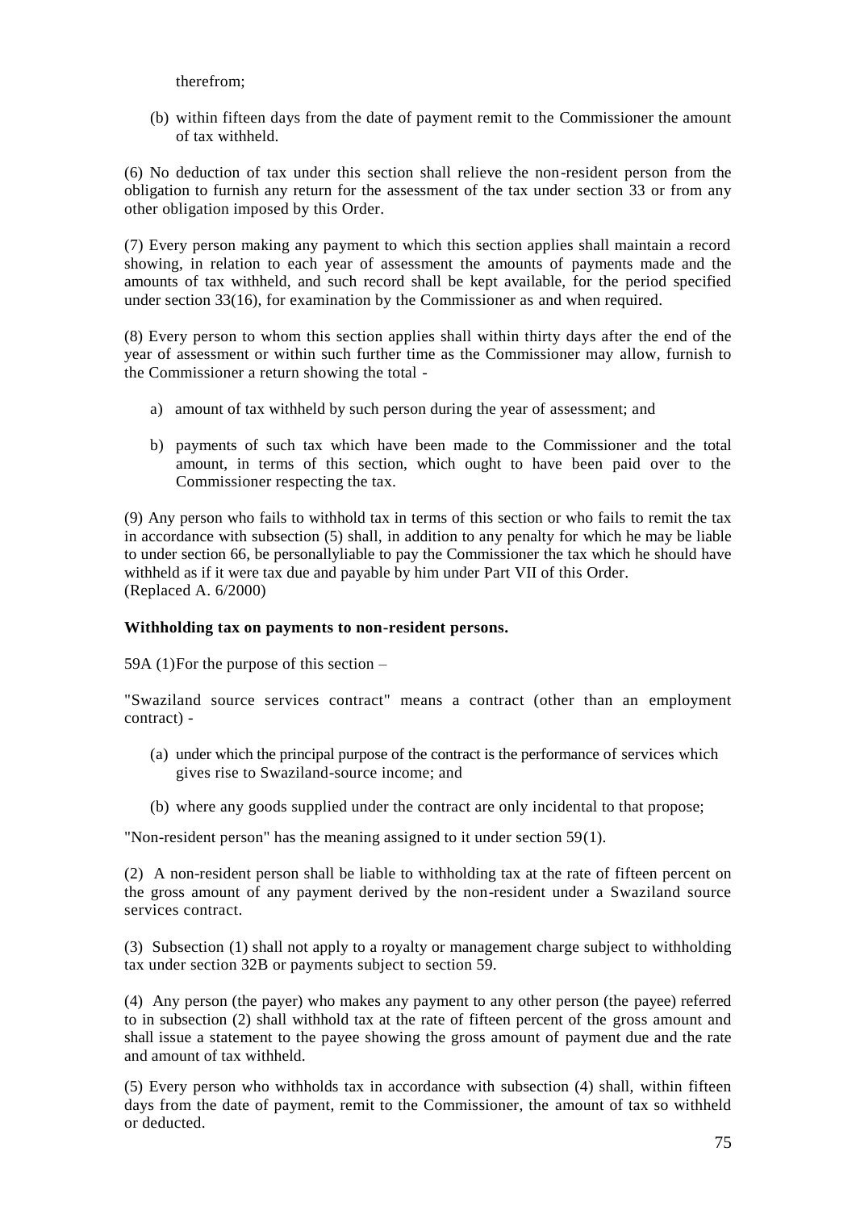therefrom;

(b) within fifteen days from the date of payment remit to the Commissioner the amount of tax withheld.

(6) No deduction of tax under this section shall relieve the non-resident person from the obligation to furnish any return for the assessment of the tax under section 33 or from any other obligation imposed by this Order.

(7) Every person making any payment to which this section applies shall maintain a record showing, in relation to each year of assessment the amounts of payments made and the amounts of tax withheld, and such record shall be kept available, for the period specified under section 33(16), for examination by the Commissioner as and when required.

(8) Every person to whom this section applies shall within thirty days after the end of the year of assessment or within such further time as the Commissioner may allow, furnish to the Commissioner a return showing the total -

a) amount of tax withheld by such person during the year of assessment; and

b) payments of such tax which have been made to the Commissioner and the total amount, in terms of this section, which ought to have been paid over to the Commissioner respecting the tax.

(9) Any person who fails to withhold tax in terms of this section or who fails to remit the tax in accordance with subsection (5) shall, in addition to any penalty for which he may be liable to under section 66, be personallyliable to pay the Commissioner the tax which he should have withheld as if it were tax due and payable by him under Part VII of this Order.
(Replaced A. 6/2000)

**Withholding tax on payments to non-resident persons.**

59A (1)For the purpose of this section –

"Swaziland source services contract" means a contract (other than an employment contract) -

(a) under which the principal purpose of the contract is the performance of services which gives rise to Swaziland-source income; and

(b) where any goods supplied under the contract are only incidental to that propose;

"Non-resident person" has the meaning assigned to it under section 59(1).

(2) A non-resident person shall be liable to withholding tax at the rate of fifteen percent on the gross amount of any payment derived by the non-resident under a Swaziland source services contract.

(3) Subsection (1) shall not apply to a royalty or management charge subject to withholding tax under section 32B or payments subject to section 59.

(4) Any person (the payer) who makes any payment to any other person (the payee) referred to in subsection (2) shall withhold tax at the rate of fifteen percent of the gross amount and shall issue a statement to the payee showing the gross amount of payment due and the rate and amount of tax withheld.

(5) Every person who withholds tax in accordance with subsection (4) shall, within fifteen days from the date of payment, remit to the Commissioner, the amount of tax so withheld or deducted.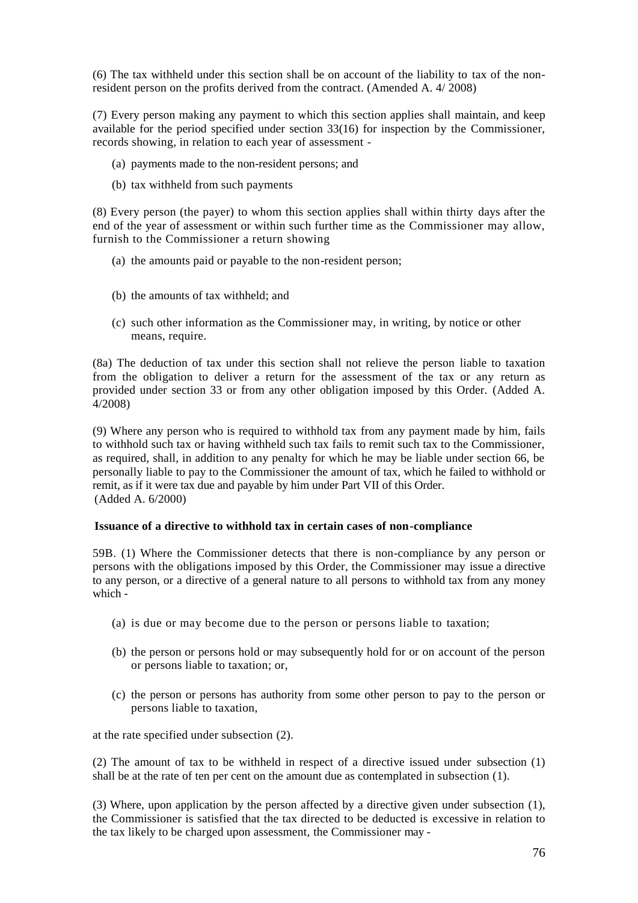(6) The tax withheld under this section shall be on account of the liability to tax of the non-resident person on the profits derived from the contract. (Amended A. 4/ 2008)

(7) Every person making any payment to which this section applies shall maintain, and keep available for the period specified under section 33(16) for inspection by the Commissioner, records showing, in relation to each year of assessment -

(a) payments made to the non-resident persons; and

(b) tax withheld from such payments

(8) Every person (the payer) to whom this section applies shall within thirty days after the end of the year of assessment or within such further time as the Commissioner may allow, furnish to the Commissioner a return showing

(a) the amounts paid or payable to the non-resident person;

(b) the amounts of tax withheld; and

(c) such other information as the Commissioner may, in writing, by notice or other means, require.

(8a) The deduction of tax under this section shall not relieve the person liable to taxation from the obligation to deliver a return for the assessment of the tax or any return as provided under section 33 or from any other obligation imposed by this Order. (Added A. 4/2008)

(9) Where any person who is required to withhold tax from any payment made by him, fails to withhold such tax or having withheld such tax fails to remit such tax to the Commissioner, as required, shall, in addition to any penalty for which he may be liable under section 66, be personally liable to pay to the Commissioner the amount of tax, which he failed to withhold or remit, as if it were tax due and payable by him under Part VII of this Order.
(Added A. 6/2000)

**Issuance of a directive to withhold tax in certain cases of non-compliance**

59B. (1) Where the Commissioner detects that there is non-compliance by any person or persons with the obligations imposed by this Order, the Commissioner may issue a directive to any person, or a directive of a general nature to all persons to withhold tax from any money which -

(a) is due or may become due to the person or persons liable to taxation;

(b) the person or persons hold or may subsequently hold for or on account of the person or persons liable to taxation; or,

(c) the person or persons has authority from some other person to pay to the person or persons liable to taxation,

at the rate specified under subsection (2).

(2) The amount of tax to be withheld in respect of a directive issued under subsection (1) shall be at the rate of ten per cent on the amount due as contemplated in subsection (1).

(3) Where, upon application by the person affected by a directive given under subsection (1), the Commissioner is satisfied that the tax directed to be deducted is excessive in relation to the tax likely to be charged upon assessment, the Commissioner may -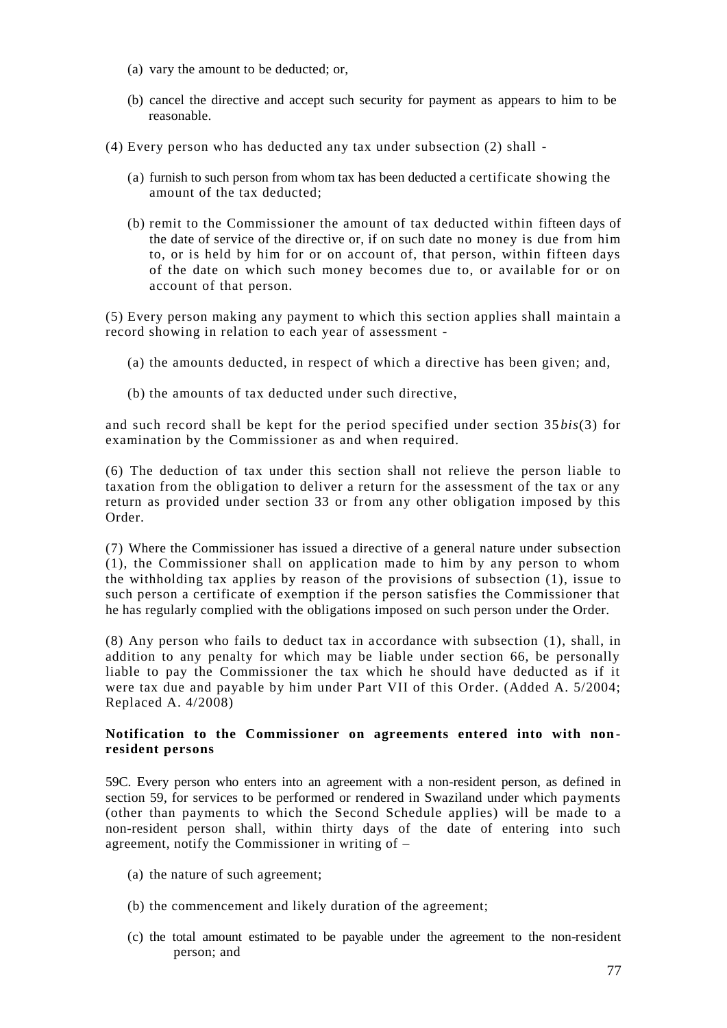(a) vary the amount to be deducted; or,

(b) cancel the directive and accept such security for payment as appears to him to be reasonable.

(4) Every person who has deducted any tax under subsection (2) shall -

(a) furnish to such person from whom tax has been deducted a certificate showing the amount of the tax deducted;

(b) remit to the Commissioner the amount of tax deducted within fifteen days of the date of service of the directive or, if on such date no money is due from him to, or is held by him for or on account of, that person, within fifteen days of the date on which such money becomes due to, or available for or on account of that person.

(5) Every person making any payment to which this section applies shall maintain a record showing in relation to each year of assessment -

(a) the amounts deducted, in respect of which a directive has been given; and,

(b) the amounts of tax deducted under such directive,

and such record shall be kept for the period specified under section 35*bis*(3) for examination by the Commissioner as and when required.

(6) The deduction of tax under this section shall not relieve the person liable to taxation from the obligation to deliver a return for the assessment of the tax or any return as provided under section 33 or from any other obligation imposed by this Order.

(7) Where the Commissioner has issued a directive of a general nature under subsection (1), the Commissioner shall on application made to him by any person to whom the withholding tax applies by reason of the provisions of subsection (1), issue to such person a certificate of exemption if the person satisfies the Commissioner that he has regularly complied with the obligations imposed on such person under the Order.

(8) Any person who fails to deduct tax in accordance with subsection (1), shall, in addition to any penalty for which may be liable under section 66, be personally liable to pay the Commissioner the tax which he should have deducted as if it were tax due and payable by him under Part VII of this Order. (Added A. 5/2004; Replaced A. 4/2008)

**Notification to the Commissioner on agreements entered into with non-resident persons**

59C. Every person who enters into an agreement with a non-resident person, as defined in section 59, for services to be performed or rendered in Swaziland under which payments (other than payments to which the Second Schedule applies) will be made to a non-resident person shall, within thirty days of the date of entering into such agreement, notify the Commissioner in writing of –

(a) the nature of such agreement;

(b) the commencement and likely duration of the agreement;

(c) the total amount estimated to be payable under the agreement to the non-resident person; and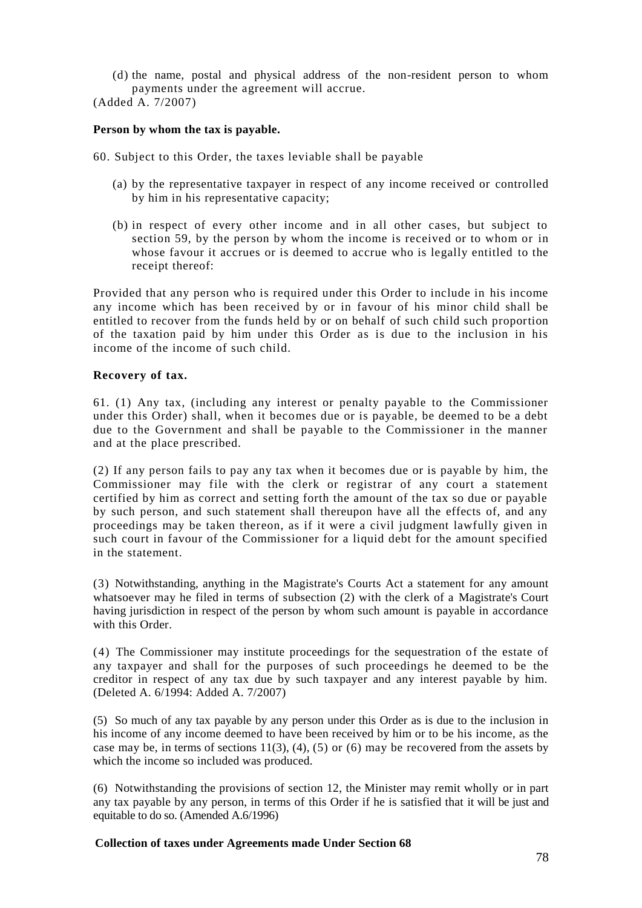(d) the name, postal and physical address of the non-resident person to whom payments under the agreement will accrue.

(Added A. 7/2007)

**Person by whom the tax is payable.**

60. Subject to this Order, the taxes leviable shall be payable

(a) by the representative taxpayer in respect of any income received or controlled by him in his representative capacity;

(b) in respect of every other income and in all other cases, but subject to section 59, by the person by whom the income is received or to whom or in whose favour it accrues or is deemed to accrue who is legally entitled to the receipt thereof:

Provided that any person who is required under this Order to include in his income any income which has been received by or in favour of his minor child shall be entitled to recover from the funds held by or on behalf of such child such proportion of the taxation paid by him under this Order as is due to the inclusion in his income of the income of such child.

**Recovery of tax.**

61. (1) Any tax, (including any interest or penalty payable to the Commissioner under this Order) shall, when it becomes due or is payable, be deemed to be a debt due to the Government and shall be payable to the Commissioner in the manner and at the place prescribed.

(2) If any person fails to pay any tax when it becomes due or is payable by him, the Commissioner may file with the clerk or registrar of any court a statement certified by him as correct and setting forth the amount of the tax so due or payable by such person, and such statement shall thereupon have all the effects of, and any proceedings may be taken thereon, as if it were a civil judgment lawfully given in such court in favour of the Commissioner for a liquid debt for the amount specified in the statement.

(3) Notwithstanding, anything in the Magistrate's Courts Act a statement for any amount whatsoever may he filed in terms of subsection (2) with the clerk of a Magistrate's Court having jurisdiction in respect of the person by whom such amount is payable in accordance with this Order.

(4) The Commissioner may institute proceedings for the sequestration of the estate of any taxpayer and shall for the purposes of such proceedings he deemed to be the creditor in respect of any tax due by such taxpayer and any interest payable by him. (Deleted A. 6/1994: Added A. 7/2007)

(5) So much of any tax payable by any person under this Order as is due to the inclusion in his income of any income deemed to have been received by him or to be his income, as the case may be, in terms of sections 11(3), (4), (5) or (6) may be recovered from the assets by which the income so included was produced.

(6) Notwithstanding the provisions of section 12, the Minister may remit wholly or in part any tax payable by any person, in terms of this Order if he is satisfied that it will be just and equitable to do so. (Amended A.6/1996)

**Collection of taxes under Agreements made Under Section 68**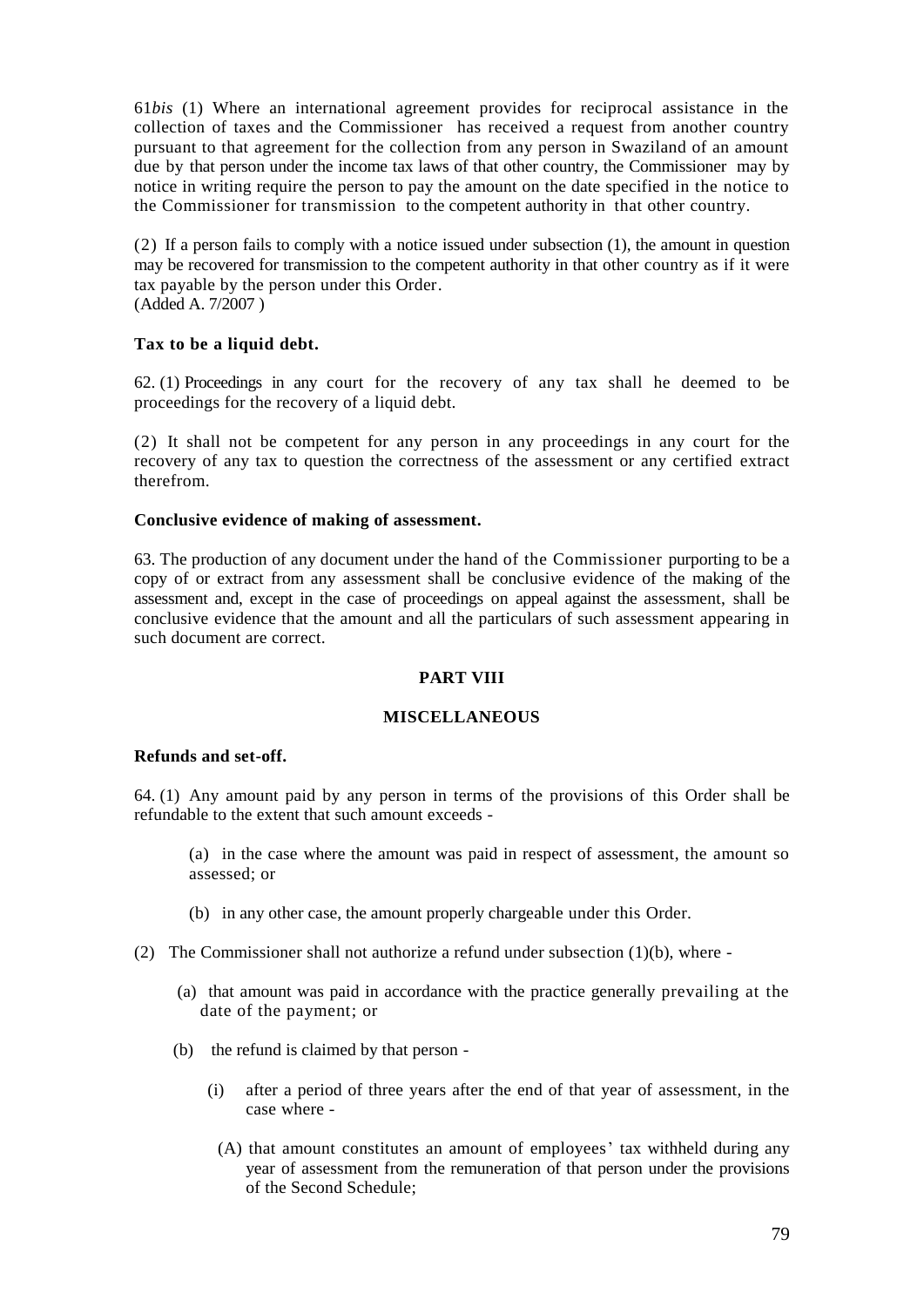61*bis* (1) Where an international agreement provides for reciprocal assistance in the collection of taxes and the Commissioner has received a request from another country pursuant to that agreement for the collection from any person in Swaziland of an amount due by that person under the income tax laws of that other country, the Commissioner may by notice in writing require the person to pay the amount on the date specified in the notice to the Commissioner for transmission to the competent authority in that other country.

(2) If a person fails to comply with a notice issued under subsection (1), the amount in question may be recovered for transmission to the competent authority in that other country as if it were tax payable by the person under this Order.
(Added A. 7/2007 )

**Tax to be a liquid debt.**

62. (1) Proceedings in any court for the recovery of any tax shall he deemed to be proceedings for the recovery of a liquid debt.

(2) It shall not be competent for any person in any proceedings in any court for the recovery of any tax to question the correctness of the assessment or any certified extract therefrom.

**Conclusive evidence of making of assessment.**

63. The production of any document under the hand of the Commissioner purporting to be a copy of or extract from any assessment shall be conclusive evidence of the making of the assessment and, except in the case of proceedings on appeal against the assessment, shall be conclusive evidence that the amount and all the particulars of such assessment appearing in such document are correct.

**PART VIII**

**MISCELLANEOUS**

**Refunds and set-off.**

64. (1) Any amount paid by any person in terms of the provisions of this Order shall be refundable to the extent that such amount exceeds -

(a) in the case where the amount was paid in respect of assessment, the amount so assessed; or

(b) in any other case, the amount properly chargeable under this Order.

(2) The Commissioner shall not authorize a refund under subsection (1)(b), where -

(a) that amount was paid in accordance with the practice generally prevailing at the date of the payment; or

(b) the refund is claimed by that person -

(i) after a period of three years after the end of that year of assessment, in the case where -

(A) that amount constitutes an amount of employees' tax withheld during any year of assessment from the remuneration of that person under the provisions of the Second Schedule;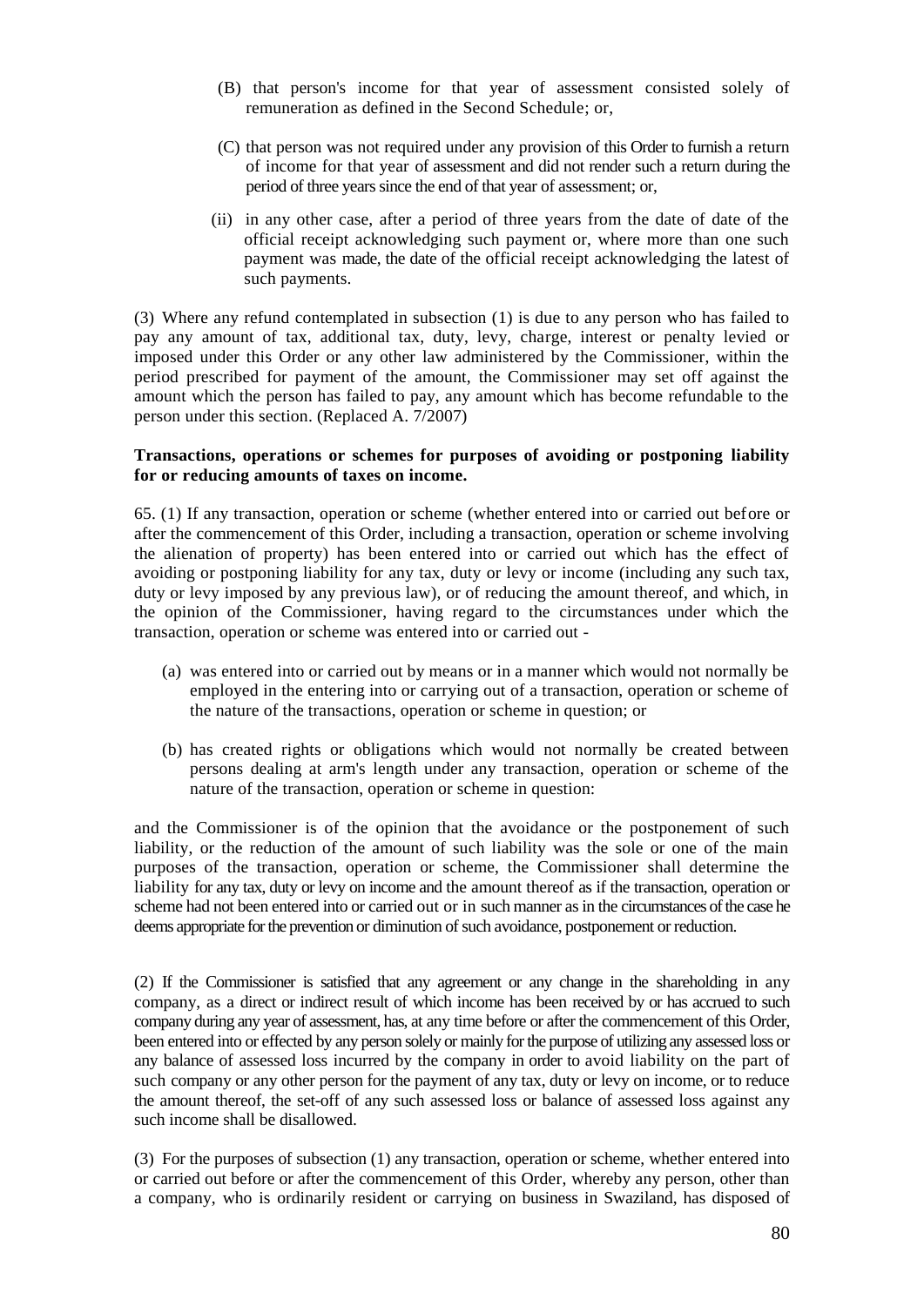(B) that person's income for that year of assessment consisted solely of remuneration as defined in the Second Schedule; or,

(C) that person was not required under any provision of this Order to furnish a return of income for that year of assessment and did not render such a return during the period of three years since the end of that year of assessment; or,

(ii) in any other case, after a period of three years from the date of date of the official receipt acknowledging such payment or, where more than one such payment was made, the date of the official receipt acknowledging the latest of such payments.

(3) Where any refund contemplated in subsection (1) is due to any person who has failed to pay any amount of tax, additional tax, duty, levy, charge, interest or penalty levied or imposed under this Order or any other law administered by the Commissioner, within the period prescribed for payment of the amount, the Commissioner may set off against the amount which the person has failed to pay, any amount which has become refundable to the person under this section. (Replaced A. 7/2007)

**Transactions, operations or schemes for purposes of avoiding or postponing liability for or reducing amounts of taxes on income.**

65. (1) If any transaction, operation or scheme (whether entered into or carried out before or after the commencement of this Order, including a transaction, operation or scheme involving the alienation of property) has been entered into or carried out which has the effect of avoiding or postponing liability for any tax, duty or levy or income (including any such tax, duty or levy imposed by any previous law), or of reducing the amount thereof, and which, in the opinion of the Commissioner, having regard to the circumstances under which the transaction, operation or scheme was entered into or carried out -

(a) was entered into or carried out by means or in a manner which would not normally be employed in the entering into or carrying out of a transaction, operation or scheme of the nature of the transactions, operation or scheme in question; or

(b) has created rights or obligations which would not normally be created between persons dealing at arm's length under any transaction, operation or scheme of the nature of the transaction, operation or scheme in question:

and the Commissioner is of the opinion that the avoidance or the postponement of such liability, or the reduction of the amount of such liability was the sole or one of the main purposes of the transaction, operation or scheme, the Commissioner shall determine the liability for any tax, duty or levy on income and the amount thereof as if the transaction, operation or scheme had not been entered into or carried out or in such manner as in the circumstances of the case he deems appropriate for the prevention or diminution of such avoidance, postponement or reduction.

(2) If the Commissioner is satisfied that any agreement or any change in the shareholding in any company, as a direct or indirect result of which income has been received by or has accrued to such company during any year of assessment, has, at any time before or after the commencement of this Order, been entered into or effected by any person solely or mainly for the purpose of utilizing any assessed loss or any balance of assessed loss incurred by the company in order to avoid liability on the part of such company or any other person for the payment of any tax, duty or levy on income, or to reduce the amount thereof, the set-off of any such assessed loss or balance of assessed loss against any such income shall be disallowed.

(3) For the purposes of subsection (1) any transaction, operation or scheme, whether entered into or carried out before or after the commencement of this Order, whereby any person, other than a company, who is ordinarily resident or carrying on business in Swaziland, has disposed of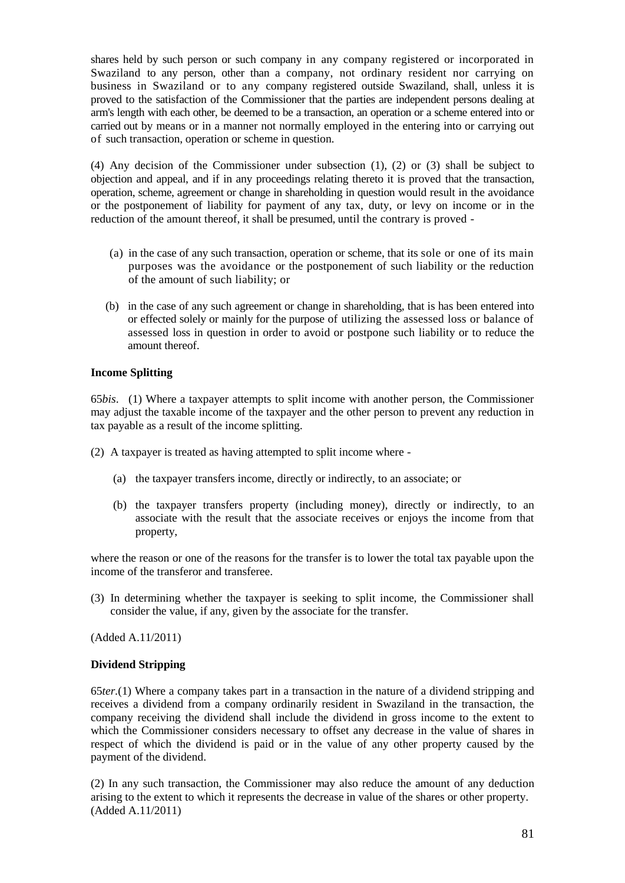shares held by such person or such company in any company registered or incorporated in Swaziland to any person, other than a company, not ordinary resident nor carrying on business in Swaziland or to any company registered outside Swaziland, shall, unless it is proved to the satisfaction of the Commissioner that the parties are independent persons dealing at arm's length with each other, be deemed to be a transaction, an operation or a scheme entered into or carried out by means or in a manner not normally employed in the entering into or carrying out of such transaction, operation or scheme in question.

(4) Any decision of the Commissioner under subsection (1), (2) or (3) shall be subject to objection and appeal, and if in any proceedings relating thereto it is proved that the transaction, operation, scheme, agreement or change in shareholding in question would result in the avoidance or the postponement of liability for payment of any tax, duty, or levy on income or in the reduction of the amount thereof, it shall be presumed, until the contrary is proved -

(a) in the case of any such transaction, operation or scheme, that its sole or one of its main purposes was the avoidance or the postponement of such liability or the reduction of the amount of such liability; or

(b) in the case of any such agreement or change in shareholding, that is has been entered into or effected solely or mainly for the purpose of utilizing the assessed loss or balance of assessed loss in question in order to avoid or postpone such liability or to reduce the amount thereof.

**Income Splitting**

65*bis*. (1) Where a taxpayer attempts to split income with another person, the Commissioner may adjust the taxable income of the taxpayer and the other person to prevent any reduction in tax payable as a result of the income splitting.

(2) A taxpayer is treated as having attempted to split income where -

(a) the taxpayer transfers income, directly or indirectly, to an associate; or

(b) the taxpayer transfers property (including money), directly or indirectly, to an associate with the result that the associate receives or enjoys the income from that property,

where the reason or one of the reasons for the transfer is to lower the total tax payable upon the income of the transferor and transferee.

(3) In determining whether the taxpayer is seeking to split income, the Commissioner shall consider the value, if any, given by the associate for the transfer.

(Added A.11/2011)

**Dividend Stripping**

65*ter*.(1) Where a company takes part in a transaction in the nature of a dividend stripping and receives a dividend from a company ordinarily resident in Swaziland in the transaction, the company receiving the dividend shall include the dividend in gross income to the extent to which the Commissioner considers necessary to offset any decrease in the value of shares in respect of which the dividend is paid or in the value of any other property caused by the payment of the dividend.

(2) In any such transaction, the Commissioner may also reduce the amount of any deduction arising to the extent to which it represents the decrease in value of the shares or other property.
(Added A.11/2011)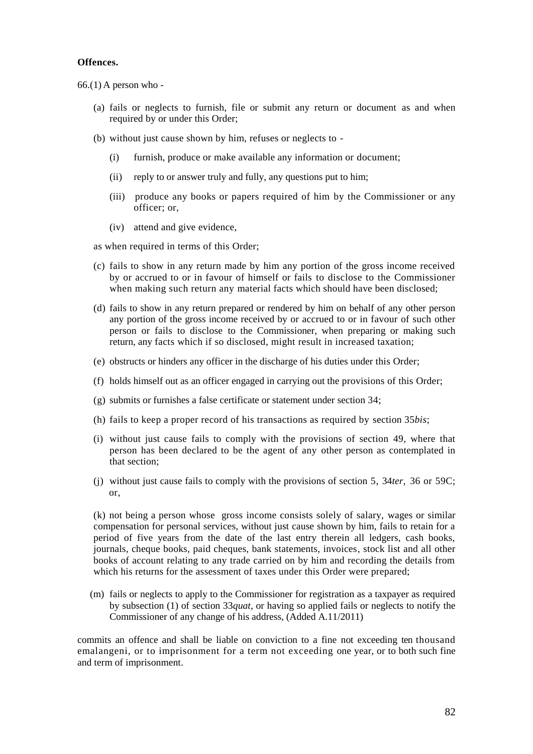**Offences.**

66.(1) A person who -

(a) fails or neglects to furnish, file or submit any return or document as and when required by or under this Order;

(b) without just cause shown by him, refuses or neglects to -

  (i) furnish, produce or make available any information or document;

  (ii) reply to or answer truly and fully, any questions put to him;

  (iii) produce any books or papers required of him by the Commissioner or any officer; or,

  (iv) attend and give evidence,

as when required in terms of this Order;

(c) fails to show in any return made by him any portion of the gross income received by or accrued to or in favour of himself or fails to disclose to the Commissioner when making such return any material facts which should have been disclosed;

(d) fails to show in any return prepared or rendered by him on behalf of any other person any portion of the gross income received by or accrued to or in favour of such other person or fails to disclose to the Commissioner, when preparing or making such return, any facts which if so disclosed, might result in increased taxation;

(e) obstructs or hinders any officer in the discharge of his duties under this Order;

(f) holds himself out as an officer engaged in carrying out the provisions of this Order;

(g) submits or furnishes a false certificate or statement under section 34;

(h) fails to keep a proper record of his transactions as required by section 35*bis*;

(i) without just cause fails to comply with the provisions of section 49, where that person has been declared to be the agent of any other person as contemplated in that section;

(j) without just cause fails to comply with the provisions of section 5, 34*ter*, 36 or 59C; or,

(k) not being a person whose gross income consists solely of salary, wages or similar compensation for personal services, without just cause shown by him, fails to retain for a period of five years from the date of the last entry therein all ledgers, cash books, journals, cheque books, paid cheques, bank statements, invoices, stock list and all other books of account relating to any trade carried on by him and recording the details from which his returns for the assessment of taxes under this Order were prepared;

(m) fails or neglects to apply to the Commissioner for registration as a taxpayer as required by subsection (1) of section 33*quat*, or having so applied fails or neglects to notify the Commissioner of any change of his address, (Added A.11/2011)

commits an offence and shall be liable on conviction to a fine not exceeding ten thousand emalangeni, or to imprisonment for a term not exceeding one year, or to both such fine and term of imprisonment.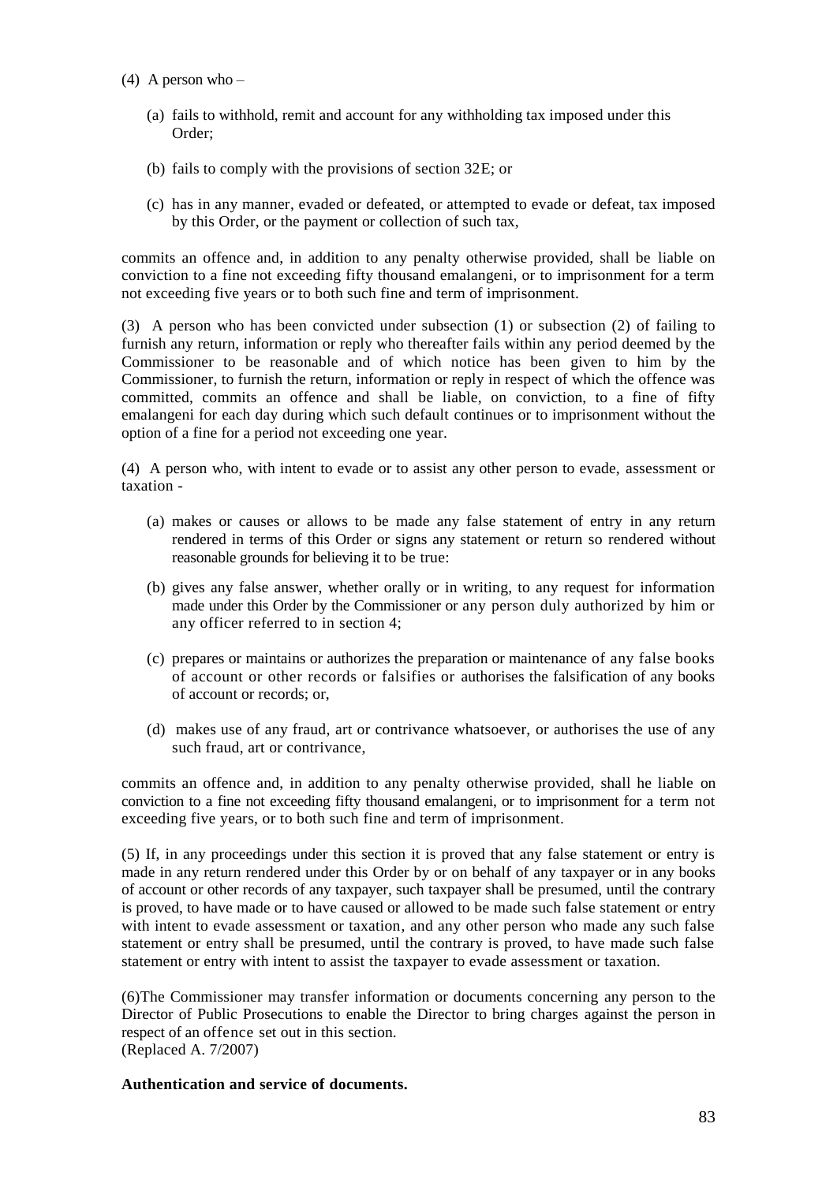(4) A person who –

(a) fails to withhold, remit and account for any withholding tax imposed under this Order;

(b) fails to comply with the provisions of section 32E; or

(c) has in any manner, evaded or defeated, or attempted to evade or defeat, tax imposed by this Order, or the payment or collection of such tax,

commits an offence and, in addition to any penalty otherwise provided, shall be liable on conviction to a fine not exceeding fifty thousand emalangeni, or to imprisonment for a term not exceeding five years or to both such fine and term of imprisonment.

(3) A person who has been convicted under subsection (1) or subsection (2) of failing to furnish any return, information or reply who thereafter fails within any period deemed by the Commissioner to be reasonable and of which notice has been given to him by the Commissioner, to furnish the return, information or reply in respect of which the offence was committed, commits an offence and shall be liable, on conviction, to a fine of fifty emalangeni for each day during which such default continues or to imprisonment without the option of a fine for a period not exceeding one year.

(4) A person who, with intent to evade or to assist any other person to evade, assessment or taxation -

(a) makes or causes or allows to be made any false statement of entry in any return rendered in terms of this Order or signs any statement or return so rendered without reasonable grounds for believing it to be true:

(b) gives any false answer, whether orally or in writing, to any request for information made under this Order by the Commissioner or any person duly authorized by him or any officer referred to in section 4;

(c) prepares or maintains or authorizes the preparation or maintenance of any false books of account or other records or falsifies or authorises the falsification of any books of account or records; or,

(d) makes use of any fraud, art or contrivance whatsoever, or authorises the use of any such fraud, art or contrivance,

commits an offence and, in addition to any penalty otherwise provided, shall he liable on conviction to a fine not exceeding fifty thousand emalangeni, or to imprisonment for a term not exceeding five years, or to both such fine and term of imprisonment.

(5) If, in any proceedings under this section it is proved that any false statement or entry is made in any return rendered under this Order by or on behalf of any taxpayer or in any books of account or other records of any taxpayer, such taxpayer shall be presumed, until the contrary is proved, to have made or to have caused or allowed to be made such false statement or entry with intent to evade assessment or taxation, and any other person who made any such false statement or entry shall be presumed, until the contrary is proved, to have made such false statement or entry with intent to assist the taxpayer to evade assessment or taxation.

(6)The Commissioner may transfer information or documents concerning any person to the Director of Public Prosecutions to enable the Director to bring charges against the person in respect of an offence set out in this section.
(Replaced A. 7/2007)

**Authentication and service of documents.**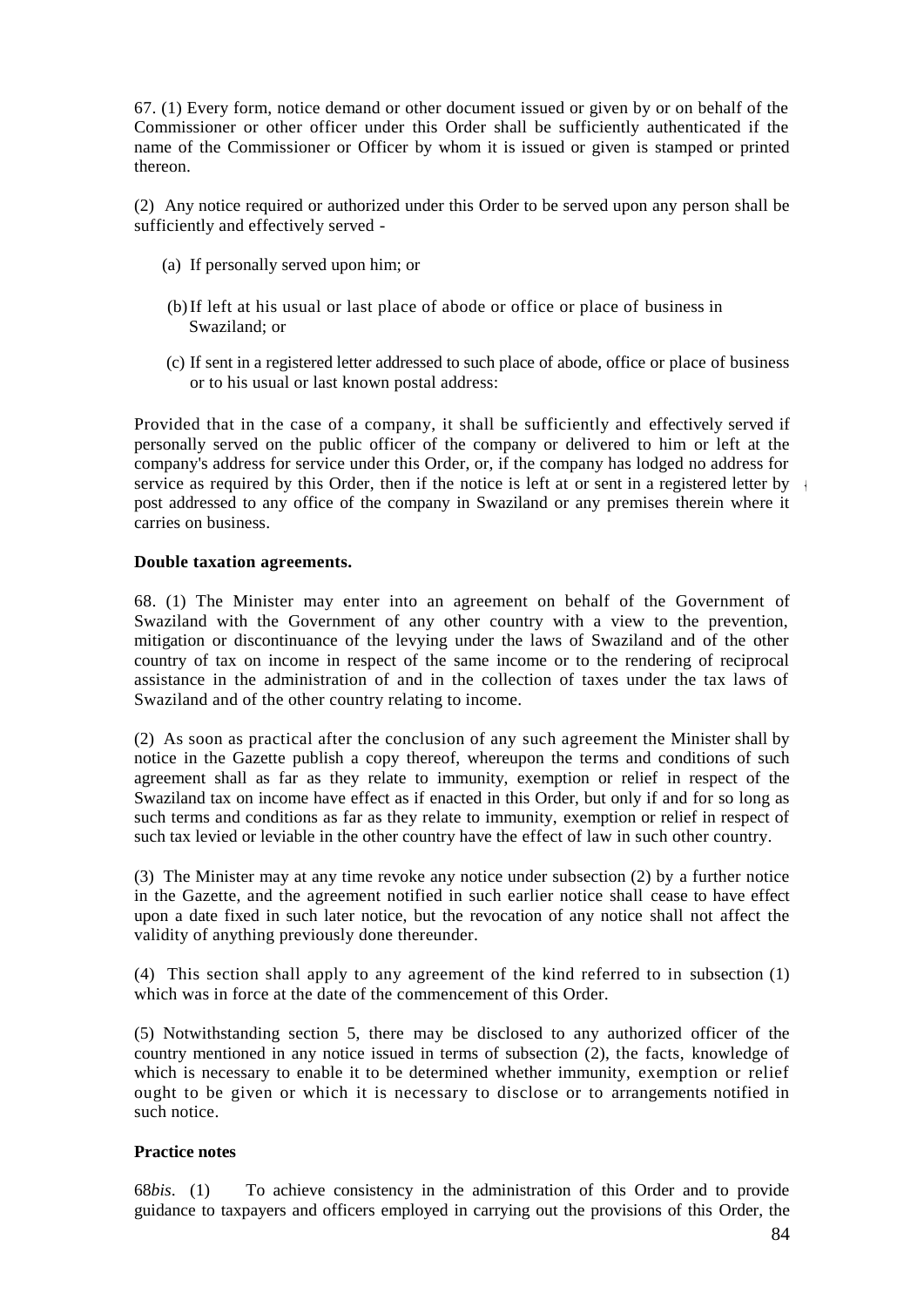67. (1) Every form, notice demand or other document issued or given by or on behalf of the Commissioner or other officer under this Order shall be sufficiently authenticated if the name of the Commissioner or Officer by whom it is issued or given is stamped or printed thereon.

(2) Any notice required or authorized under this Order to be served upon any person shall be sufficiently and effectively served -

(a) If personally served upon him; or

(b) If left at his usual or last place of abode or office or place of business in Swaziland; or

(c) If sent in a registered letter addressed to such place of abode, office or place of business or to his usual or last known postal address:

Provided that in the case of a company, it shall be sufficiently and effectively served if personally served on the public officer of the company or delivered to him or left at the company's address for service under this Order, or, if the company has lodged no address for service as required by this Order, then if the notice is left at or sent in a registered letter by post addressed to any office of the company in Swaziland or any premises therein where it carries on business.

**Double taxation agreements.**

68. (1) The Minister may enter into an agreement on behalf of the Government of Swaziland with the Government of any other country with a view to the prevention, mitigation or discontinuance of the levying under the laws of Swaziland and of the other country of tax on income in respect of the same income or to the rendering of reciprocal assistance in the administration of and in the collection of taxes under the tax laws of Swaziland and of the other country relating to income.

(2) As soon as practical after the conclusion of any such agreement the Minister shall by notice in the Gazette publish a copy thereof, whereupon the terms and conditions of such agreement shall as far as they relate to immunity, exemption or relief in respect of the Swaziland tax on income have effect as if enacted in this Order, but only if and for so long as such terms and conditions as far as they relate to immunity, exemption or relief in respect of such tax levied or leviable in the other country have the effect of law in such other country.

(3) The Minister may at any time revoke any notice under subsection (2) by a further notice in the Gazette, and the agreement notified in such earlier notice shall cease to have effect upon a date fixed in such later notice, but the revocation of any notice shall not affect the validity of anything previously done thereunder.

(4) This section shall apply to any agreement of the kind referred to in subsection (1) which was in force at the date of the commencement of this Order.

(5) Notwithstanding section 5, there may be disclosed to any authorized officer of the country mentioned in any notice issued in terms of subsection (2), the facts, knowledge of which is necessary to enable it to be determined whether immunity, exemption or relief ought to be given or which it is necessary to disclose or to arrangements notified in such notice.

**Practice notes**

68*bis*. (1) To achieve consistency in the administration of this Order and to provide guidance to taxpayers and officers employed in carrying out the provisions of this Order, the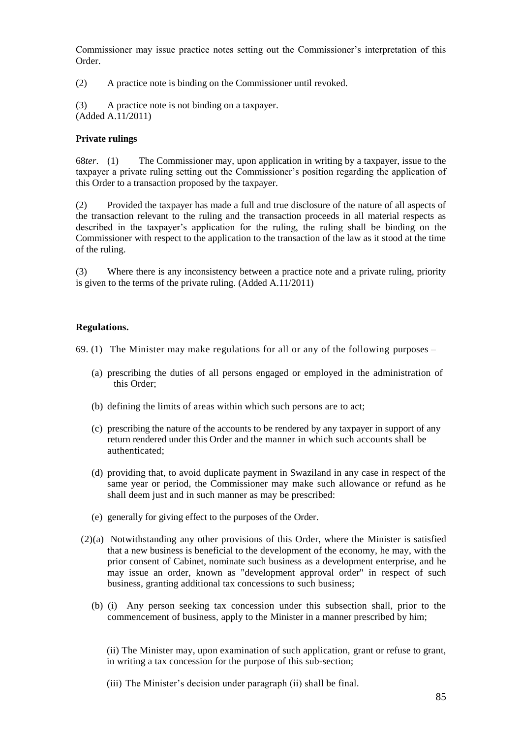Commissioner may issue practice notes setting out the Commissioner's interpretation of this Order.

(2) A practice note is binding on the Commissioner until revoked.

(3) A practice note is not binding on a taxpayer.
(Added A.11/2011)

**Private rulings**

68*ter*. (1) The Commissioner may, upon application in writing by a taxpayer, issue to the taxpayer a private ruling setting out the Commissioner's position regarding the application of this Order to a transaction proposed by the taxpayer.

(2) Provided the taxpayer has made a full and true disclosure of the nature of all aspects of the transaction relevant to the ruling and the transaction proceeds in all material respects as described in the taxpayer's application for the ruling, the ruling shall be binding on the Commissioner with respect to the application to the transaction of the law as it stood at the time of the ruling.

(3) Where there is any inconsistency between a practice note and a private ruling, priority is given to the terms of the private ruling. (Added A.11/2011)

**Regulations.**

69. (1) The Minister may make regulations for all or any of the following purposes –

(a) prescribing the duties of all persons engaged or employed in the administration of this Order;

(b) defining the limits of areas within which such persons are to act;

(c) prescribing the nature of the accounts to be rendered by any taxpayer in support of any return rendered under this Order and the manner in which such accounts shall be authenticated;

(d) providing that, to avoid duplicate payment in Swaziland in any case in respect of the same year or period, the Commissioner may make such allowance or refund as he shall deem just and in such manner as may be prescribed:

(e) generally for giving effect to the purposes of the Order.

(2)(a) Notwithstanding any other provisions of this Order, where the Minister is satisfied that a new business is beneficial to the development of the economy, he may, with the prior consent of Cabinet, nominate such business as a development enterprise, and he may issue an order, known as "development approval order" in respect of such business, granting additional tax concessions to such business;

(b) (i) Any person seeking tax concession under this subsection shall, prior to the commencement of business, apply to the Minister in a manner prescribed by him;

(ii) The Minister may, upon examination of such application, grant or refuse to grant, in writing a tax concession for the purpose of this sub-section;

(iii) The Minister's decision under paragraph (ii) shall be final.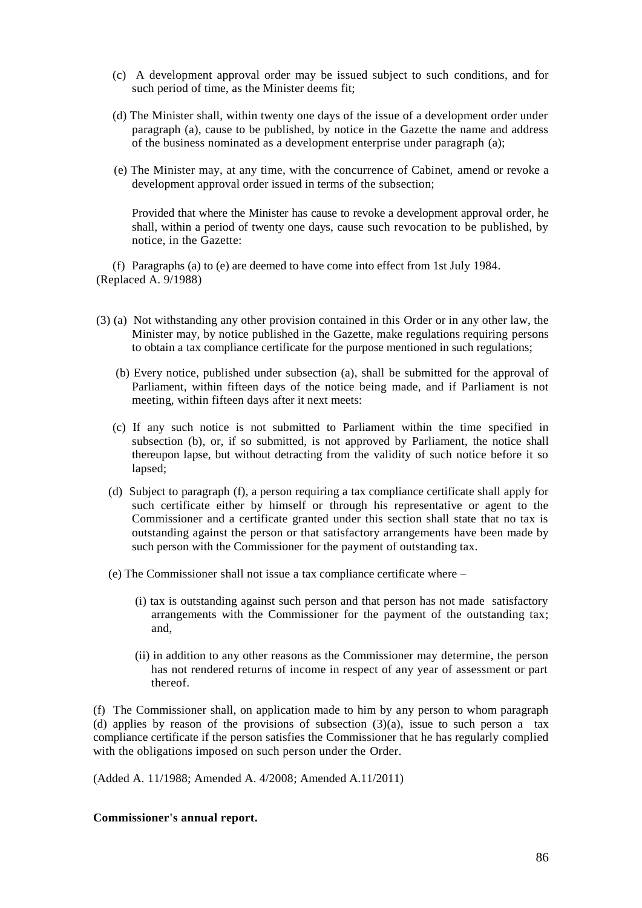(c) A development approval order may be issued subject to such conditions, and for such period of time, as the Minister deems fit;

(d) The Minister shall, within twenty one days of the issue of a development order under paragraph (a), cause to be published, by notice in the Gazette the name and address of the business nominated as a development enterprise under paragraph (a);

(e) The Minister may, at any time, with the concurrence of Cabinet, amend or revoke a development approval order issued in terms of the subsection;

Provided that where the Minister has cause to revoke a development approval order, he shall, within a period of twenty one days, cause such revocation to be published, by notice, in the Gazette:

(f) Paragraphs (a) to (e) are deemed to have come into effect from 1st July 1984.
(Replaced A. 9/1988)

(3) (a) Not withstanding any other provision contained in this Order or in any other law, the Minister may, by notice published in the Gazette, make regulations requiring persons to obtain a tax compliance certificate for the purpose mentioned in such regulations;

(b) Every notice, published under subsection (a), shall be submitted for the approval of Parliament, within fifteen days of the notice being made, and if Parliament is not meeting, within fifteen days after it next meets:

(c) If any such notice is not submitted to Parliament within the time specified in subsection (b), or, if so submitted, is not approved by Parliament, the notice shall thereupon lapse, but without detracting from the validity of such notice before it so lapsed;

(d) Subject to paragraph (f), a person requiring a tax compliance certificate shall apply for such certificate either by himself or through his representative or agent to the Commissioner and a certificate granted under this section shall state that no tax is outstanding against the person or that satisfactory arrangements have been made by such person with the Commissioner for the payment of outstanding tax.

(e) The Commissioner shall not issue a tax compliance certificate where –

(i) tax is outstanding against such person and that person has not made satisfactory arrangements with the Commissioner for the payment of the outstanding tax; and,

(ii) in addition to any other reasons as the Commissioner may determine, the person has not rendered returns of income in respect of any year of assessment or part thereof.

(f) The Commissioner shall, on application made to him by any person to whom paragraph (d) applies by reason of the provisions of subsection (3)(a), issue to such person a tax compliance certificate if the person satisfies the Commissioner that he has regularly complied with the obligations imposed on such person under the Order.

(Added A. 11/1988; Amended A. 4/2008; Amended A.11/2011)

**Commissioner's annual report.**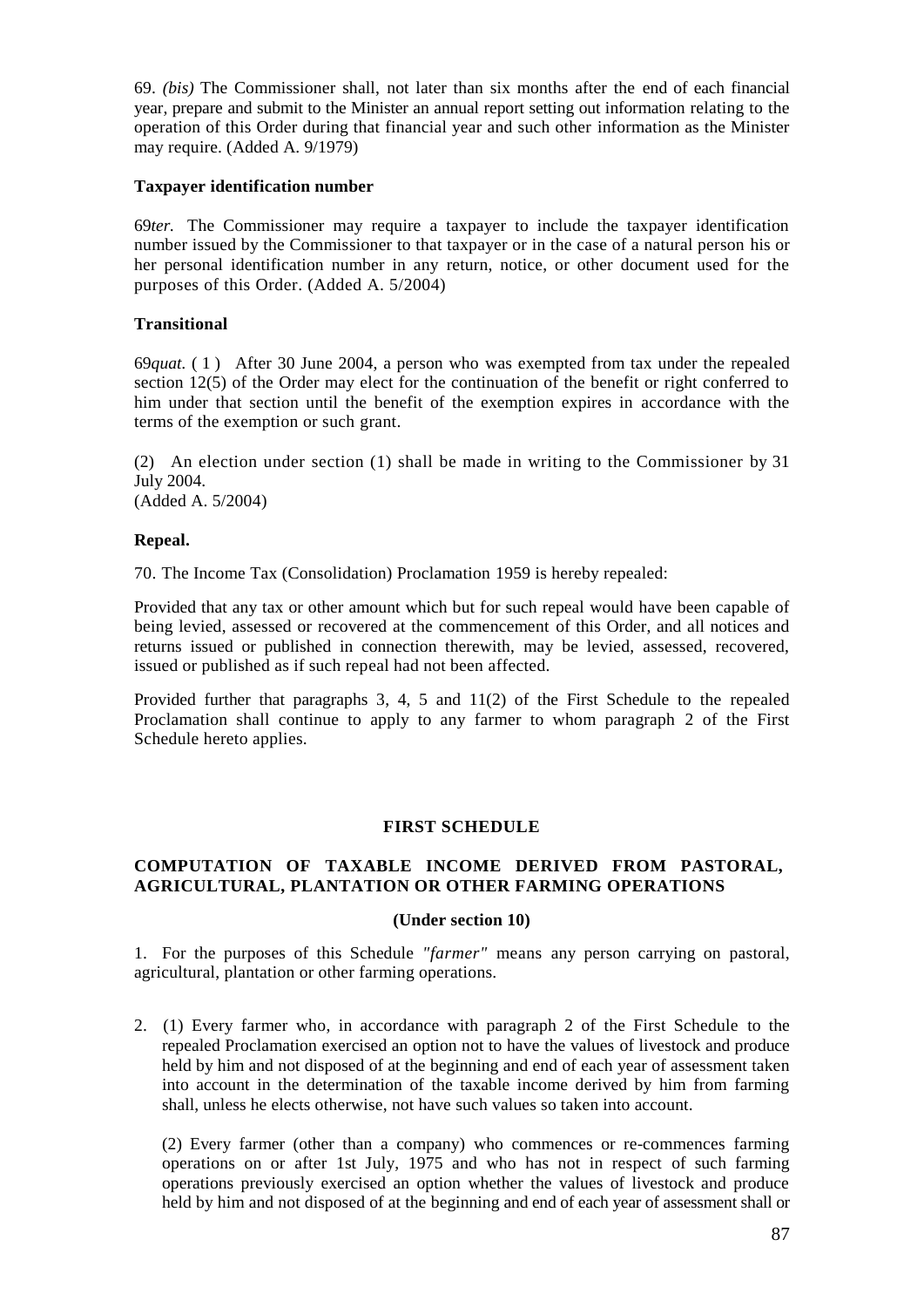69. *(bis)* The Commissioner shall, not later than six months after the end of each financial year, prepare and submit to the Minister an annual report setting out information relating to the operation of this Order during that financial year and such other information as the Minister may require. (Added A. 9/1979)

**Taxpayer identification number**

69*ter.* The Commissioner may require a taxpayer to include the taxpayer identification number issued by the Commissioner to that taxpayer or in the case of a natural person his or her personal identification number in any return, notice, or other document used for the purposes of this Order. (Added A. 5/2004)

**Transitional**

69*quat.* (1) After 30 June 2004, a person who was exempted from tax under the repealed section 12(5) of the Order may elect for the continuation of the benefit or right conferred to him under that section until the benefit of the exemption expires in accordance with the terms of the exemption or such grant.

(2) An election under section (1) shall be made in writing to the Commissioner by 31 July 2004.
(Added A. 5/2004)

**Repeal.**

70. The Income Tax (Consolidation) Proclamation 1959 is hereby repealed:

Provided that any tax or other amount which but for such repeal would have been capable of being levied, assessed or recovered at the commencement of this Order, and all notices and returns issued or published in connection therewith, may be levied, assessed, recovered, issued or published as if such repeal had not been affected.

Provided further that paragraphs 3, 4, 5 and 11(2) of the First Schedule to the repealed Proclamation shall continue to apply to any farmer to whom paragraph 2 of the First Schedule hereto applies.

## FIRST SCHEDULE

### COMPUTATION OF TAXABLE INCOME DERIVED FROM PASTORAL, AGRICULTURAL, PLANTATION OR OTHER FARMING OPERATIONS

**(Under section 10)**

1. For the purposes of this Schedule *"farmer"* means any person carrying on pastoral, agricultural, plantation or other farming operations.

2. (1) Every farmer who, in accordance with paragraph 2 of the First Schedule to the repealed Proclamation exercised an option not to have the values of livestock and produce held by him and not disposed of at the beginning and end of each year of assessment taken into account in the determination of the taxable income derived by him from farming shall, unless he elects otherwise, not have such values so taken into account.

   (2) Every farmer (other than a company) who commences or re-commences farming operations on or after 1st July, 1975 and who has not in respect of such farming operations previously exercised an option whether the values of livestock and produce held by him and not disposed of at the beginning and end of each year of assessment shall or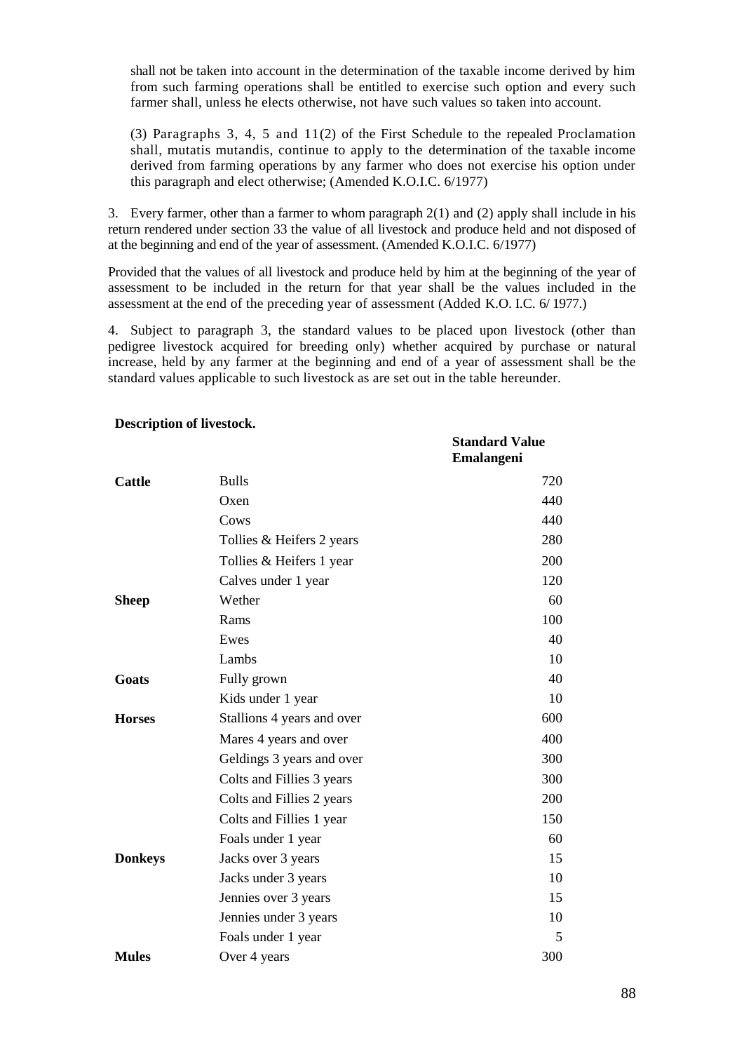shall not be taken into account in the determination of the taxable income derived by him from such farming operations shall be entitled to exercise such option and every such farmer shall, unless he elects otherwise, not have such values so taken into account.

(3) Paragraphs 3, 4, 5 and 11(2) of the First Schedule to the repealed Proclamation shall, mutatis mutandis, continue to apply to the determination of the taxable income derived from farming operations by any farmer who does not exercise his option under this paragraph and elect otherwise; (Amended K.O.I.C. 6/1977)

3. Every farmer, other than a farmer to whom paragraph 2(1) and (2) apply shall include in his return rendered under section 33 the value of all livestock and produce held and not disposed of at the beginning and end of the year of assessment. (Amended K.O.I.C. 6/1977)

Provided that the values of all livestock and produce held by him at the beginning of the year of assessment to be included in the return for that year shall be the values included in the assessment at the end of the preceding year of assessment (Added K.O. I.C. 6/ 1977.)

4. Subject to paragraph 3, the standard values to be placed upon livestock (other than pedigree livestock acquired for breeding only) whether acquired by purchase or natural increase, held by any farmer at the beginning and end of a year of assessment shall be the standard values applicable to such livestock as are set out in the table hereunder.

| **Description of livestock.** | | **Standard Value Emalangeni** |
|---|---|---|
| **Cattle** | Bulls | 720 |
| | Oxen | 440 |
| | Cows | 440 |
| | Tollies & Heifers 2 years | 280 |
| | Tollies & Heifers 1 year | 200 |
| | Calves under 1 year | 120 |
| **Sheep** | Wether | 60 |
| | Rams | 100 |
| | Ewes | 40 |
| | Lambs | 10 |
| **Goats** | Fully grown | 40 |
| | Kids under 1 year | 10 |
| **Horses** | Stallions 4 years and over | 600 |
| | Mares 4 years and over | 400 |
| | Geldings 3 years and over | 300 |
| | Colts and Fillies 3 years | 300 |
| | Colts and Fillies 2 years | 200 |
| | Colts and Fillies 1 year | 150 |
| | Foals under 1 year | 60 |
| **Donkeys** | Jacks over 3 years | 15 |
| | Jacks under 3 years | 10 |
| | Jennies over 3 years | 15 |
| | Jennies under 3 years | 10 |
| | Foals under 1 year | 5 |
| **Mules** | Over 4 years | 300 |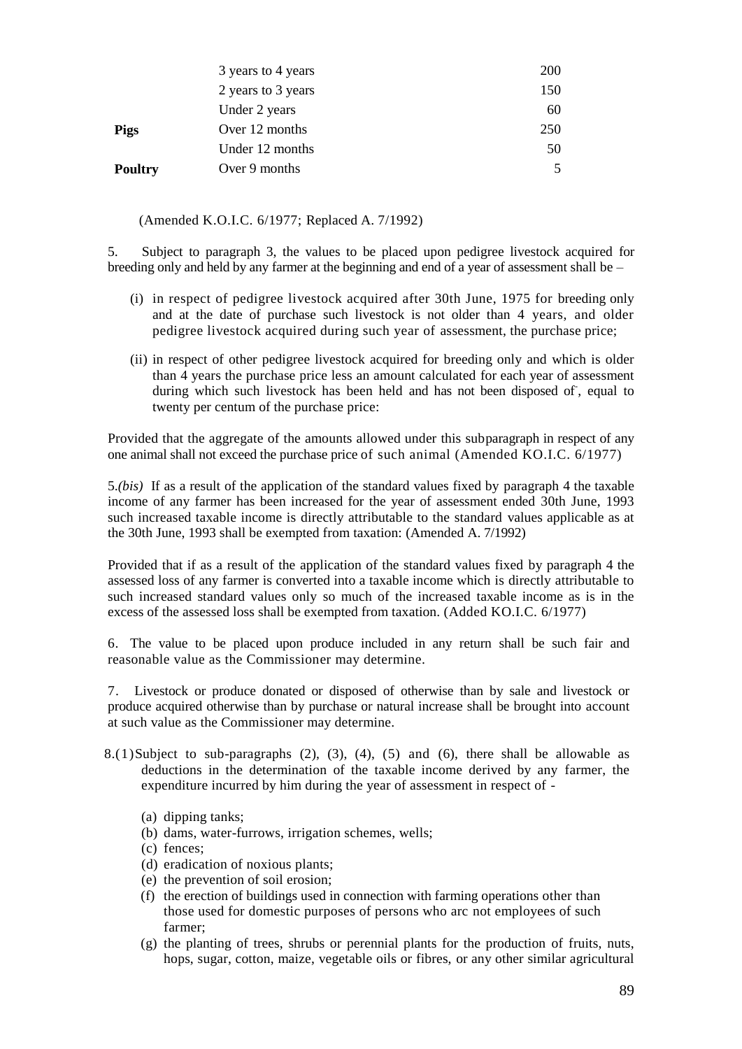| | | |
|---|---|---|
| | 3 years to 4 years | 200 |
| | 2 years to 3 years | 150 |
| | Under 2 years | 60 |
| **Pigs** | Over 12 months | 250 |
| | Under 12 months | 50 |
| **Poultry** | Over 9 months | 5 |

(Amended K.O.I.C. 6/1977; Replaced A. 7/1992)

5. Subject to paragraph 3, the values to be placed upon pedigree livestock acquired for breeding only and held by any farmer at the beginning and end of a year of assessment shall be –

(i) in respect of pedigree livestock acquired after 30th June, 1975 for breeding only and at the date of purchase such livestock is not older than 4 years, and older pedigree livestock acquired during such year of assessment, the purchase price;

(ii) in respect of other pedigree livestock acquired for breeding only and which is older than 4 years the purchase price less an amount calculated for each year of assessment during which such livestock has been held and has not been disposed of, equal to twenty per centum of the purchase price:

Provided that the aggregate of the amounts allowed under this subparagraph in respect of any one animal shall not exceed the purchase price of such animal (Amended KO.I.C. 6/1977)

5.*(bis)* If as a result of the application of the standard values fixed by paragraph 4 the taxable income of any farmer has been increased for the year of assessment ended 30th June, 1993 such increased taxable income is directly attributable to the standard values applicable as at the 30th June, 1993 shall be exempted from taxation: (Amended A. 7/1992)

Provided that if as a result of the application of the standard values fixed by paragraph 4 the assessed loss of any farmer is converted into a taxable income which is directly attributable to such increased standard values only so much of the increased taxable income as is in the excess of the assessed loss shall be exempted from taxation. (Added KO.I.C. 6/1977)

6. The value to be placed upon produce included in any return shall be such fair and reasonable value as the Commissioner may determine.

7. Livestock or produce donated or disposed of otherwise than by sale and livestock or produce acquired otherwise than by purchase or natural increase shall be brought into account at such value as the Commissioner may determine.

8.(1) Subject to sub-paragraphs (2), (3), (4), (5) and (6), there shall be allowable as deductions in the determination of the taxable income derived by any farmer, the expenditure incurred by him during the year of assessment in respect of -

(a) dipping tanks;
(b) dams, water-furrows, irrigation schemes, wells;
(c) fences;
(d) eradication of noxious plants;
(e) the prevention of soil erosion;
(f) the erection of buildings used in connection with farming operations other than those used for domestic purposes of persons who arc not employees of such farmer;
(g) the planting of trees, shrubs or perennial plants for the production of fruits, nuts, hops, sugar, cotton, maize, vegetable oils or fibres, or any other similar agricultural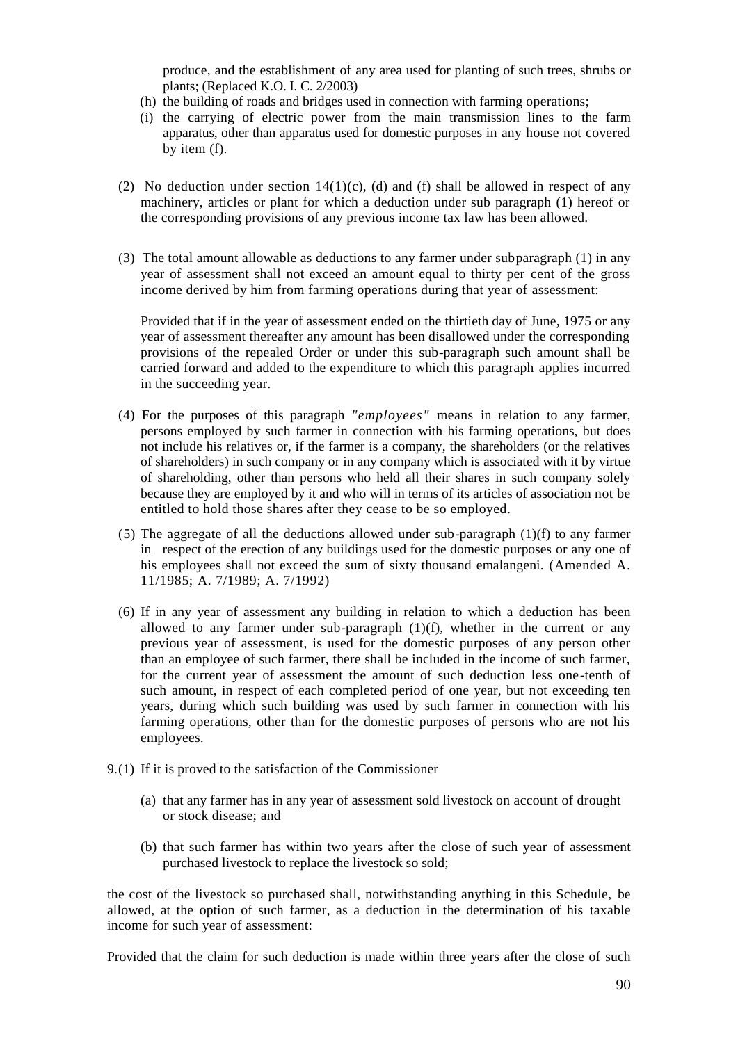produce, and the establishment of any area used for planting of such trees, shrubs or plants; (Replaced K.O. I. C. 2/2003)

(h) the building of roads and bridges used in connection with farming operations;

(i) the carrying of electric power from the main transmission lines to the farm apparatus, other than apparatus used for domestic purposes in any house not covered by item (f).

(2) No deduction under section 14(1)(c), (d) and (f) shall be allowed in respect of any machinery, articles or plant for which a deduction under sub paragraph (1) hereof or the corresponding provisions of any previous income tax law has been allowed.

(3) The total amount allowable as deductions to any farmer under subparagraph (1) in any year of assessment shall not exceed an amount equal to thirty per cent of the gross income derived by him from farming operations during that year of assessment:

Provided that if in the year of assessment ended on the thirtieth day of June, 1975 or any year of assessment thereafter any amount has been disallowed under the corresponding provisions of the repealed Order or under this sub-paragraph such amount shall be carried forward and added to the expenditure to which this paragraph applies incurred in the succeeding year.

(4) For the purposes of this paragraph *"employees"* means in relation to any farmer, persons employed by such farmer in connection with his farming operations, but does not include his relatives or, if the farmer is a company, the shareholders (or the relatives of shareholders) in such company or in any company which is associated with it by virtue of shareholding, other than persons who held all their shares in such company solely because they are employed by it and who will in terms of its articles of association not be entitled to hold those shares after they cease to be so employed.

(5) The aggregate of all the deductions allowed under sub-paragraph (1)(f) to any farmer in respect of the erection of any buildings used for the domestic purposes or any one of his employees shall not exceed the sum of sixty thousand emalangeni. (Amended A. 11/1985; A. 7/1989; A. 7/1992)

(6) If in any year of assessment any building in relation to which a deduction has been allowed to any farmer under sub-paragraph (1)(f), whether in the current or any previous year of assessment, is used for the domestic purposes of any person other than an employee of such farmer, there shall be included in the income of such farmer, for the current year of assessment the amount of such deduction less one-tenth of such amount, in respect of each completed period of one year, but not exceeding ten years, during which such building was used by such farmer in connection with his farming operations, other than for the domestic purposes of persons who are not his employees.

9.(1) If it is proved to the satisfaction of the Commissioner

(a) that any farmer has in any year of assessment sold livestock on account of drought or stock disease; and

(b) that such farmer has within two years after the close of such year of assessment purchased livestock to replace the livestock so sold;

the cost of the livestock so purchased shall, notwithstanding anything in this Schedule, be allowed, at the option of such farmer, as a deduction in the determination of his taxable income for such year of assessment:

Provided that the claim for such deduction is made within three years after the close of such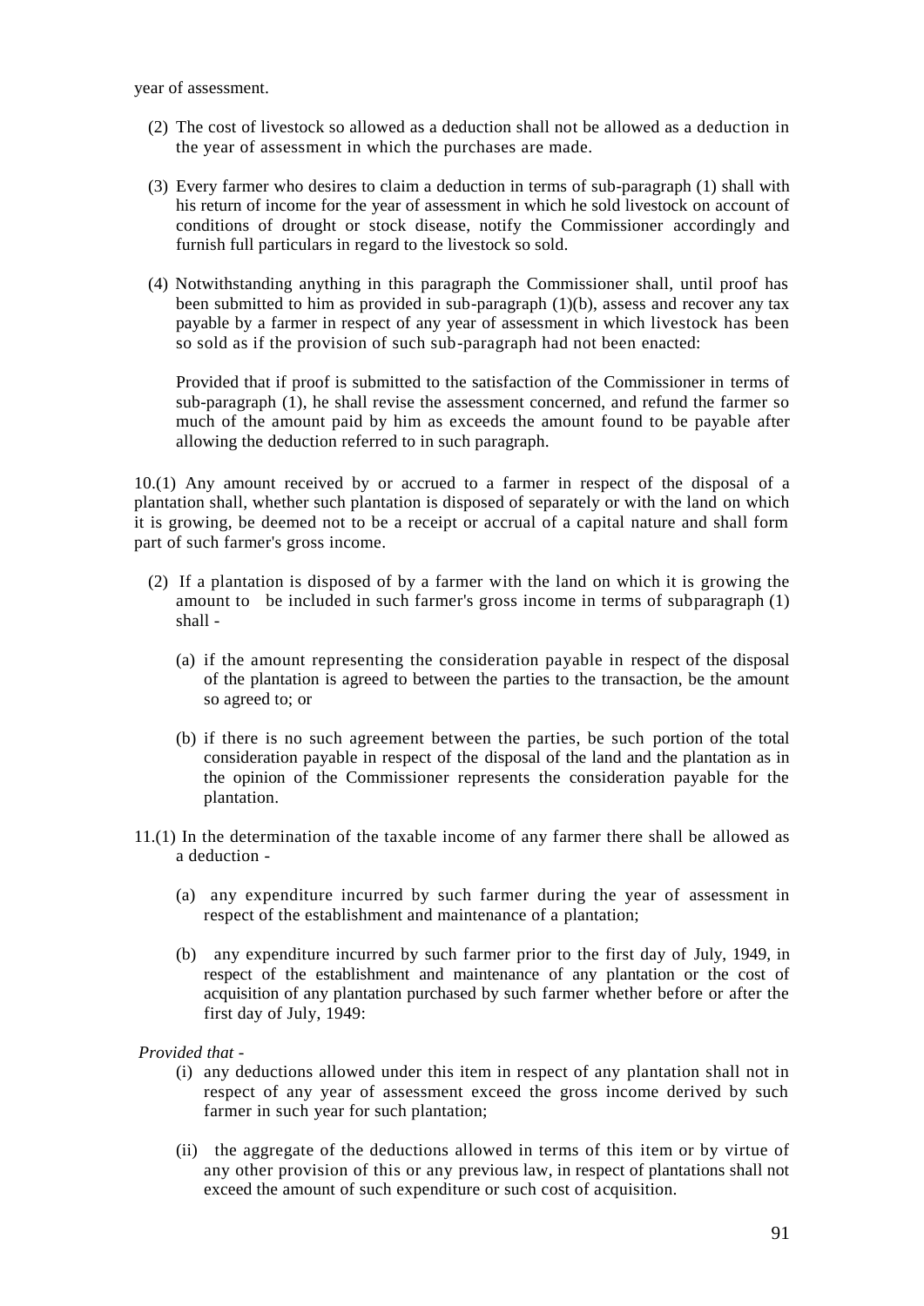year of assessment.

(2) The cost of livestock so allowed as a deduction shall not be allowed as a deduction in the year of assessment in which the purchases are made.

(3) Every farmer who desires to claim a deduction in terms of sub-paragraph (1) shall with his return of income for the year of assessment in which he sold livestock on account of conditions of drought or stock disease, notify the Commissioner accordingly and furnish full particulars in regard to the livestock so sold.

(4) Notwithstanding anything in this paragraph the Commissioner shall, until proof has been submitted to him as provided in sub-paragraph (1)(b), assess and recover any tax payable by a farmer in respect of any year of assessment in which livestock has been so sold as if the provision of such sub-paragraph had not been enacted:

Provided that if proof is submitted to the satisfaction of the Commissioner in terms of sub-paragraph (1), he shall revise the assessment concerned, and refund the farmer so much of the amount paid by him as exceeds the amount found to be payable after allowing the deduction referred to in such paragraph.

10.(1) Any amount received by or accrued to a farmer in respect of the disposal of a plantation shall, whether such plantation is disposed of separately or with the land on which it is growing, be deemed not to be a receipt or accrual of a capital nature and shall form part of such farmer's gross income.

(2) If a plantation is disposed of by a farmer with the land on which it is growing the amount to be included in such farmer's gross income in terms of subparagraph (1) shall -

(a) if the amount representing the consideration payable in respect of the disposal of the plantation is agreed to between the parties to the transaction, be the amount so agreed to; or

(b) if there is no such agreement between the parties, be such portion of the total consideration payable in respect of the disposal of the land and the plantation as in the opinion of the Commissioner represents the consideration payable for the plantation.

11.(1) In the determination of the taxable income of any farmer there shall be allowed as a deduction -

(a) any expenditure incurred by such farmer during the year of assessment in respect of the establishment and maintenance of a plantation;

(b) any expenditure incurred by such farmer prior to the first day of July, 1949, in respect of the establishment and maintenance of any plantation or the cost of acquisition of any plantation purchased by such farmer whether before or after the first day of July, 1949:

*Provided that -*

(i) any deductions allowed under this item in respect of any plantation shall not in respect of any year of assessment exceed the gross income derived by such farmer in such year for such plantation;

(ii) the aggregate of the deductions allowed in terms of this item or by virtue of any other provision of this or any previous law, in respect of plantations shall not exceed the amount of such expenditure or such cost of acquisition.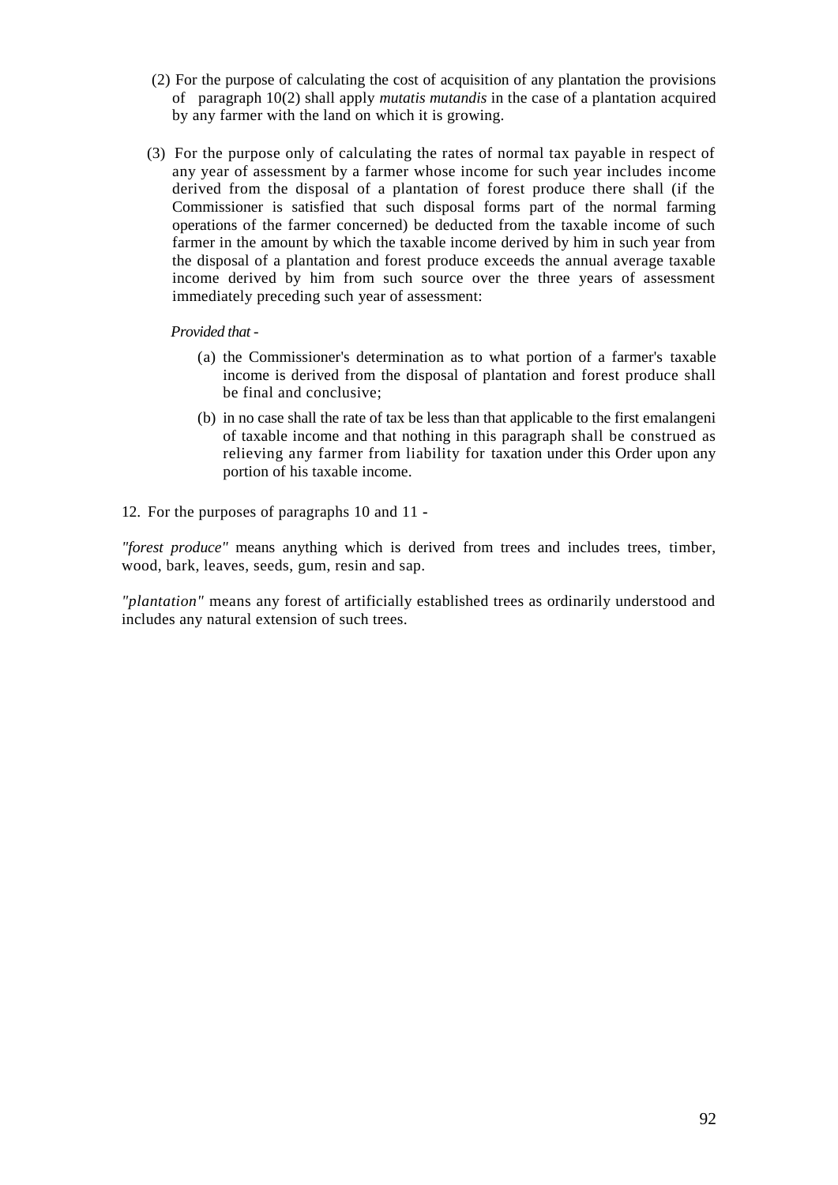(2) For the purpose of calculating the cost of acquisition of any plantation the provisions of paragraph 10(2) shall apply *mutatis mutandis* in the case of a plantation acquired by any farmer with the land on which it is growing.

(3) For the purpose only of calculating the rates of normal tax payable in respect of any year of assessment by a farmer whose income for such year includes income derived from the disposal of a plantation of forest produce there shall (if the Commissioner is satisfied that such disposal forms part of the normal farming operations of the farmer concerned) be deducted from the taxable income of such farmer in the amount by which the taxable income derived by him in such year from the disposal of a plantation and forest produce exceeds the annual average taxable income derived by him from such source over the three years of assessment immediately preceding such year of assessment:

*Provided that* -

(a) the Commissioner's determination as to what portion of a farmer's taxable income is derived from the disposal of plantation and forest produce shall be final and conclusive;

(b) in no case shall the rate of tax be less than that applicable to the first emalangeni of taxable income and that nothing in this paragraph shall be construed as relieving any farmer from liability for taxation under this Order upon any portion of his taxable income.

12. For the purposes of paragraphs 10 and 11 -

*"forest produce"* means anything which is derived from trees and includes trees, timber, wood, bark, leaves, seeds, gum, resin and sap.

*"plantation"* means any forest of artificially established trees as ordinarily understood and includes any natural extension of such trees.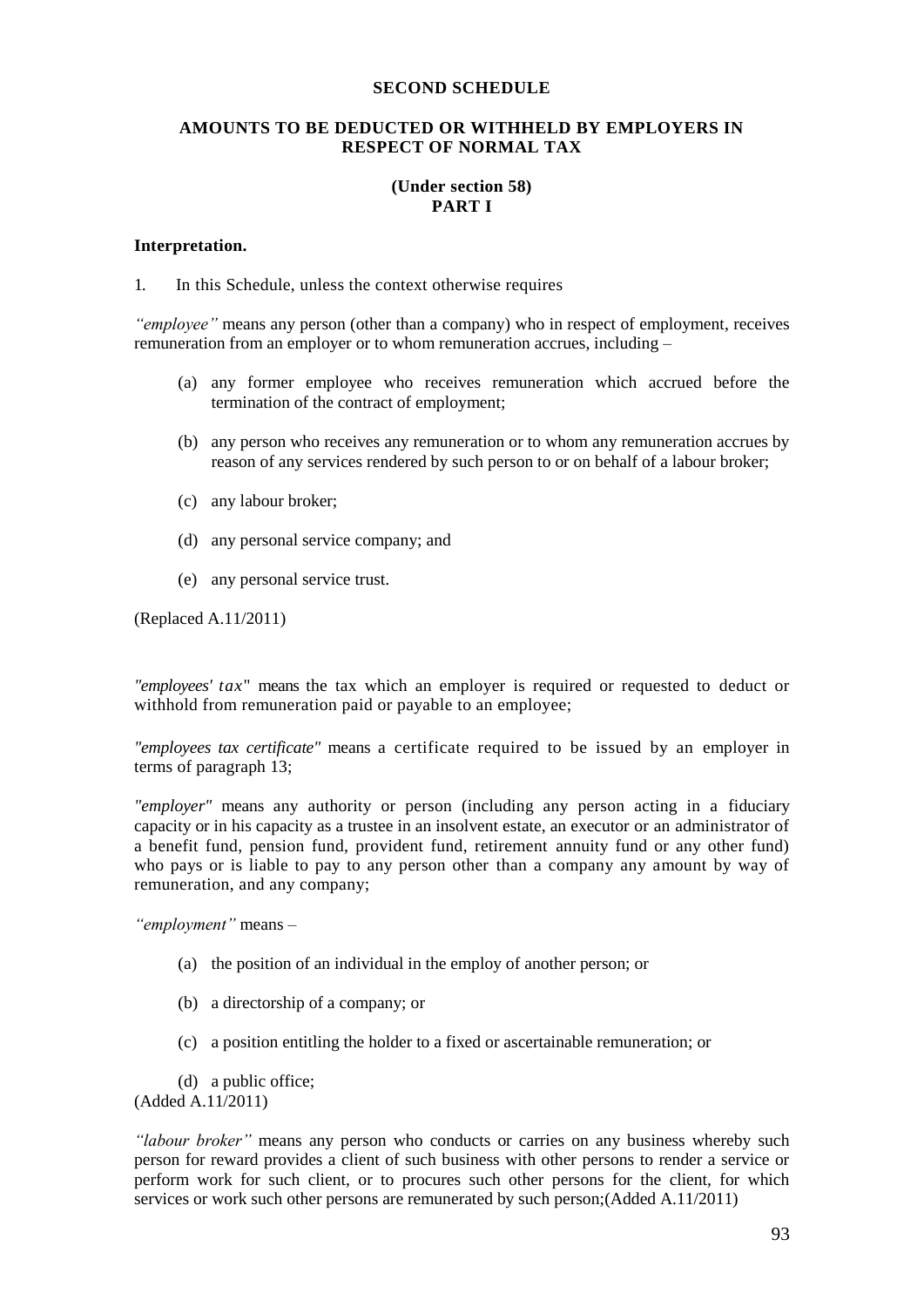**SECOND SCHEDULE**

**AMOUNTS TO BE DEDUCTED OR WITHHELD BY EMPLOYERS IN RESPECT OF NORMAL TAX**

**(Under section 58)**
**PART I**

**Interpretation.**

1. In this Schedule, unless the context otherwise requires

*"employee"* means any person (other than a company) who in respect of employment, receives remuneration from an employer or to whom remuneration accrues, including –

(a) any former employee who receives remuneration which accrued before the termination of the contract of employment;

(b) any person who receives any remuneration or to whom any remuneration accrues by reason of any services rendered by such person to or on behalf of a labour broker;

(c) any labour broker;

(d) any personal service company; and

(e) any personal service trust.

(Replaced A.11/2011)

*"employees' tax"* means the tax which an employer is required or requested to deduct or withhold from remuneration paid or payable to an employee;

*"employees tax certificate"* means a certificate required to be issued by an employer in terms of paragraph 13;

*"employer"* means any authority or person (including any person acting in a fiduciary capacity or in his capacity as a trustee in an insolvent estate, an executor or an administrator of a benefit fund, pension fund, provident fund, retirement annuity fund or any other fund) who pays or is liable to pay to any person other than a company any amount by way of remuneration, and any company;

*"employment"* means –

(a) the position of an individual in the employ of another person; or

(b) a directorship of a company; or

(c) a position entitling the holder to a fixed or ascertainable remuneration; or

(d) a public office;
(Added A.11/2011)

*"labour broker"* means any person who conducts or carries on any business whereby such person for reward provides a client of such business with other persons to render a service or perform work for such client, or to procures such other persons for the client, for which services or work such other persons are remunerated by such person;(Added A.11/2011)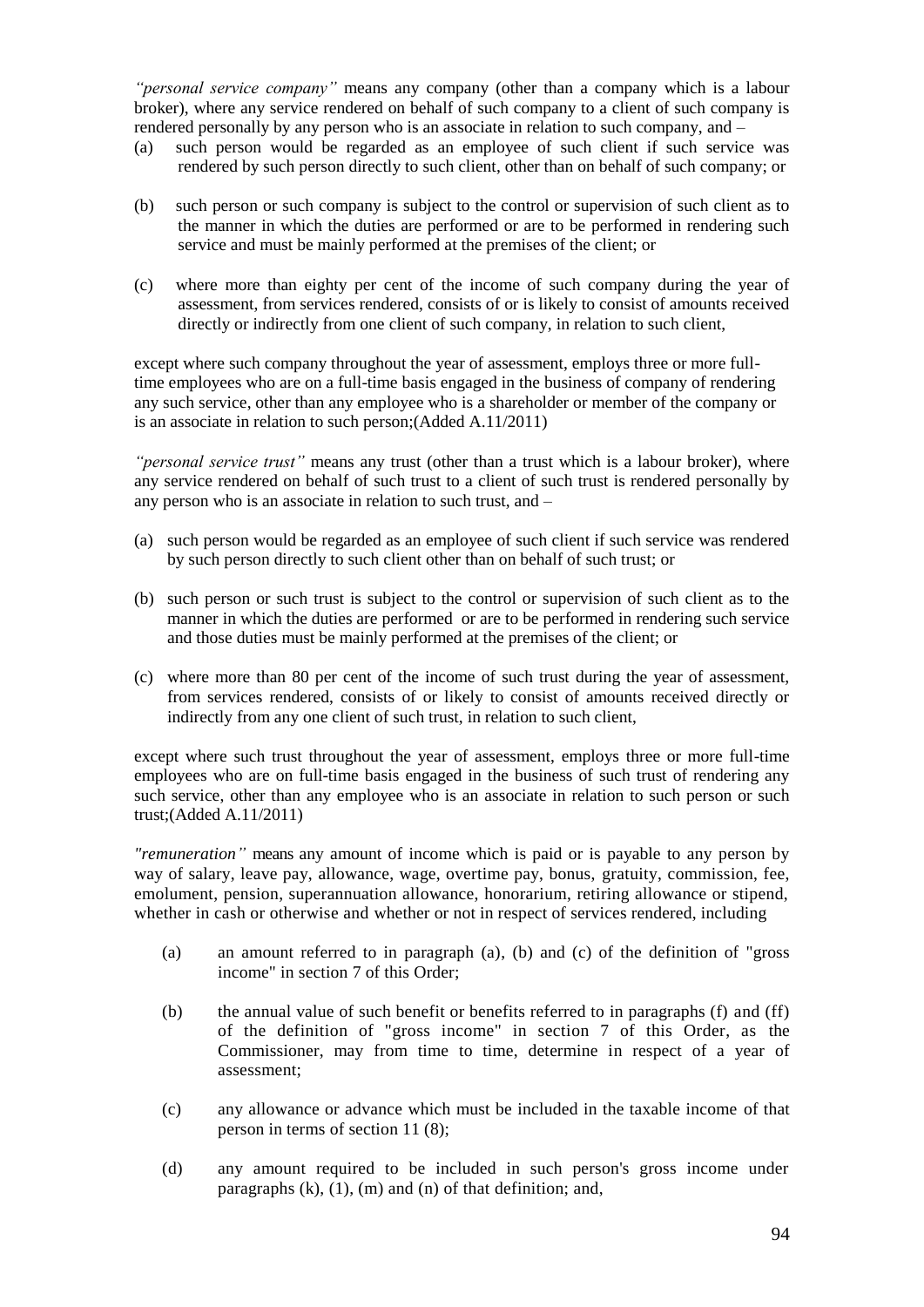*"personal service company"* means any company (other than a company which is a labour broker), where any service rendered on behalf of such company to a client of such company is rendered personally by any person who is an associate in relation to such company, and –

(a) such person would be regarded as an employee of such client if such service was rendered by such person directly to such client, other than on behalf of such company; or

(b) such person or such company is subject to the control or supervision of such client as to the manner in which the duties are performed or are to be performed in rendering such service and must be mainly performed at the premises of the client; or

(c) where more than eighty per cent of the income of such company during the year of assessment, from services rendered, consists of or is likely to consist of amounts received directly or indirectly from one client of such company, in relation to such client,

except where such company throughout the year of assessment, employs three or more full-time employees who are on a full-time basis engaged in the business of company of rendering any such service, other than any employee who is a shareholder or member of the company or is an associate in relation to such person;(Added A.11/2011)

*"personal service trust"* means any trust (other than a trust which is a labour broker), where any service rendered on behalf of such trust to a client of such trust is rendered personally by any person who is an associate in relation to such trust, and –

(a) such person would be regarded as an employee of such client if such service was rendered by such person directly to such client other than on behalf of such trust; or

(b) such person or such trust is subject to the control or supervision of such client as to the manner in which the duties are performed or are to be performed in rendering such service and those duties must be mainly performed at the premises of the client; or

(c) where more than 80 per cent of the income of such trust during the year of assessment, from services rendered, consists of or likely to consist of amounts received directly or indirectly from any one client of such trust, in relation to such client,

except where such trust throughout the year of assessment, employs three or more full-time employees who are on full-time basis engaged in the business of such trust of rendering any such service, other than any employee who is an associate in relation to such person or such trust;(Added A.11/2011)

*"remuneration"* means any amount of income which is paid or is payable to any person by way of salary, leave pay, allowance, wage, overtime pay, bonus, gratuity, commission, fee, emolument, pension, superannuation allowance, honorarium, retiring allowance or stipend, whether in cash or otherwise and whether or not in respect of services rendered, including

(a) an amount referred to in paragraph (a), (b) and (c) of the definition of "gross income" in section 7 of this Order;

(b) the annual value of such benefit or benefits referred to in paragraphs (f) and (ff) of the definition of "gross income" in section 7 of this Order, as the Commissioner, may from time to time, determine in respect of a year of assessment;

(c) any allowance or advance which must be included in the taxable income of that person in terms of section 11 (8);

(d) any amount required to be included in such person's gross income under paragraphs (k), (1), (m) and (n) of that definition; and,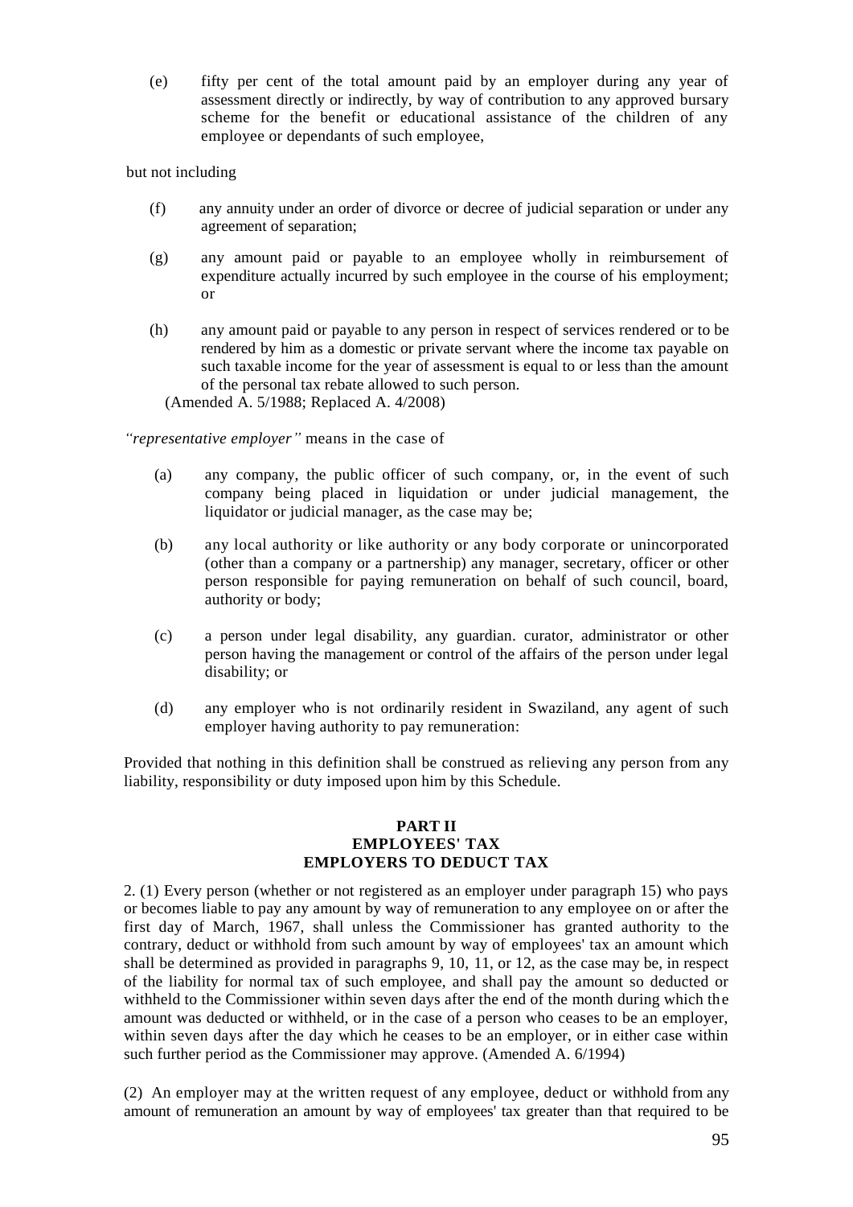(e) fifty per cent of the total amount paid by an employer during any year of assessment directly or indirectly, by way of contribution to any approved bursary scheme for the benefit or educational assistance of the children of any employee or dependants of such employee,

but not including

(f) any annuity under an order of divorce or decree of judicial separation or under any agreement of separation;

(g) any amount paid or payable to an employee wholly in reimbursement of expenditure actually incurred by such employee in the course of his employment; or

(h) any amount paid or payable to any person in respect of services rendered or to be rendered by him as a domestic or private servant where the income tax payable on such taxable income for the year of assessment is equal to or less than the amount of the personal tax rebate allowed to such person.
(Amended A. 5/1988; Replaced A. 4/2008)

*"representative employer"* means in the case of

(a) any company, the public officer of such company, or, in the event of such company being placed in liquidation or under judicial management, the liquidator or judicial manager, as the case may be;

(b) any local authority or like authority or any body corporate or unincorporated (other than a company or a partnership) any manager, secretary, officer or other person responsible for paying remuneration on behalf of such council, board, authority or body;

(c) a person under legal disability, any guardian. curator, administrator or other person having the management or control of the affairs of the person under legal disability; or

(d) any employer who is not ordinarily resident in Swaziland, any agent of such employer having authority to pay remuneration:

Provided that nothing in this definition shall be construed as relieving any person from any liability, responsibility or duty imposed upon him by this Schedule.

**PART II**
**EMPLOYEES' TAX**
**EMPLOYERS TO DEDUCT TAX**

2. (1) Every person (whether or not registered as an employer under paragraph 15) who pays or becomes liable to pay any amount by way of remuneration to any employee on or after the first day of March, 1967, shall unless the Commissioner has granted authority to the contrary, deduct or withhold from such amount by way of employees' tax an amount which shall be determined as provided in paragraphs 9, 10, 11, or 12, as the case may be, in respect of the liability for normal tax of such employee, and shall pay the amount so deducted or withheld to the Commissioner within seven days after the end of the month during which the amount was deducted or withheld, or in the case of a person who ceases to be an employer, within seven days after the day which he ceases to be an employer, or in either case within such further period as the Commissioner may approve. (Amended A. 6/1994)

(2) An employer may at the written request of any employee, deduct or withhold from any amount of remuneration an amount by way of employees' tax greater than that required to be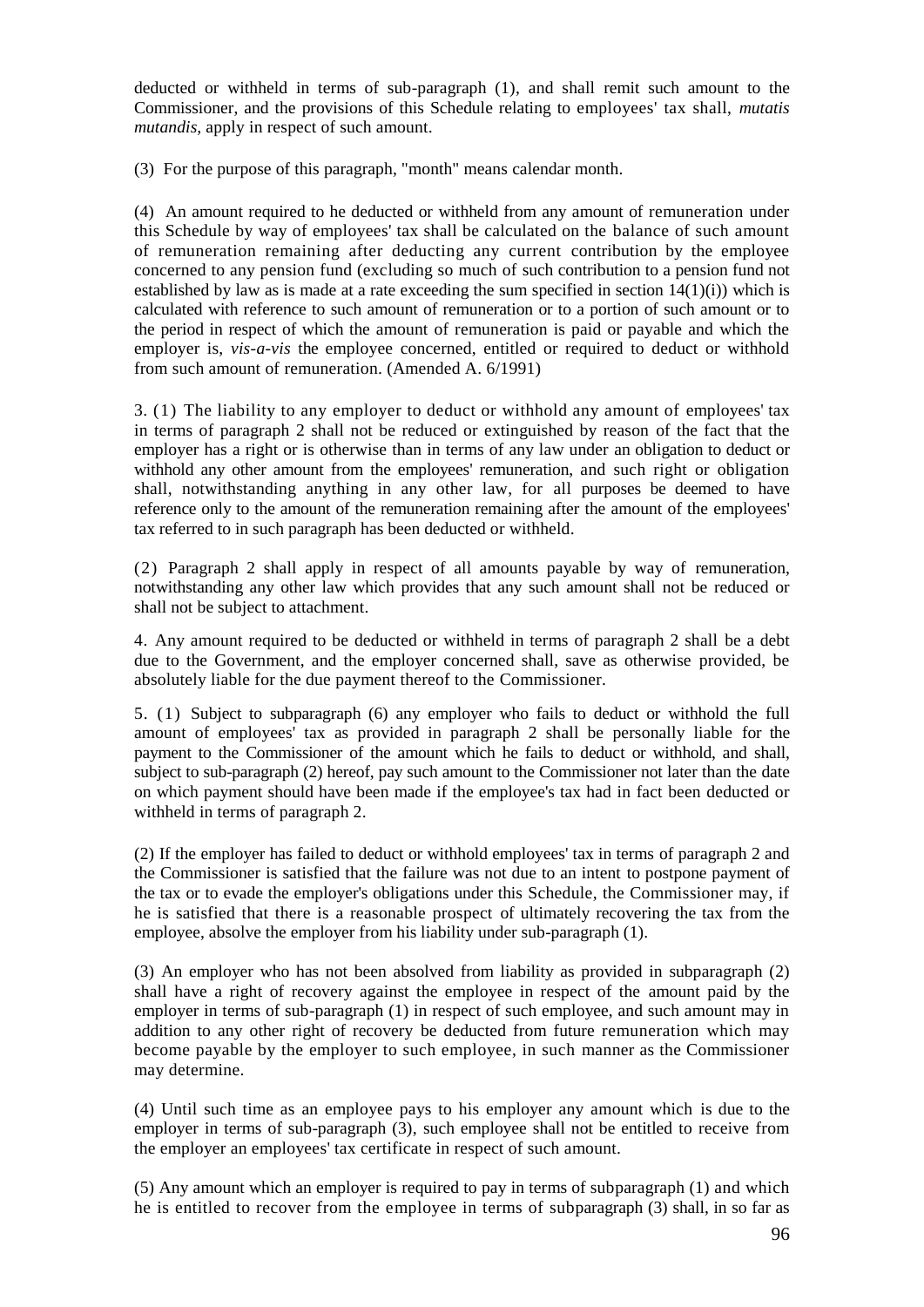deducted or withheld in terms of sub-paragraph (1), and shall remit such amount to the Commissioner, and the provisions of this Schedule relating to employees' tax shall, *mutatis mutandis*, apply in respect of such amount.

(3) For the purpose of this paragraph, "month" means calendar month.

(4) An amount required to he deducted or withheld from any amount of remuneration under this Schedule by way of employees' tax shall be calculated on the balance of such amount of remuneration remaining after deducting any current contribution by the employee concerned to any pension fund (excluding so much of such contribution to a pension fund not established by law as is made at a rate exceeding the sum specified in section 14(1)(i)) which is calculated with reference to such amount of remuneration or to a portion of such amount or to the period in respect of which the amount of remuneration is paid or payable and which the employer is, *vis-a-vis* the employee concerned, entitled or required to deduct or withhold from such amount of remuneration. (Amended A. 6/1991)

3. (1) The liability to any employer to deduct or withhold any amount of employees' tax in terms of paragraph 2 shall not be reduced or extinguished by reason of the fact that the employer has a right or is otherwise than in terms of any law under an obligation to deduct or withhold any other amount from the employees' remuneration, and such right or obligation shall, notwithstanding anything in any other law, for all purposes be deemed to have reference only to the amount of the remuneration remaining after the amount of the employees' tax referred to in such paragraph has been deducted or withheld.

(2) Paragraph 2 shall apply in respect of all amounts payable by way of remuneration, notwithstanding any other law which provides that any such amount shall not be reduced or shall not be subject to attachment.

4. Any amount required to be deducted or withheld in terms of paragraph 2 shall be a debt due to the Government, and the employer concerned shall, save as otherwise provided, be absolutely liable for the due payment thereof to the Commissioner.

5. (1) Subject to subparagraph (6) any employer who fails to deduct or withhold the full amount of employees' tax as provided in paragraph 2 shall be personally liable for the payment to the Commissioner of the amount which he fails to deduct or withhold, and shall, subject to sub-paragraph (2) hereof, pay such amount to the Commissioner not later than the date on which payment should have been made if the employee's tax had in fact been deducted or withheld in terms of paragraph 2.

(2) If the employer has failed to deduct or withhold employees' tax in terms of paragraph 2 and the Commissioner is satisfied that the failure was not due to an intent to postpone payment of the tax or to evade the employer's obligations under this Schedule, the Commissioner may, if he is satisfied that there is a reasonable prospect of ultimately recovering the tax from the employee, absolve the employer from his liability under sub-paragraph (1).

(3) An employer who has not been absolved from liability as provided in subparagraph (2) shall have a right of recovery against the employee in respect of the amount paid by the employer in terms of sub-paragraph (1) in respect of such employee, and such amount may in addition to any other right of recovery be deducted from future remuneration which may become payable by the employer to such employee, in such manner as the Commissioner may determine.

(4) Until such time as an employee pays to his employer any amount which is due to the employer in terms of sub-paragraph (3), such employee shall not be entitled to receive from the employer an employees' tax certificate in respect of such amount.

(5) Any amount which an employer is required to pay in terms of subparagraph (1) and which he is entitled to recover from the employee in terms of subparagraph (3) shall, in so far as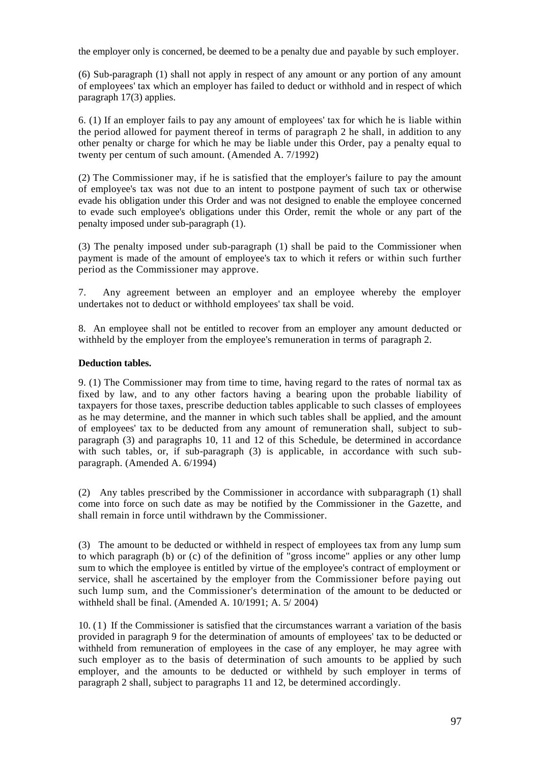the employer only is concerned, be deemed to be a penalty due and payable by such employer.

(6) Sub-paragraph (1) shall not apply in respect of any amount or any portion of any amount of employees' tax which an employer has failed to deduct or withhold and in respect of which paragraph 17(3) applies.

6. (1) If an employer fails to pay any amount of employees' tax for which he is liable within the period allowed for payment thereof in terms of paragraph 2 he shall, in addition to any other penalty or charge for which he may be liable under this Order, pay a penalty equal to twenty per centum of such amount. (Amended A. 7/1992)

(2) The Commissioner may, if he is satisfied that the employer's failure to pay the amount of employee's tax was not due to an intent to postpone payment of such tax or otherwise evade his obligation under this Order and was not designed to enable the employee concerned to evade such employee's obligations under this Order, remit the whole or any part of the penalty imposed under sub-paragraph (1).

(3) The penalty imposed under sub-paragraph (1) shall be paid to the Commissioner when payment is made of the amount of employee's tax to which it refers or within such further period as the Commissioner may approve.

7. Any agreement between an employer and an employee whereby the employer undertakes not to deduct or withhold employees' tax shall be void.

8. An employee shall not be entitled to recover from an employer any amount deducted or withheld by the employer from the employee's remuneration in terms of paragraph 2.

**Deduction tables.**

9. (1) The Commissioner may from time to time, having regard to the rates of normal tax as fixed by law, and to any other factors having a bearing upon the probable liability of taxpayers for those taxes, prescribe deduction tables applicable to such classes of employees as he may determine, and the manner in which such tables shall be applied, and the amount of employees' tax to be deducted from any amount of remuneration shall, subject to sub-paragraph (3) and paragraphs 10, 11 and 12 of this Schedule, be determined in accordance with such tables, or, if sub-paragraph (3) is applicable, in accordance with such sub-paragraph. (Amended A. 6/1994)

(2) Any tables prescribed by the Commissioner in accordance with subparagraph (1) shall come into force on such date as may be notified by the Commissioner in the Gazette, and shall remain in force until withdrawn by the Commissioner.

(3) The amount to be deducted or withheld in respect of employees tax from any lump sum to which paragraph (b) or (c) of the definition of "gross income" applies or any other lump sum to which the employee is entitled by virtue of the employee's contract of employment or service, shall he ascertained by the employer from the Commissioner before paying out such lump sum, and the Commissioner's determination of the amount to be deducted or withheld shall be final. (Amended A. 10/1991; A. 5/ 2004)

10. (1) If the Commissioner is satisfied that the circumstances warrant a variation of the basis provided in paragraph 9 for the determination of amounts of employees' tax to be deducted or withheld from remuneration of employees in the case of any employer, he may agree with such employer as to the basis of determination of such amounts to be applied by such employer, and the amounts to be deducted or withheld by such employer in terms of paragraph 2 shall, subject to paragraphs 11 and 12, be determined accordingly.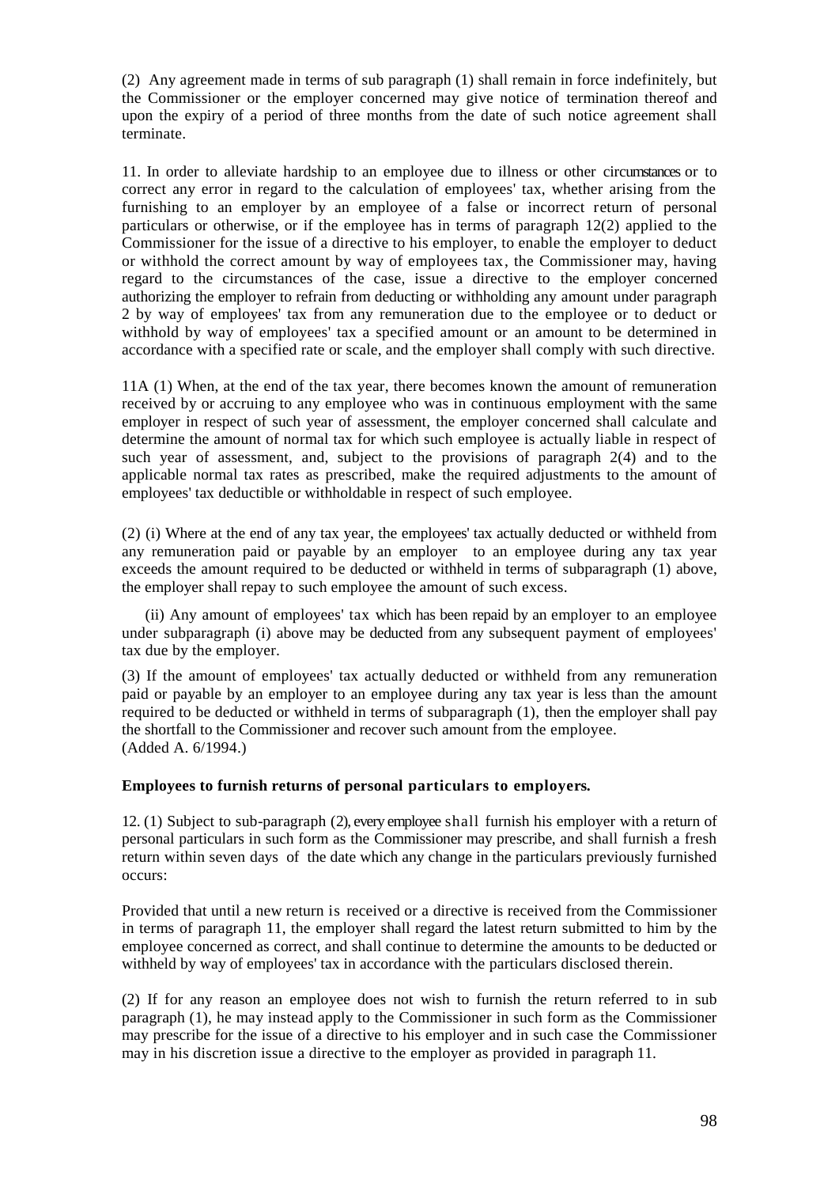(2) Any agreement made in terms of sub paragraph (1) shall remain in force indefinitely, but the Commissioner or the employer concerned may give notice of termination thereof and upon the expiry of a period of three months from the date of such notice agreement shall terminate.

11. In order to alleviate hardship to an employee due to illness or other circumstances or to correct any error in regard to the calculation of employees' tax, whether arising from the furnishing to an employer by an employee of a false or incorrect return of personal particulars or otherwise, or if the employee has in terms of paragraph 12(2) applied to the Commissioner for the issue of a directive to his employer, to enable the employer to deduct or withhold the correct amount by way of employees tax, the Commissioner may, having regard to the circumstances of the case, issue a directive to the employer concerned authorizing the employer to refrain from deducting or withholding any amount under paragraph 2 by way of employees' tax from any remuneration due to the employee or to deduct or withhold by way of employees' tax a specified amount or an amount to be determined in accordance with a specified rate or scale, and the employer shall comply with such directive.

11A (1) When, at the end of the tax year, there becomes known the amount of remuneration received by or accruing to any employee who was in continuous employment with the same employer in respect of such year of assessment, the employer concerned shall calculate and determine the amount of normal tax for which such employee is actually liable in respect of such year of assessment, and, subject to the provisions of paragraph 2(4) and to the applicable normal tax rates as prescribed, make the required adjustments to the amount of employees' tax deductible or withholdable in respect of such employee.

(2) (i) Where at the end of any tax year, the employees' tax actually deducted or withheld from any remuneration paid or payable by an employer to an employee during any tax year exceeds the amount required to be deducted or withheld in terms of subparagraph (1) above, the employer shall repay to such employee the amount of such excess.

(ii) Any amount of employees' tax which has been repaid by an employer to an employee under subparagraph (i) above may be deducted from any subsequent payment of employees' tax due by the employer.

(3) If the amount of employees' tax actually deducted or withheld from any remuneration paid or payable by an employer to an employee during any tax year is less than the amount required to be deducted or withheld in terms of subparagraph (1), then the employer shall pay the shortfall to the Commissioner and recover such amount from the employee.
(Added A. 6/1994.)

**Employees to furnish returns of personal particulars to employers.**

12. (1) Subject to sub-paragraph (2), every employee shall furnish his employer with a return of personal particulars in such form as the Commissioner may prescribe, and shall furnish a fresh return within seven days of the date which any change in the particulars previously furnished occurs:

Provided that until a new return is received or a directive is received from the Commissioner in terms of paragraph 11, the employer shall regard the latest return submitted to him by the employee concerned as correct, and shall continue to determine the amounts to be deducted or withheld by way of employees' tax in accordance with the particulars disclosed therein.

(2) If for any reason an employee does not wish to furnish the return referred to in sub paragraph (1), he may instead apply to the Commissioner in such form as the Commissioner may prescribe for the issue of a directive to his employer and in such case the Commissioner may in his discretion issue a directive to the employer as provided in paragraph 11.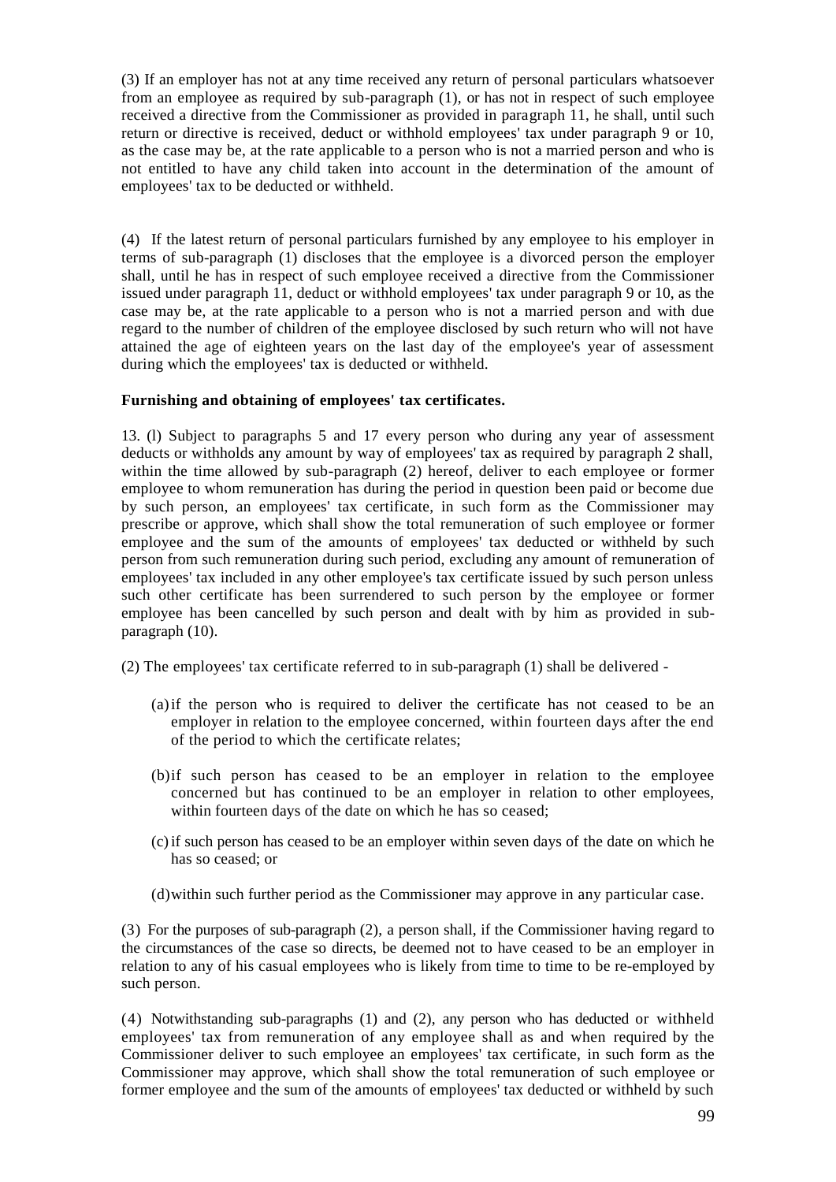(3) If an employer has not at any time received any return of personal particulars whatsoever from an employee as required by sub-paragraph (1), or has not in respect of such employee received a directive from the Commissioner as provided in paragraph 11, he shall, until such return or directive is received, deduct or withhold employees' tax under paragraph 9 or 10, as the case may be, at the rate applicable to a person who is not a married person and who is not entitled to have any child taken into account in the determination of the amount of employees' tax to be deducted or withheld.

(4) If the latest return of personal particulars furnished by any employee to his employer in terms of sub-paragraph (1) discloses that the employee is a divorced person the employer shall, until he has in respect of such employee received a directive from the Commissioner issued under paragraph 11, deduct or withhold employees' tax under paragraph 9 or 10, as the case may be, at the rate applicable to a person who is not a married person and with due regard to the number of children of the employee disclosed by such return who will not have attained the age of eighteen years on the last day of the employee's year of assessment during which the employees' tax is deducted or withheld.

**Furnishing and obtaining of employees' tax certificates.**

13. (l) Subject to paragraphs 5 and 17 every person who during any year of assessment deducts or withholds any amount by way of employees' tax as required by paragraph 2 shall, within the time allowed by sub-paragraph (2) hereof, deliver to each employee or former employee to whom remuneration has during the period in question been paid or become due by such person, an employees' tax certificate, in such form as the Commissioner may prescribe or approve, which shall show the total remuneration of such employee or former employee and the sum of the amounts of employees' tax deducted or withheld by such person from such remuneration during such period, excluding any amount of remuneration of employees' tax included in any other employee's tax certificate issued by such person unless such other certificate has been surrendered to such person by the employee or former employee has been cancelled by such person and dealt with by him as provided in sub-paragraph (10).

(2) The employees' tax certificate referred to in sub-paragraph (1) shall be delivered -

(a) if the person who is required to deliver the certificate has not ceased to be an employer in relation to the employee concerned, within fourteen days after the end of the period to which the certificate relates;

(b) if such person has ceased to be an employer in relation to the employee concerned but has continued to be an employer in relation to other employees, within fourteen days of the date on which he has so ceased;

(c) if such person has ceased to be an employer within seven days of the date on which he has so ceased; or

(d) within such further period as the Commissioner may approve in any particular case.

(3) For the purposes of sub-paragraph (2), a person shall, if the Commissioner having regard to the circumstances of the case so directs, be deemed not to have ceased to be an employer in relation to any of his casual employees who is likely from time to time to be re-employed by such person.

(4) Notwithstanding sub-paragraphs (1) and (2), any person who has deducted or withheld employees' tax from remuneration of any employee shall as and when required by the Commissioner deliver to such employee an employees' tax certificate, in such form as the Commissioner may approve, which shall show the total remuneration of such employee or former employee and the sum of the amounts of employees' tax deducted or withheld by such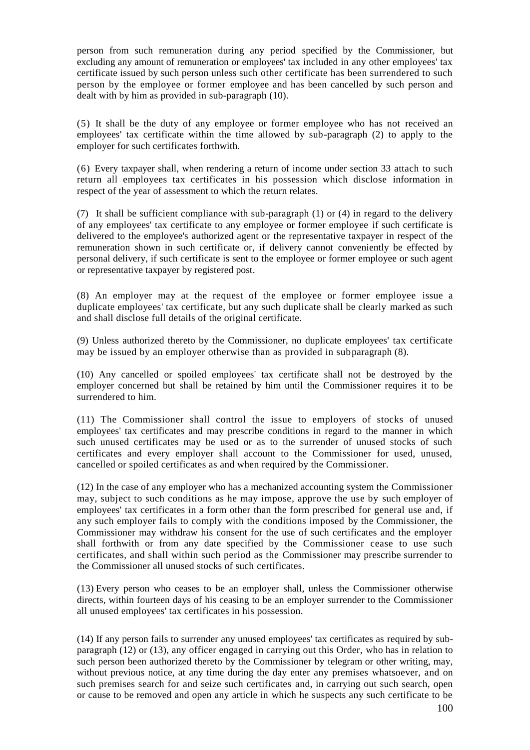person from such remuneration during any period specified by the Commissioner, but excluding any amount of remuneration or employees' tax included in any other employees' tax certificate issued by such person unless such other certificate has been surrendered to such person by the employee or former employee and has been cancelled by such person and dealt with by him as provided in sub-paragraph (10).

(5) It shall be the duty of any employee or former employee who has not received an employees' tax certificate within the time allowed by sub-paragraph (2) to apply to the employer for such certificates forthwith.

(6) Every taxpayer shall, when rendering a return of income under section 33 attach to such return all employees tax certificates in his possession which disclose information in respect of the year of assessment to which the return relates.

(7) It shall be sufficient compliance with sub-paragraph (1) or (4) in regard to the delivery of any employees' tax certificate to any employee or former employee if such certificate is delivered to the employee's authorized agent or the representative taxpayer in respect of the remuneration shown in such certificate or, if delivery cannot conveniently be effected by personal delivery, if such certificate is sent to the employee or former employee or such agent or representative taxpayer by registered post.

(8) An employer may at the request of the employee or former employee issue a duplicate employees' tax certificate, but any such duplicate shall be clearly marked as such and shall disclose full details of the original certificate.

(9) Unless authorized thereto by the Commissioner, no duplicate employees' tax certificate may be issued by an employer otherwise than as provided in subparagraph (8).

(10) Any cancelled or spoiled employees' tax certificate shall not be destroyed by the employer concerned but shall be retained by him until the Commissioner requires it to be surrendered to him.

(11) The Commissioner shall control the issue to employers of stocks of unused employees' tax certificates and may prescribe conditions in regard to the manner in which such unused certificates may be used or as to the surrender of unused stocks of such certificates and every employer shall account to the Commissioner for used, unused, cancelled or spoiled certificates as and when required by the Commissioner.

(12) In the case of any employer who has a mechanized accounting system the Commissioner may, subject to such conditions as he may impose, approve the use by such employer of employees' tax certificates in a form other than the form prescribed for general use and, if any such employer fails to comply with the conditions imposed by the Commissioner, the Commissioner may withdraw his consent for the use of such certificates and the employer shall forthwith or from any date specified by the Commissioner cease to use such certificates, and shall within such period as the Commissioner may prescribe surrender to the Commissioner all unused stocks of such certificates.

(13) Every person who ceases to be an employer shall, unless the Commissioner otherwise directs, within fourteen days of his ceasing to be an employer surrender to the Commissioner all unused employees' tax certificates in his possession.

(14) If any person fails to surrender any unused employees' tax certificates as required by sub-paragraph (12) or (13), any officer engaged in carrying out this Order, who has in relation to such person been authorized thereto by the Commissioner by telegram or other writing, may, without previous notice, at any time during the day enter any premises whatsoever, and on such premises search for and seize such certificates and, in carrying out such search, open or cause to be removed and open any article in which he suspects any such certificate to be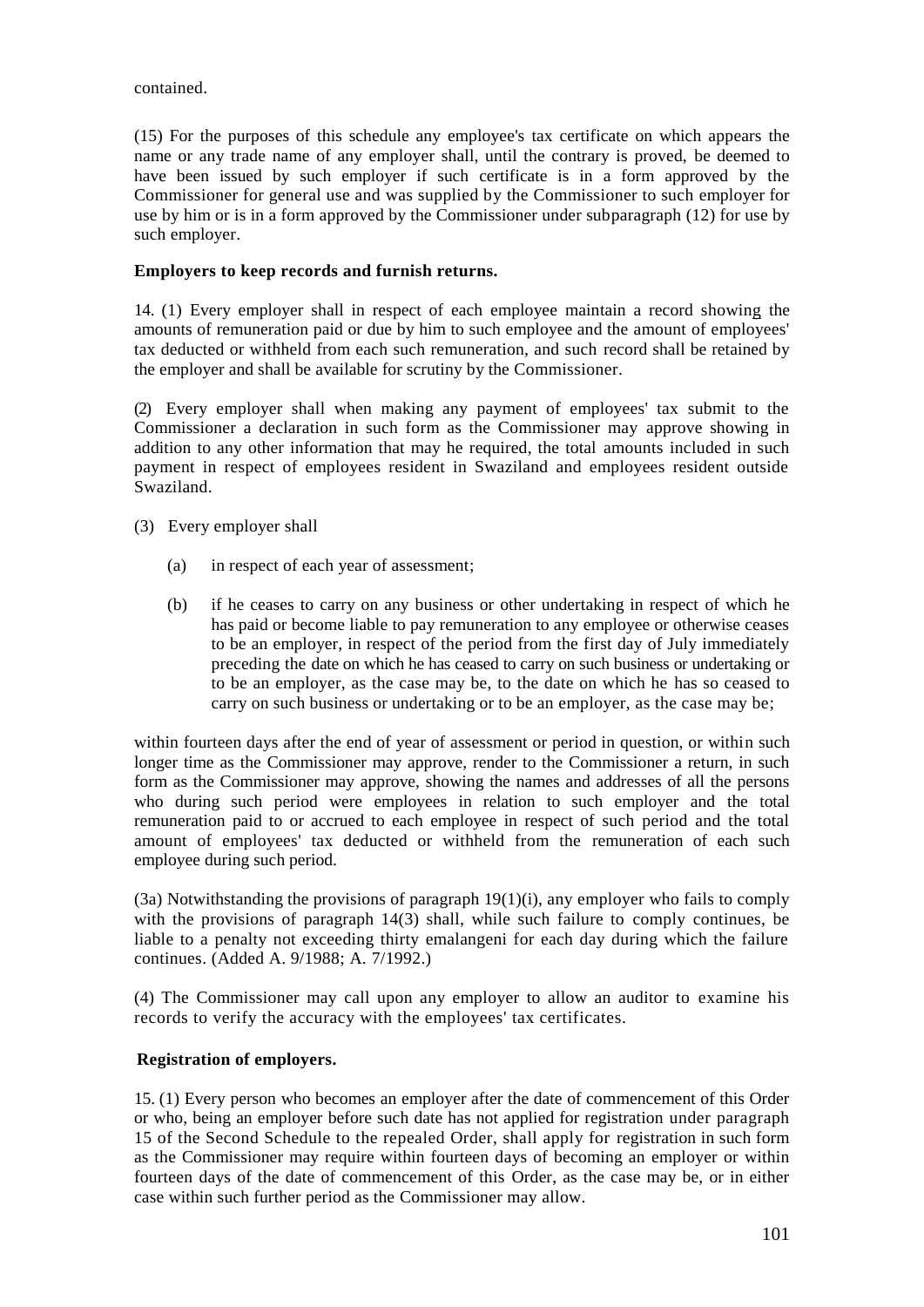contained.

(15) For the purposes of this schedule any employee's tax certificate on which appears the name or any trade name of any employer shall, until the contrary is proved, be deemed to have been issued by such employer if such certificate is in a form approved by the Commissioner for general use and was supplied by the Commissioner to such employer for use by him or is in a form approved by the Commissioner under subparagraph (12) for use by such employer.

**Employers to keep records and furnish returns.**

14. (1) Every employer shall in respect of each employee maintain a record showing the amounts of remuneration paid or due by him to such employee and the amount of employees' tax deducted or withheld from each such remuneration, and such record shall be retained by the employer and shall be available for scrutiny by the Commissioner.

(2) Every employer shall when making any payment of employees' tax submit to the Commissioner a declaration in such form as the Commissioner may approve showing in addition to any other information that may he required, the total amounts included in such payment in respect of employees resident in Swaziland and employees resident outside Swaziland.

(3) Every employer shall

(a) in respect of each year of assessment;

(b) if he ceases to carry on any business or other undertaking in respect of which he has paid or become liable to pay remuneration to any employee or otherwise ceases to be an employer, in respect of the period from the first day of July immediately preceding the date on which he has ceased to carry on such business or undertaking or to be an employer, as the case may be, to the date on which he has so ceased to carry on such business or undertaking or to be an employer, as the case may be;

within fourteen days after the end of year of assessment or period in question, or within such longer time as the Commissioner may approve, render to the Commissioner a return, in such form as the Commissioner may approve, showing the names and addresses of all the persons who during such period were employees in relation to such employer and the total remuneration paid to or accrued to each employee in respect of such period and the total amount of employees' tax deducted or withheld from the remuneration of each such employee during such period.

(3a) Notwithstanding the provisions of paragraph 19(1)(i), any employer who fails to comply with the provisions of paragraph 14(3) shall, while such failure to comply continues, be liable to a penalty not exceeding thirty emalangeni for each day during which the failure continues. (Added A. 9/1988; A. 7/1992.)

(4) The Commissioner may call upon any employer to allow an auditor to examine his records to verify the accuracy with the employees' tax certificates.

**Registration of employers.**

15. (1) Every person who becomes an employer after the date of commencement of this Order or who, being an employer before such date has not applied for registration under paragraph 15 of the Second Schedule to the repealed Order, shall apply for registration in such form as the Commissioner may require within fourteen days of becoming an employer or within fourteen days of the date of commencement of this Order, as the case may be, or in either case within such further period as the Commissioner may allow.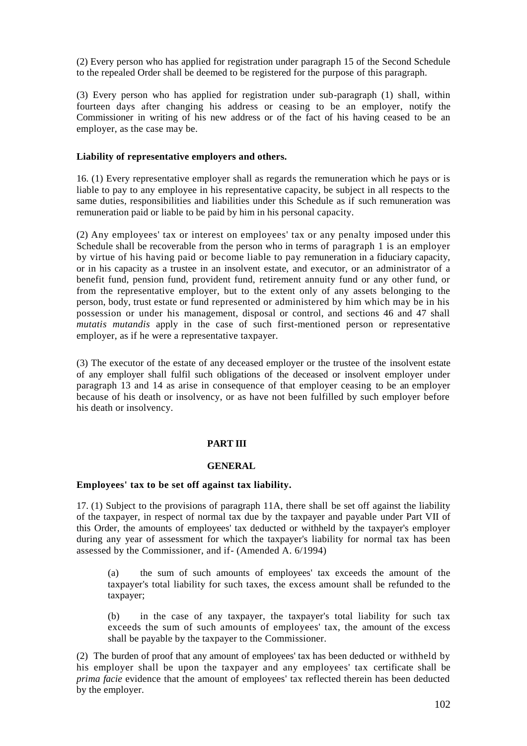(2) Every person who has applied for registration under paragraph 15 of the Second Schedule to the repealed Order shall be deemed to be registered for the purpose of this paragraph.

(3) Every person who has applied for registration under sub-paragraph (1) shall, within fourteen days after changing his address or ceasing to be an employer, notify the Commissioner in writing of his new address or of the fact of his having ceased to be an employer, as the case may be.

**Liability of representative employers and others.**

16. (1) Every representative employer shall as regards the remuneration which he pays or is liable to pay to any employee in his representative capacity, be subject in all respects to the same duties, responsibilities and liabilities under this Schedule as if such remuneration was remuneration paid or liable to be paid by him in his personal capacity.

(2) Any employees' tax or interest on employees' tax or any penalty imposed under this Schedule shall be recoverable from the person who in terms of paragraph 1 is an employer by virtue of his having paid or become liable to pay remuneration in a fiduciary capacity, or in his capacity as a trustee in an insolvent estate, and executor, or an administrator of a benefit fund, pension fund, provident fund, retirement annuity fund or any other fund, or from the representative employer, but to the extent only of any assets belonging to the person, body, trust estate or fund represented or administered by him which may be in his possession or under his management, disposal or control, and sections 46 and 47 shall *mutatis mutandis* apply in the case of such first-mentioned person or representative employer, as if he were a representative taxpayer.

(3) The executor of the estate of any deceased employer or the trustee of the insolvent estate of any employer shall fulfil such obligations of the deceased or insolvent employer under paragraph 13 and 14 as arise in consequence of that employer ceasing to be an employer because of his death or insolvency, or as have not been fulfilled by such employer before his death or insolvency.

## PART III

## GENERAL

**Employees' tax to be set off against tax liability.**

17. (1) Subject to the provisions of paragraph 11A, there shall be set off against the liability of the taxpayer, in respect of normal tax due by the taxpayer and payable under Part VII of this Order, the amounts of employees' tax deducted or withheld by the taxpayer's employer during any year of assessment for which the taxpayer's liability for normal tax has been assessed by the Commissioner, and if- (Amended A. 6/1994)

(a) the sum of such amounts of employees' tax exceeds the amount of the taxpayer's total liability for such taxes, the excess amount shall be refunded to the taxpayer;

(b) in the case of any taxpayer, the taxpayer's total liability for such tax exceeds the sum of such amounts of employees' tax, the amount of the excess shall be payable by the taxpayer to the Commissioner.

(2) The burden of proof that any amount of employees' tax has been deducted or withheld by his employer shall be upon the taxpayer and any employees' tax certificate shall be *prima facie* evidence that the amount of employees' tax reflected therein has been deducted by the employer.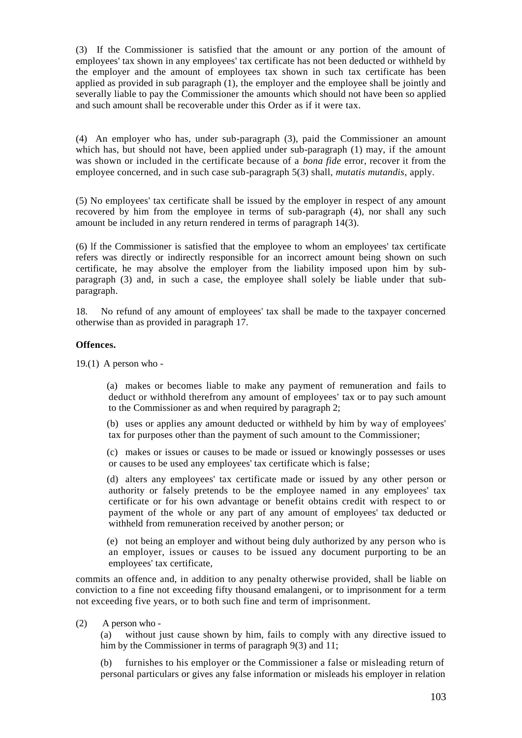(3) If the Commissioner is satisfied that the amount or any portion of the amount of employees' tax shown in any employees' tax certificate has not been deducted or withheld by the employer and the amount of employees tax shown in such tax certificate has been applied as provided in sub paragraph (1), the employer and the employee shall be jointly and severally liable to pay the Commissioner the amounts which should not have been so applied and such amount shall be recoverable under this Order as if it were tax.

(4) An employer who has, under sub-paragraph (3), paid the Commissioner an amount which has, but should not have, been applied under sub-paragraph (1) may, if the amount was shown or included in the certificate because of a *bona fide* error, recover it from the employee concerned, and in such case sub-paragraph 5(3) shall, *mutatis mutandis*, apply.

(5) No employees' tax certificate shall be issued by the employer in respect of any amount recovered by him from the employee in terms of sub-paragraph (4), nor shall any such amount be included in any return rendered in terms of paragraph 14(3).

(6) lf the Commissioner is satisfied that the employee to whom an employees' tax certificate refers was directly or indirectly responsible for an incorrect amount being shown on such certificate, he may absolve the employer from the liability imposed upon him by sub-paragraph (3) and, in such a case, the employee shall solely be liable under that sub-paragraph.

18. No refund of any amount of employees' tax shall be made to the taxpayer concerned otherwise than as provided in paragraph 17.

**Offences.**

19.(1) A person who -

(a) makes or becomes liable to make any payment of remuneration and fails to deduct or withhold therefrom any amount of employees' tax or to pay such amount to the Commissioner as and when required by paragraph 2;

(b) uses or applies any amount deducted or withheld by him by way of employees' tax for purposes other than the payment of such amount to the Commissioner;

(c) makes or issues or causes to be made or issued or knowingly possesses or uses or causes to be used any employees' tax certificate which is false;

(d) alters any employees' tax certificate made or issued by any other person or authority or falsely pretends to be the employee named in any employees' tax certificate or for his own advantage or benefit obtains credit with respect to or payment of the whole or any part of any amount of employees' tax deducted or withheld from remuneration received by another person; or

(e) not being an employer and without being duly authorized by any person who is an employer, issues or causes to be issued any document purporting to be an employees' tax certificate,

commits an offence and, in addition to any penalty otherwise provided, shall be liable on conviction to a fine not exceeding fifty thousand emalangeni, or to imprisonment for a term not exceeding five years, or to both such fine and term of imprisonment.

(2) A person who -

(a) without just cause shown by him, fails to comply with any directive issued to him by the Commissioner in terms of paragraph 9(3) and 11;

(b) furnishes to his employer or the Commissioner a false or misleading return of personal particulars or gives any false information or misleads his employer in relation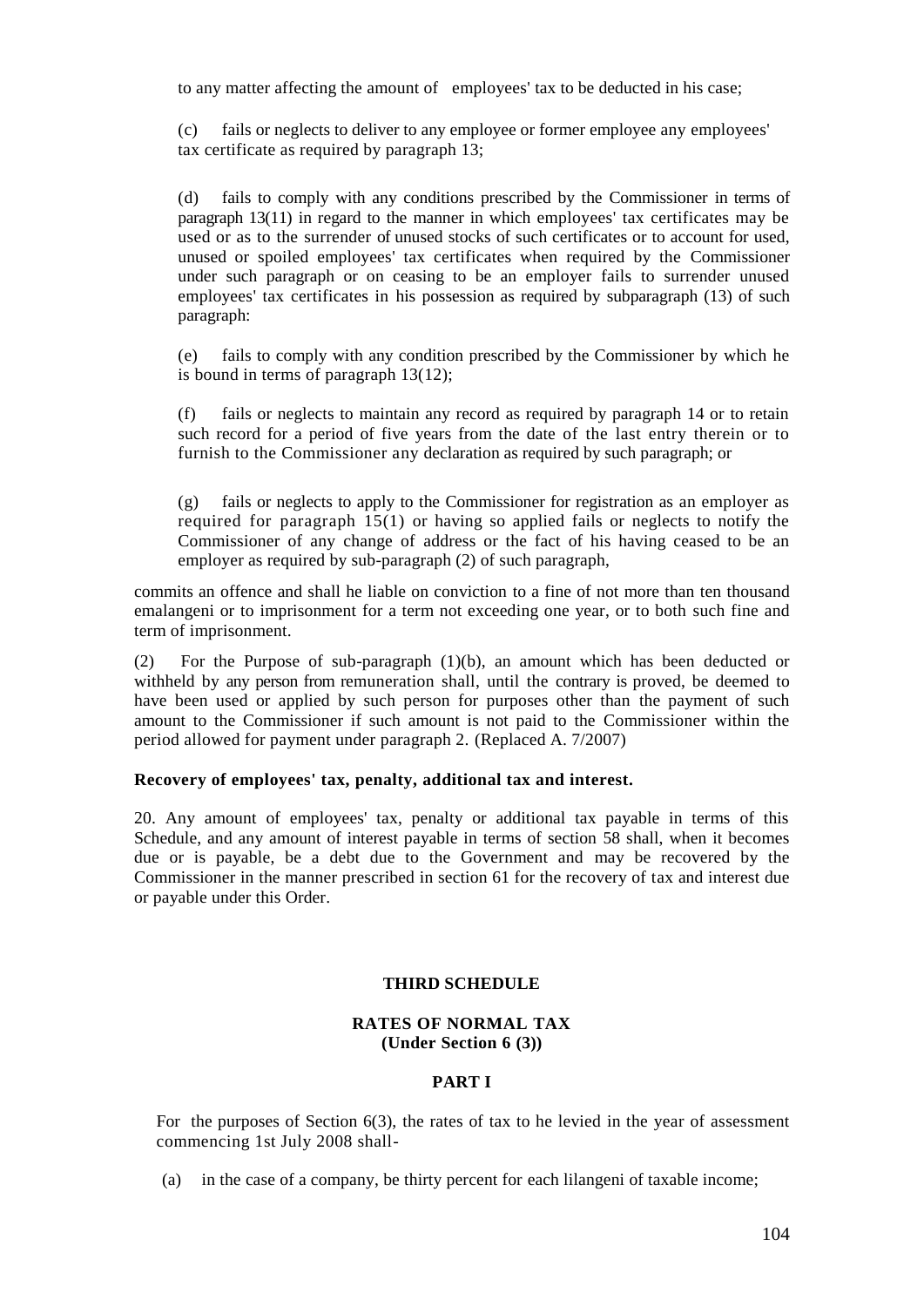to any matter affecting the amount of employees' tax to be deducted in his case;

(c) fails or neglects to deliver to any employee or former employee any employees' tax certificate as required by paragraph 13;

(d) fails to comply with any conditions prescribed by the Commissioner in terms of paragraph 13(11) in regard to the manner in which employees' tax certificates may be used or as to the surrender of unused stocks of such certificates or to account for used, unused or spoiled employees' tax certificates when required by the Commissioner under such paragraph or on ceasing to be an employer fails to surrender unused employees' tax certificates in his possession as required by subparagraph (13) of such paragraph:

(e) fails to comply with any condition prescribed by the Commissioner by which he is bound in terms of paragraph 13(12);

(f) fails or neglects to maintain any record as required by paragraph 14 or to retain such record for a period of five years from the date of the last entry therein or to furnish to the Commissioner any declaration as required by such paragraph; or

(g) fails or neglects to apply to the Commissioner for registration as an employer as required for paragraph 15(1) or having so applied fails or neglects to notify the Commissioner of any change of address or the fact of his having ceased to be an employer as required by sub-paragraph (2) of such paragraph,

commits an offence and shall he liable on conviction to a fine of not more than ten thousand emalangeni or to imprisonment for a term not exceeding one year, or to both such fine and term of imprisonment.

(2) For the Purpose of sub-paragraph (1)(b), an amount which has been deducted or withheld by any person from remuneration shall, until the contrary is proved, be deemed to have been used or applied by such person for purposes other than the payment of such amount to the Commissioner if such amount is not paid to the Commissioner within the period allowed for payment under paragraph 2. (Replaced A. 7/2007)

**Recovery of employees' tax, penalty, additional tax and interest.**

20. Any amount of employees' tax, penalty or additional tax payable in terms of this Schedule, and any amount of interest payable in terms of section 58 shall, when it becomes due or is payable, be a debt due to the Government and may be recovered by the Commissioner in the manner prescribed in section 61 for the recovery of tax and interest due or payable under this Order.

## THIRD SCHEDULE

### RATES OF NORMAL TAX
### (Under Section 6 (3))

#### PART I

For the purposes of Section 6(3), the rates of tax to he levied in the year of assessment commencing 1st July 2008 shall-

(a) in the case of a company, be thirty percent for each lilangeni of taxable income;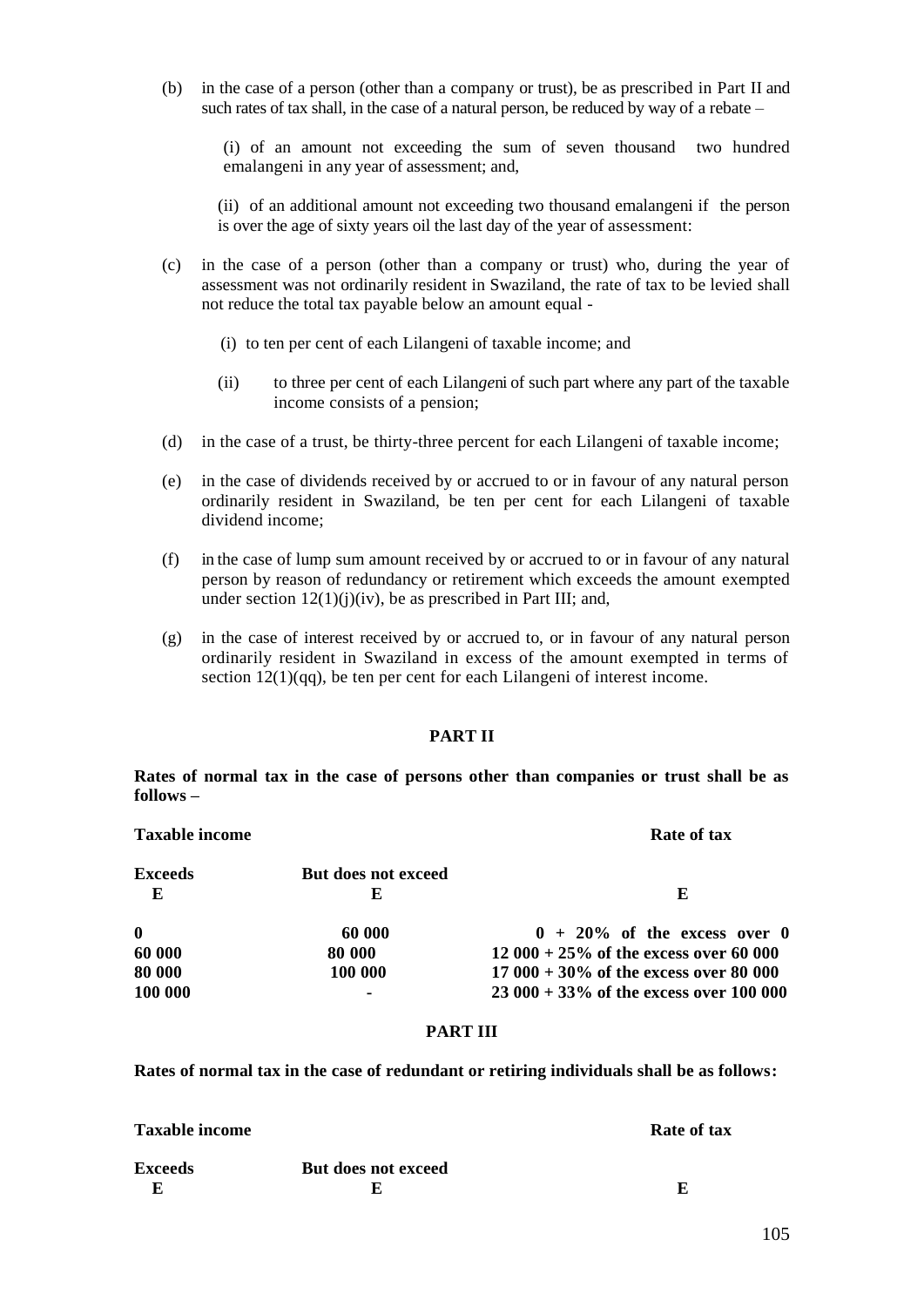(b) in the case of a person (other than a company or trust), be as prescribed in Part II and such rates of tax shall, in the case of a natural person, be reduced by way of a rebate –

(i) of an amount not exceeding the sum of seven thousand two hundred emalangeni in any year of assessment; and,

(ii) of an additional amount not exceeding two thousand emalangeni if the person is over the age of sixty years oil the last day of the year of assessment:

(c) in the case of a person (other than a company or trust) who, during the year of assessment was not ordinarily resident in Swaziland, the rate of tax to be levied shall not reduce the total tax payable below an amount equal -

(i) to ten per cent of each Lilangeni of taxable income; and

(ii) to three per cent of each Lilan*ge*ni of such part where any part of the taxable income consists of a pension;

(d) in the case of a trust, be thirty-three percent for each Lilangeni of taxable income;

(e) in the case of dividends received by or accrued to or in favour of any natural person ordinarily resident in Swaziland, be ten per cent for each Lilangeni of taxable dividend income;

(f) in the case of lump sum amount received by or accrued to or in favour of any natural person by reason of redundancy or retirement which exceeds the amount exempted under section 12(1)(j)(iv), be as prescribed in Part III; and,

(g) in the case of interest received by or accrued to, or in favour of any natural person ordinarily resident in Swaziland in excess of the amount exempted in terms of section 12(1)(qq), be ten per cent for each Lilangeni of interest income.

## PART II

**Rates of normal tax in the case of persons other than companies or trust shall be as follows –**

| **Taxable income** | | **Rate of tax** |
|---|---|---|
| **Exceeds E** | **But does not exceed E** | **E** |
| **0** | **60 000** | **0 + 20% of the excess over 0** |
| **60 000** | **80 000** | **12 000 + 25% of the excess over 60 000** |
| **80 000** | **100 000** | **17 000 + 30% of the excess over 80 000** |
| **100 000** | **-** | **23 000 + 33% of the excess over 100 000** |

## PART III

**Rates of normal tax in the case of redundant or retiring individuals shall be as follows:**

| **Taxable income** | | **Rate of tax** |
|---|---|---|
| **Exceeds E** | **But does not exceed E** | **E** |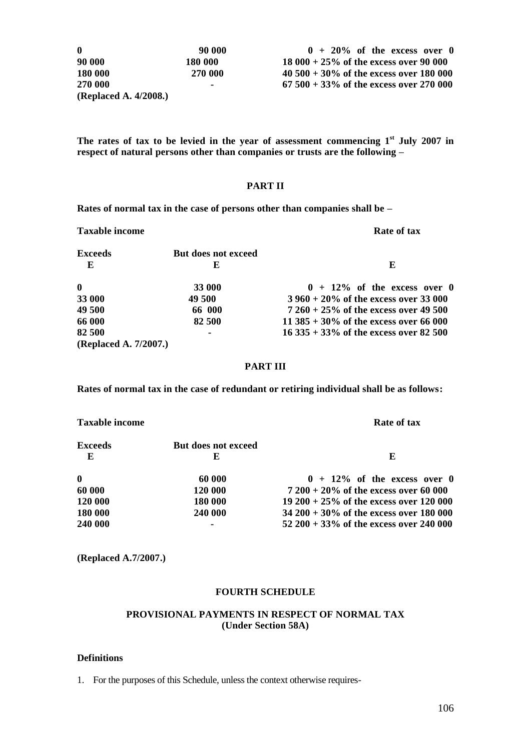| | | |
|---|---|---|
| **0** | **90 000** | **0 + 20% of the excess over 0** |
| **90 000** | **180 000** | **18 000 + 25% of the excess over 90 000** |
| **180 000** | **270 000** | **40 500 + 30% of the excess over 180 000** |
| **270 000** | **-** | **67 500 + 33% of the excess over 270 000** |

**(Replaced A. 4/2008.)**

**The rates of tax to be levied in the year of assessment commencing 1st July 2007 in respect of natural persons other than companies or trusts are the following –**

### PART II

**Rates of normal tax in the case of persons other than companies shall be –**

| Taxable income | | Rate of tax |
|---|---|---|
| **Exceeds E** | **But does not exceed E** | **E** |
| **0** | **33 000** | **0 + 12% of the excess over 0** |
| **33 000** | **49 500** | **3 960 + 20% of the excess over 33 000** |
| **49 500** | **66 000** | **7 260 + 25% of the excess over 49 500** |
| **66 000** | **82 500** | **11 385 + 30% of the excess over 66 000** |
| **82 500** | **-** | **16 335 + 33% of the excess over 82 500** |

**(Replaced A. 7/2007.)**

### PART III

**Rates of normal tax in the case of redundant or retiring individual shall be as follows:**

| Taxable income | | Rate of tax |
|---|---|---|
| **Exceeds E** | **But does not exceed E** | **E** |
| **0** | **60 000** | **0 + 12% of the excess over 0** |
| **60 000** | **120 000** | **7 200 + 20% of the excess over 60 000** |
| **120 000** | **180 000** | **19 200 + 25% of the excess over 120 000** |
| **180 000** | **240 000** | **34 200 + 30% of the excess over 180 000** |
| **240 000** | **-** | **52 200 + 33% of the excess over 240 000** |

**(Replaced A.7/2007.)**

## FOURTH SCHEDULE

### PROVISIONAL PAYMENTS IN RESPECT OF NORMAL TAX (Under Section 58A)

**Definitions**

1. For the purposes of this Schedule, unless the context otherwise requires-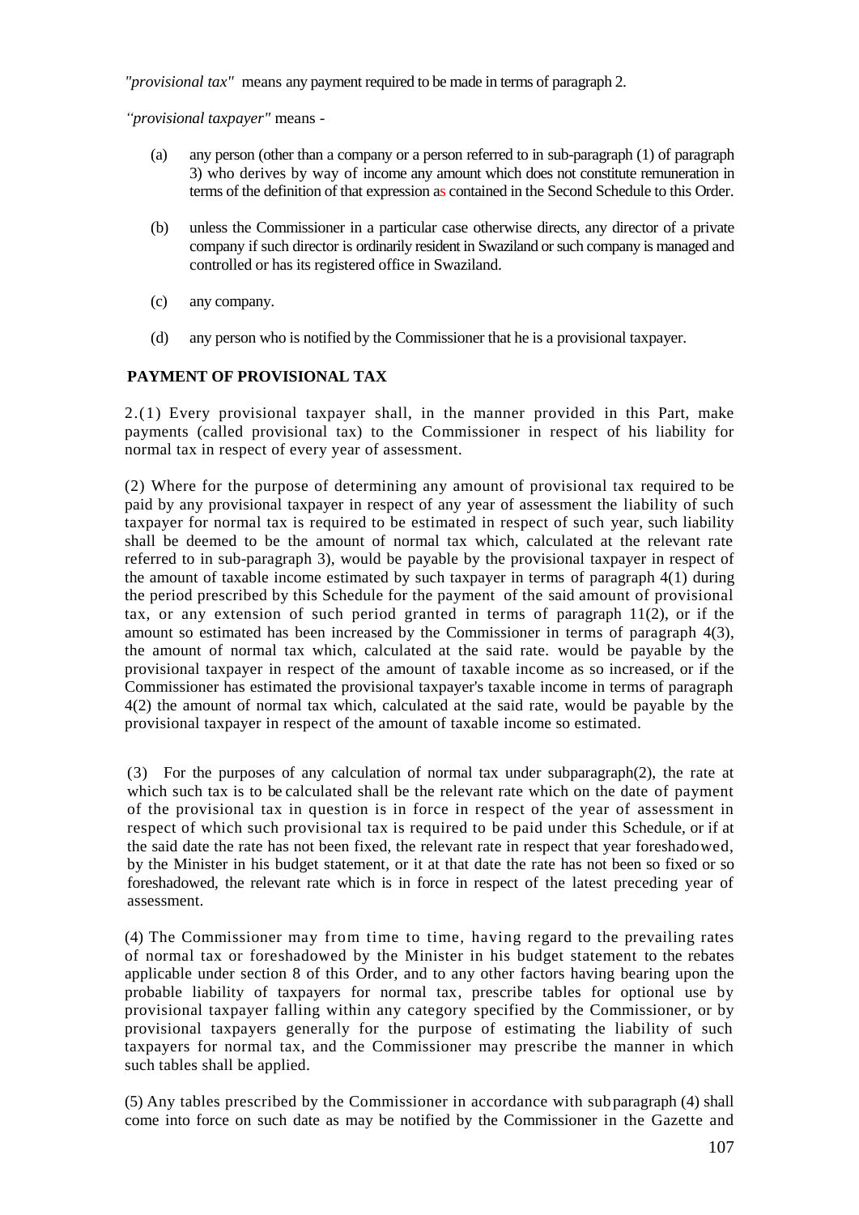*"provisional tax"* means any payment required to be made in terms of paragraph 2.

*"provisional taxpayer"* means -

(a) any person (other than a company or a person referred to in sub-paragraph (1) of paragraph 3) who derives by way of income any amount which does not constitute remuneration in terms of the definition of that expression as contained in the Second Schedule to this Order.

(b) unless the Commissioner in a particular case otherwise directs, any director of a private company if such director is ordinarily resident in Swaziland or such company is managed and controlled or has its registered office in Swaziland.

(c) any company.

(d) any person who is notified by the Commissioner that he is a provisional taxpayer.

**PAYMENT OF PROVISIONAL TAX**

2.(1) Every provisional taxpayer shall, in the manner provided in this Part, make payments (called provisional tax) to the Commissioner in respect of his liability for normal tax in respect of every year of assessment.

(2) Where for the purpose of determining any amount of provisional tax required to be paid by any provisional taxpayer in respect of any year of assessment the liability of such taxpayer for normal tax is required to be estimated in respect of such year, such liability shall be deemed to be the amount of normal tax which, calculated at the relevant rate referred to in sub-paragraph 3), would be payable by the provisional taxpayer in respect of the amount of taxable income estimated by such taxpayer in terms of paragraph 4(1) during the period prescribed by this Schedule for the payment of the said amount of provisional tax, or any extension of such period granted in terms of paragraph 11(2), or if the amount so estimated has been increased by the Commissioner in terms of paragraph 4(3), the amount of normal tax which, calculated at the said rate. would be payable by the provisional taxpayer in respect of the amount of taxable income as so increased, or if the Commissioner has estimated the provisional taxpayer's taxable income in terms of paragraph 4(2) the amount of normal tax which, calculated at the said rate, would be payable by the provisional taxpayer in respect of the amount of taxable income so estimated.

(3) For the purposes of any calculation of normal tax under subparagraph(2), the rate at which such tax is to be calculated shall be the relevant rate which on the date of payment of the provisional tax in question is in force in respect of the year of assessment in respect of which such provisional tax is required to be paid under this Schedule, or if at the said date the rate has not been fixed, the relevant rate in respect that year foreshadowed, by the Minister in his budget statement, or it at that date the rate has not been so fixed or so foreshadowed, the relevant rate which is in force in respect of the latest preceding year of assessment.

(4) The Commissioner may from time to time, having regard to the prevailing rates of normal tax or foreshadowed by the Minister in his budget statement to the rebates applicable under section 8 of this Order, and to any other factors having bearing upon the probable liability of taxpayers for normal tax, prescribe tables for optional use by provisional taxpayer falling within any category specified by the Commissioner, or by provisional taxpayers generally for the purpose of estimating the liability of such taxpayers for normal tax, and the Commissioner may prescribe the manner in which such tables shall be applied.

(5) Any tables prescribed by the Commissioner in accordance with subparagraph (4) shall come into force on such date as may be notified by the Commissioner in the Gazette and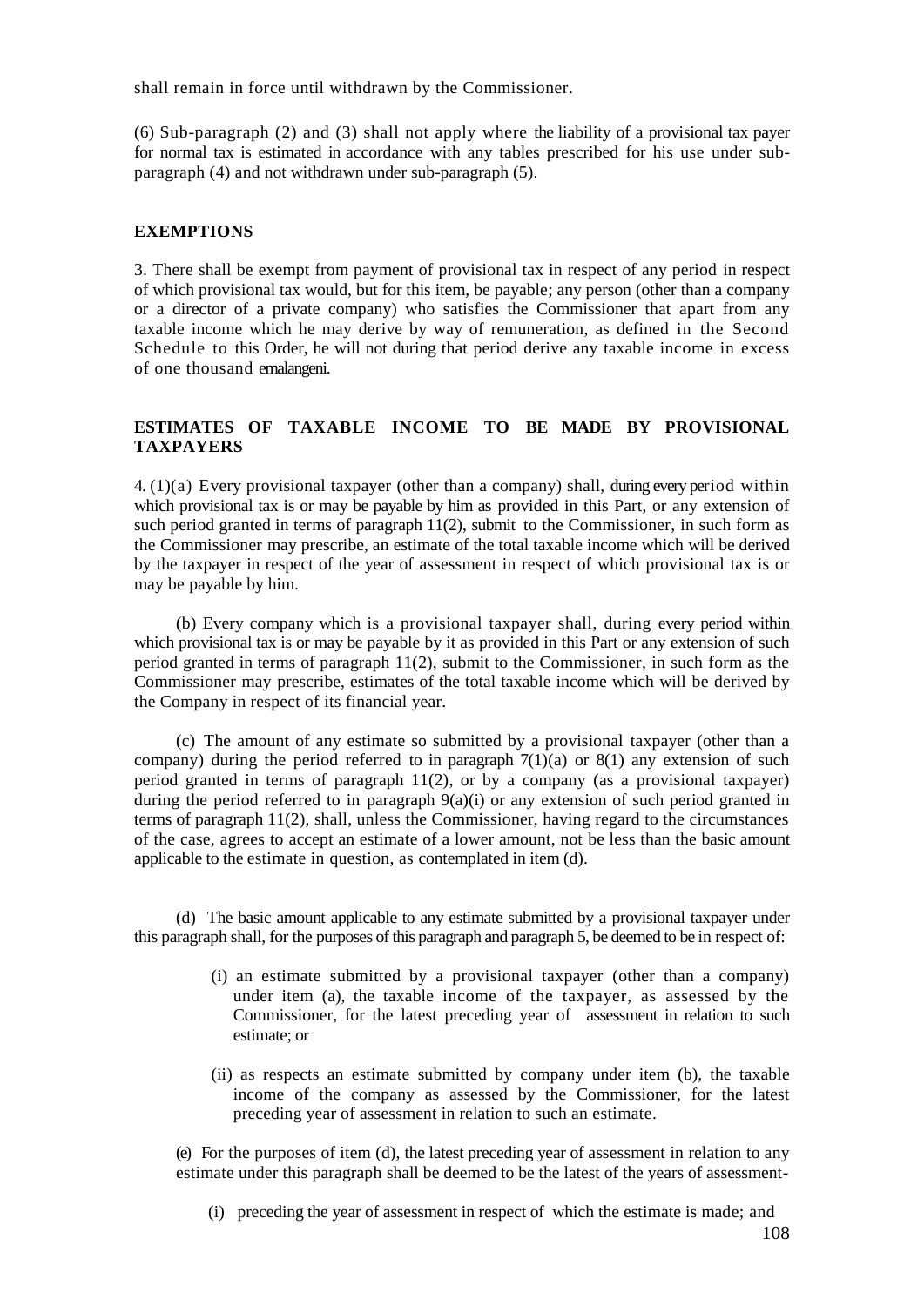shall remain in force until withdrawn by the Commissioner.

(6) Sub-paragraph (2) and (3) shall not apply where the liability of a provisional tax payer for normal tax is estimated in accordance with any tables prescribed for his use under sub-paragraph (4) and not withdrawn under sub-paragraph (5).

**EXEMPTIONS**

3. There shall be exempt from payment of provisional tax in respect of any period in respect of which provisional tax would, but for this item, be payable; any person (other than a company or a director of a private company) who satisfies the Commissioner that apart from any taxable income which he may derive by way of remuneration, as defined in the Second Schedule to this Order, he will not during that period derive any taxable income in excess of one thousand emalangeni.

**ESTIMATES OF TAXABLE INCOME TO BE MADE BY PROVISIONAL TAXPAYERS**

4. (1)(a) Every provisional taxpayer (other than a company) shall, during every period within which provisional tax is or may be payable by him as provided in this Part, or any extension of such period granted in terms of paragraph 11(2), submit to the Commissioner, in such form as the Commissioner may prescribe, an estimate of the total taxable income which will be derived by the taxpayer in respect of the year of assessment in respect of which provisional tax is or may be payable by him.

(b) Every company which is a provisional taxpayer shall, during every period within which provisional tax is or may be payable by it as provided in this Part or any extension of such period granted in terms of paragraph 11(2), submit to the Commissioner, in such form as the Commissioner may prescribe, estimates of the total taxable income which will be derived by the Company in respect of its financial year.

(c) The amount of any estimate so submitted by a provisional taxpayer (other than a company) during the period referred to in paragraph 7(1)(a) or 8(1) any extension of such period granted in terms of paragraph 11(2), or by a company (as a provisional taxpayer) during the period referred to in paragraph 9(a)(i) or any extension of such period granted in terms of paragraph 11(2), shall, unless the Commissioner, having regard to the circumstances of the case, agrees to accept an estimate of a lower amount, not be less than the basic amount applicable to the estimate in question, as contemplated in item (d).

(d) The basic amount applicable to any estimate submitted by a provisional taxpayer under this paragraph shall, for the purposes of this paragraph and paragraph 5, be deemed to be in respect of:

- (i) an estimate submitted by a provisional taxpayer (other than a company) under item (a), the taxable income of the taxpayer, as assessed by the Commissioner, for the latest preceding year of assessment in relation to such estimate; or
- (ii) as respects an estimate submitted by company under item (b), the taxable income of the company as assessed by the Commissioner, for the latest preceding year of assessment in relation to such an estimate.

(e) For the purposes of item (d), the latest preceding year of assessment in relation to any estimate under this paragraph shall be deemed to be the latest of the years of assessment-

- (i) preceding the year of assessment in respect of which the estimate is made; and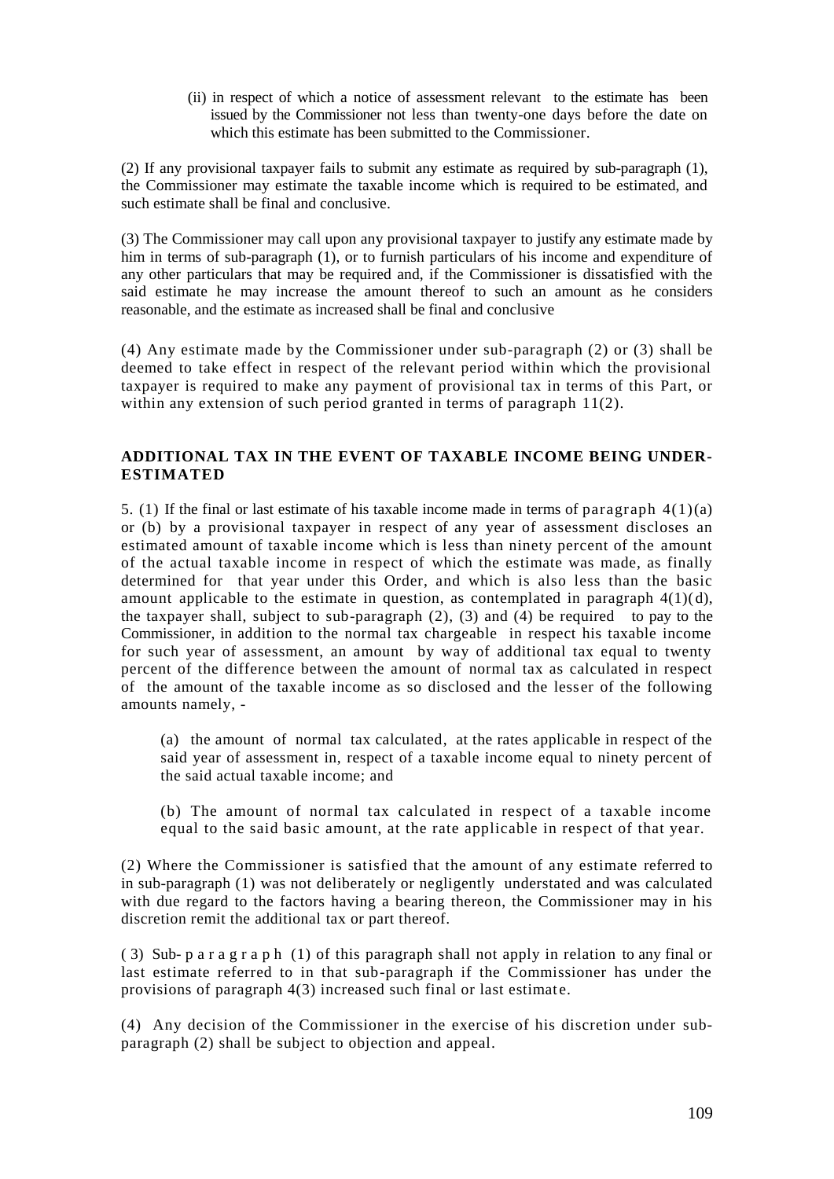(ii) in respect of which a notice of assessment relevant to the estimate has been issued by the Commissioner not less than twenty-one days before the date on which this estimate has been submitted to the Commissioner.

(2) If any provisional taxpayer fails to submit any estimate as required by sub-paragraph (1), the Commissioner may estimate the taxable income which is required to be estimated, and such estimate shall be final and conclusive.

(3) The Commissioner may call upon any provisional taxpayer to justify any estimate made by him in terms of sub-paragraph (1), or to furnish particulars of his income and expenditure of any other particulars that may be required and, if the Commissioner is dissatisfied with the said estimate he may increase the amount thereof to such an amount as he considers reasonable, and the estimate as increased shall be final and conclusive

(4) Any estimate made by the Commissioner under sub-paragraph (2) or (3) shall be deemed to take effect in respect of the relevant period within which the provisional taxpayer is required to make any payment of provisional tax in terms of this Part, or within any extension of such period granted in terms of paragraph 11(2).

**ADDITIONAL TAX IN THE EVENT OF TAXABLE INCOME BEING UNDER-ESTIMATED**

5. (1) If the final or last estimate of his taxable income made in terms of paragraph 4(1)(a) or (b) by a provisional taxpayer in respect of any year of assessment discloses an estimated amount of taxable income which is less than ninety percent of the amount of the actual taxable income in respect of which the estimate was made, as finally determined for that year under this Order, and which is also less than the basic amount applicable to the estimate in question, as contemplated in paragraph 4(1)(d), the taxpayer shall, subject to sub-paragraph (2), (3) and (4) be required to pay to the Commissioner, in addition to the normal tax chargeable in respect his taxable income for such year of assessment, an amount by way of additional tax equal to twenty percent of the difference between the amount of normal tax as calculated in respect of the amount of the taxable income as so disclosed and the lesser of the following amounts namely, -

(a) the amount of normal tax calculated, at the rates applicable in respect of the said year of assessment in, respect of a taxable income equal to ninety percent of the said actual taxable income; and

(b) The amount of normal tax calculated in respect of a taxable income equal to the said basic amount, at the rate applicable in respect of that year.

(2) Where the Commissioner is satisfied that the amount of any estimate referred to in sub-paragraph (1) was not deliberately or negligently understated and was calculated with due regard to the factors having a bearing thereon, the Commissioner may in his discretion remit the additional tax or part thereof.

(3) Sub-paragraph (1) of this paragraph shall not apply in relation to any final or last estimate referred to in that sub-paragraph if the Commissioner has under the provisions of paragraph 4(3) increased such final or last estimate.

(4) Any decision of the Commissioner in the exercise of his discretion under sub-paragraph (2) shall be subject to objection and appeal.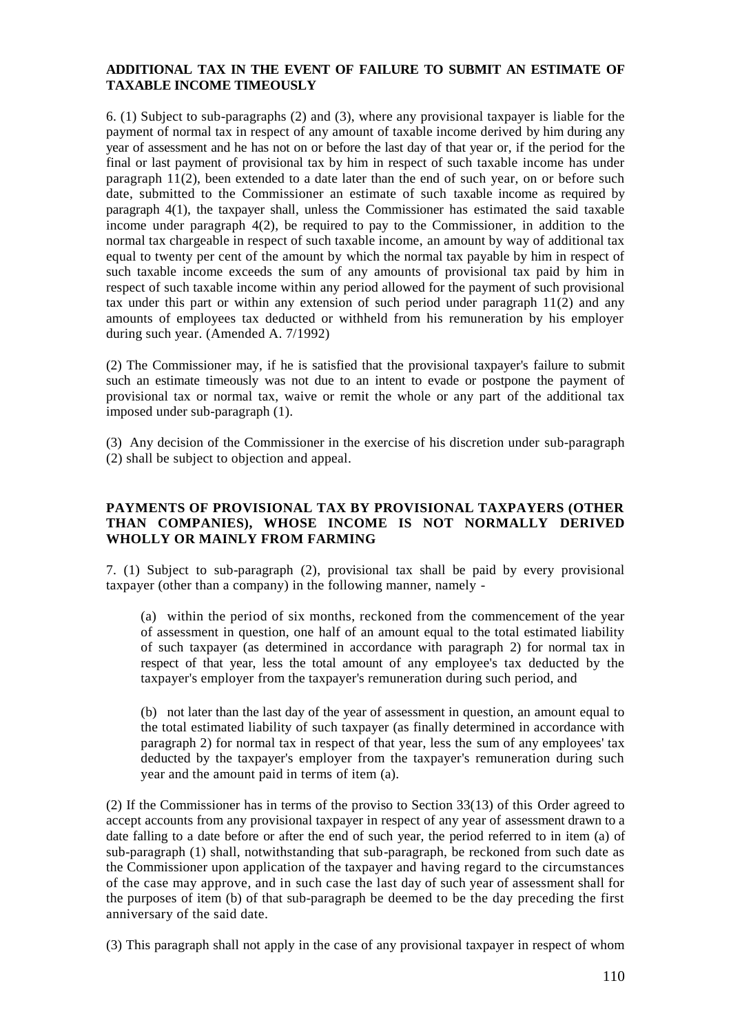**ADDITIONAL TAX IN THE EVENT OF FAILURE TO SUBMIT AN ESTIMATE OF TAXABLE INCOME TIMEOUSLY**

6. (1) Subject to sub-paragraphs (2) and (3), where any provisional taxpayer is liable for the payment of normal tax in respect of any amount of taxable income derived by him during any year of assessment and he has not on or before the last day of that year or, if the period for the final or last payment of provisional tax by him in respect of such taxable income has under paragraph 11(2), been extended to a date later than the end of such year, on or before such date, submitted to the Commissioner an estimate of such taxable income as required by paragraph 4(1), the taxpayer shall, unless the Commissioner has estimated the said taxable income under paragraph 4(2), be required to pay to the Commissioner, in addition to the normal tax chargeable in respect of such taxable income, an amount by way of additional tax equal to twenty per cent of the amount by which the normal tax payable by him in respect of such taxable income exceeds the sum of any amounts of provisional tax paid by him in respect of such taxable income within any period allowed for the payment of such provisional tax under this part or within any extension of such period under paragraph 11(2) and any amounts of employees tax deducted or withheld from his remuneration by his employer during such year. (Amended A. 7/1992)

(2) The Commissioner may, if he is satisfied that the provisional taxpayer's failure to submit such an estimate timeously was not due to an intent to evade or postpone the payment of provisional tax or normal tax, waive or remit the whole or any part of the additional tax imposed under sub-paragraph (1).

(3) Any decision of the Commissioner in the exercise of his discretion under sub-paragraph (2) shall be subject to objection and appeal.

**PAYMENTS OF PROVISIONAL TAX BY PROVISIONAL TAXPAYERS (OTHER THAN COMPANIES), WHOSE INCOME IS NOT NORMALLY DERIVED WHOLLY OR MAINLY FROM FARMING**

7. (1) Subject to sub-paragraph (2), provisional tax shall be paid by every provisional taxpayer (other than a company) in the following manner, namely -

(a) within the period of six months, reckoned from the commencement of the year of assessment in question, one half of an amount equal to the total estimated liability of such taxpayer (as determined in accordance with paragraph 2) for normal tax in respect of that year, less the total amount of any employee's tax deducted by the taxpayer's employer from the taxpayer's remuneration during such period, and

(b) not later than the last day of the year of assessment in question, an amount equal to the total estimated liability of such taxpayer (as finally determined in accordance with paragraph 2) for normal tax in respect of that year, less the sum of any employees' tax deducted by the taxpayer's employer from the taxpayer's remuneration during such year and the amount paid in terms of item (a).

(2) If the Commissioner has in terms of the proviso to Section 33(13) of this Order agreed to accept accounts from any provisional taxpayer in respect of any year of assessment drawn to a date falling to a date before or after the end of such year, the period referred to in item (a) of sub-paragraph (1) shall, notwithstanding that sub-paragraph, be reckoned from such date as the Commissioner upon application of the taxpayer and having regard to the circumstances of the case may approve, and in such case the last day of such year of assessment shall for the purposes of item (b) of that sub-paragraph be deemed to be the day preceding the first anniversary of the said date.

(3) This paragraph shall not apply in the case of any provisional taxpayer in respect of whom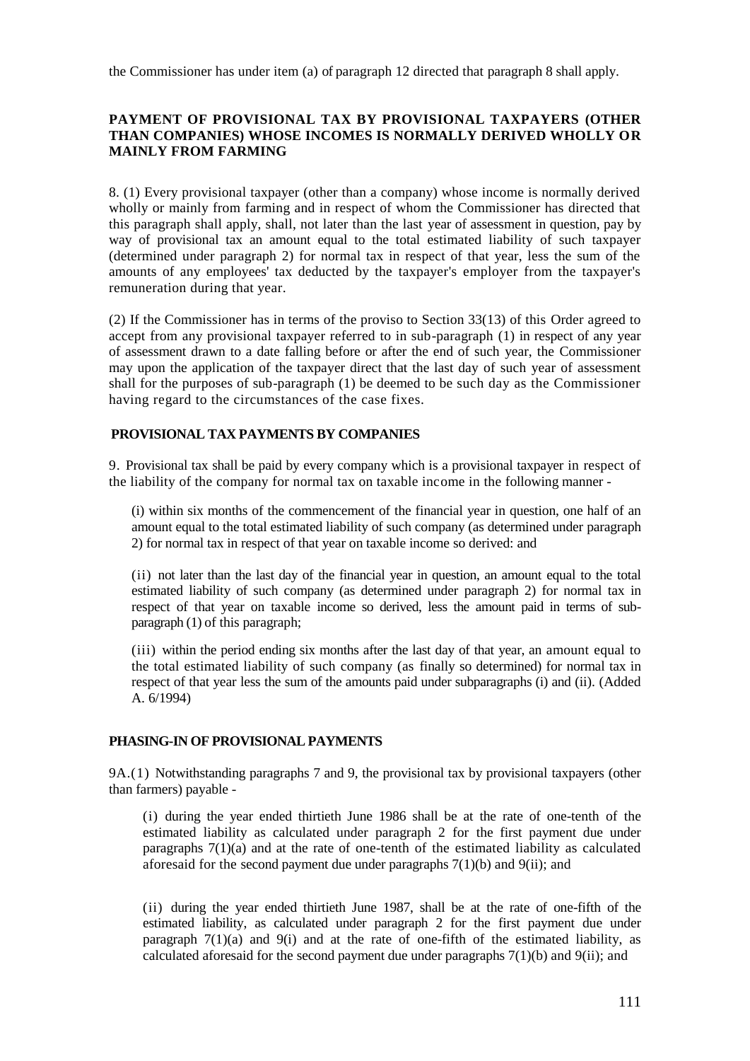the Commissioner has under item (a) of paragraph 12 directed that paragraph 8 shall apply.

### PAYMENT OF PROVISIONAL TAX BY PROVISIONAL TAXPAYERS (OTHER THAN COMPANIES) WHOSE INCOMES IS NORMALLY DERIVED WHOLLY OR MAINLY FROM FARMING

8. (1) Every provisional taxpayer (other than a company) whose income is normally derived wholly or mainly from farming and in respect of whom the Commissioner has directed that this paragraph shall apply, shall, not later than the last year of assessment in question, pay by way of provisional tax an amount equal to the total estimated liability of such taxpayer (determined under paragraph 2) for normal tax in respect of that year, less the sum of the amounts of any employees' tax deducted by the taxpayer's employer from the taxpayer's remuneration during that year.

(2) If the Commissioner has in terms of the proviso to Section 33(13) of this Order agreed to accept from any provisional taxpayer referred to in sub-paragraph (1) in respect of any year of assessment drawn to a date falling before or after the end of such year, the Commissioner may upon the application of the taxpayer direct that the last day of such year of assessment shall for the purposes of sub-paragraph (1) be deemed to be such day as the Commissioner having regard to the circumstances of the case fixes.

### PROVISIONAL TAX PAYMENTS BY COMPANIES

9. Provisional tax shall be paid by every company which is a provisional taxpayer in respect of the liability of the company for normal tax on taxable income in the following manner -

(i) within six months of the commencement of the financial year in question, one half of an amount equal to the total estimated liability of such company (as determined under paragraph 2) for normal tax in respect of that year on taxable income so derived: and

(ii) not later than the last day of the financial year in question, an amount equal to the total estimated liability of such company (as determined under paragraph 2) for normal tax in respect of that year on taxable income so derived, less the amount paid in terms of sub-paragraph (1) of this paragraph;

(iii) within the period ending six months after the last day of that year, an amount equal to the total estimated liability of such company (as finally so determined) for normal tax in respect of that year less the sum of the amounts paid under subparagraphs (i) and (ii). (Added A. 6/1994)

### PHASING-IN OF PROVISIONAL PAYMENTS

9A.(1) Notwithstanding paragraphs 7 and 9, the provisional tax by provisional taxpayers (other than farmers) payable -

(i) during the year ended thirtieth June 1986 shall be at the rate of one-tenth of the estimated liability as calculated under paragraph 2 for the first payment due under paragraphs 7(1)(a) and at the rate of one-tenth of the estimated liability as calculated aforesaid for the second payment due under paragraphs 7(1)(b) and 9(ii); and

(ii) during the year ended thirtieth June 1987, shall be at the rate of one-fifth of the estimated liability, as calculated under paragraph 2 for the first payment due under paragraph 7(1)(a) and 9(i) and at the rate of one-fifth of the estimated liability, as calculated aforesaid for the second payment due under paragraphs 7(1)(b) and 9(ii); and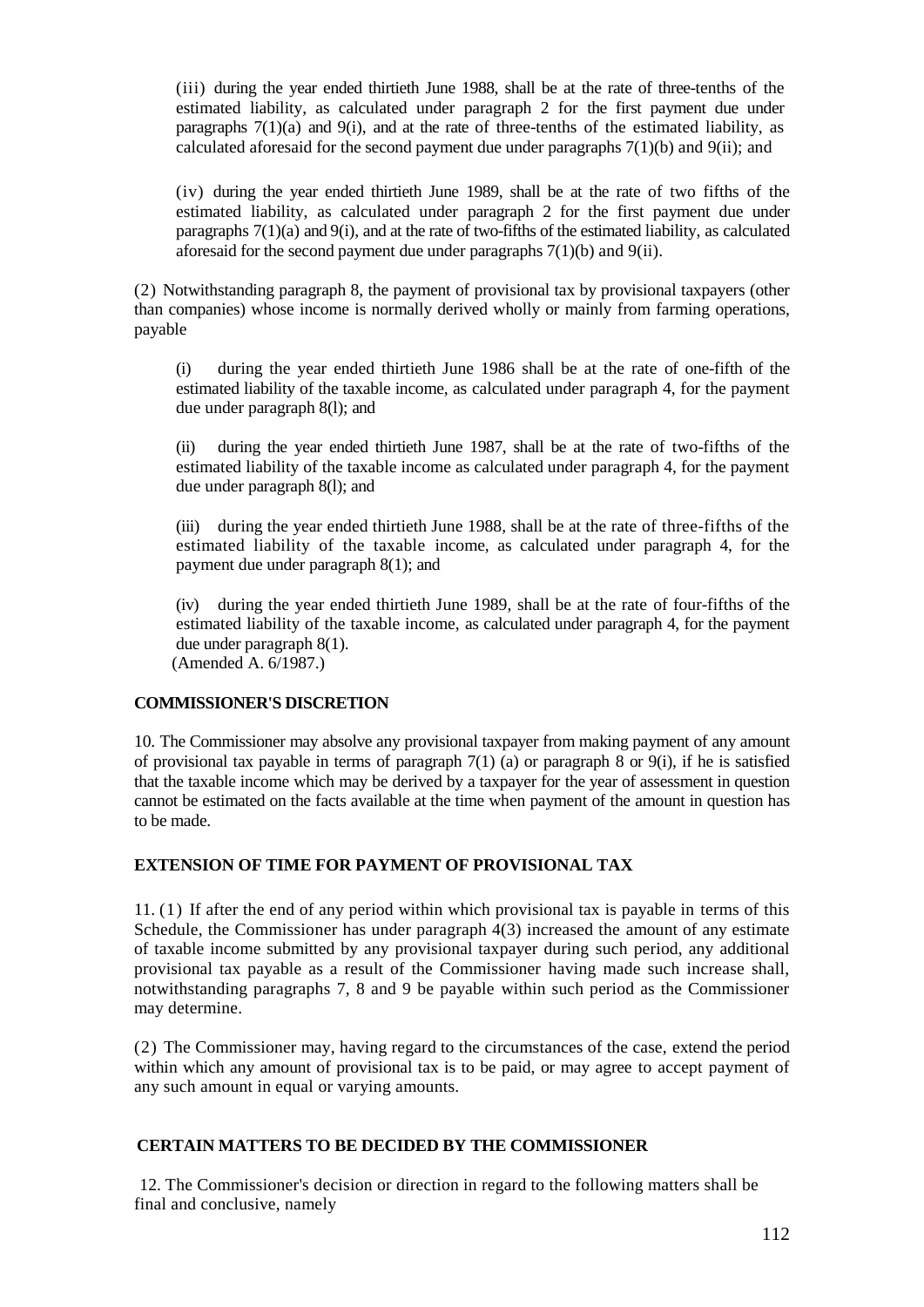(iii) during the year ended thirtieth June 1988, shall be at the rate of three-tenths of the estimated liability, as calculated under paragraph 2 for the first payment due under paragraphs 7(1)(a) and 9(i), and at the rate of three-tenths of the estimated liability, as calculated aforesaid for the second payment due under paragraphs 7(1)(b) and 9(ii); and

(iv) during the year ended thirtieth June 1989, shall be at the rate of two fifths of the estimated liability, as calculated under paragraph 2 for the first payment due under paragraphs 7(1)(a) and 9(i), and at the rate of two-fifths of the estimated liability, as calculated aforesaid for the second payment due under paragraphs 7(1)(b) and 9(ii).

(2) Notwithstanding paragraph 8, the payment of provisional tax by provisional taxpayers (other than companies) whose income is normally derived wholly or mainly from farming operations, payable

(i) during the year ended thirtieth June 1986 shall be at the rate of one-fifth of the estimated liability of the taxable income, as calculated under paragraph 4, for the payment due under paragraph 8(l); and

(ii) during the year ended thirtieth June 1987, shall be at the rate of two-fifths of the estimated liability of the taxable income as calculated under paragraph 4, for the payment due under paragraph 8(l); and

(iii) during the year ended thirtieth June 1988, shall be at the rate of three-fifths of the estimated liability of the taxable income, as calculated under paragraph 4, for the payment due under paragraph 8(1); and

(iv) during the year ended thirtieth June 1989, shall be at the rate of four-fifths of the estimated liability of the taxable income, as calculated under paragraph 4, for the payment due under paragraph 8(1).
(Amended A. 6/1987.)

**COMMISSIONER'S DISCRETION**

10. The Commissioner may absolve any provisional taxpayer from making payment of any amount of provisional tax payable in terms of paragraph 7(1) (a) or paragraph 8 or 9(i), if he is satisfied that the taxable income which may be derived by a taxpayer for the year of assessment in question cannot be estimated on the facts available at the time when payment of the amount in question has to be made.

**EXTENSION OF TIME FOR PAYMENT OF PROVISIONAL TAX**

11. (1) If after the end of any period within which provisional tax is payable in terms of this Schedule, the Commissioner has under paragraph 4(3) increased the amount of any estimate of taxable income submitted by any provisional taxpayer during such period, any additional provisional tax payable as a result of the Commissioner having made such increase shall, notwithstanding paragraphs 7, 8 and 9 be payable within such period as the Commissioner may determine.

(2) The Commissioner may, having regard to the circumstances of the case, extend the period within which any amount of provisional tax is to be paid, or may agree to accept payment of any such amount in equal or varying amounts.

**CERTAIN MATTERS TO BE DECIDED BY THE COMMISSIONER**

12. The Commissioner's decision or direction in regard to the following matters shall be final and conclusive, namely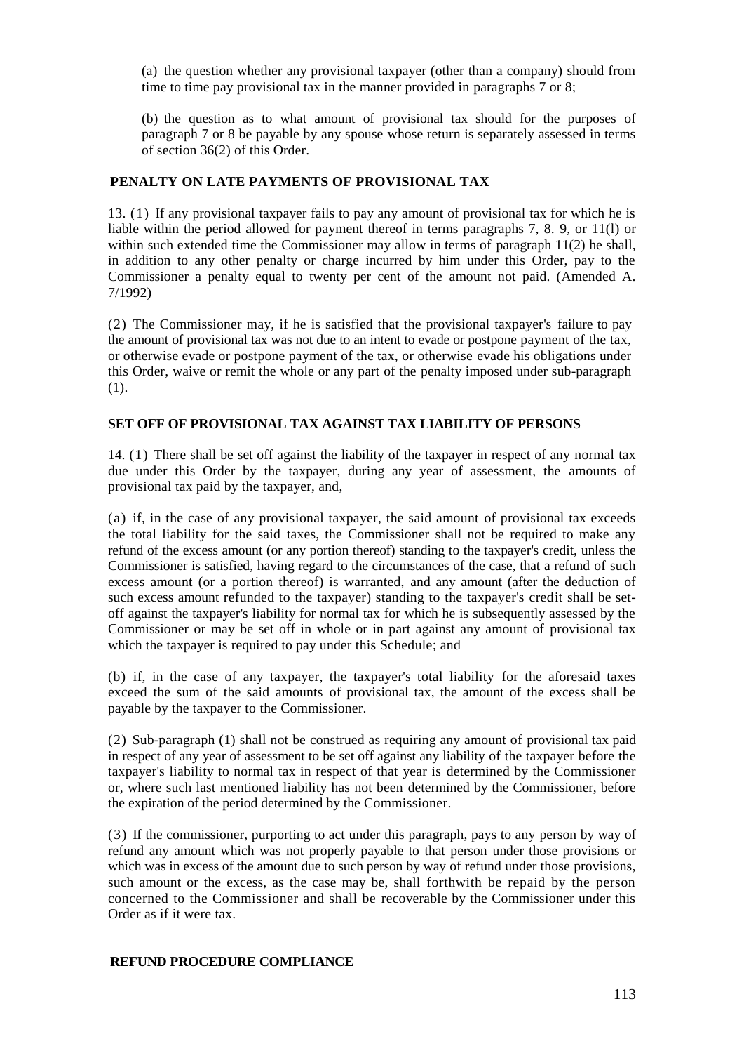(a) the question whether any provisional taxpayer (other than a company) should from time to time pay provisional tax in the manner provided in paragraphs 7 or 8;

(b) the question as to what amount of provisional tax should for the purposes of paragraph 7 or 8 be payable by any spouse whose return is separately assessed in terms of section 36(2) of this Order.

### PENALTY ON LATE PAYMENTS OF PROVISIONAL TAX

13. (1) If any provisional taxpayer fails to pay any amount of provisional tax for which he is liable within the period allowed for payment thereof in terms paragraphs 7, 8. 9, or 11(l) or within such extended time the Commissioner may allow in terms of paragraph 11(2) he shall, in addition to any other penalty or charge incurred by him under this Order, pay to the Commissioner a penalty equal to twenty per cent of the amount not paid. (Amended A. 7/1992)

(2) The Commissioner may, if he is satisfied that the provisional taxpayer's failure to pay the amount of provisional tax was not due to an intent to evade or postpone payment of the tax, or otherwise evade or postpone payment of the tax, or otherwise evade his obligations under this Order, waive or remit the whole or any part of the penalty imposed under sub-paragraph (1).

### SET OFF OF PROVISIONAL TAX AGAINST TAX LIABILITY OF PERSONS

14. (1) There shall be set off against the liability of the taxpayer in respect of any normal tax due under this Order by the taxpayer, during any year of assessment, the amounts of provisional tax paid by the taxpayer, and,

(a) if, in the case of any provisional taxpayer, the said amount of provisional tax exceeds the total liability for the said taxes, the Commissioner shall not be required to make any refund of the excess amount (or any portion thereof) standing to the taxpayer's credit, unless the Commissioner is satisfied, having regard to the circumstances of the case, that a refund of such excess amount (or a portion thereof) is warranted, and any amount (after the deduction of such excess amount refunded to the taxpayer) standing to the taxpayer's credit shall be set-off against the taxpayer's liability for normal tax for which he is subsequently assessed by the Commissioner or may be set off in whole or in part against any amount of provisional tax which the taxpayer is required to pay under this Schedule; and

(b) if, in the case of any taxpayer, the taxpayer's total liability for the aforesaid taxes exceed the sum of the said amounts of provisional tax, the amount of the excess shall be payable by the taxpayer to the Commissioner.

(2) Sub-paragraph (1) shall not be construed as requiring any amount of provisional tax paid in respect of any year of assessment to be set off against any liability of the taxpayer before the taxpayer's liability to normal tax in respect of that year is determined by the Commissioner or, where such last mentioned liability has not been determined by the Commissioner, before the expiration of the period determined by the Commissioner.

(3) If the commissioner, purporting to act under this paragraph, pays to any person by way of refund any amount which was not properly payable to that person under those provisions or which was in excess of the amount due to such person by way of refund under those provisions, such amount or the excess, as the case may be, shall forthwith be repaid by the person concerned to the Commissioner and shall be recoverable by the Commissioner under this Order as if it were tax.

### REFUND PROCEDURE COMPLIANCE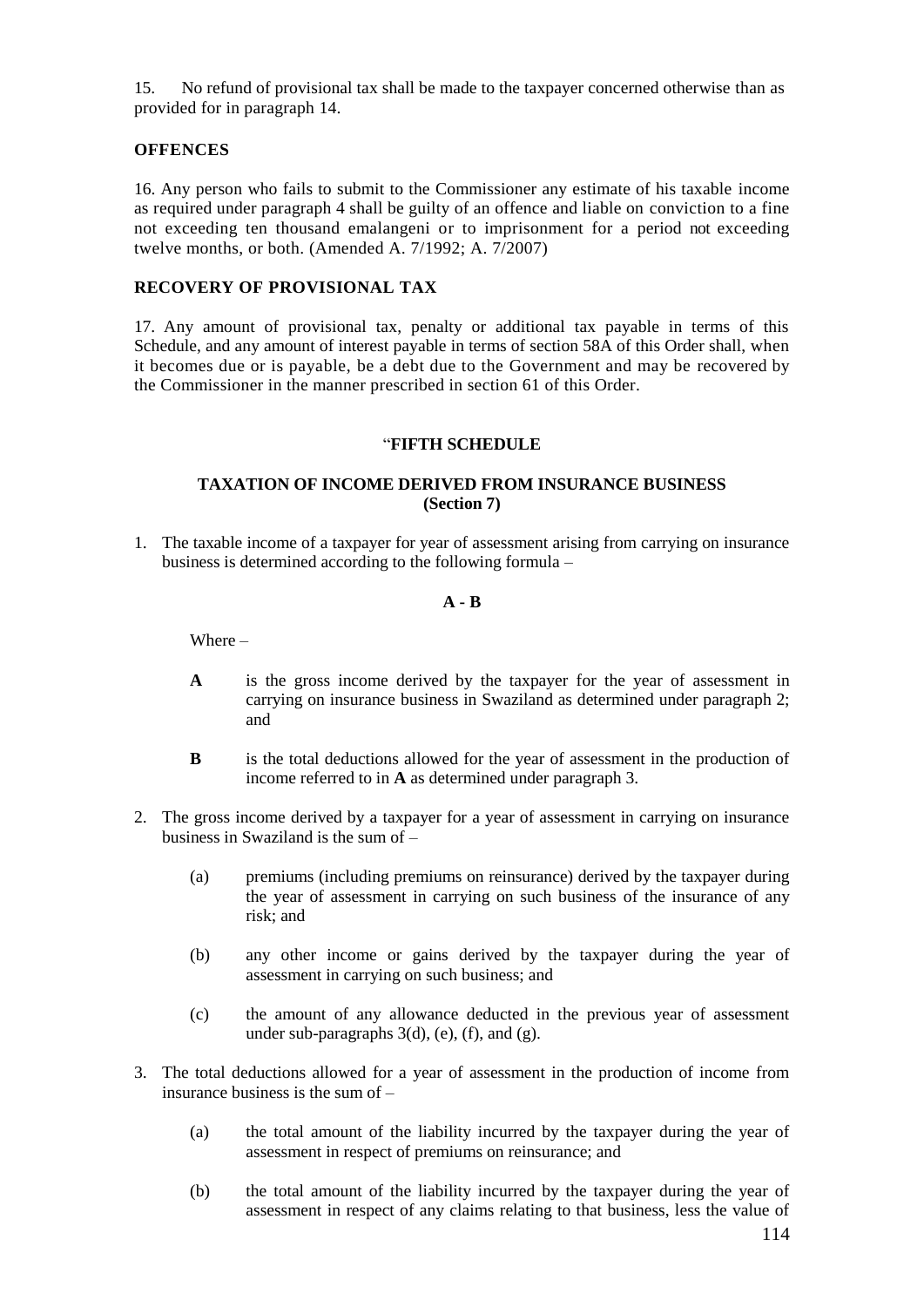15. No refund of provisional tax shall be made to the taxpayer concerned otherwise than as provided for in paragraph 14.

**OFFENCES**

16. Any person who fails to submit to the Commissioner any estimate of his taxable income as required under paragraph 4 shall be guilty of an offence and liable on conviction to a fine not exceeding ten thousand emalangeni or to imprisonment for a period not exceeding twelve months, or both. (Amended A. 7/1992; A. 7/2007)

**RECOVERY OF PROVISIONAL TAX**

17. Any amount of provisional tax, penalty or additional tax payable in terms of this Schedule, and any amount of interest payable in terms of section 58A of this Order shall, when it becomes due or is payable, be a debt due to the Government and may be recovered by the Commissioner in the manner prescribed in section 61 of this Order.

## "FIFTH SCHEDULE

### TAXATION OF INCOME DERIVED FROM INSURANCE BUSINESS (Section 7)

1. The taxable income of a taxpayer for year of assessment arising from carrying on insurance business is determined according to the following formula –

**A - B**

Where –

**A** is the gross income derived by the taxpayer for the year of assessment in carrying on insurance business in Swaziland as determined under paragraph 2; and

**B** is the total deductions allowed for the year of assessment in the production of income referred to in **A** as determined under paragraph 3.

2. The gross income derived by a taxpayer for a year of assessment in carrying on insurance business in Swaziland is the sum of –

   (a) premiums (including premiums on reinsurance) derived by the taxpayer during the year of assessment in carrying on such business of the insurance of any risk; and

   (b) any other income or gains derived by the taxpayer during the year of assessment in carrying on such business; and

   (c) the amount of any allowance deducted in the previous year of assessment under sub-paragraphs 3(d), (e), (f), and (g).

3. The total deductions allowed for a year of assessment in the production of income from insurance business is the sum of –

   (a) the total amount of the liability incurred by the taxpayer during the year of assessment in respect of premiums on reinsurance; and

   (b) the total amount of the liability incurred by the taxpayer during the year of assessment in respect of any claims relating to that business, less the value of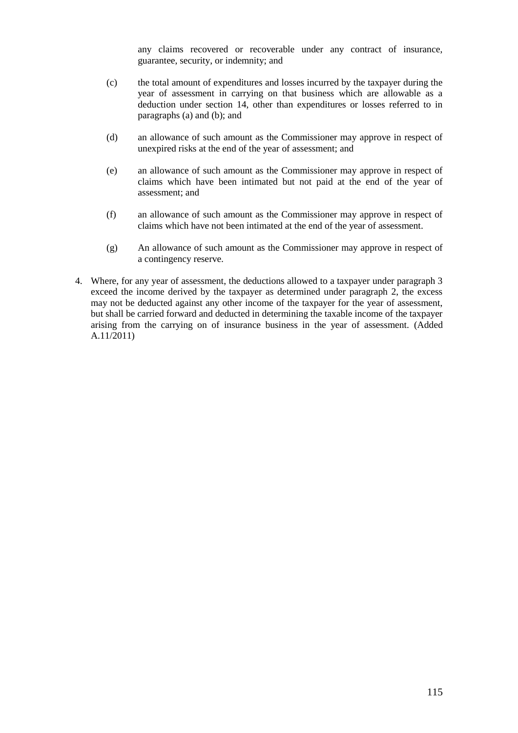any claims recovered or recoverable under any contract of insurance, guarantee, security, or indemnity; and

(c) the total amount of expenditures and losses incurred by the taxpayer during the year of assessment in carrying on that business which are allowable as a deduction under section 14, other than expenditures or losses referred to in paragraphs (a) and (b); and

(d) an allowance of such amount as the Commissioner may approve in respect of unexpired risks at the end of the year of assessment; and

(e) an allowance of such amount as the Commissioner may approve in respect of claims which have been intimated but not paid at the end of the year of assessment; and

(f) an allowance of such amount as the Commissioner may approve in respect of claims which have not been intimated at the end of the year of assessment.

(g) An allowance of such amount as the Commissioner may approve in respect of a contingency reserve.

4. Where, for any year of assessment, the deductions allowed to a taxpayer under paragraph 3 exceed the income derived by the taxpayer as determined under paragraph 2, the excess may not be deducted against any other income of the taxpayer for the year of assessment, but shall be carried forward and deducted in determining the taxable income of the taxpayer arising from the carrying on of insurance business in the year of assessment. (Added A.11/2011)